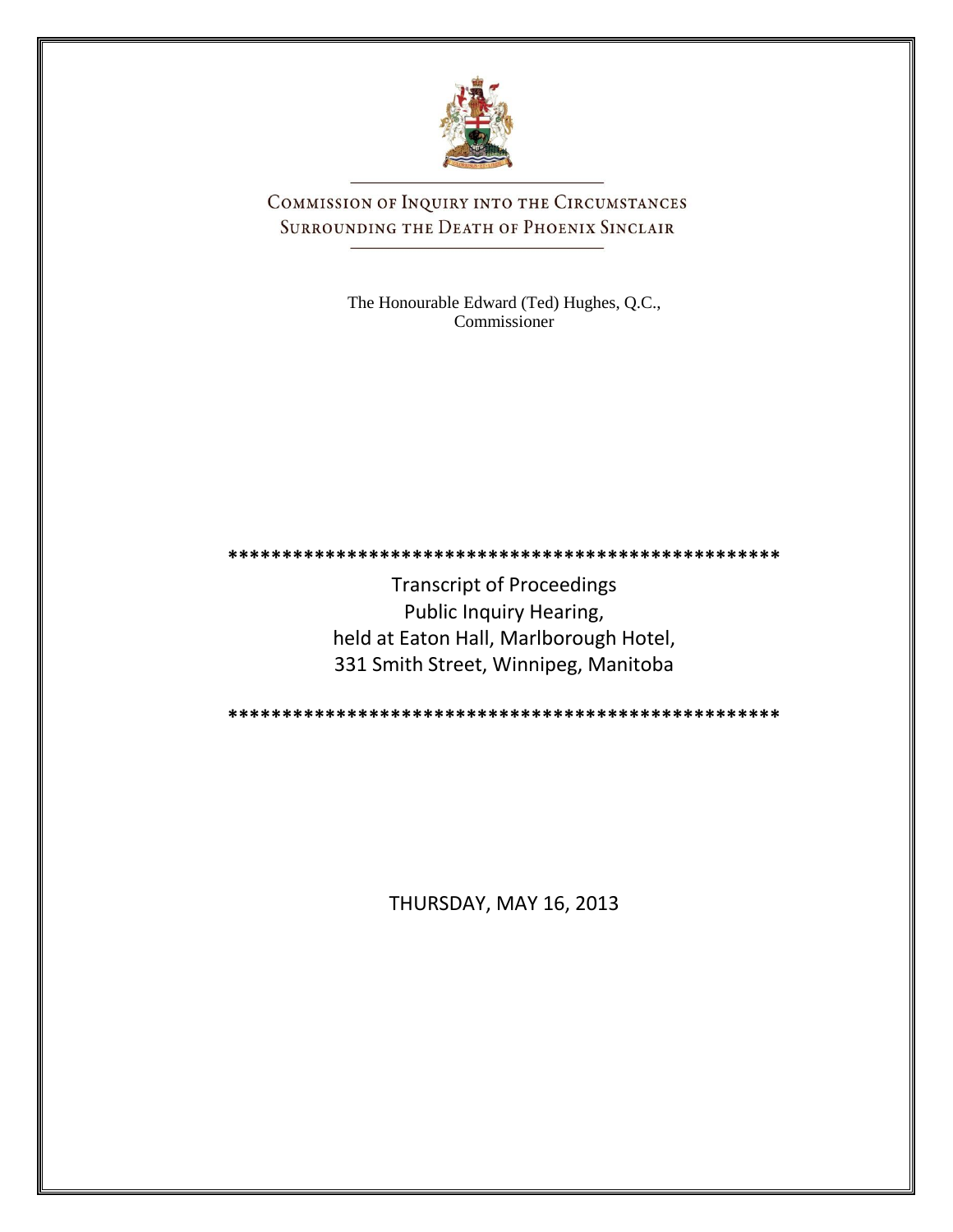# Commission of Inquiry into the Circumstances Surrounding the Death of Phoenix Sinclair

The Honourable Edward (Ted) Hughes, Q.C.,
Commissioner

\*\*\*\*\*\*\*\*\*\*\*\*\*\*\*\*\*\*\*\*\*\*\*\*\*\*\*\*\*\*\*\*\*\*\*\*\*\*\*\*\*\*\*\*\*\*\*\*\*\*\*\*\*

Transcript of Proceedings
Public Inquiry Hearing,
held at Eaton Hall, Marlborough Hotel,
331 Smith Street, Winnipeg, Manitoba

\*\*\*\*\*\*\*\*\*\*\*\*\*\*\*\*\*\*\*\*\*\*\*\*\*\*\*\*\*\*\*\*\*\*\*\*\*\*\*\*\*\*\*\*\*\*\*\*\*\*\*\*\*

THURSDAY, MAY 16, 2013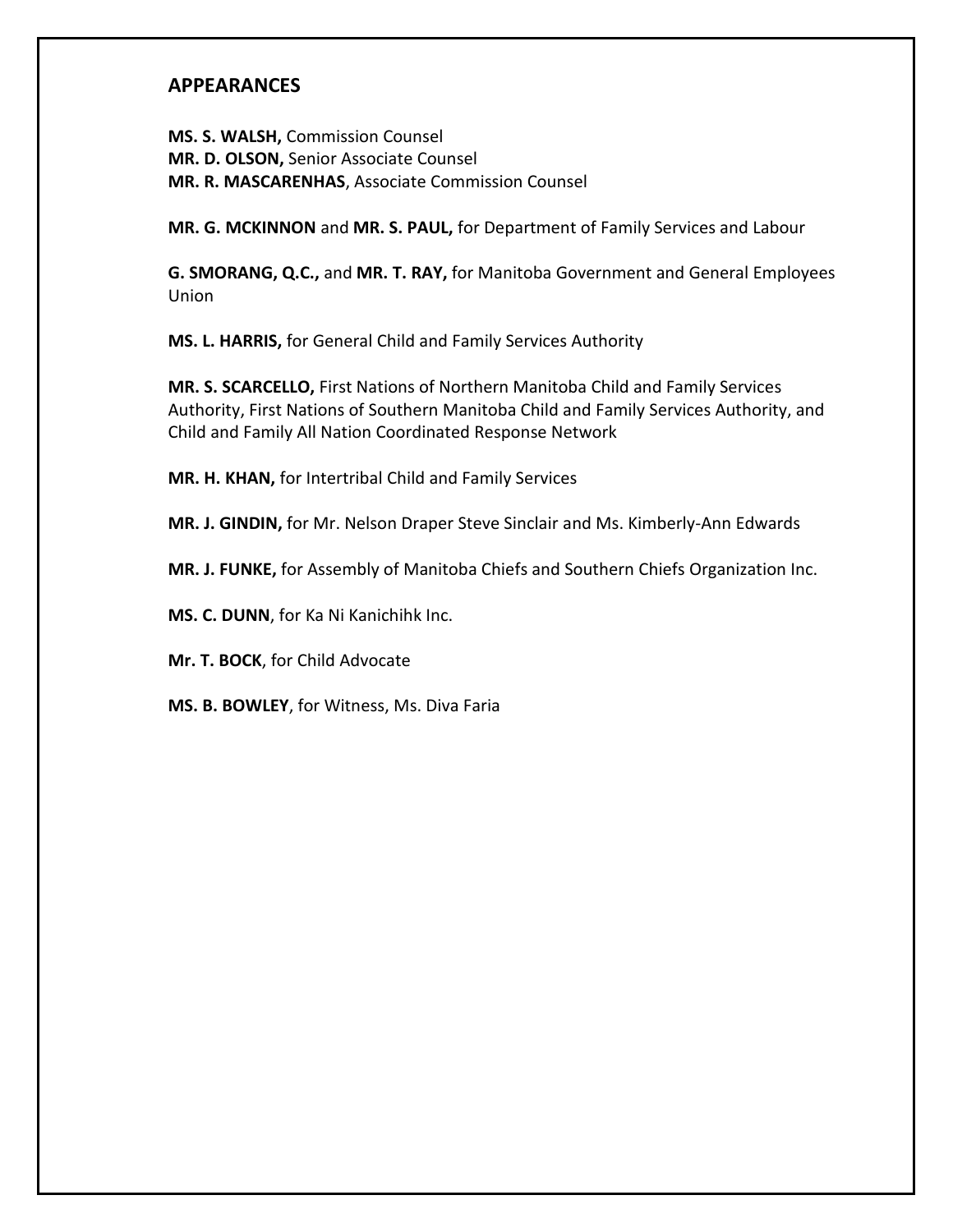## APPEARANCES

**MS. S. WALSH,** Commission Counsel
**MR. D. OLSON,** Senior Associate Counsel
**MR. R. MASCARENHAS**, Associate Commission Counsel

**MR. G. MCKINNON** and **MR. S. PAUL,** for Department of Family Services and Labour

**G. SMORANG, Q.C.,** and **MR. T. RAY,** for Manitoba Government and General Employees Union

**MS. L. HARRIS,** for General Child and Family Services Authority

**MR. S. SCARCELLO,** First Nations of Northern Manitoba Child and Family Services Authority, First Nations of Southern Manitoba Child and Family Services Authority, and Child and Family All Nation Coordinated Response Network

**MR. H. KHAN,** for Intertribal Child and Family Services

**MR. J. GINDIN,** for Mr. Nelson Draper Steve Sinclair and Ms. Kimberly-Ann Edwards

**MR. J. FUNKE,** for Assembly of Manitoba Chiefs and Southern Chiefs Organization Inc.

**MS. C. DUNN**, for Ka Ni Kanichihk Inc.

**Mr. T. BOCK**, for Child Advocate

**MS. B. BOWLEY**, for Witness, Ms. Diva Faria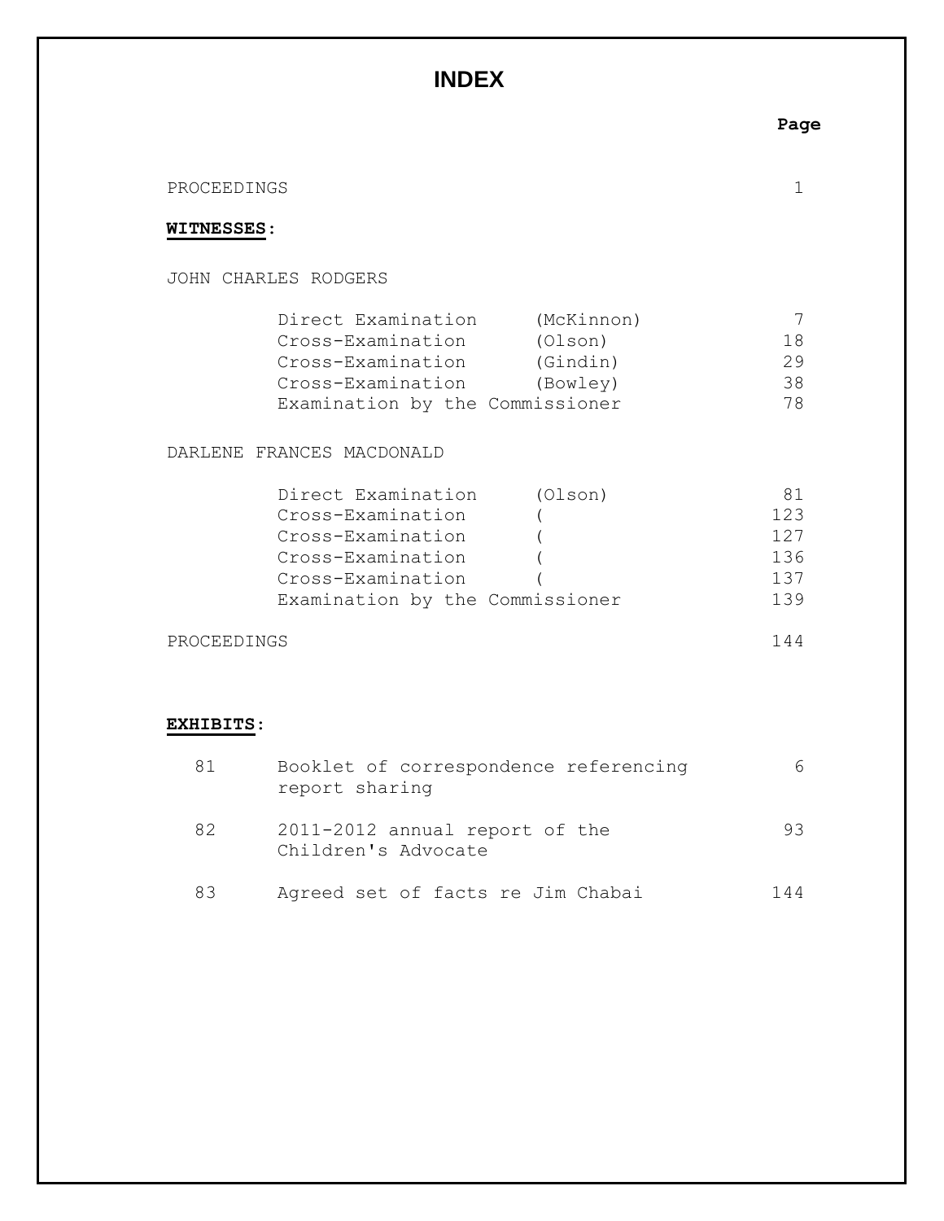# INDEX

| | | Page |
|---|---|---|
| PROCEEDINGS | | 1 |

**WITNESSES:**

JOHN CHARLES RODGERS

| | | Page |
|---|---|---|
| Direct Examination | (McKinnon) | 7 |
| Cross-Examination | (Olson) | 18 |
| Cross-Examination | (Gindin) | 29 |
| Cross-Examination | (Bowley) | 38 |
| Examination by the Commissioner | | 78 |

DARLENE FRANCES MACDONALD

| | | Page |
|---|---|---|
| Direct Examination | (Olson) | 81 |
| Cross-Examination | ( | 123 |
| Cross-Examination | ( | 127 |
| Cross-Examination | ( | 136 |
| Cross-Examination | ( | 137 |
| Examination by the Commissioner | | 139 |

| | | Page |
|---|---|---|
| PROCEEDINGS | | 144 |

**EXHIBITS:**

| No. | Description | Page |
|---|---|---|
| 81 | Booklet of correspondence referencing report sharing | 6 |
| 82 | 2011-2012 annual report of the Children's Advocate | 93 |
| 83 | Agreed set of facts re Jim Chabai | 144 |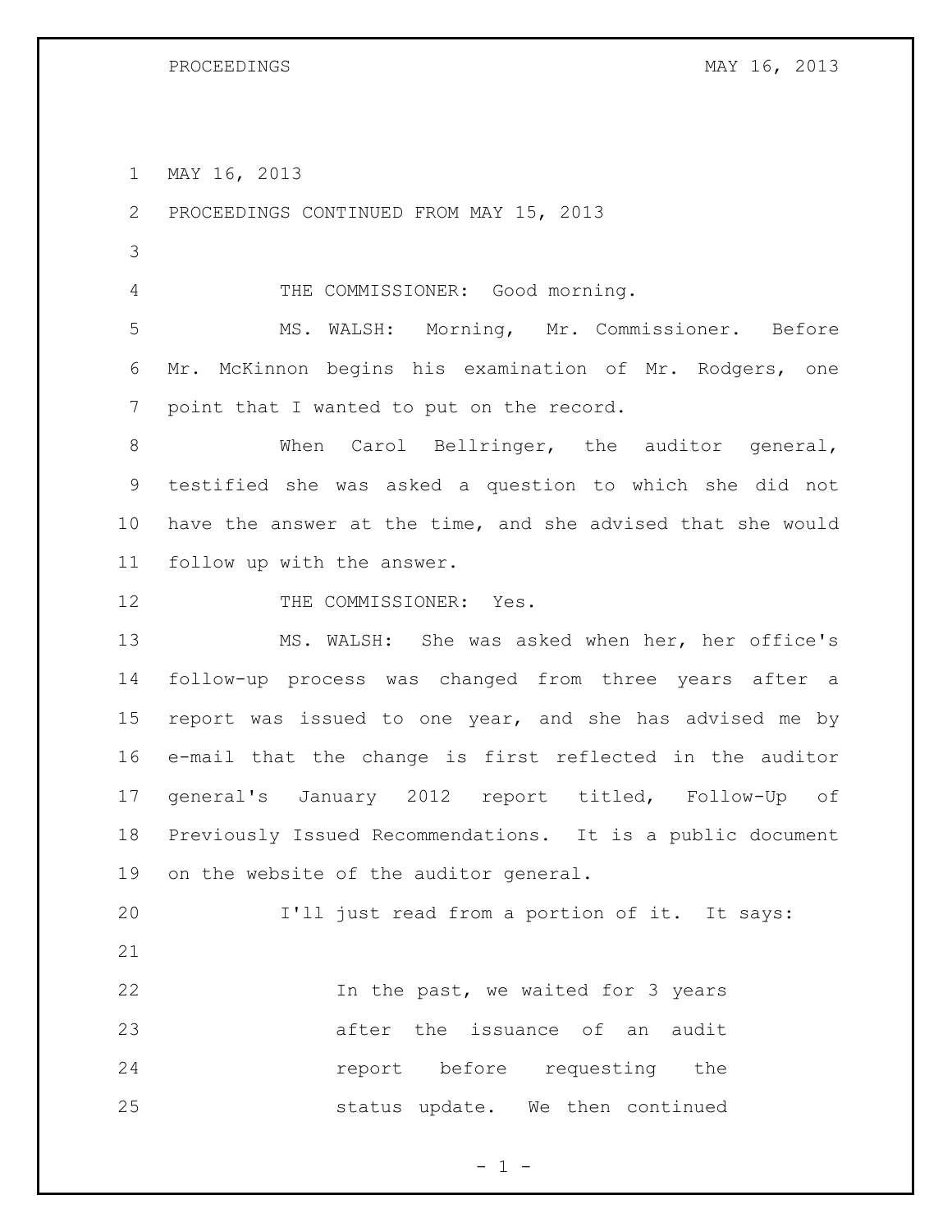MAY 16, 2013

PROCEEDINGS CONTINUED FROM MAY 15, 2013

THE COMMISSIONER: Good morning.

MS. WALSH: Morning, Mr. Commissioner. Before Mr. McKinnon begins his examination of Mr. Rodgers, one point that I wanted to put on the record.

When Carol Bellringer, the auditor general, testified she was asked a question to which she did not have the answer at the time, and she advised that she would follow up with the answer.

THE COMMISSIONER: Yes.

MS. WALSH: She was asked when her, her office's follow-up process was changed from three years after a report was issued to one year, and she has advised me by e-mail that the change is first reflected in the auditor general's January 2012 report titled, Follow-Up of Previously Issued Recommendations. It is a public document on the website of the auditor general.

I'll just read from a portion of it. It says:

> In the past, we waited for 3 years after the issuance of an audit report before requesting the status update. We then continued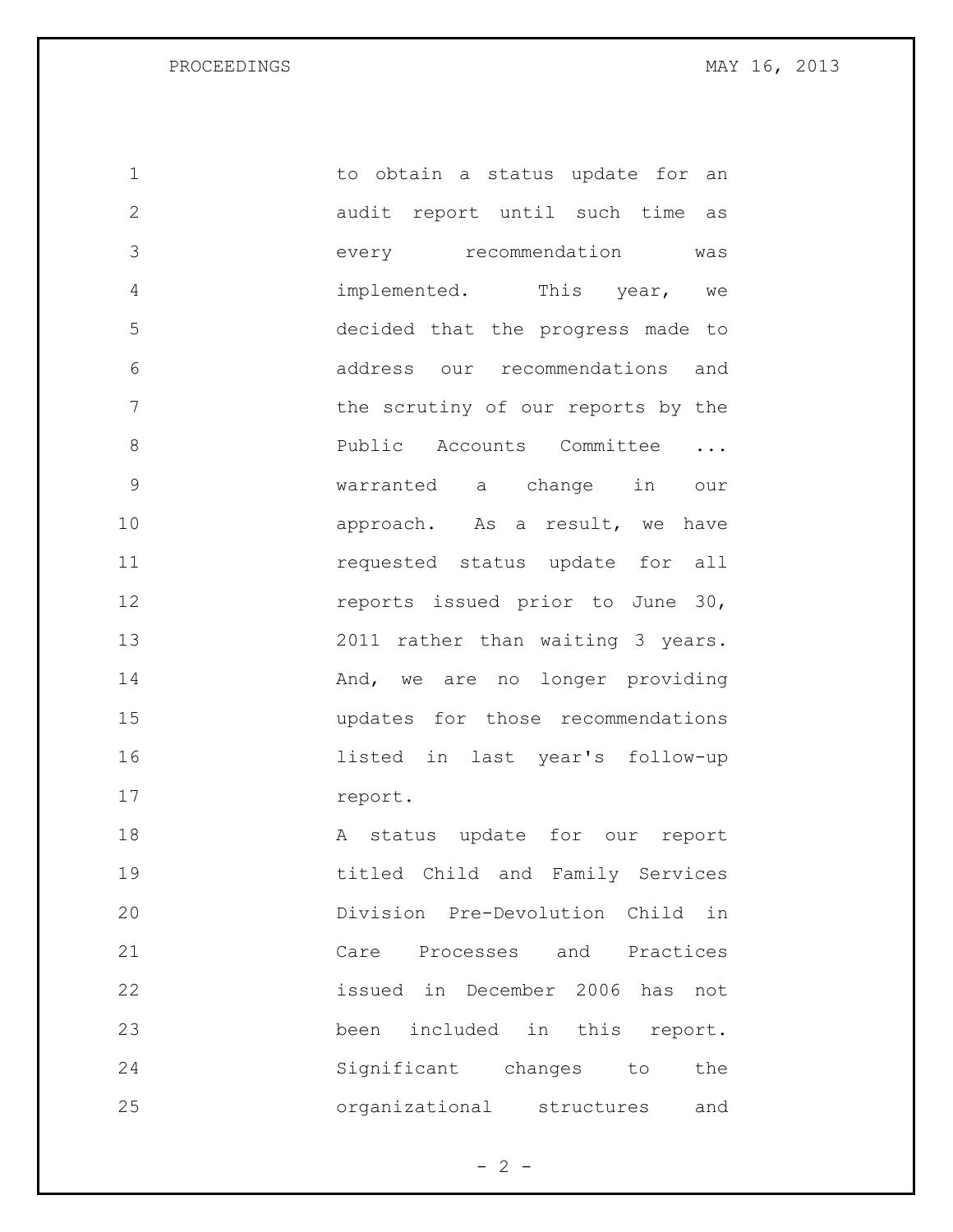to obtain a status update for an audit report until such time as every recommendation was implemented. This year, we decided that the progress made to address our recommendations and the scrutiny of our reports by the Public Accounts Committee ... warranted a change in our approach. As a result, we have requested status update for all reports issued prior to June 30, 2011 rather than waiting 3 years. And, we are no longer providing updates for those recommendations listed in last year's follow-up report.

A status update for our report titled Child and Family Services Division Pre-Devolution Child in Care Processes and Practices issued in December 2006 has not been included in this report. Significant changes to the organizational structures and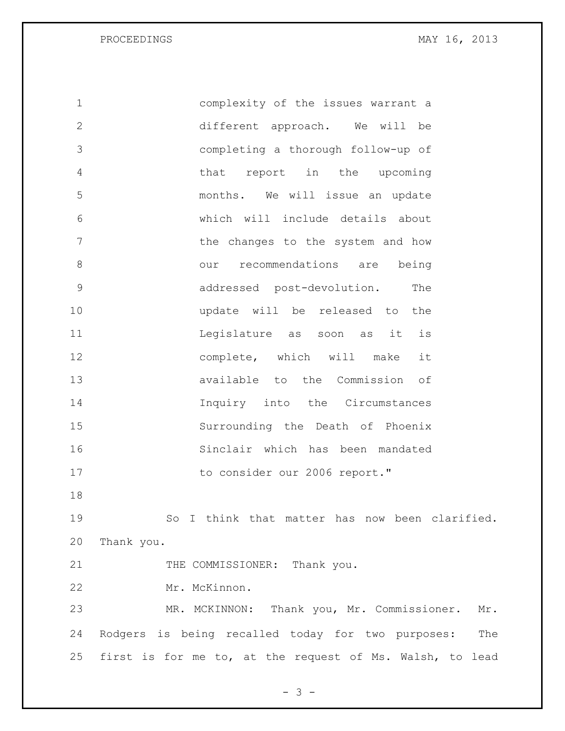> complexity of the issues warrant a different approach. We will be completing a thorough follow-up of that report in the upcoming months. We will issue an update which will include details about the changes to the system and how our recommendations are being addressed post-devolution. The update will be released to the Legislature as soon as it is complete, which will make it available to the Commission of Inquiry into the Circumstances Surrounding the Death of Phoenix Sinclair which has been mandated to consider our 2006 report."

So I think that matter has now been clarified. Thank you.

THE COMMISSIONER: Thank you.

Mr. McKinnon.

MR. MCKINNON: Thank you, Mr. Commissioner. Mr. Rodgers is being recalled today for two purposes: The first is for me to, at the request of Ms. Walsh, to lead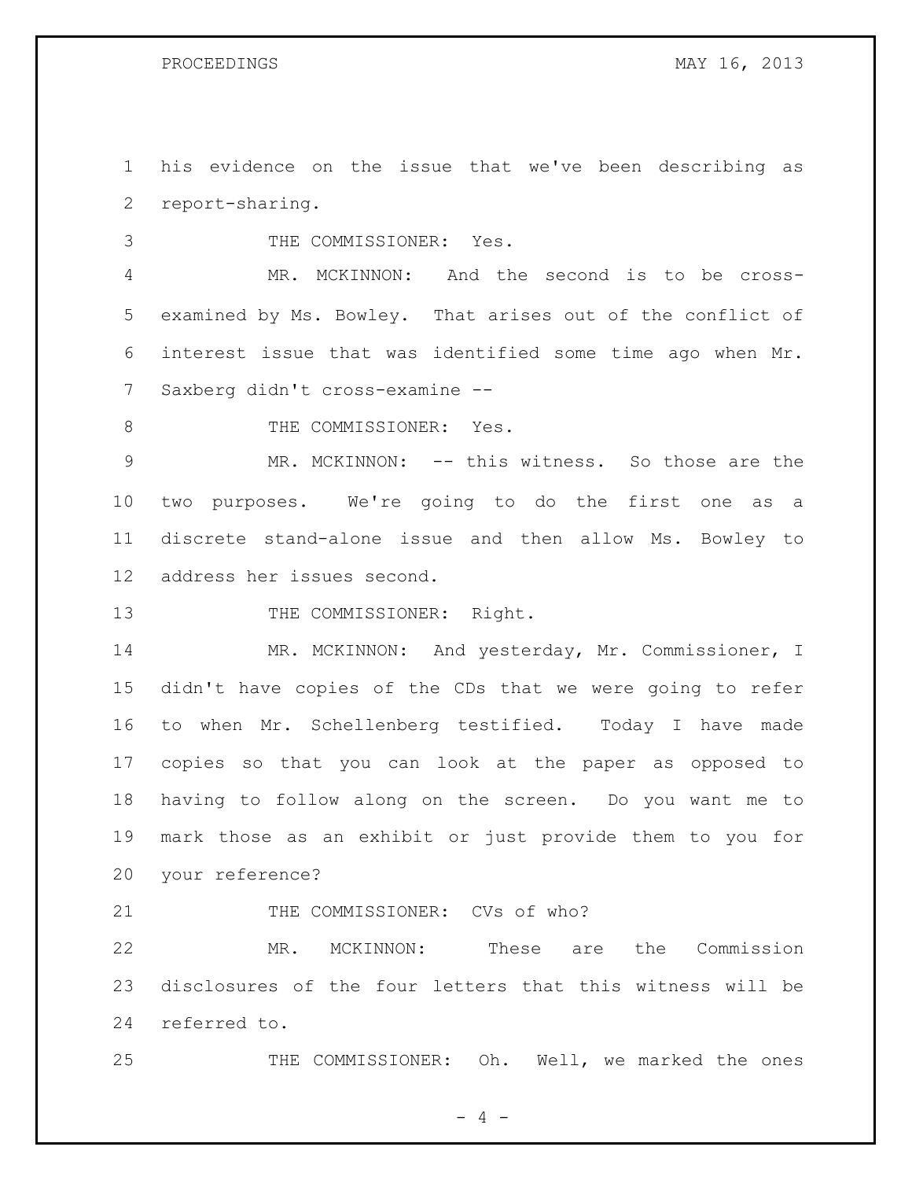1 his evidence on the issue that we've been describing as
2 report-sharing.

3 THE COMMISSIONER: Yes.

4 MR. MCKINNON: And the second is to be cross-
5 examined by Ms. Bowley. That arises out of the conflict of
6 interest issue that was identified some time ago when Mr.
7 Saxberg didn't cross-examine --

8 THE COMMISSIONER: Yes.

9 MR. MCKINNON: -- this witness. So those are the
10 two purposes. We're going to do the first one as a
11 discrete stand-alone issue and then allow Ms. Bowley to
12 address her issues second.

13 THE COMMISSIONER: Right.

14 MR. MCKINNON: And yesterday, Mr. Commissioner, I
15 didn't have copies of the CDs that we were going to refer
16 to when Mr. Schellenberg testified. Today I have made
17 copies so that you can look at the paper as opposed to
18 having to follow along on the screen. Do you want me to
19 mark those as an exhibit or just provide them to you for
20 your reference?

21 THE COMMISSIONER: CVs of who?

22 MR. MCKINNON: These are the Commission
23 disclosures of the four letters that this witness will be
24 referred to.

25 THE COMMISSIONER: Oh. Well, we marked the ones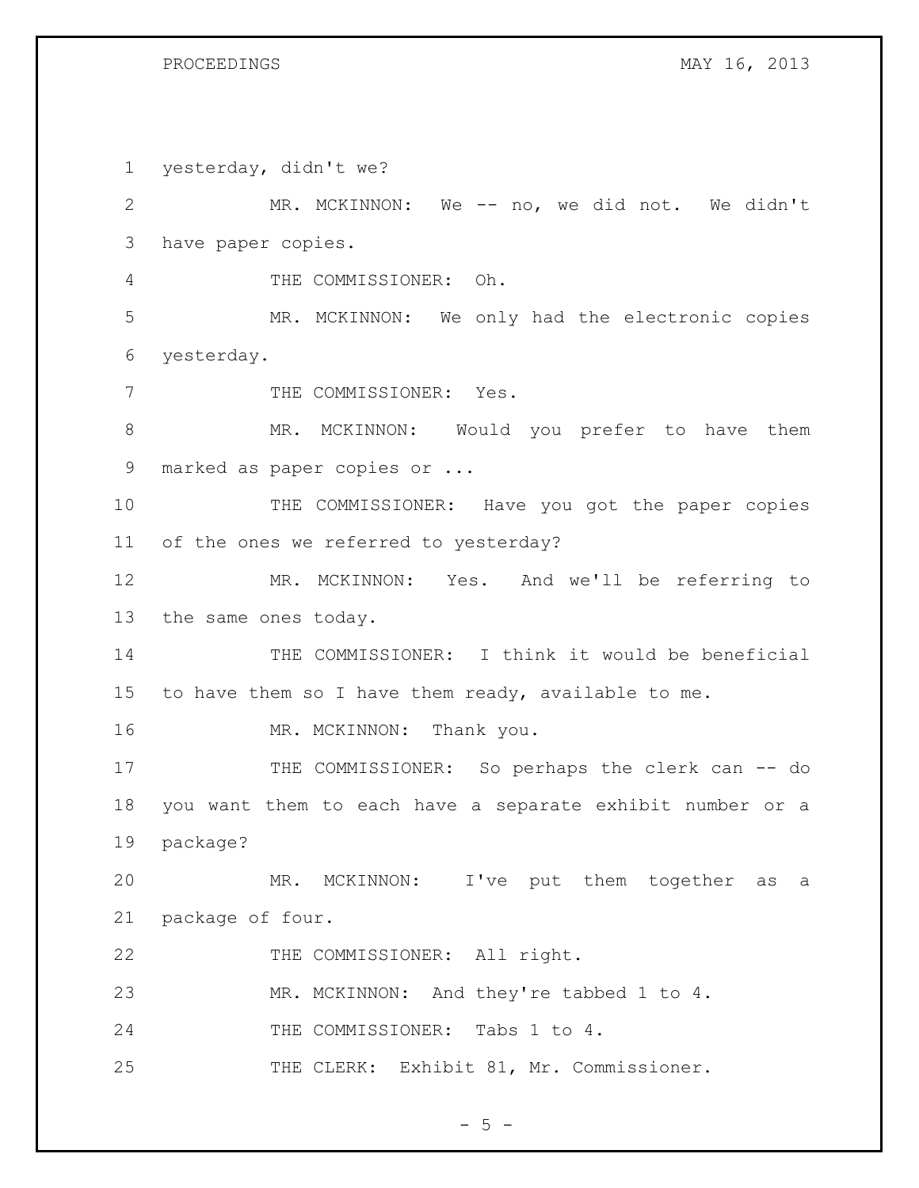yesterday, didn't we?

MR. MCKINNON: We -- no, we did not. We didn't have paper copies.

THE COMMISSIONER: Oh.

MR. MCKINNON: We only had the electronic copies yesterday.

THE COMMISSIONER: Yes.

MR. MCKINNON: Would you prefer to have them marked as paper copies or ...

THE COMMISSIONER: Have you got the paper copies of the ones we referred to yesterday?

MR. MCKINNON: Yes. And we'll be referring to the same ones today.

THE COMMISSIONER: I think it would be beneficial to have them so I have them ready, available to me.

MR. MCKINNON: Thank you.

THE COMMISSIONER: So perhaps the clerk can -- do you want them to each have a separate exhibit number or a package?

MR. MCKINNON: I've put them together as a package of four.

THE COMMISSIONER: All right.

MR. MCKINNON: And they're tabbed 1 to 4.

THE COMMISSIONER: Tabs 1 to 4.

THE CLERK: Exhibit 81, Mr. Commissioner.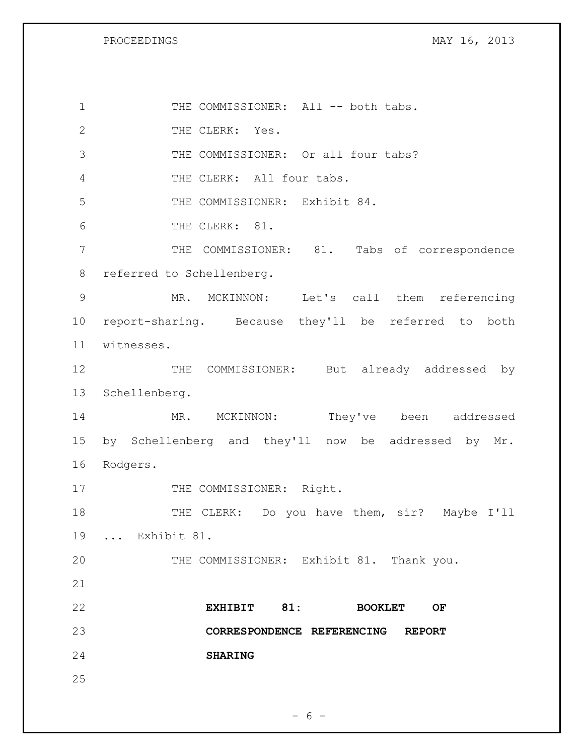THE COMMISSIONER: All -- both tabs.

THE CLERK: Yes.

THE COMMISSIONER: Or all four tabs?

THE CLERK: All four tabs.

THE COMMISSIONER: Exhibit 84.

THE CLERK: 81.

THE COMMISSIONER: 81. Tabs of correspondence referred to Schellenberg.

MR. MCKINNON: Let's call them referencing report-sharing. Because they'll be referred to both witnesses.

THE COMMISSIONER: But already addressed by Schellenberg.

MR. MCKINNON: They've been addressed by Schellenberg and they'll now be addressed by Mr. Rodgers.

THE COMMISSIONER: Right.

THE CLERK: Do you have them, sir? Maybe I'll ... Exhibit 81.

THE COMMISSIONER: Exhibit 81. Thank you.

**EXHIBIT 81: BOOKLET OF CORRESPONDENCE REFERENCING REPORT SHARING**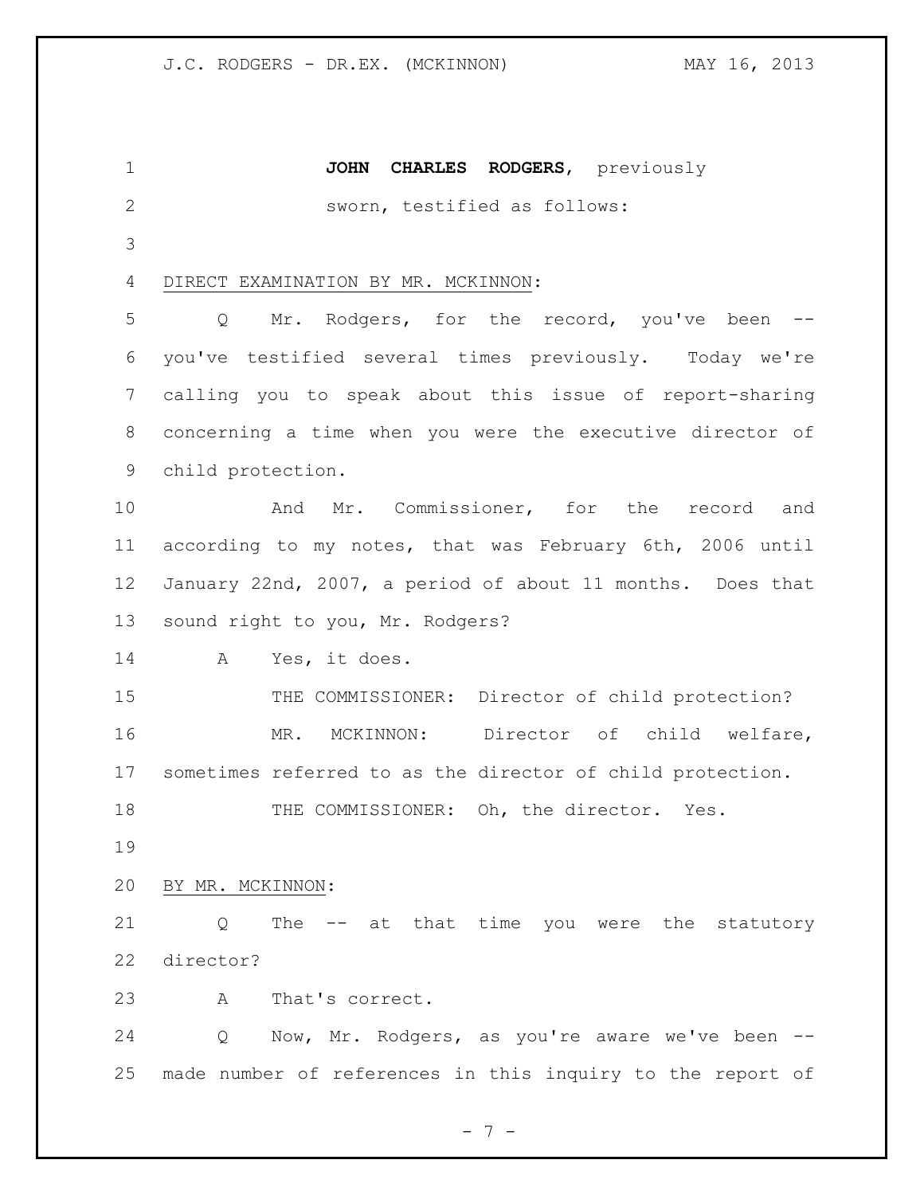**JOHN CHARLES RODGERS**, previously sworn, testified as follows:

DIRECT EXAMINATION BY MR. MCKINNON:

Q Mr. Rodgers, for the record, you've been -- you've testified several times previously. Today we're calling you to speak about this issue of report-sharing concerning a time when you were the executive director of child protection.

And Mr. Commissioner, for the record and according to my notes, that was February 6th, 2006 until January 22nd, 2007, a period of about 11 months. Does that sound right to you, Mr. Rodgers?

A Yes, it does.

THE COMMISSIONER: Director of child protection?

MR. MCKINNON: Director of child welfare, sometimes referred to as the director of child protection.

THE COMMISSIONER: Oh, the director. Yes.

BY MR. MCKINNON:

Q The -- at that time you were the statutory director?

A That's correct.

Q Now, Mr. Rodgers, as you're aware we've been -- made number of references in this inquiry to the report of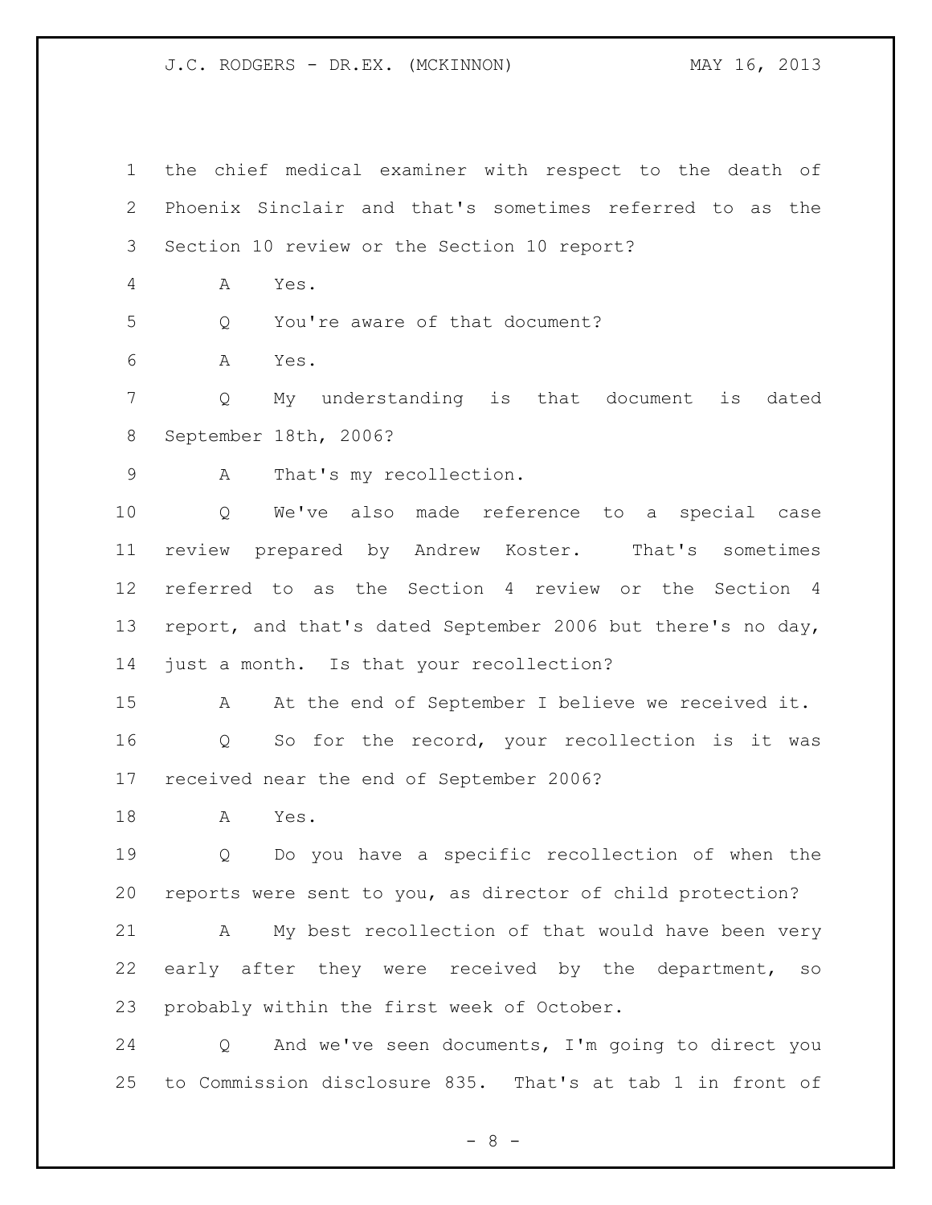the chief medical examiner with respect to the death of Phoenix Sinclair and that's sometimes referred to as the Section 10 review or the Section 10 report?

A Yes.

Q You're aware of that document?

A Yes.

Q My understanding is that document is dated September 18th, 2006?

A That's my recollection.

Q We've also made reference to a special case review prepared by Andrew Koster. That's sometimes referred to as the Section 4 review or the Section 4 report, and that's dated September 2006 but there's no day, just a month. Is that your recollection?

A At the end of September I believe we received it.

Q So for the record, your recollection is it was received near the end of September 2006?

A Yes.

Q Do you have a specific recollection of when the reports were sent to you, as director of child protection?

A My best recollection of that would have been very early after they were received by the department, so probably within the first week of October.

Q And we've seen documents, I'm going to direct you to Commission disclosure 835. That's at tab 1 in front of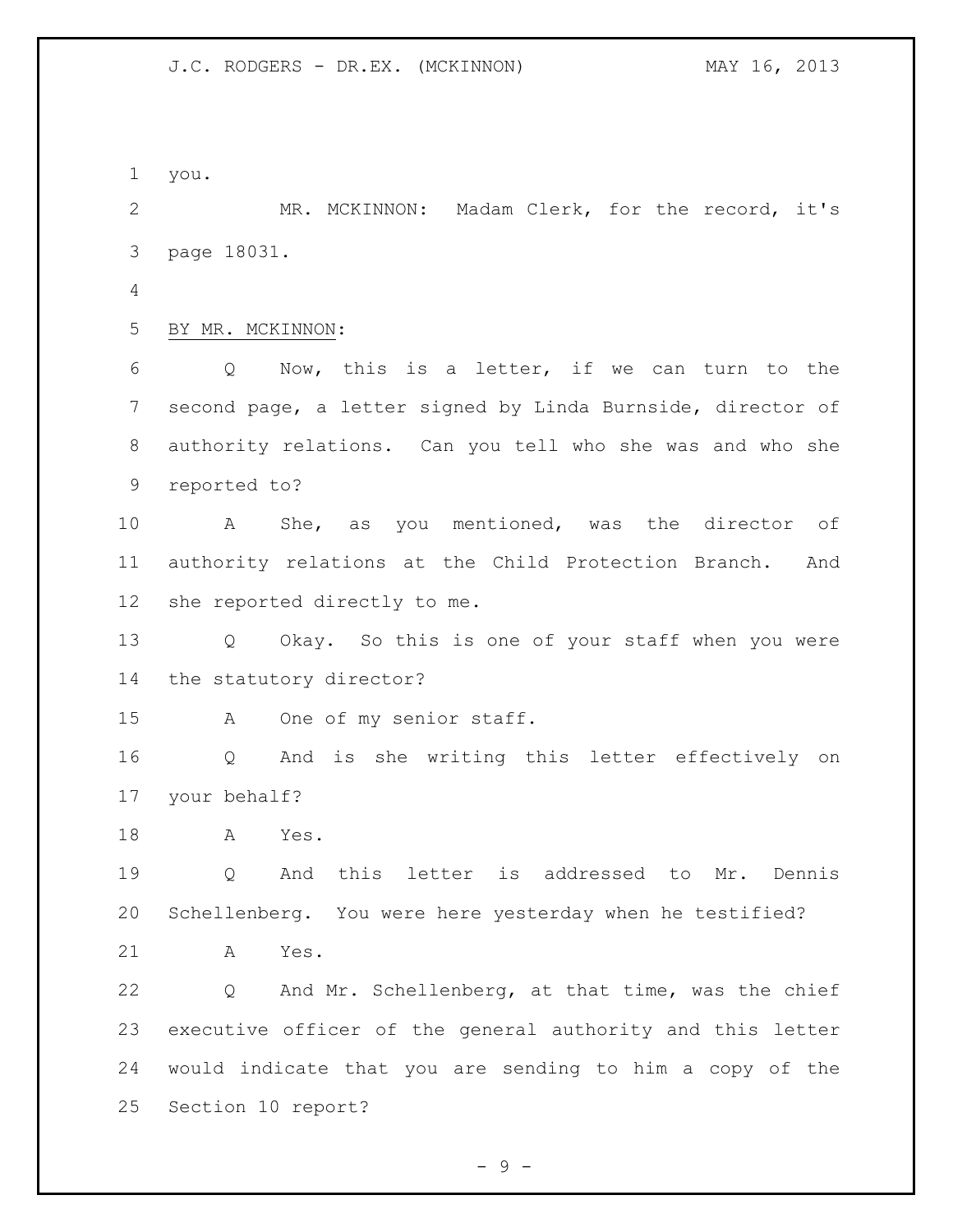you.

MR. MCKINNON: Madam Clerk, for the record, it's page 18031.

BY MR. MCKINNON:

Q Now, this is a letter, if we can turn to the second page, a letter signed by Linda Burnside, director of authority relations. Can you tell who she was and who she reported to?

A She, as you mentioned, was the director of authority relations at the Child Protection Branch. And she reported directly to me.

Q Okay. So this is one of your staff when you were the statutory director?

A One of my senior staff.

Q And is she writing this letter effectively on your behalf?

A Yes.

Q And this letter is addressed to Mr. Dennis Schellenberg. You were here yesterday when he testified?

A Yes.

Q And Mr. Schellenberg, at that time, was the chief executive officer of the general authority and this letter would indicate that you are sending to him a copy of the Section 10 report?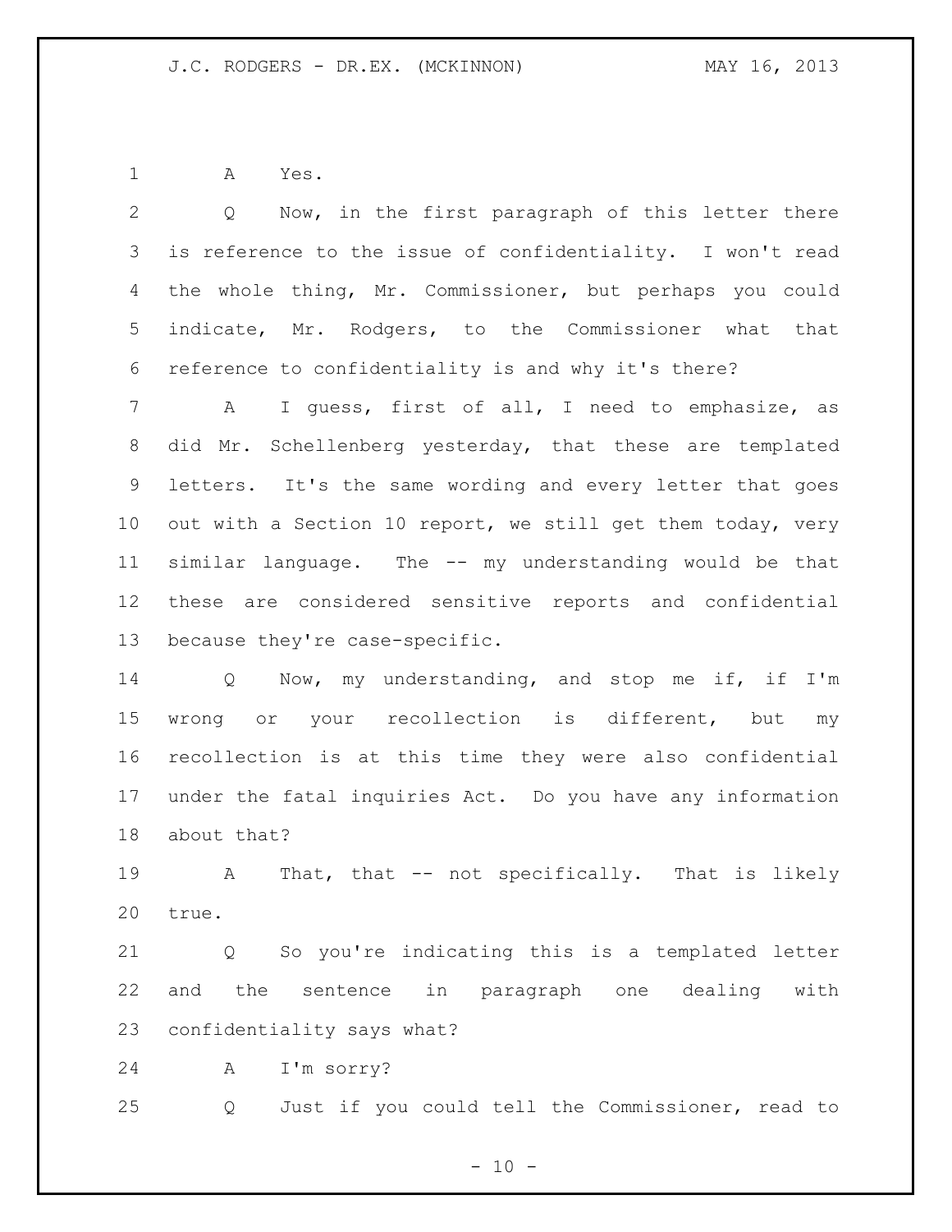A Yes.

Q Now, in the first paragraph of this letter there is reference to the issue of confidentiality. I won't read the whole thing, Mr. Commissioner, but perhaps you could indicate, Mr. Rodgers, to the Commissioner what that reference to confidentiality is and why it's there?

A I guess, first of all, I need to emphasize, as did Mr. Schellenberg yesterday, that these are templated letters. It's the same wording and every letter that goes out with a Section 10 report, we still get them today, very similar language. The -- my understanding would be that these are considered sensitive reports and confidential because they're case-specific.

Q Now, my understanding, and stop me if, if I'm wrong or your recollection is different, but my recollection is at this time they were also confidential under the fatal inquiries Act. Do you have any information about that?

A That, that -- not specifically. That is likely true.

Q So you're indicating this is a templated letter and the sentence in paragraph one dealing with confidentiality says what?

A I'm sorry?

Q Just if you could tell the Commissioner, read to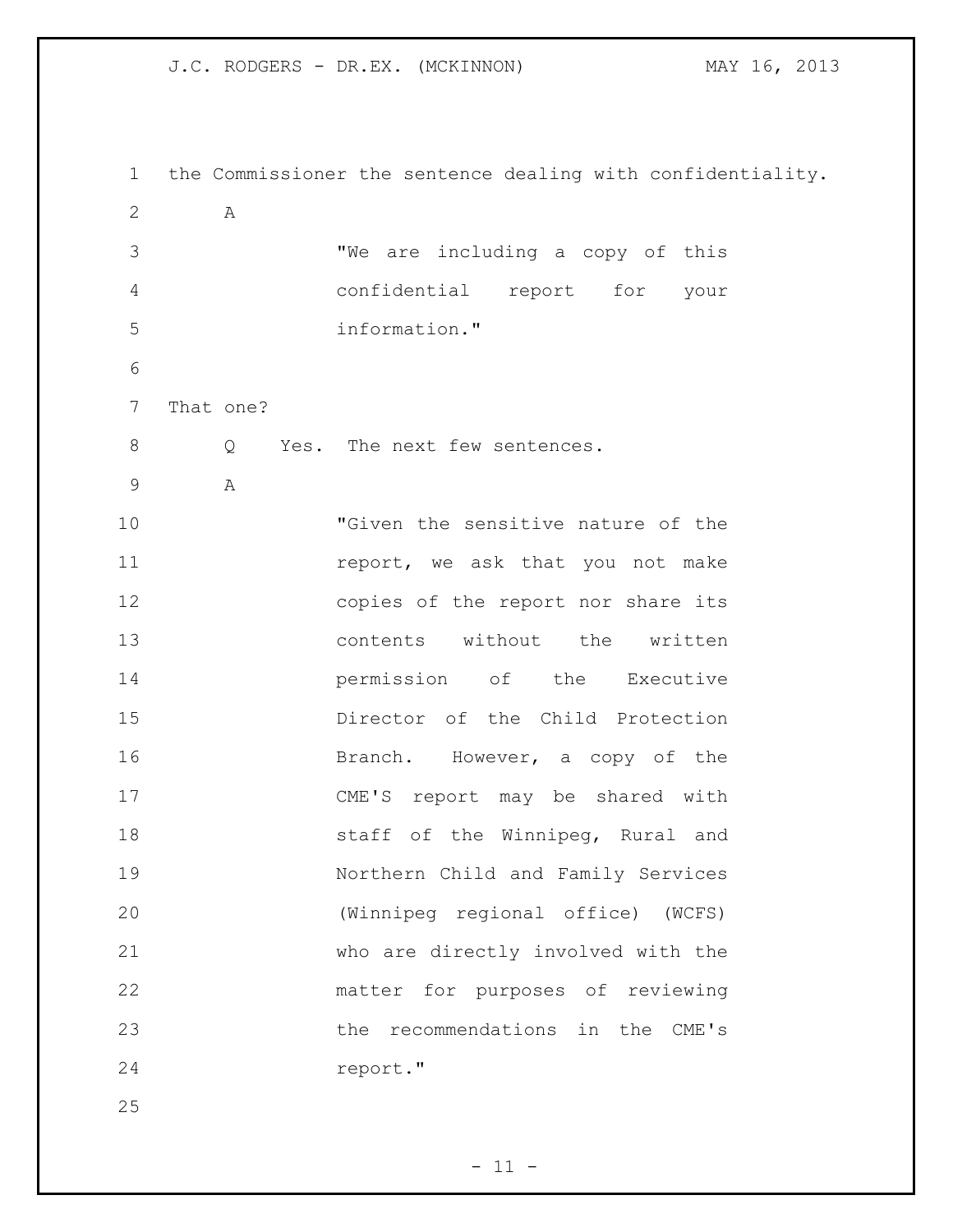the Commissioner the sentence dealing with confidentiality.

A

> "We are including a copy of this confidential report for your information."

That one?

Q Yes. The next few sentences.

A

> "Given the sensitive nature of the report, we ask that you not make copies of the report nor share its contents without the written permission of the Executive Director of the Child Protection Branch. However, a copy of the CME'S report may be shared with staff of the Winnipeg, Rural and Northern Child and Family Services (Winnipeg regional office) (WCFS) who are directly involved with the matter for purposes of reviewing the recommendations in the CME's report."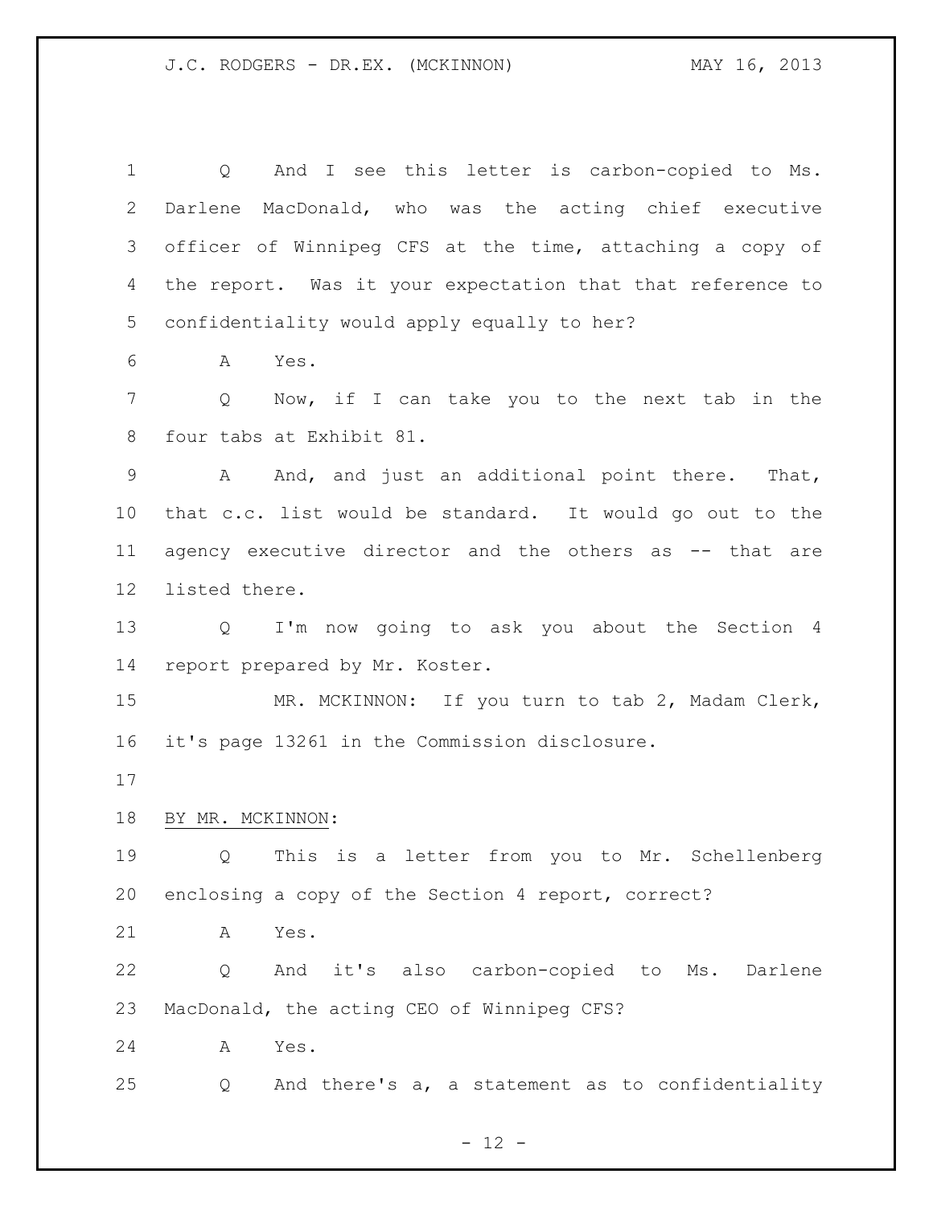Q And I see this letter is carbon-copied to Ms. Darlene MacDonald, who was the acting chief executive officer of Winnipeg CFS at the time, attaching a copy of the report. Was it your expectation that that reference to confidentiality would apply equally to her?

A Yes.

Q Now, if I can take you to the next tab in the four tabs at Exhibit 81.

A And, and just an additional point there. That, that c.c. list would be standard. It would go out to the agency executive director and the others as -- that are listed there.

Q I'm now going to ask you about the Section 4 report prepared by Mr. Koster.

MR. MCKINNON: If you turn to tab 2, Madam Clerk, it's page 13261 in the Commission disclosure.

BY MR. MCKINNON:

Q This is a letter from you to Mr. Schellenberg enclosing a copy of the Section 4 report, correct?

A Yes.

Q And it's also carbon-copied to Ms. Darlene MacDonald, the acting CEO of Winnipeg CFS?

A Yes.

Q And there's a, a statement as to confidentiality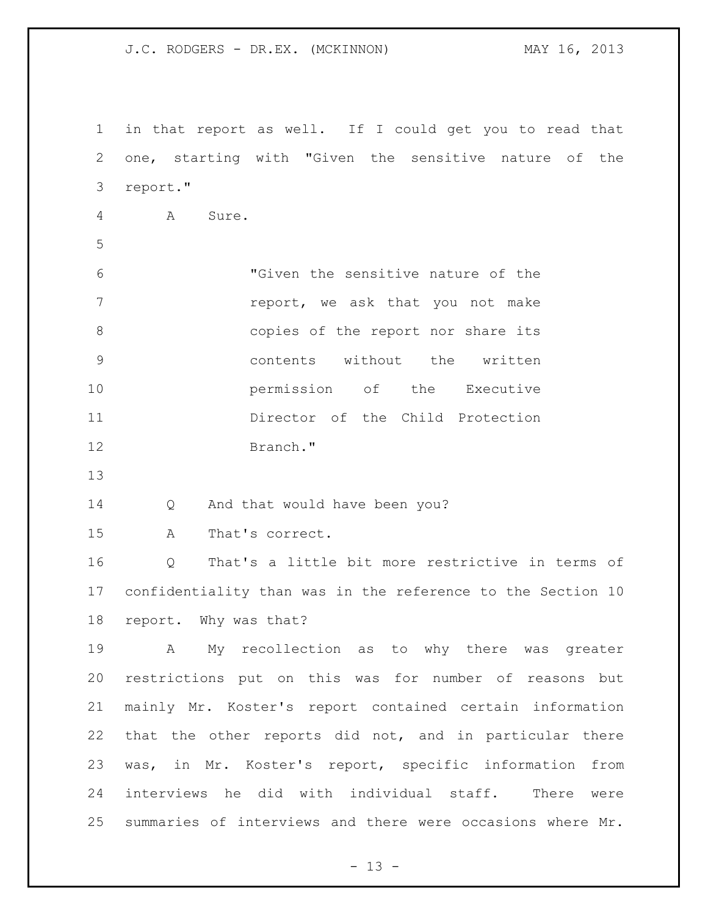in that report as well. If I could get you to read that one, starting with "Given the sensitive nature of the report."

A Sure.

> "Given the sensitive nature of the report, we ask that you not make copies of the report nor share its contents without the written permission of the Executive Director of the Child Protection Branch."

Q And that would have been you?

A That's correct.

Q That's a little bit more restrictive in terms of confidentiality than was in the reference to the Section 10 report. Why was that?

A My recollection as to why there was greater restrictions put on this was for number of reasons but mainly Mr. Koster's report contained certain information that the other reports did not, and in particular there was, in Mr. Koster's report, specific information from interviews he did with individual staff. There were summaries of interviews and there were occasions where Mr.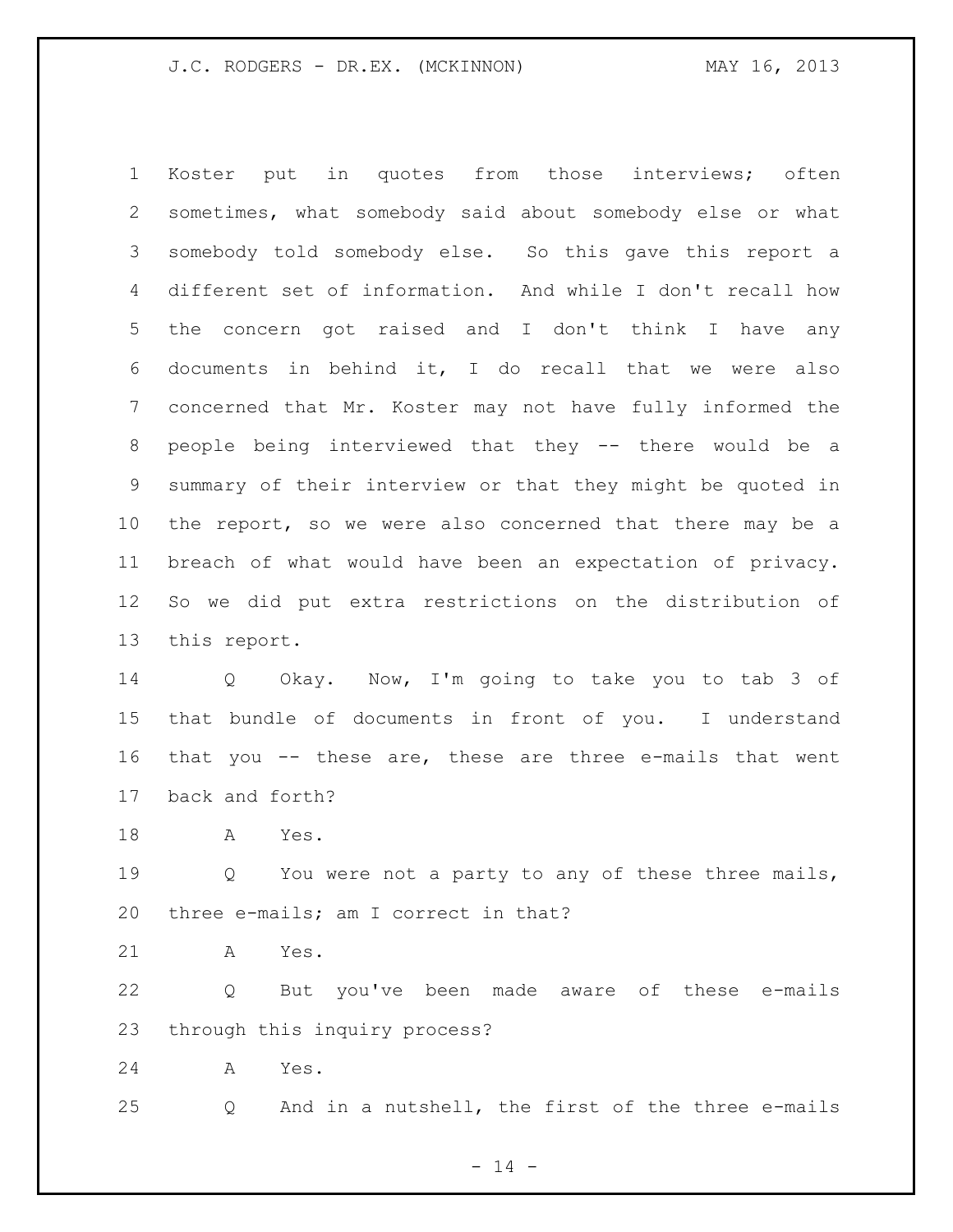Koster put in quotes from those interviews; often sometimes, what somebody said about somebody else or what somebody told somebody else. So this gave this report a different set of information. And while I don't recall how the concern got raised and I don't think I have any documents in behind it, I do recall that we were also concerned that Mr. Koster may not have fully informed the people being interviewed that they -- there would be a summary of their interview or that they might be quoted in the report, so we were also concerned that there may be a breach of what would have been an expectation of privacy. So we did put extra restrictions on the distribution of this report.

Q Okay. Now, I'm going to take you to tab 3 of that bundle of documents in front of you. I understand that you -- these are, these are three e-mails that went back and forth?

A Yes.

Q You were not a party to any of these three mails, three e-mails; am I correct in that?

A Yes.

Q But you've been made aware of these e-mails through this inquiry process?

A Yes.

Q And in a nutshell, the first of the three e-mails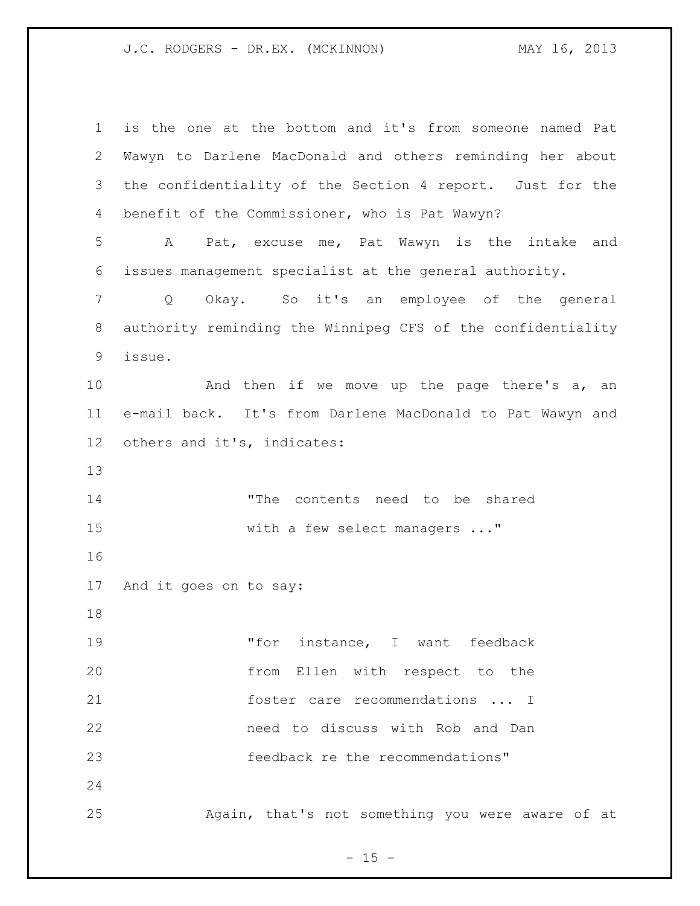is the one at the bottom and it's from someone named Pat Wawyn to Darlene MacDonald and others reminding her about the confidentiality of the Section 4 report. Just for the benefit of the Commissioner, who is Pat Wawyn?

A Pat, excuse me, Pat Wawyn is the intake and issues management specialist at the general authority.

Q Okay. So it's an employee of the general authority reminding the Winnipeg CFS of the confidentiality issue.

And then if we move up the page there's a, an e-mail back. It's from Darlene MacDonald to Pat Wawyn and others and it's, indicates:

> "The contents need to be shared with a few select managers ..."

And it goes on to say:

> "for instance, I want feedback from Ellen with respect to the foster care recommendations ... I need to discuss with Rob and Dan feedback re the recommendations"

Again, that's not something you were aware of at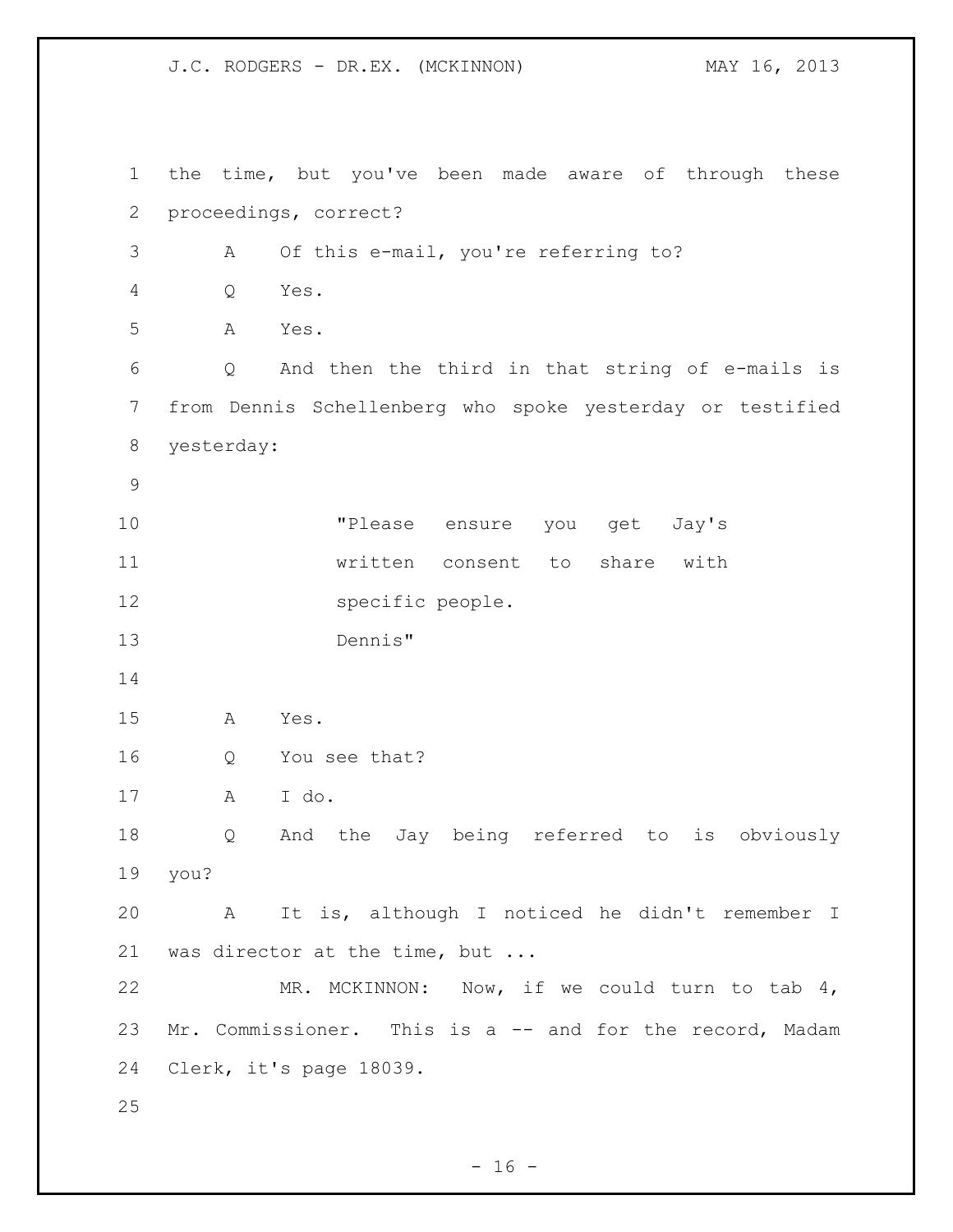the time, but you've been made aware of through these proceedings, correct?

A Of this e-mail, you're referring to?

Q Yes.

A Yes.

Q And then the third in that string of e-mails is from Dennis Schellenberg who spoke yesterday or testified yesterday:

> "Please ensure you get Jay's written consent to share with specific people.
> Dennis"

A Yes.

Q You see that?

A I do.

Q And the Jay being referred to is obviously you?

A It is, although I noticed he didn't remember I was director at the time, but ...

MR. MCKINNON: Now, if we could turn to tab 4, Mr. Commissioner. This is a -- and for the record, Madam Clerk, it's page 18039.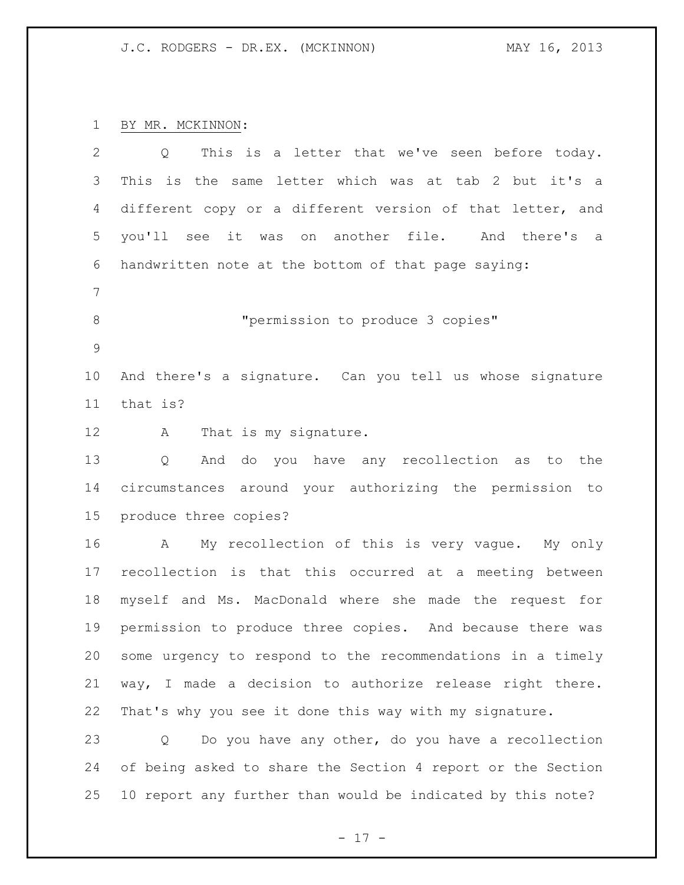BY MR. MCKINNON:

Q This is a letter that we've seen before today. This is the same letter which was at tab 2 but it's a different copy or a different version of that letter, and you'll see it was on another file. And there's a handwritten note at the bottom of that page saying:

"permission to produce 3 copies"

And there's a signature. Can you tell us whose signature that is?

A That is my signature.

Q And do you have any recollection as to the circumstances around your authorizing the permission to produce three copies?

A My recollection of this is very vague. My only recollection is that this occurred at a meeting between myself and Ms. MacDonald where she made the request for permission to produce three copies. And because there was some urgency to respond to the recommendations in a timely way, I made a decision to authorize release right there. That's why you see it done this way with my signature.

Q Do you have any other, do you have a recollection of being asked to share the Section 4 report or the Section 10 report any further than would be indicated by this note?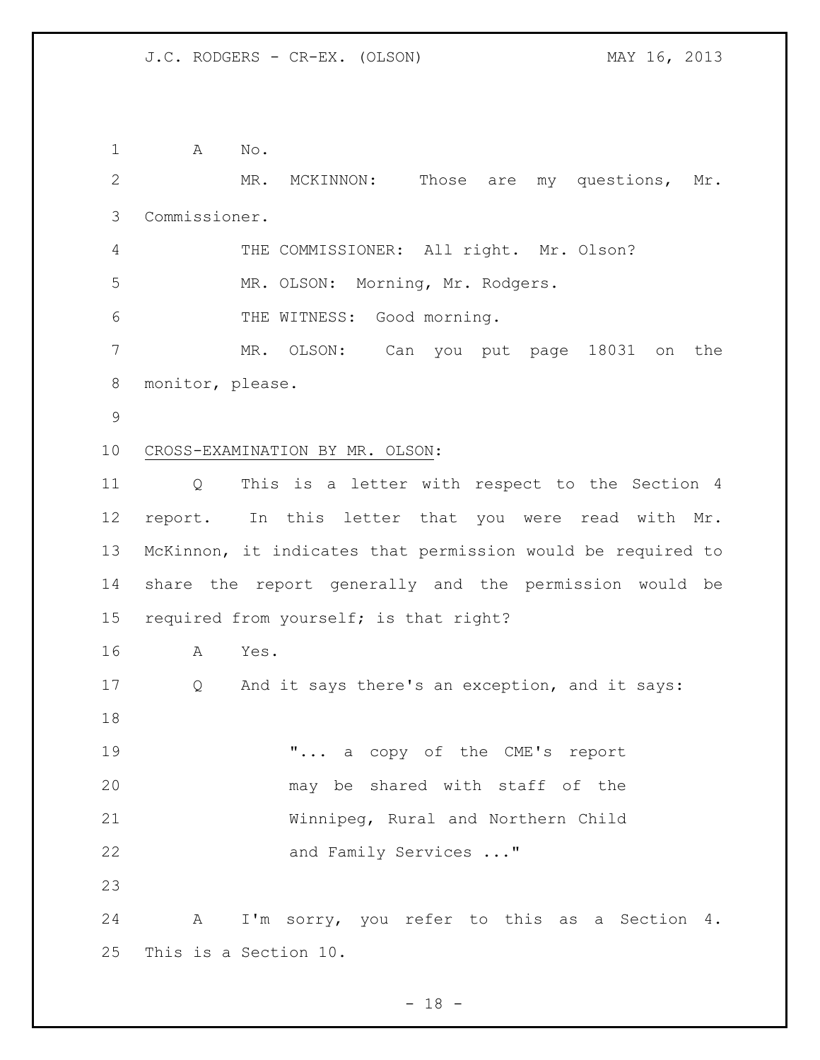A No.

MR. MCKINNON: Those are my questions, Mr. Commissioner.

THE COMMISSIONER: All right. Mr. Olson?

MR. OLSON: Morning, Mr. Rodgers.

THE WITNESS: Good morning.

MR. OLSON: Can you put page 18031 on the monitor, please.

CROSS-EXAMINATION BY MR. OLSON:

Q This is a letter with respect to the Section 4 report. In this letter that you were read with Mr. McKinnon, it indicates that permission would be required to share the report generally and the permission would be required from yourself; is that right?

A Yes.

Q And it says there's an exception, and it says:

> "... a copy of the CME's report may be shared with staff of the Winnipeg, Rural and Northern Child and Family Services ..."

A I'm sorry, you refer to this as a Section 4. This is a Section 10.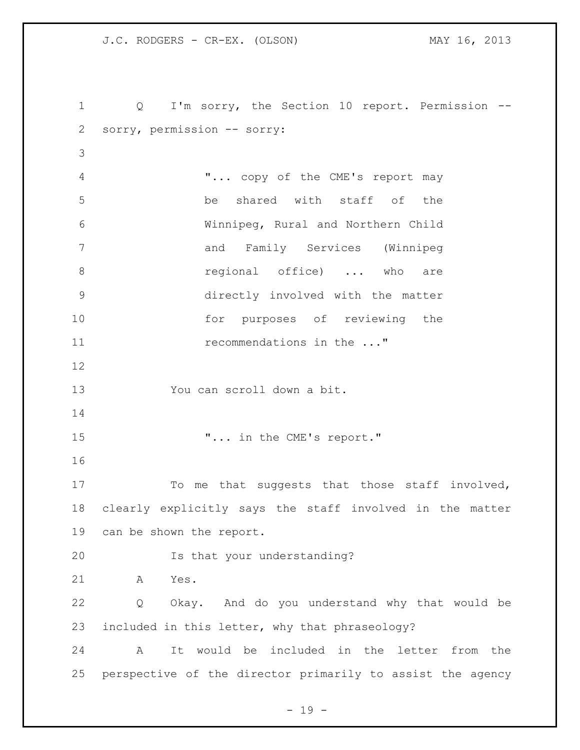Q I'm sorry, the Section 10 report. Permission -- sorry, permission -- sorry:

> "... copy of the CME's report may be shared with staff of the Winnipeg, Rural and Northern Child and Family Services (Winnipeg regional office) ... who are directly involved with the matter for purposes of reviewing the recommendations in the ..."

You can scroll down a bit.

> "... in the CME's report."

To me that suggests that those staff involved, clearly explicitly says the staff involved in the matter can be shown the report.

Is that your understanding?

A Yes.

Q Okay. And do you understand why that would be included in this letter, why that phraseology?

A It would be included in the letter from the perspective of the director primarily to assist the agency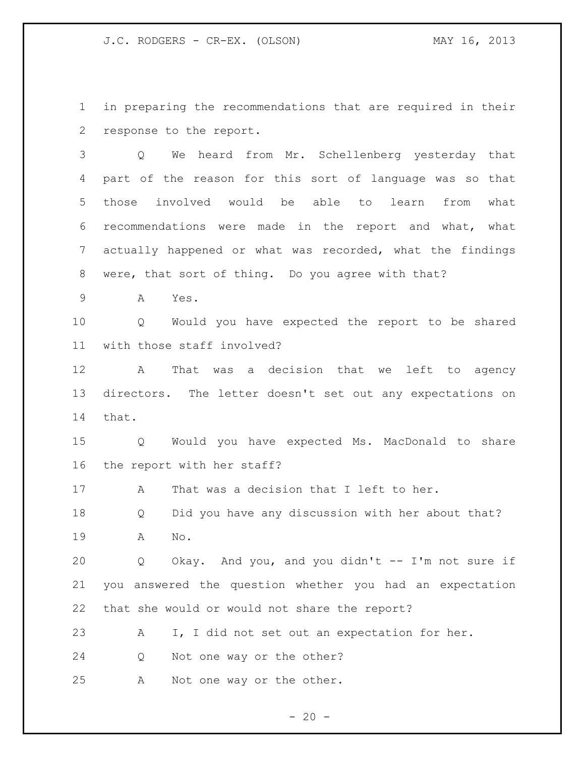in preparing the recommendations that are required in their response to the report.

Q We heard from Mr. Schellenberg yesterday that part of the reason for this sort of language was so that those involved would be able to learn from what recommendations were made in the report and what, what actually happened or what was recorded, what the findings were, that sort of thing. Do you agree with that?

A Yes.

Q Would you have expected the report to be shared with those staff involved?

A That was a decision that we left to agency directors. The letter doesn't set out any expectations on that.

Q Would you have expected Ms. MacDonald to share the report with her staff?

A That was a decision that I left to her.

Q Did you have any discussion with her about that?

A No.

Q Okay. And you, and you didn't -- I'm not sure if you answered the question whether you had an expectation that she would or would not share the report?

A I, I did not set out an expectation for her.

Q Not one way or the other?

A Not one way or the other.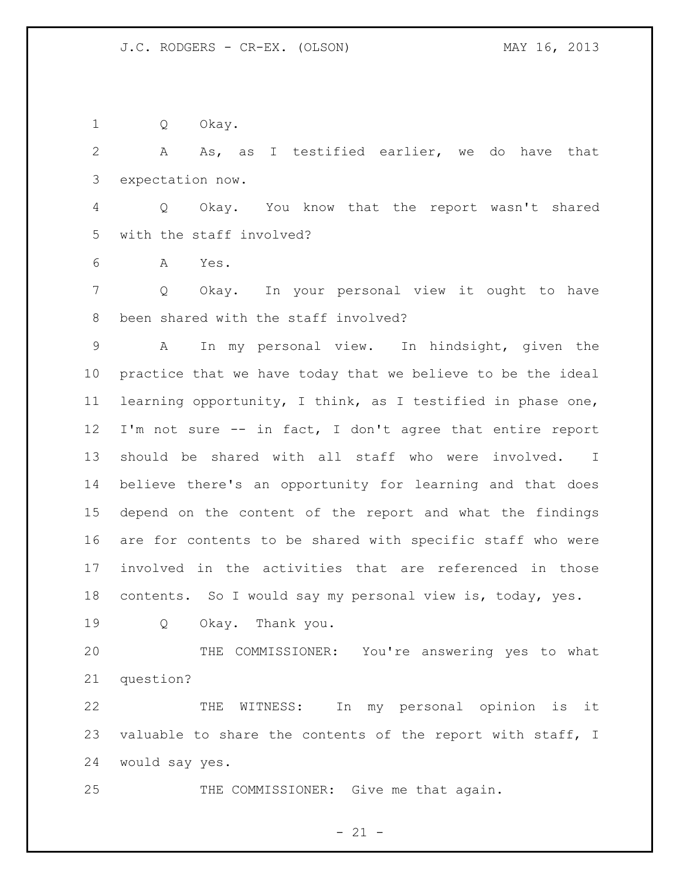Q Okay.

A As, as I testified earlier, we do have that expectation now.

Q Okay. You know that the report wasn't shared with the staff involved?

A Yes.

Q Okay. In your personal view it ought to have been shared with the staff involved?

A In my personal view. In hindsight, given the practice that we have today that we believe to be the ideal learning opportunity, I think, as I testified in phase one, I'm not sure -- in fact, I don't agree that entire report should be shared with all staff who were involved. I believe there's an opportunity for learning and that does depend on the content of the report and what the findings are for contents to be shared with specific staff who were involved in the activities that are referenced in those contents. So I would say my personal view is, today, yes.

Q Okay. Thank you.

THE COMMISSIONER: You're answering yes to what question?

THE WITNESS: In my personal opinion is it valuable to share the contents of the report with staff, I would say yes.

THE COMMISSIONER: Give me that again.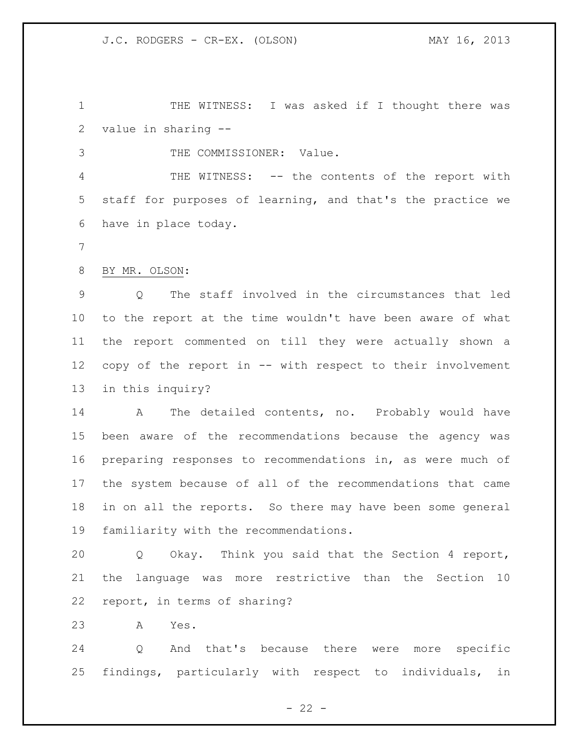THE WITNESS: I was asked if I thought there was value in sharing --

THE COMMISSIONER: Value.

THE WITNESS: -- the contents of the report with staff for purposes of learning, and that's the practice we have in place today.

BY MR. OLSON:

Q The staff involved in the circumstances that led to the report at the time wouldn't have been aware of what the report commented on till they were actually shown a copy of the report in -- with respect to their involvement in this inquiry?

A The detailed contents, no. Probably would have been aware of the recommendations because the agency was preparing responses to recommendations in, as were much of the system because of all of the recommendations that came in on all the reports. So there may have been some general familiarity with the recommendations.

Q Okay. Think you said that the Section 4 report, the language was more restrictive than the Section 10 report, in terms of sharing?

A Yes.

Q And that's because there were more specific findings, particularly with respect to individuals, in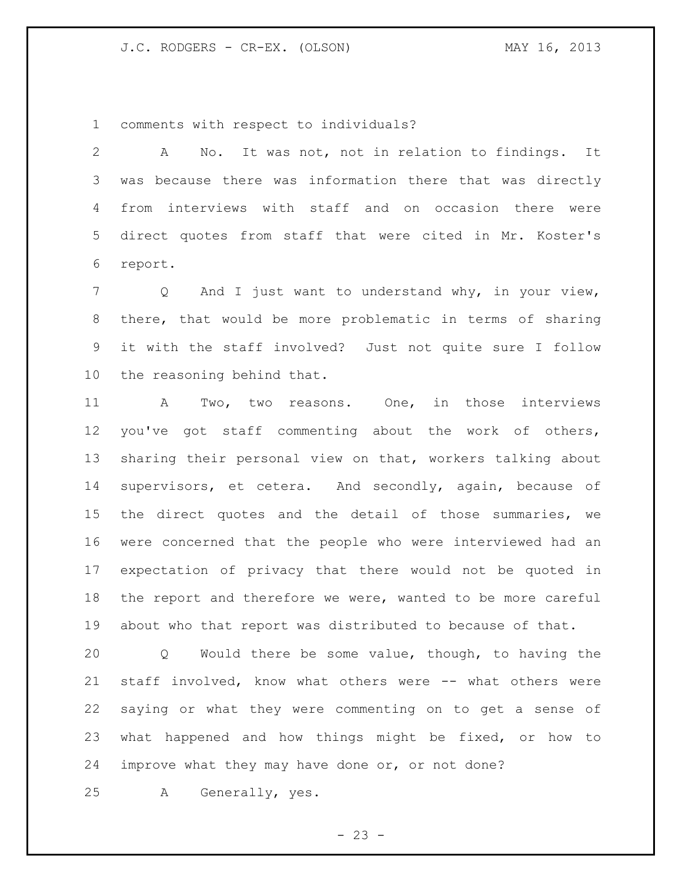comments with respect to individuals?

A No. It was not, not in relation to findings. It was because there was information there that was directly from interviews with staff and on occasion there were direct quotes from staff that were cited in Mr. Koster's report.

Q And I just want to understand why, in your view, there, that would be more problematic in terms of sharing it with the staff involved? Just not quite sure I follow the reasoning behind that.

A Two, two reasons. One, in those interviews you've got staff commenting about the work of others, sharing their personal view on that, workers talking about supervisors, et cetera. And secondly, again, because of the direct quotes and the detail of those summaries, we were concerned that the people who were interviewed had an expectation of privacy that there would not be quoted in the report and therefore we were, wanted to be more careful about who that report was distributed to because of that.

Q Would there be some value, though, to having the staff involved, know what others were -- what others were saying or what they were commenting on to get a sense of what happened and how things might be fixed, or how to improve what they may have done or, or not done?

A Generally, yes.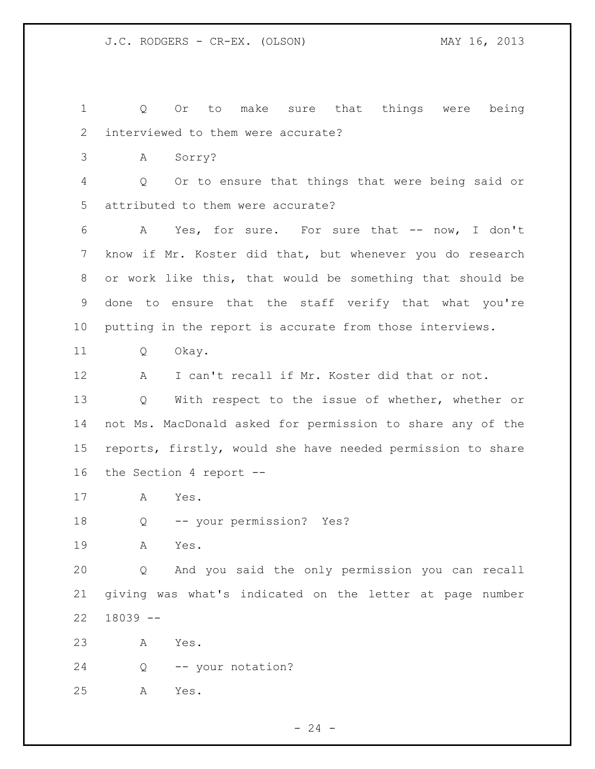Q Or to make sure that things were being interviewed to them were accurate?

A Sorry?

Q Or to ensure that things that were being said or attributed to them were accurate?

A Yes, for sure. For sure that -- now, I don't know if Mr. Koster did that, but whenever you do research or work like this, that would be something that should be done to ensure that the staff verify that what you're putting in the report is accurate from those interviews.

Q Okay.

A I can't recall if Mr. Koster did that or not.

Q With respect to the issue of whether, whether or not Ms. MacDonald asked for permission to share any of the reports, firstly, would she have needed permission to share the Section 4 report --

A Yes.

Q -- your permission? Yes?

A Yes.

Q And you said the only permission you can recall giving was what's indicated on the letter at page number 18039 --

A Yes.

Q -- your notation?

A Yes.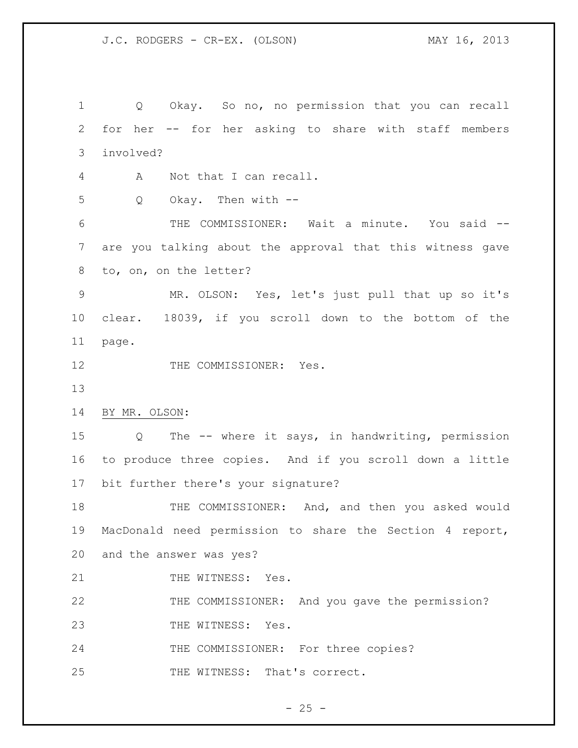Q Okay. So no, no permission that you can recall for her -- for her asking to share with staff members involved?

A Not that I can recall.

Q Okay. Then with --

THE COMMISSIONER: Wait a minute. You said -- are you talking about the approval that this witness gave to, on, on the letter?

MR. OLSON: Yes, let's just pull that up so it's clear. 18039, if you scroll down to the bottom of the page.

THE COMMISSIONER: Yes.

BY MR. OLSON:

Q The -- where it says, in handwriting, permission to produce three copies. And if you scroll down a little bit further there's your signature?

THE COMMISSIONER: And, and then you asked would MacDonald need permission to share the Section 4 report, and the answer was yes?

THE WITNESS: Yes.

THE COMMISSIONER: And you gave the permission?

THE WITNESS: Yes.

THE COMMISSIONER: For three copies?

THE WITNESS: That's correct.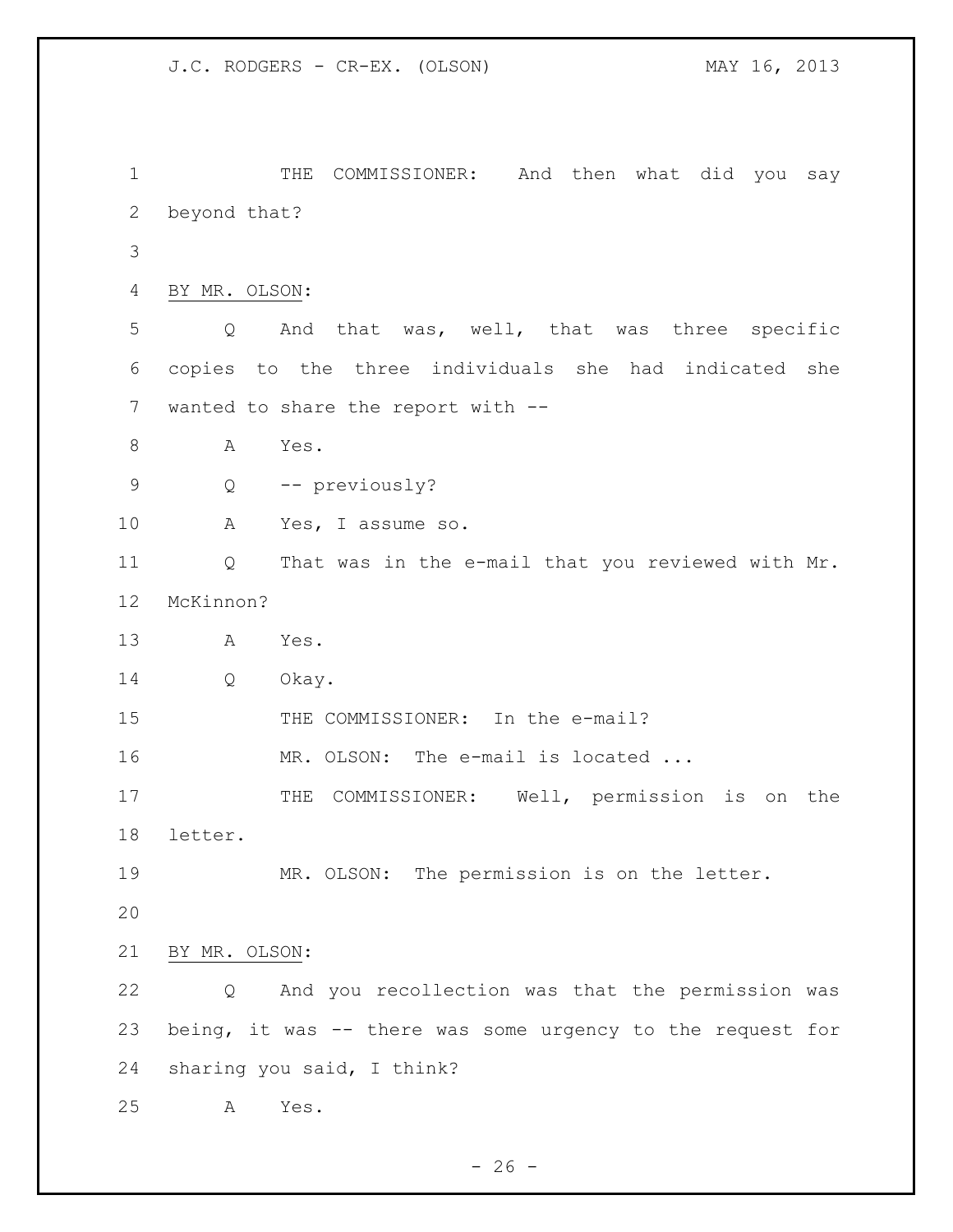THE COMMISSIONER: And then what did you say beyond that?

BY MR. OLSON:

Q And that was, well, that was three specific copies to the three individuals she had indicated she wanted to share the report with --

A Yes.

Q -- previously?

A Yes, I assume so.

Q That was in the e-mail that you reviewed with Mr. McKinnon?

A Yes.

Q Okay.

THE COMMISSIONER: In the e-mail?

MR. OLSON: The e-mail is located ...

THE COMMISSIONER: Well, permission is on the letter.

MR. OLSON: The permission is on the letter.

BY MR. OLSON:

Q And you recollection was that the permission was being, it was -- there was some urgency to the request for sharing you said, I think?

A Yes.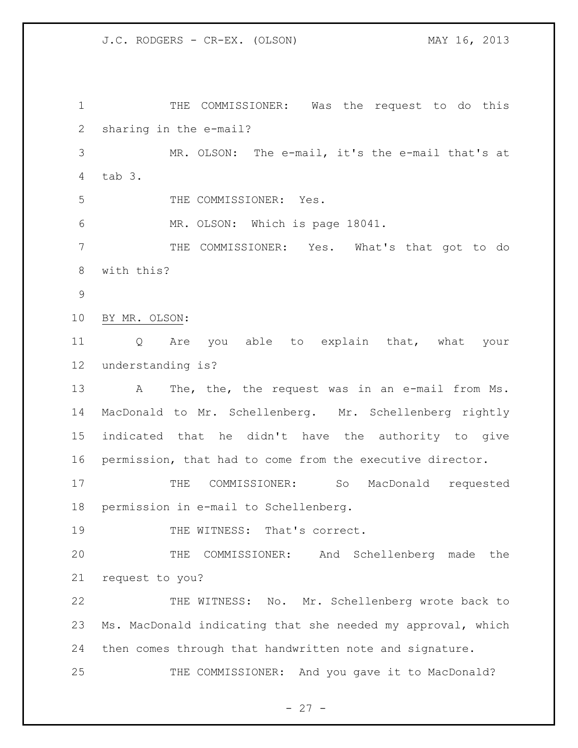THE COMMISSIONER: Was the request to do this sharing in the e-mail?

MR. OLSON: The e-mail, it's the e-mail that's at tab 3.

THE COMMISSIONER: Yes.

MR. OLSON: Which is page 18041.

THE COMMISSIONER: Yes. What's that got to do with this?

BY MR. OLSON:

Q Are you able to explain that, what your understanding is?

A The, the, the request was in an e-mail from Ms. MacDonald to Mr. Schellenberg. Mr. Schellenberg rightly indicated that he didn't have the authority to give permission, that had to come from the executive director.

THE COMMISSIONER: So MacDonald requested permission in e-mail to Schellenberg.

THE WITNESS: That's correct.

THE COMMISSIONER: And Schellenberg made the request to you?

THE WITNESS: No. Mr. Schellenberg wrote back to Ms. MacDonald indicating that she needed my approval, which then comes through that handwritten note and signature.

THE COMMISSIONER: And you gave it to MacDonald?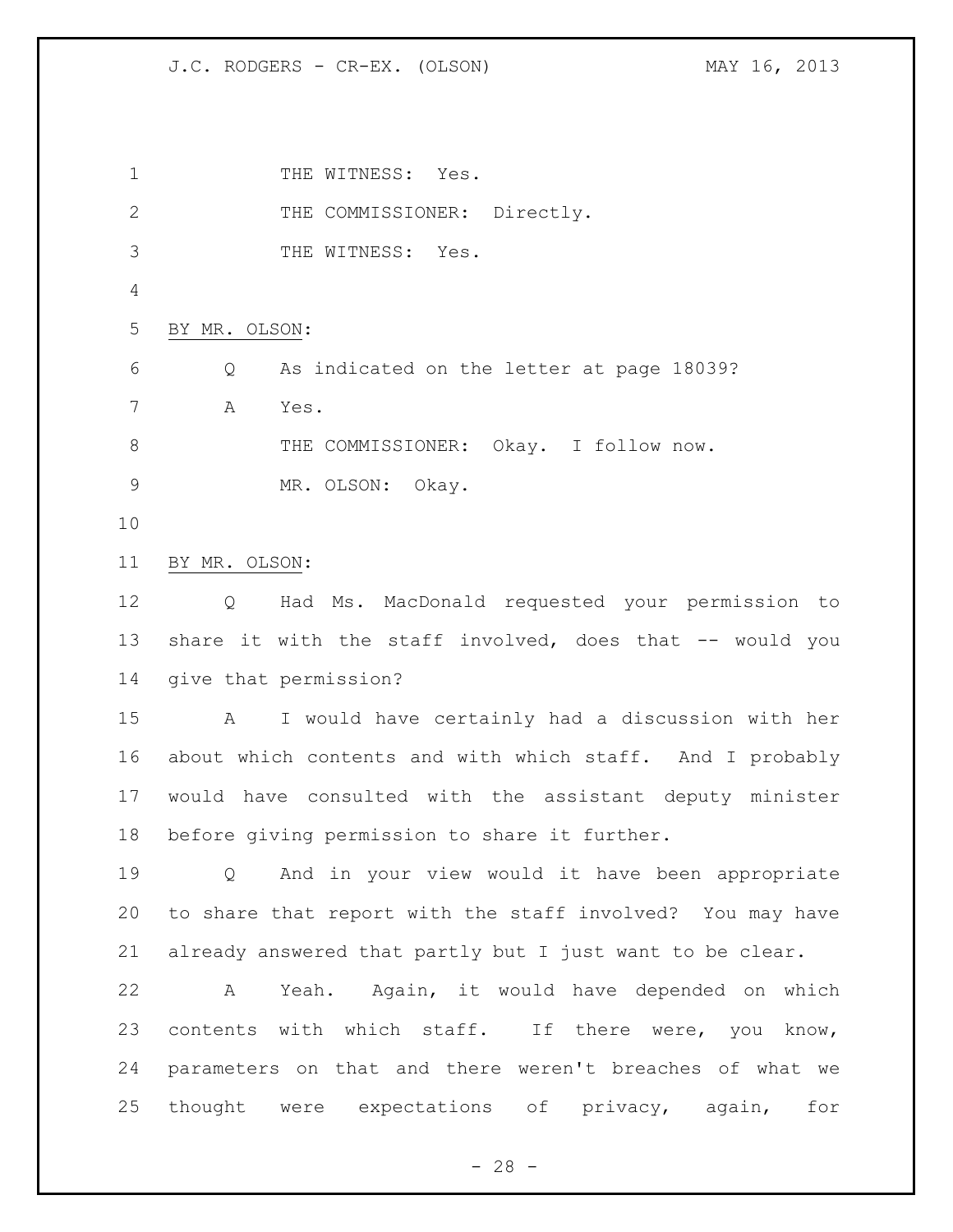THE WITNESS: Yes.

THE COMMISSIONER: Directly.

THE WITNESS: Yes.

BY MR. OLSON:

Q As indicated on the letter at page 18039?

A Yes.

THE COMMISSIONER: Okay. I follow now.

MR. OLSON: Okay.

BY MR. OLSON:

Q Had Ms. MacDonald requested your permission to share it with the staff involved, does that -- would you give that permission?

A I would have certainly had a discussion with her about which contents and with which staff. And I probably would have consulted with the assistant deputy minister before giving permission to share it further.

Q And in your view would it have been appropriate to share that report with the staff involved? You may have already answered that partly but I just want to be clear.

A Yeah. Again, it would have depended on which contents with which staff. If there were, you know, parameters on that and there weren't breaches of what we thought were expectations of privacy, again, for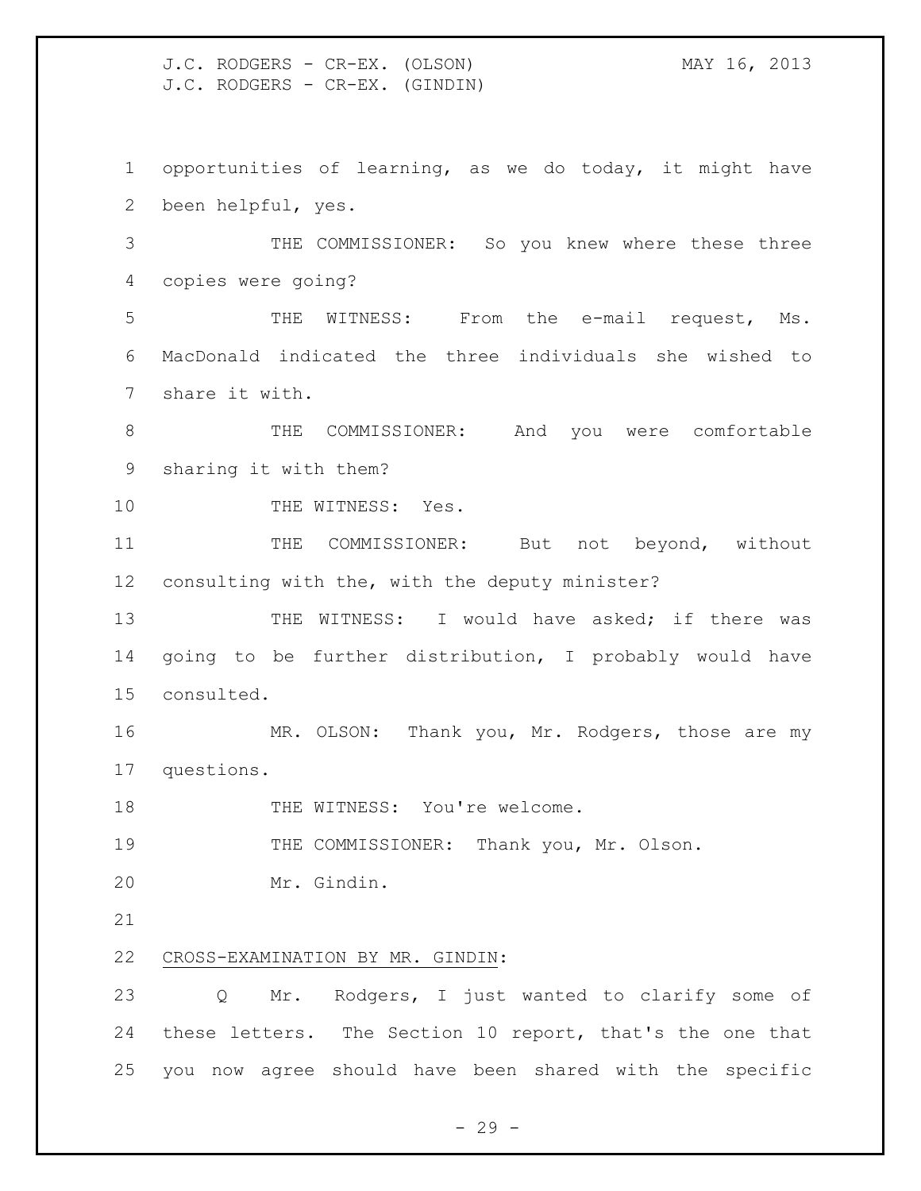opportunities of learning, as we do today, it might have been helpful, yes.

THE COMMISSIONER: So you knew where these three copies were going?

THE WITNESS: From the e-mail request, Ms. MacDonald indicated the three individuals she wished to share it with.

THE COMMISSIONER: And you were comfortable sharing it with them?

THE WITNESS: Yes.

THE COMMISSIONER: But not beyond, without consulting with the, with the deputy minister?

THE WITNESS: I would have asked; if there was going to be further distribution, I probably would have consulted.

MR. OLSON: Thank you, Mr. Rodgers, those are my questions.

THE WITNESS: You're welcome.

THE COMMISSIONER: Thank you, Mr. Olson.

Mr. Gindin.

CROSS-EXAMINATION BY MR. GINDIN:

Q Mr. Rodgers, I just wanted to clarify some of these letters. The Section 10 report, that's the one that you now agree should have been shared with the specific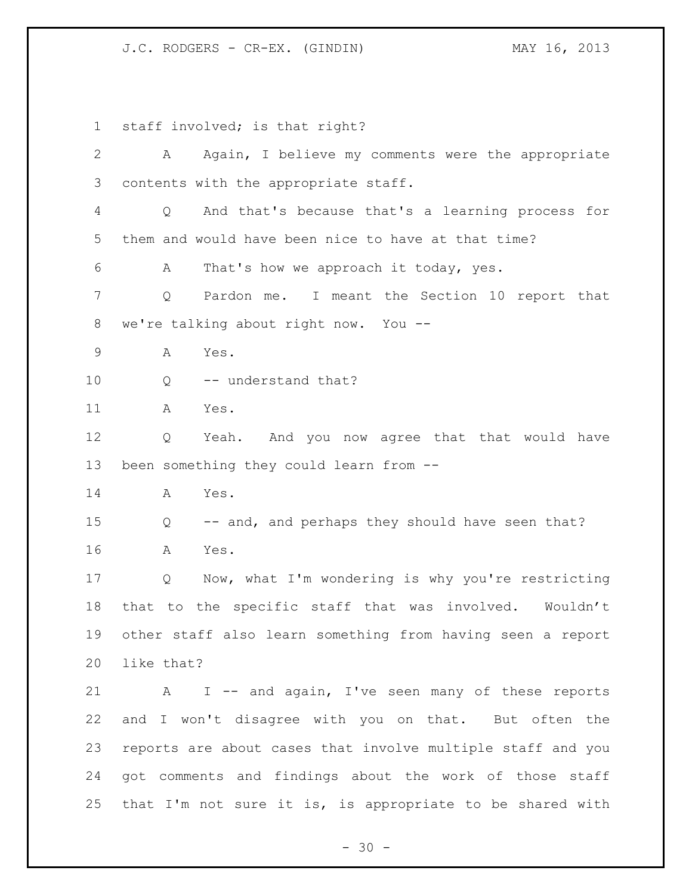staff involved; is that right?

A Again, I believe my comments were the appropriate contents with the appropriate staff.

Q And that's because that's a learning process for them and would have been nice to have at that time?

A That's how we approach it today, yes.

Q Pardon me. I meant the Section 10 report that we're talking about right now. You --

A Yes.

Q -- understand that?

A Yes.

Q Yeah. And you now agree that that would have been something they could learn from --

A Yes.

Q -- and, and perhaps they should have seen that?

A Yes.

Q Now, what I'm wondering is why you're restricting that to the specific staff that was involved. Wouldn't other staff also learn something from having seen a report like that?

A I -- and again, I've seen many of these reports and I won't disagree with you on that. But often the reports are about cases that involve multiple staff and you got comments and findings about the work of those staff that I'm not sure it is, is appropriate to be shared with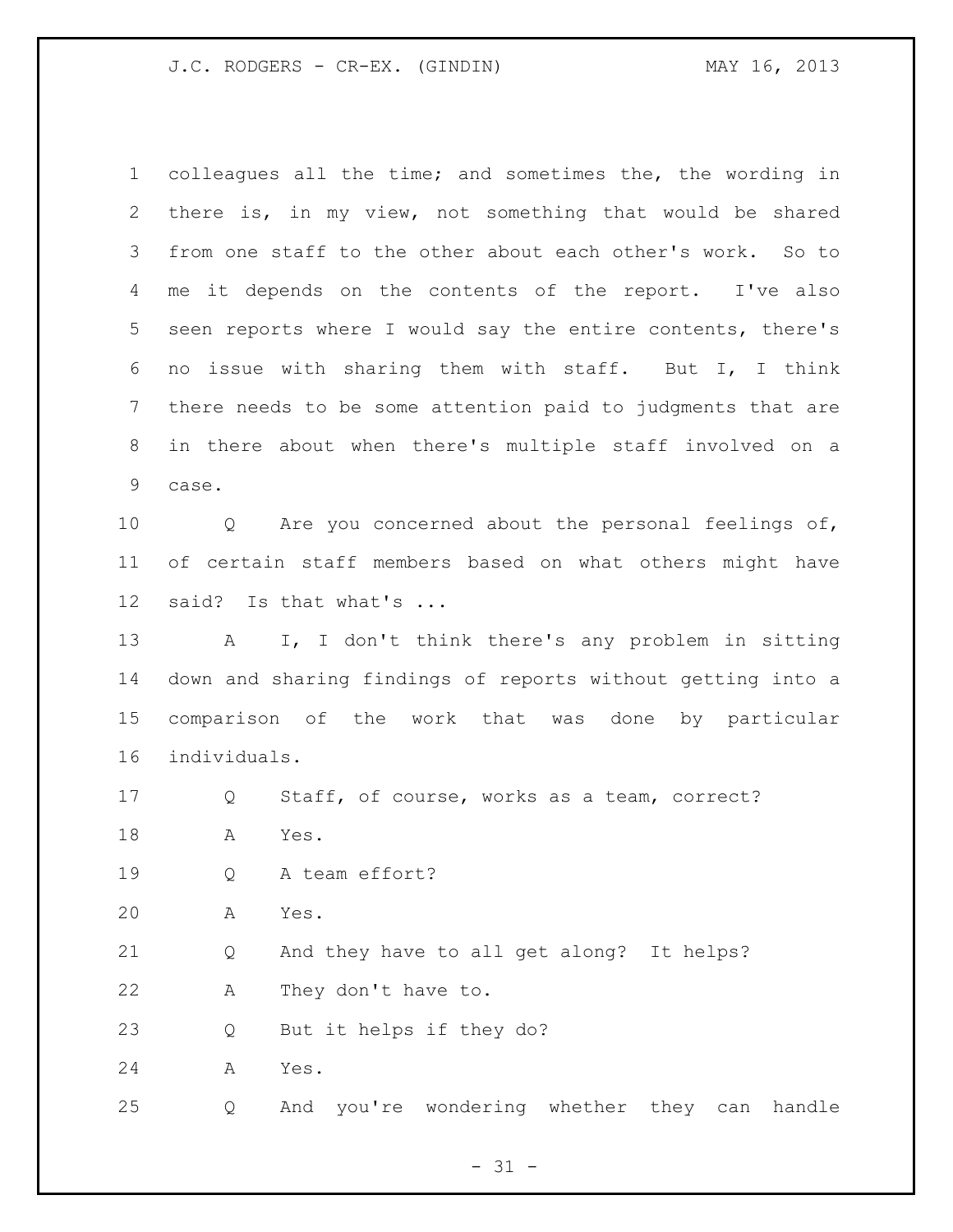colleagues all the time; and sometimes the, the wording in there is, in my view, not something that would be shared from one staff to the other about each other's work. So to me it depends on the contents of the report. I've also seen reports where I would say the entire contents, there's no issue with sharing them with staff. But I, I think there needs to be some attention paid to judgments that are in there about when there's multiple staff involved on a case.

Q Are you concerned about the personal feelings of, of certain staff members based on what others might have said? Is that what's ...

A I, I don't think there's any problem in sitting down and sharing findings of reports without getting into a comparison of the work that was done by particular individuals.

Q Staff, of course, works as a team, correct?

A Yes.

Q A team effort?

A Yes.

Q And they have to all get along? It helps?

A They don't have to.

Q But it helps if they do?

A Yes.

Q And you're wondering whether they can handle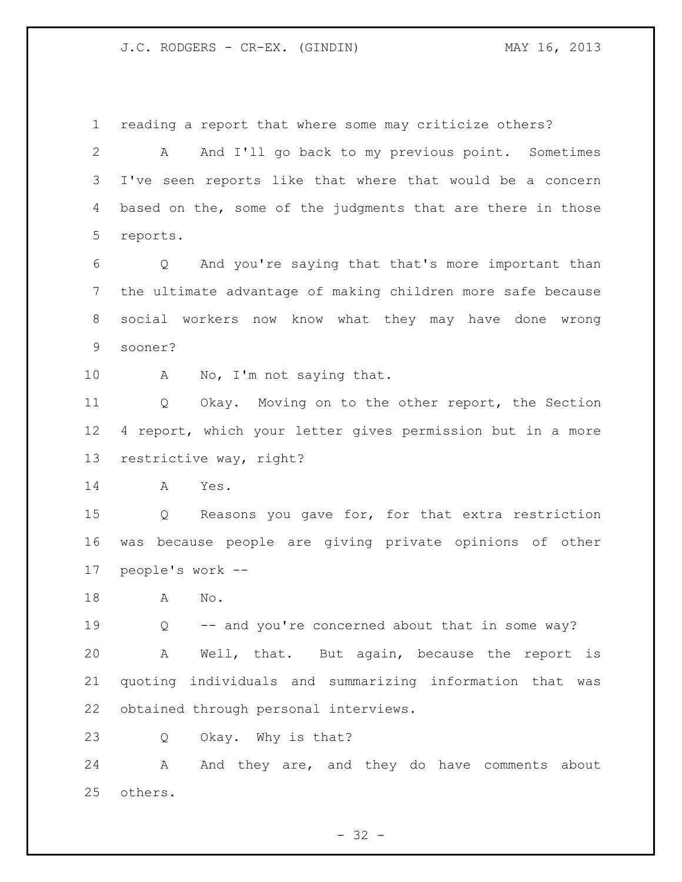reading a report that where some may criticize others?

A And I'll go back to my previous point. Sometimes I've seen reports like that where that would be a concern based on the, some of the judgments that are there in those reports.

Q And you're saying that that's more important than the ultimate advantage of making children more safe because social workers now know what they may have done wrong sooner?

A No, I'm not saying that.

Q Okay. Moving on to the other report, the Section 4 report, which your letter gives permission but in a more restrictive way, right?

A Yes.

Q Reasons you gave for, for that extra restriction was because people are giving private opinions of other people's work --

A No.

Q -- and you're concerned about that in some way?

A Well, that. But again, because the report is quoting individuals and summarizing information that was obtained through personal interviews.

Q Okay. Why is that?

A And they are, and they do have comments about others.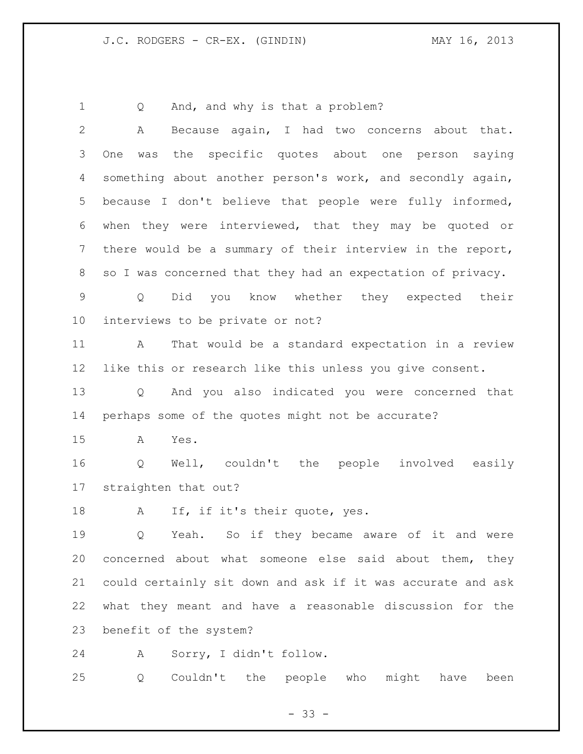Q And, and why is that a problem?

A Because again, I had two concerns about that. One was the specific quotes about one person saying something about another person's work, and secondly again, because I don't believe that people were fully informed, when they were interviewed, that they may be quoted or there would be a summary of their interview in the report, so I was concerned that they had an expectation of privacy.

Q Did you know whether they expected their interviews to be private or not?

A That would be a standard expectation in a review like this or research like this unless you give consent.

Q And you also indicated you were concerned that perhaps some of the quotes might not be accurate?

A Yes.

Q Well, couldn't the people involved easily straighten that out?

A If, if it's their quote, yes.

Q Yeah. So if they became aware of it and were concerned about what someone else said about them, they could certainly sit down and ask if it was accurate and ask what they meant and have a reasonable discussion for the benefit of the system?

A Sorry, I didn't follow.

Q Couldn't the people who might have been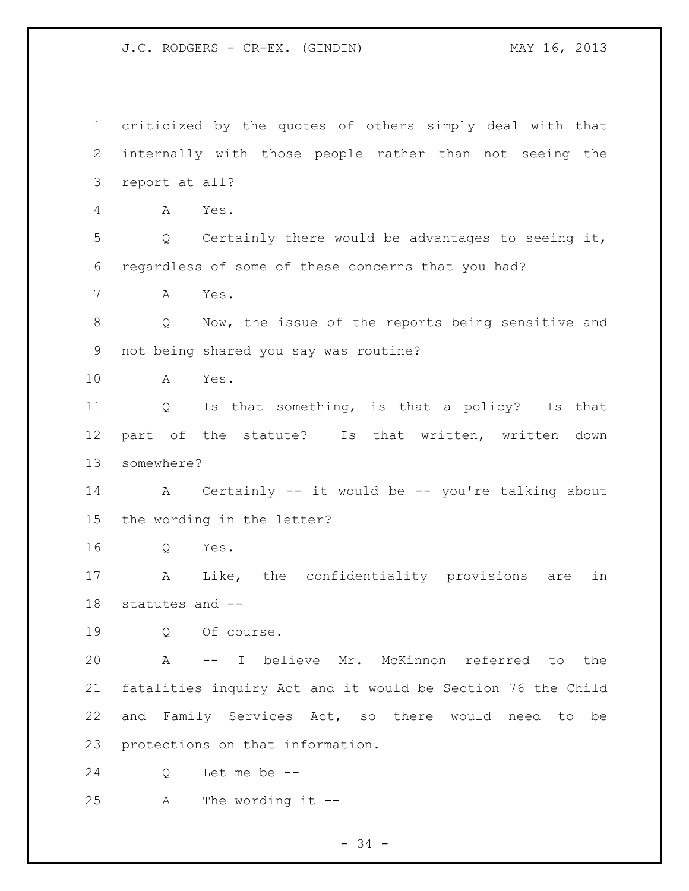criticized by the quotes of others simply deal with that internally with those people rather than not seeing the report at all?

A Yes.

Q Certainly there would be advantages to seeing it, regardless of some of these concerns that you had?

A Yes.

Q Now, the issue of the reports being sensitive and not being shared you say was routine?

A Yes.

Q Is that something, is that a policy? Is that part of the statute? Is that written, written down somewhere?

A Certainly -- it would be -- you're talking about the wording in the letter?

Q Yes.

A Like, the confidentiality provisions are in statutes and --

Q Of course.

A -- I believe Mr. McKinnon referred to the fatalities inquiry Act and it would be Section 76 the Child and Family Services Act, so there would need to be protections on that information.

Q Let me be --

A The wording it --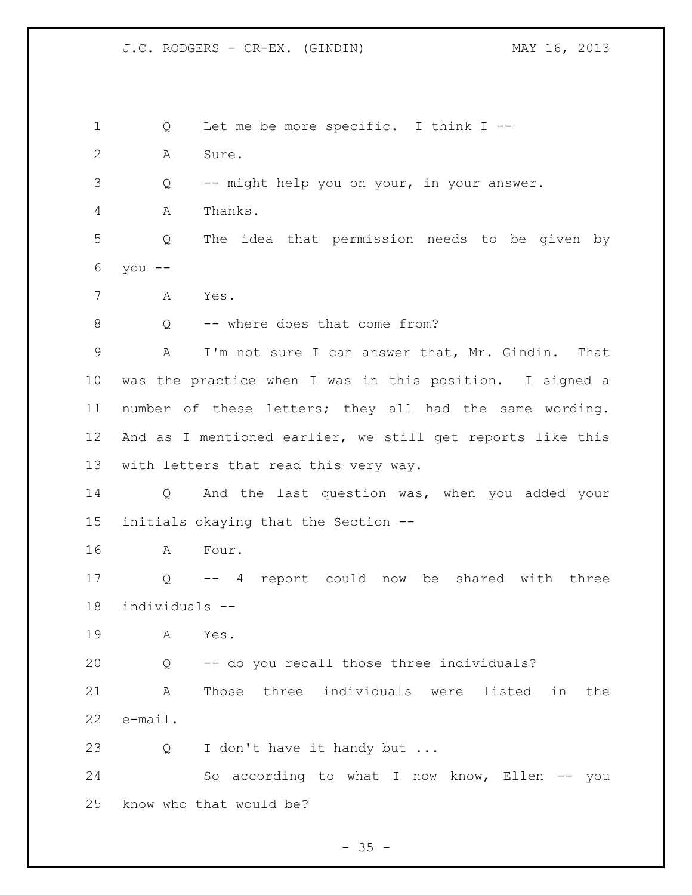Q Let me be more specific. I think I --

A Sure.

Q -- might help you on your, in your answer.

A Thanks.

Q The idea that permission needs to be given by you --

A Yes.

Q -- where does that come from?

A I'm not sure I can answer that, Mr. Gindin. That was the practice when I was in this position. I signed a number of these letters; they all had the same wording. And as I mentioned earlier, we still get reports like this with letters that read this very way.

Q And the last question was, when you added your initials okaying that the Section --

A Four.

Q -- 4 report could now be shared with three individuals --

A Yes.

Q -- do you recall those three individuals?

A Those three individuals were listed in the e-mail.

Q I don't have it handy but ...

So according to what I now know, Ellen -- you know who that would be?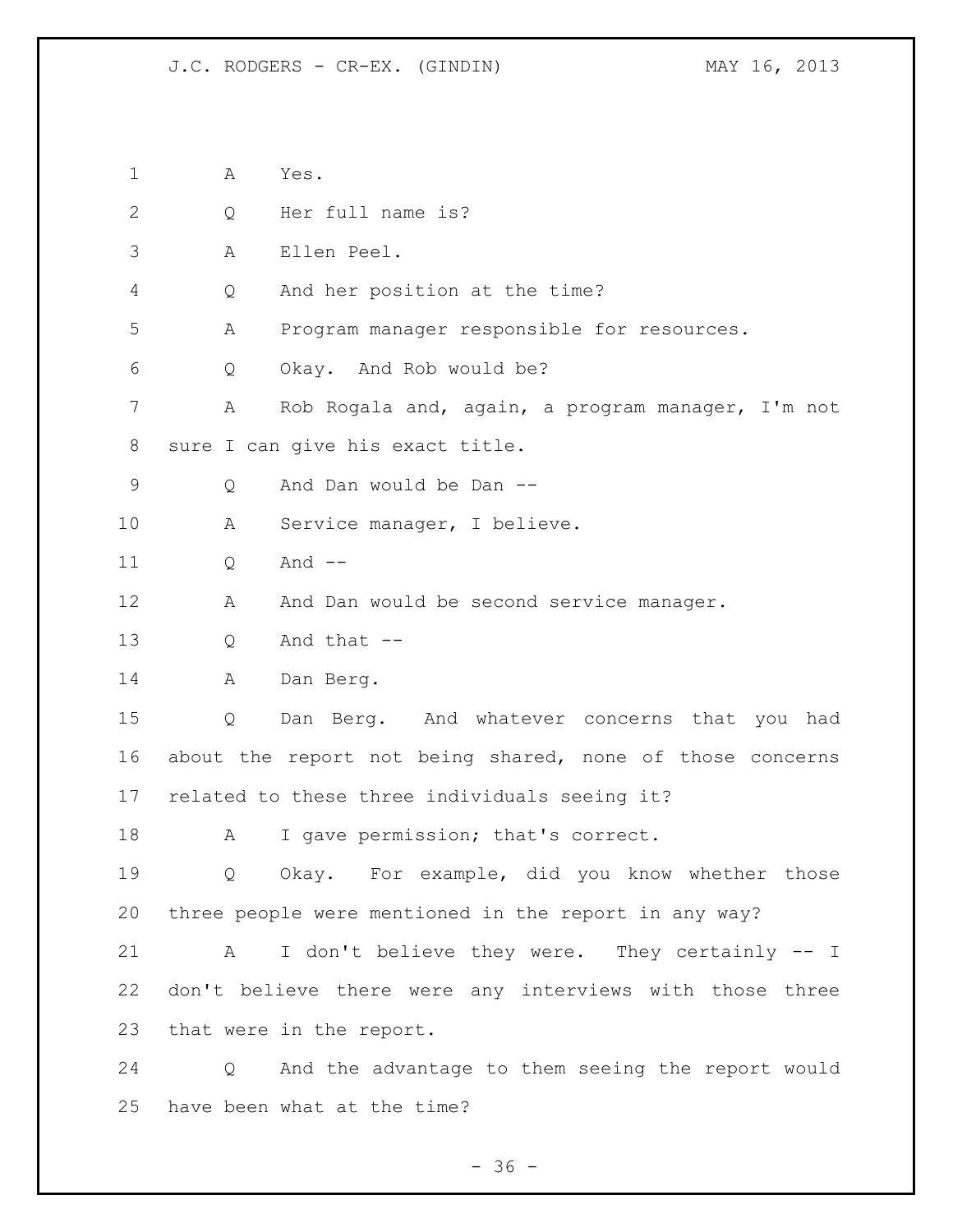A Yes.

Q Her full name is?

A Ellen Peel.

Q And her position at the time?

A Program manager responsible for resources.

Q Okay. And Rob would be?

A Rob Rogala and, again, a program manager, I'm not sure I can give his exact title.

Q And Dan would be Dan --

A Service manager, I believe.

Q And --

A And Dan would be second service manager.

Q And that --

A Dan Berg.

Q Dan Berg. And whatever concerns that you had about the report not being shared, none of those concerns related to these three individuals seeing it?

A I gave permission; that's correct.

Q Okay. For example, did you know whether those three people were mentioned in the report in any way?

A I don't believe they were. They certainly -- I don't believe there were any interviews with those three that were in the report.

Q And the advantage to them seeing the report would have been what at the time?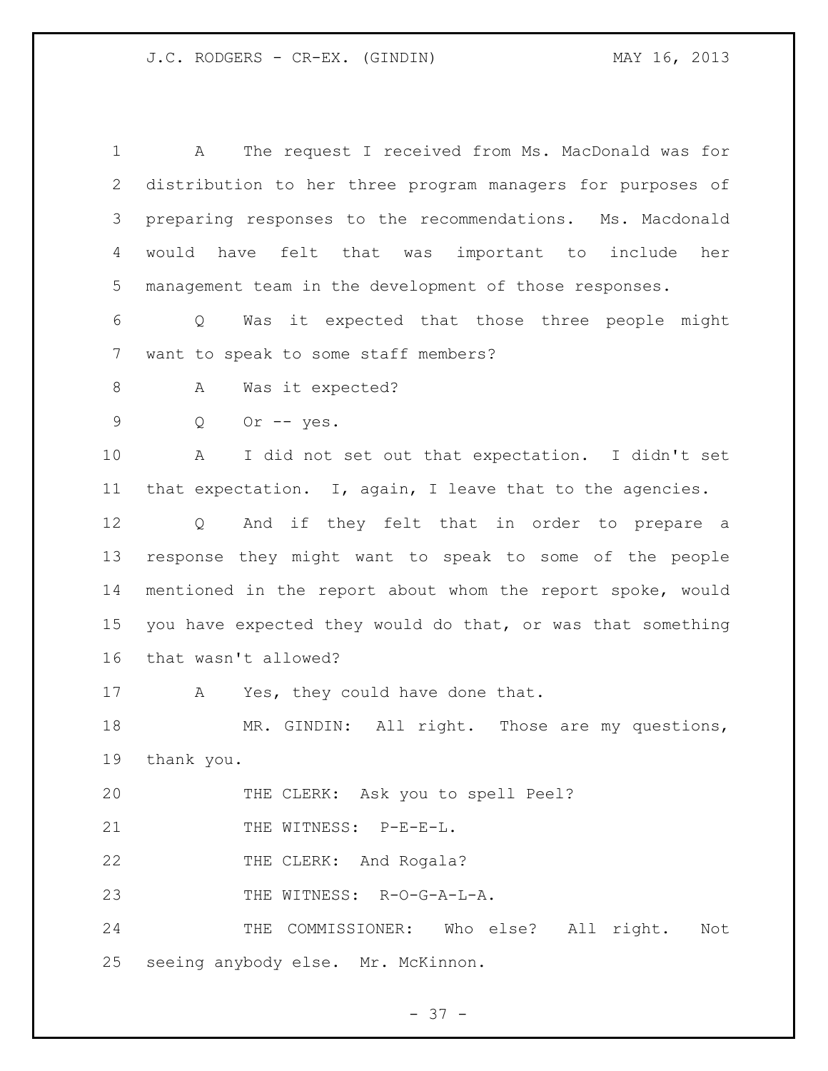A The request I received from Ms. MacDonald was for distribution to her three program managers for purposes of preparing responses to the recommendations. Ms. Macdonald would have felt that was important to include her management team in the development of those responses.

Q Was it expected that those three people might want to speak to some staff members?

A Was it expected?

Q Or -- yes.

A I did not set out that expectation. I didn't set that expectation. I, again, I leave that to the agencies.

Q And if they felt that in order to prepare a response they might want to speak to some of the people mentioned in the report about whom the report spoke, would you have expected they would do that, or was that something that wasn't allowed?

A Yes, they could have done that.

MR. GINDIN: All right. Those are my questions, thank you.

THE CLERK: Ask you to spell Peel?

THE WITNESS: P-E-E-L.

THE CLERK: And Rogala?

THE WITNESS: R-O-G-A-L-A.

THE COMMISSIONER: Who else? All right. Not seeing anybody else. Mr. McKinnon.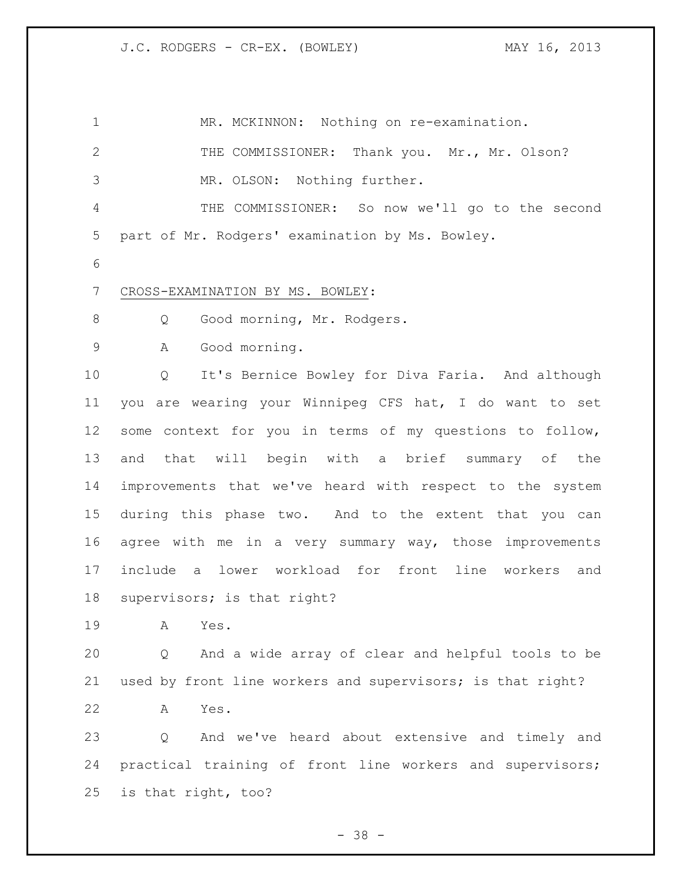MR. MCKINNON: Nothing on re-examination.

THE COMMISSIONER: Thank you. Mr., Mr. Olson?

MR. OLSON: Nothing further.

THE COMMISSIONER: So now we'll go to the second part of Mr. Rodgers' examination by Ms. Bowley.

CROSS-EXAMINATION BY MS. BOWLEY:

Q Good morning, Mr. Rodgers.

A Good morning.

Q It's Bernice Bowley for Diva Faria. And although you are wearing your Winnipeg CFS hat, I do want to set some context for you in terms of my questions to follow, and that will begin with a brief summary of the improvements that we've heard with respect to the system during this phase two. And to the extent that you can agree with me in a very summary way, those improvements include a lower workload for front line workers and supervisors; is that right?

A Yes.

Q And a wide array of clear and helpful tools to be used by front line workers and supervisors; is that right?

A Yes.

Q And we've heard about extensive and timely and practical training of front line workers and supervisors; is that right, too?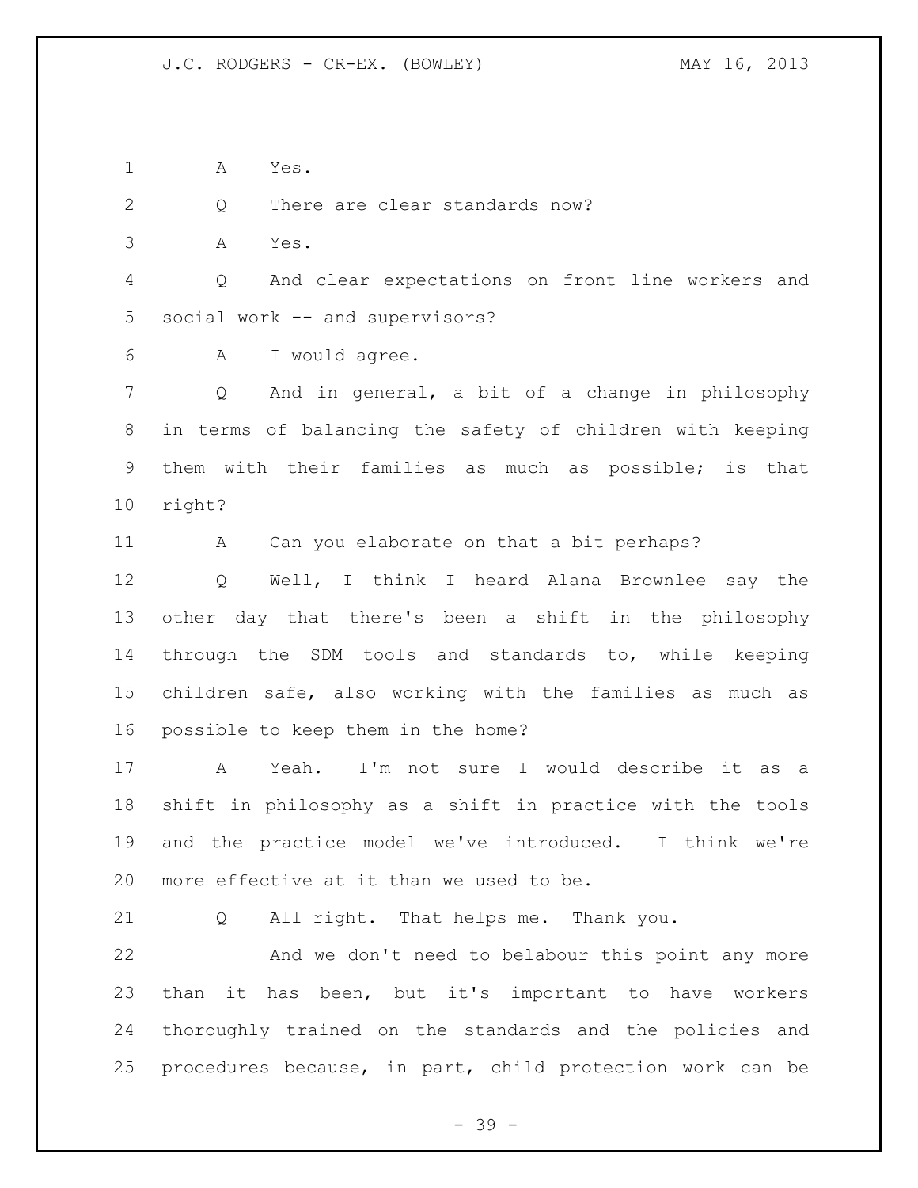A Yes.

Q There are clear standards now?

A Yes.

Q And clear expectations on front line workers and social work -- and supervisors?

A I would agree.

Q And in general, a bit of a change in philosophy in terms of balancing the safety of children with keeping them with their families as much as possible; is that right?

A Can you elaborate on that a bit perhaps?

Q Well, I think I heard Alana Brownlee say the other day that there's been a shift in the philosophy through the SDM tools and standards to, while keeping children safe, also working with the families as much as possible to keep them in the home?

A Yeah. I'm not sure I would describe it as a shift in philosophy as a shift in practice with the tools and the practice model we've introduced. I think we're more effective at it than we used to be.

Q All right. That helps me. Thank you.

And we don't need to belabour this point any more than it has been, but it's important to have workers thoroughly trained on the standards and the policies and procedures because, in part, child protection work can be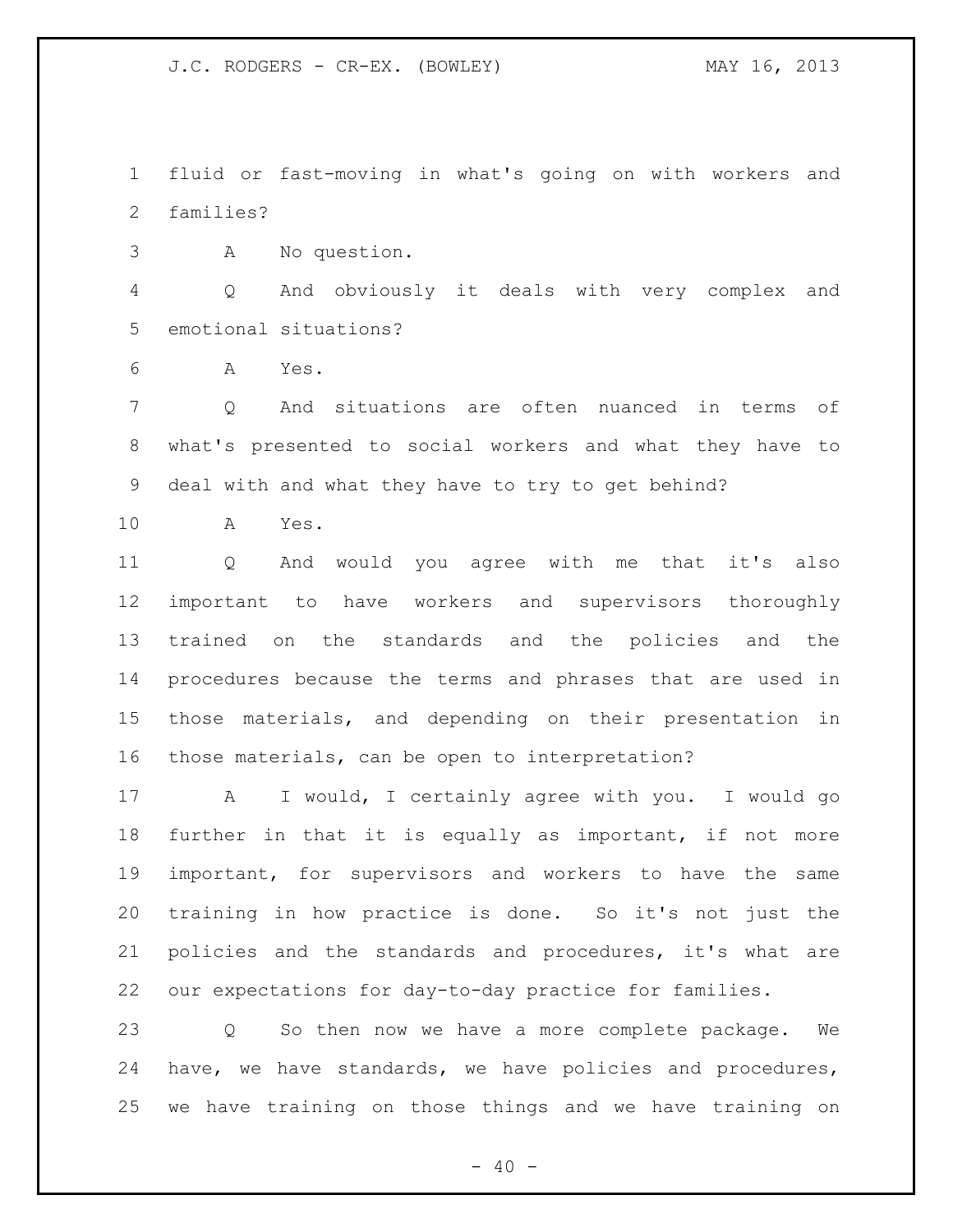fluid or fast-moving in what's going on with workers and families?

A No question.

Q And obviously it deals with very complex and emotional situations?

A Yes.

Q And situations are often nuanced in terms of what's presented to social workers and what they have to deal with and what they have to try to get behind?

A Yes.

Q And would you agree with me that it's also important to have workers and supervisors thoroughly trained on the standards and the policies and the procedures because the terms and phrases that are used in those materials, and depending on their presentation in those materials, can be open to interpretation?

A I would, I certainly agree with you. I would go further in that it is equally as important, if not more important, for supervisors and workers to have the same training in how practice is done. So it's not just the policies and the standards and procedures, it's what are our expectations for day-to-day practice for families.

Q So then now we have a more complete package. We have, we have standards, we have policies and procedures, we have training on those things and we have training on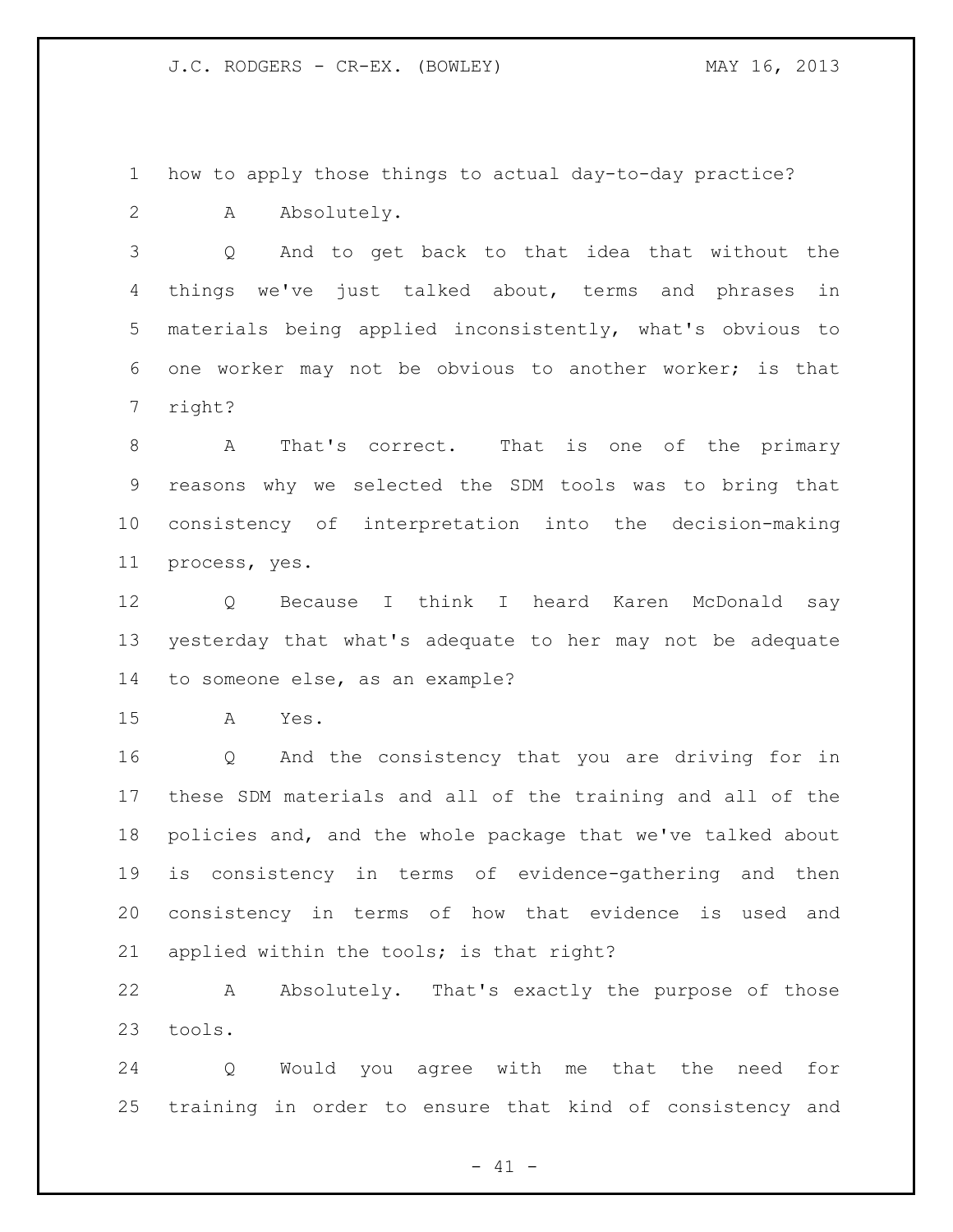how to apply those things to actual day-to-day practice?

A Absolutely.

Q And to get back to that idea that without the things we've just talked about, terms and phrases in materials being applied inconsistently, what's obvious to one worker may not be obvious to another worker; is that right?

A That's correct. That is one of the primary reasons why we selected the SDM tools was to bring that consistency of interpretation into the decision-making process, yes.

Q Because I think I heard Karen McDonald say yesterday that what's adequate to her may not be adequate to someone else, as an example?

A Yes.

Q And the consistency that you are driving for in these SDM materials and all of the training and all of the policies and, and the whole package that we've talked about is consistency in terms of evidence-gathering and then consistency in terms of how that evidence is used and applied within the tools; is that right?

A Absolutely. That's exactly the purpose of those tools.

Q Would you agree with me that the need for training in order to ensure that kind of consistency and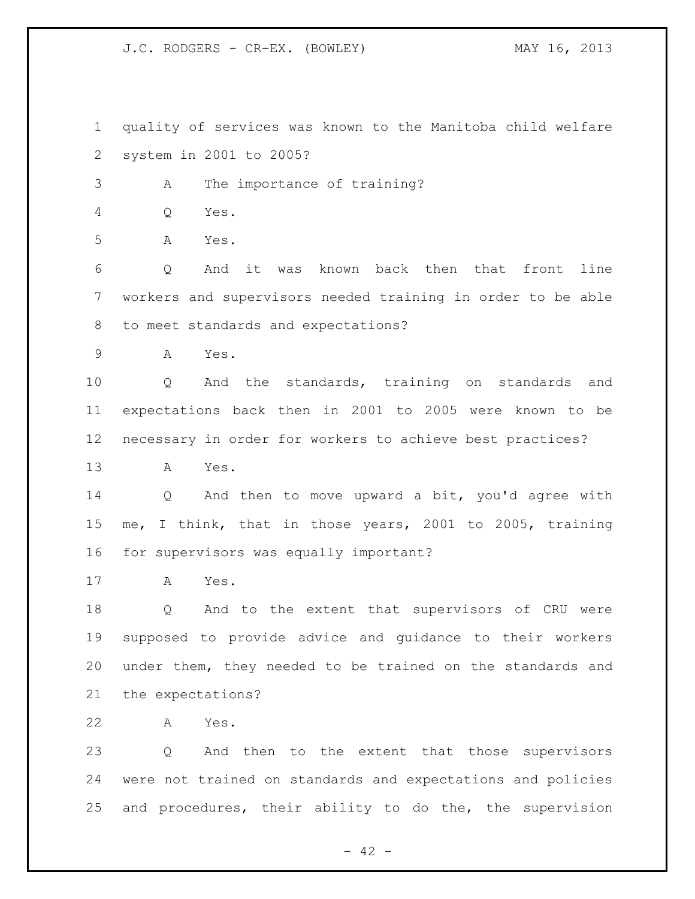quality of services was known to the Manitoba child welfare system in 2001 to 2005?

A The importance of training?

Q Yes.

A Yes.

Q And it was known back then that front line workers and supervisors needed training in order to be able to meet standards and expectations?

A Yes.

Q And the standards, training on standards and expectations back then in 2001 to 2005 were known to be necessary in order for workers to achieve best practices?

A Yes.

Q And then to move upward a bit, you'd agree with me, I think, that in those years, 2001 to 2005, training for supervisors was equally important?

A Yes.

Q And to the extent that supervisors of CRU were supposed to provide advice and guidance to their workers under them, they needed to be trained on the standards and the expectations?

A Yes.

Q And then to the extent that those supervisors were not trained on standards and expectations and policies and procedures, their ability to do the, the supervision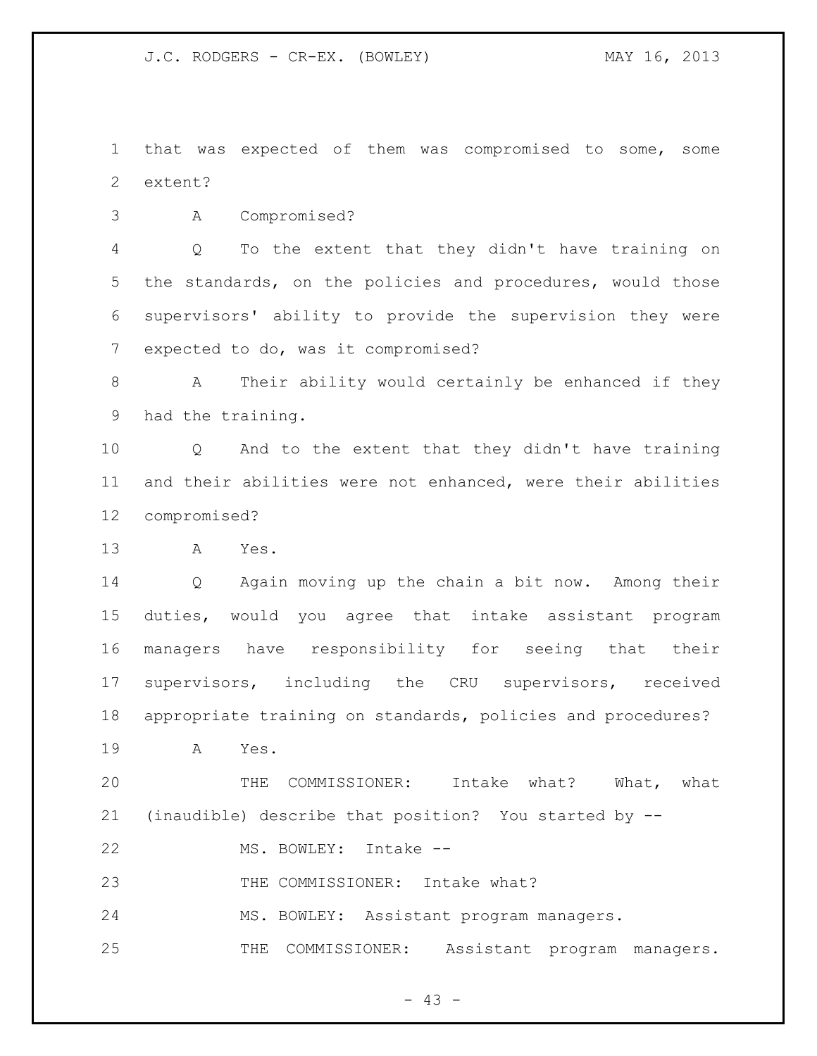that was expected of them was compromised to some, some extent?

A Compromised?

Q To the extent that they didn't have training on the standards, on the policies and procedures, would those supervisors' ability to provide the supervision they were expected to do, was it compromised?

A Their ability would certainly be enhanced if they had the training.

Q And to the extent that they didn't have training and their abilities were not enhanced, were their abilities compromised?

A Yes.

Q Again moving up the chain a bit now. Among their duties, would you agree that intake assistant program managers have responsibility for seeing that their supervisors, including the CRU supervisors, received appropriate training on standards, policies and procedures?

A Yes.

THE COMMISSIONER: Intake what? What, what (inaudible) describe that position? You started by --

MS. BOWLEY: Intake --

THE COMMISSIONER: Intake what?

MS. BOWLEY: Assistant program managers.

THE COMMISSIONER: Assistant program managers.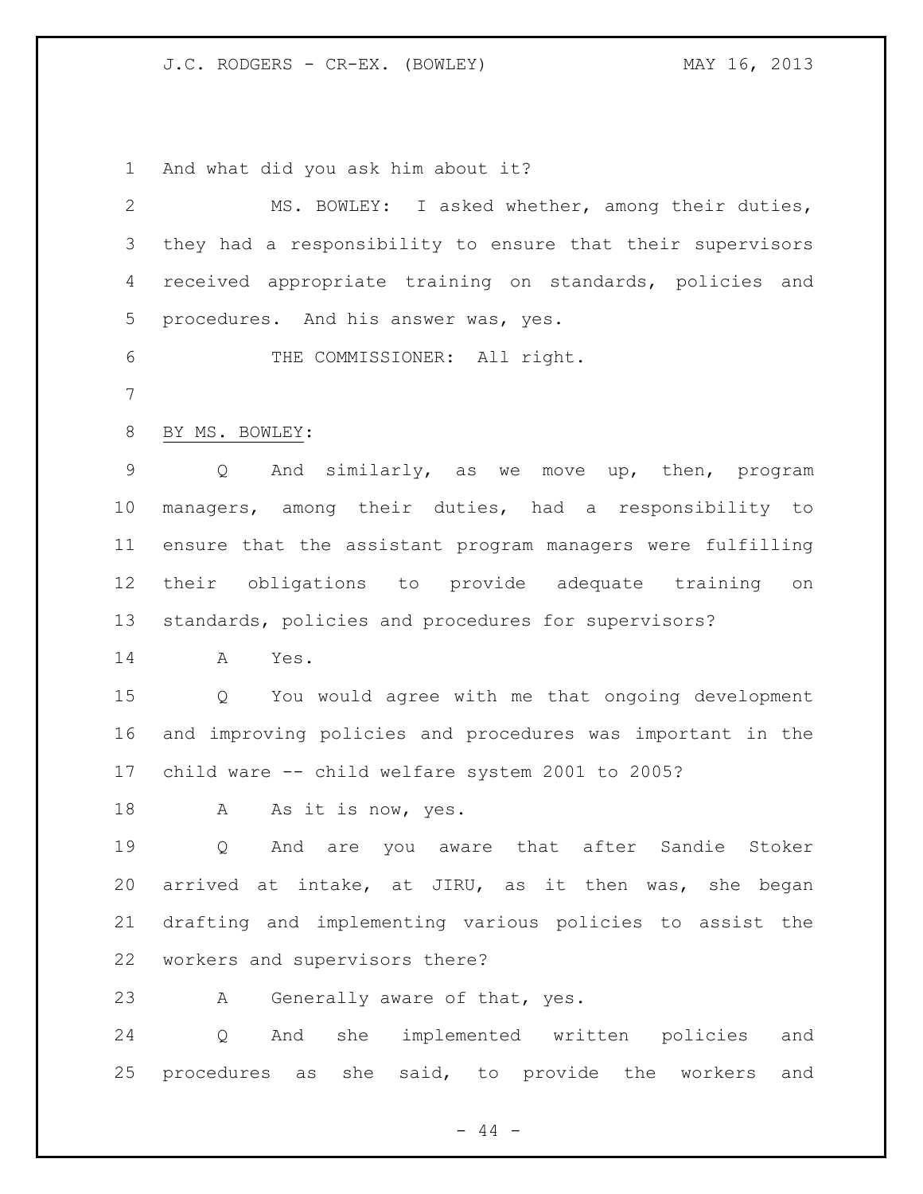And what did you ask him about it?

MS. BOWLEY: I asked whether, among their duties, they had a responsibility to ensure that their supervisors received appropriate training on standards, policies and procedures. And his answer was, yes.

THE COMMISSIONER: All right.

BY MS. BOWLEY:

Q And similarly, as we move up, then, program managers, among their duties, had a responsibility to ensure that the assistant program managers were fulfilling their obligations to provide adequate training on standards, policies and procedures for supervisors?

A Yes.

Q You would agree with me that ongoing development and improving policies and procedures was important in the child ware -- child welfare system 2001 to 2005?

A As it is now, yes.

Q And are you aware that after Sandie Stoker arrived at intake, at JIRU, as it then was, she began drafting and implementing various policies to assist the workers and supervisors there?

A Generally aware of that, yes.

Q And she implemented written policies and procedures as she said, to provide the workers and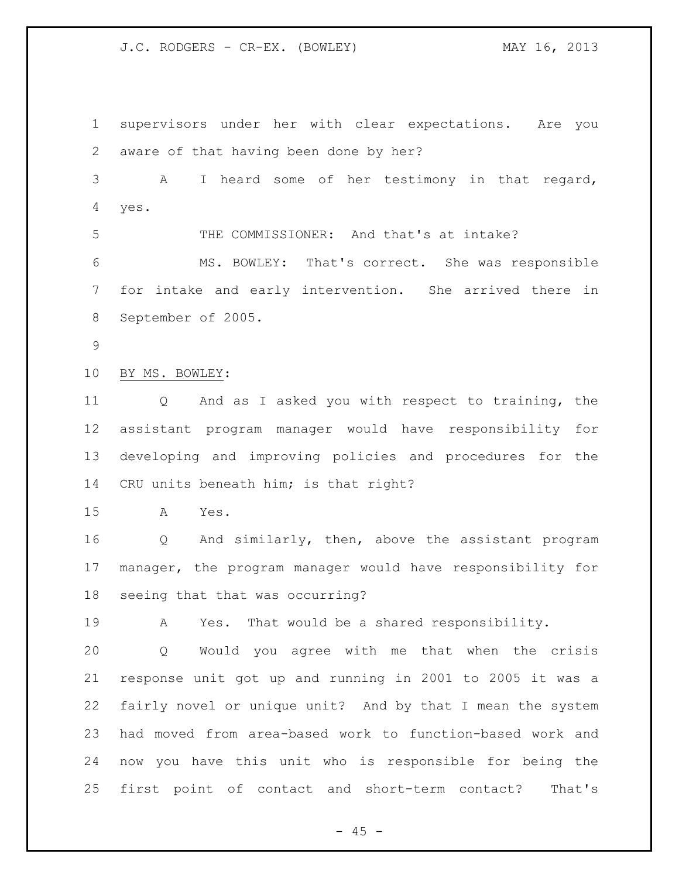supervisors under her with clear expectations. Are you aware of that having been done by her?

A I heard some of her testimony in that regard, yes.

THE COMMISSIONER: And that's at intake?

MS. BOWLEY: That's correct. She was responsible for intake and early intervention. She arrived there in September of 2005.

BY MS. BOWLEY:

Q And as I asked you with respect to training, the assistant program manager would have responsibility for developing and improving policies and procedures for the CRU units beneath him; is that right?

A Yes.

Q And similarly, then, above the assistant program manager, the program manager would have responsibility for seeing that that was occurring?

A Yes. That would be a shared responsibility.

Q Would you agree with me that when the crisis response unit got up and running in 2001 to 2005 it was a fairly novel or unique unit? And by that I mean the system had moved from area-based work to function-based work and now you have this unit who is responsible for being the first point of contact and short-term contact? That's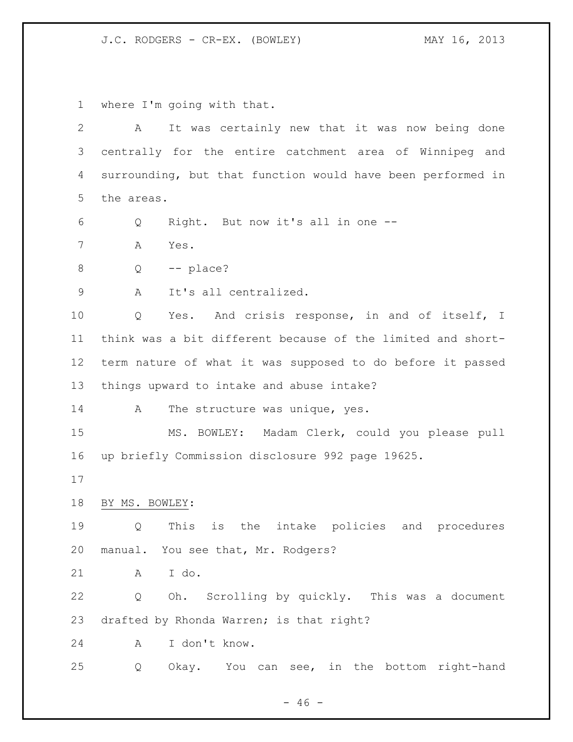where I'm going with that.

A It was certainly new that it was now being done centrally for the entire catchment area of Winnipeg and surrounding, but that function would have been performed in the areas.

Q Right. But now it's all in one --

A Yes.

Q -- place?

A It's all centralized.

Q Yes. And crisis response, in and of itself, I think was a bit different because of the limited and short-term nature of what it was supposed to do before it passed things upward to intake and abuse intake?

A The structure was unique, yes.

MS. BOWLEY: Madam Clerk, could you please pull up briefly Commission disclosure 992 page 19625.

BY MS. BOWLEY:

Q This is the intake policies and procedures manual. You see that, Mr. Rodgers?

A I do.

Q Oh. Scrolling by quickly. This was a document drafted by Rhonda Warren; is that right?

A I don't know.

Q Okay. You can see, in the bottom right-hand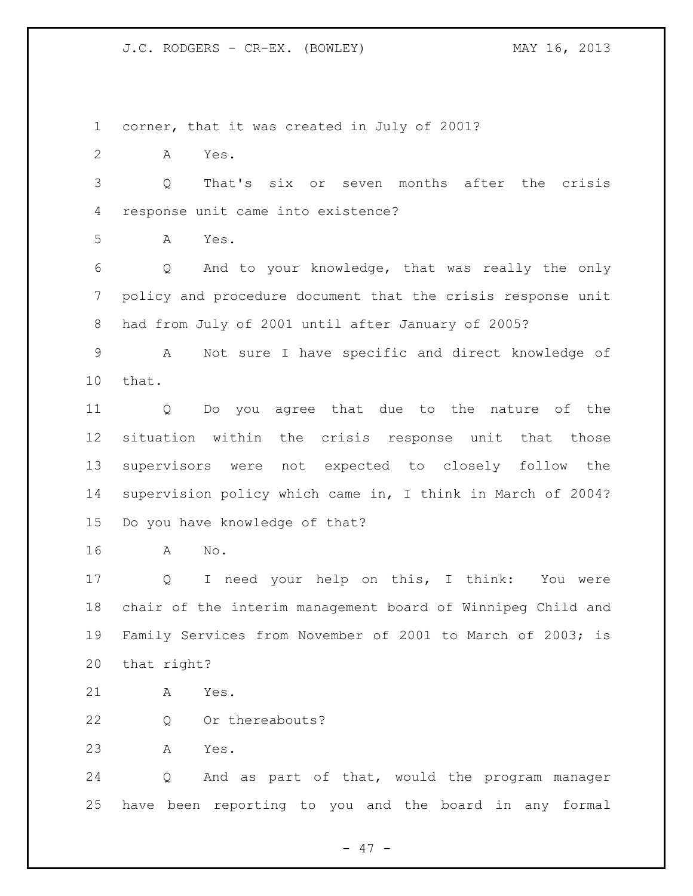corner, that it was created in July of 2001?

A Yes.

Q That's six or seven months after the crisis response unit came into existence?

A Yes.

Q And to your knowledge, that was really the only policy and procedure document that the crisis response unit had from July of 2001 until after January of 2005?

A Not sure I have specific and direct knowledge of that.

Q Do you agree that due to the nature of the situation within the crisis response unit that those supervisors were not expected to closely follow the supervision policy which came in, I think in March of 2004? Do you have knowledge of that?

A No.

Q I need your help on this, I think: You were chair of the interim management board of Winnipeg Child and Family Services from November of 2001 to March of 2003; is that right?

A Yes.

Q Or thereabouts?

A Yes.

Q And as part of that, would the program manager have been reporting to you and the board in any formal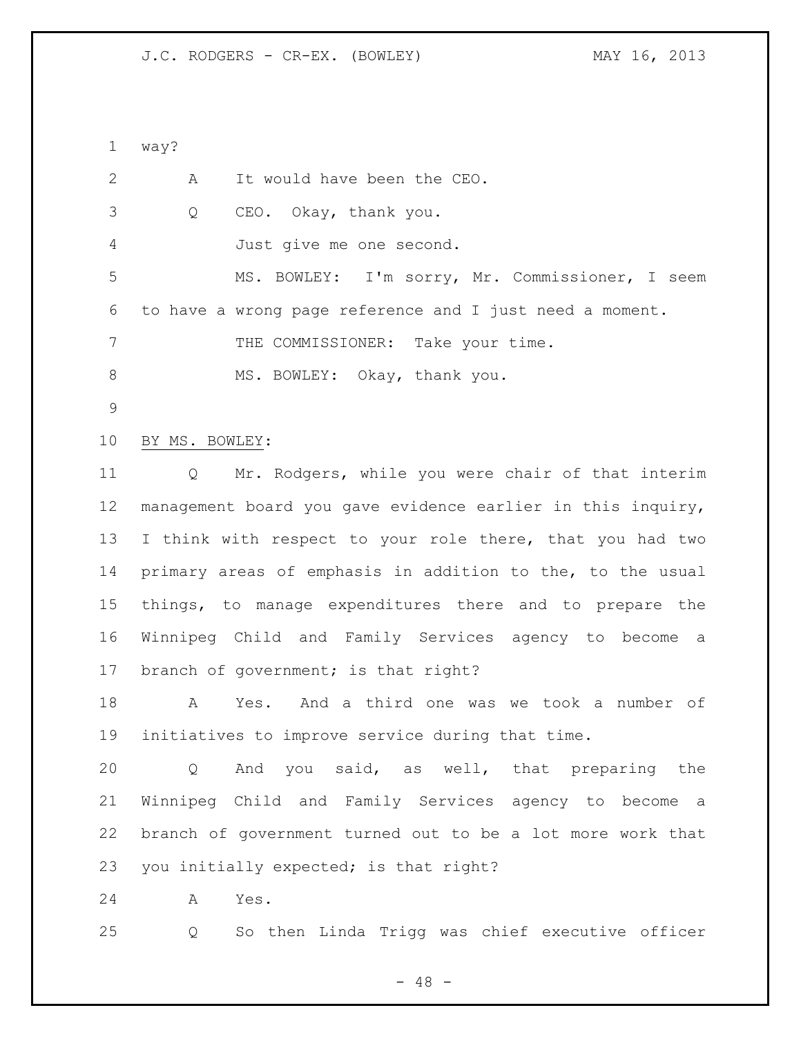way?

A It would have been the CEO.

Q CEO. Okay, thank you.

Just give me one second.

MS. BOWLEY: I'm sorry, Mr. Commissioner, I seem to have a wrong page reference and I just need a moment.

THE COMMISSIONER: Take your time.

MS. BOWLEY: Okay, thank you.

BY MS. BOWLEY:

Q Mr. Rodgers, while you were chair of that interim management board you gave evidence earlier in this inquiry, I think with respect to your role there, that you had two primary areas of emphasis in addition to the, to the usual things, to manage expenditures there and to prepare the Winnipeg Child and Family Services agency to become a branch of government; is that right?

A Yes. And a third one was we took a number of initiatives to improve service during that time.

Q And you said, as well, that preparing the Winnipeg Child and Family Services agency to become a branch of government turned out to be a lot more work that you initially expected; is that right?

A Yes.

Q So then Linda Trigg was chief executive officer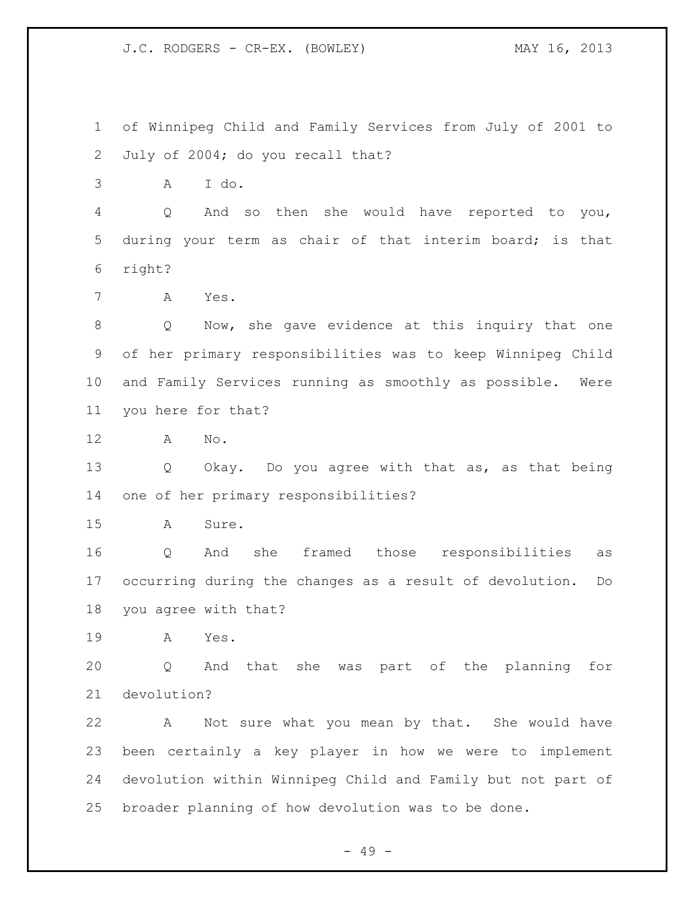of Winnipeg Child and Family Services from July of 2001 to July of 2004; do you recall that?

A I do.

Q And so then she would have reported to you, during your term as chair of that interim board; is that right?

A Yes.

Q Now, she gave evidence at this inquiry that one of her primary responsibilities was to keep Winnipeg Child and Family Services running as smoothly as possible. Were you here for that?

A No.

Q Okay. Do you agree with that as, as that being one of her primary responsibilities?

A Sure.

Q And she framed those responsibilities as occurring during the changes as a result of devolution. Do you agree with that?

A Yes.

Q And that she was part of the planning for devolution?

A Not sure what you mean by that. She would have been certainly a key player in how we were to implement devolution within Winnipeg Child and Family but not part of broader planning of how devolution was to be done.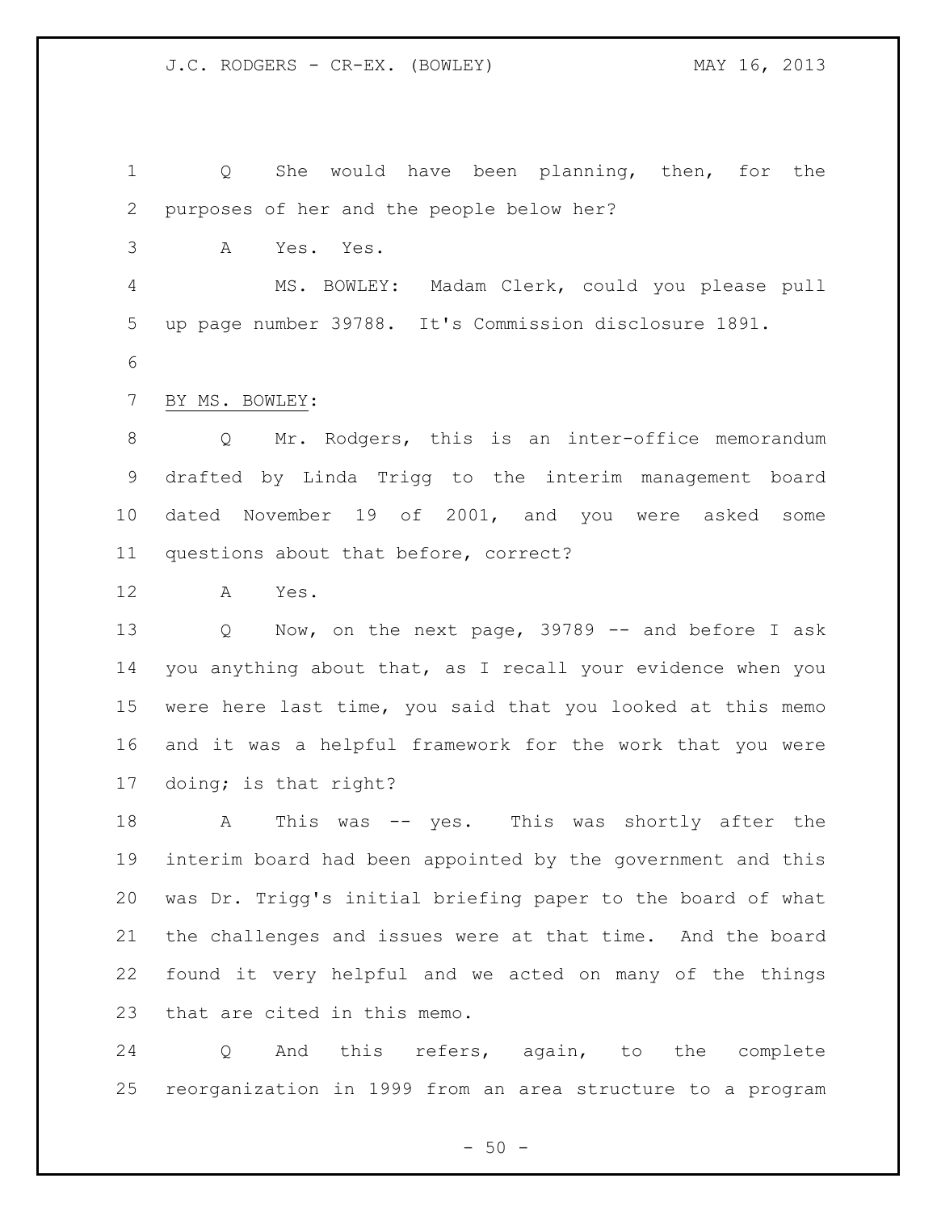Q She would have been planning, then, for the purposes of her and the people below her?

A Yes. Yes.

MS. BOWLEY: Madam Clerk, could you please pull up page number 39788. It's Commission disclosure 1891.

BY MS. BOWLEY:

Q Mr. Rodgers, this is an inter-office memorandum drafted by Linda Trigg to the interim management board dated November 19 of 2001, and you were asked some questions about that before, correct?

A Yes.

Q Now, on the next page, 39789 -- and before I ask you anything about that, as I recall your evidence when you were here last time, you said that you looked at this memo and it was a helpful framework for the work that you were doing; is that right?

A This was -- yes. This was shortly after the interim board had been appointed by the government and this was Dr. Trigg's initial briefing paper to the board of what the challenges and issues were at that time. And the board found it very helpful and we acted on many of the things that are cited in this memo.

Q And this refers, again, to the complete reorganization in 1999 from an area structure to a program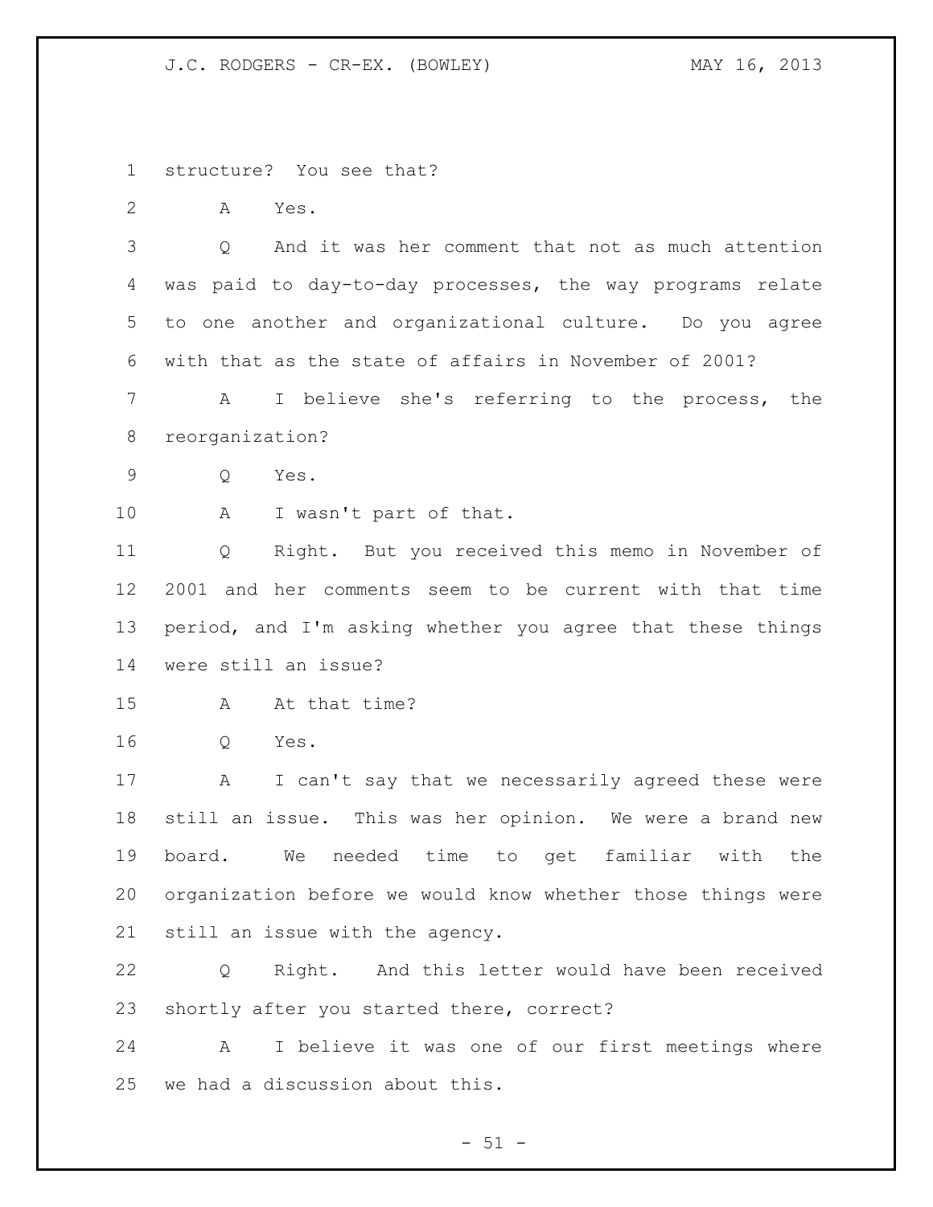structure? You see that?

A Yes.

Q And it was her comment that not as much attention was paid to day-to-day processes, the way programs relate to one another and organizational culture. Do you agree with that as the state of affairs in November of 2001?

A I believe she's referring to the process, the reorganization?

Q Yes.

A I wasn't part of that.

Q Right. But you received this memo in November of 2001 and her comments seem to be current with that time period, and I'm asking whether you agree that these things were still an issue?

A At that time?

Q Yes.

A I can't say that we necessarily agreed these were still an issue. This was her opinion. We were a brand new board. We needed time to get familiar with the organization before we would know whether those things were still an issue with the agency.

Q Right. And this letter would have been received shortly after you started there, correct?

A I believe it was one of our first meetings where we had a discussion about this.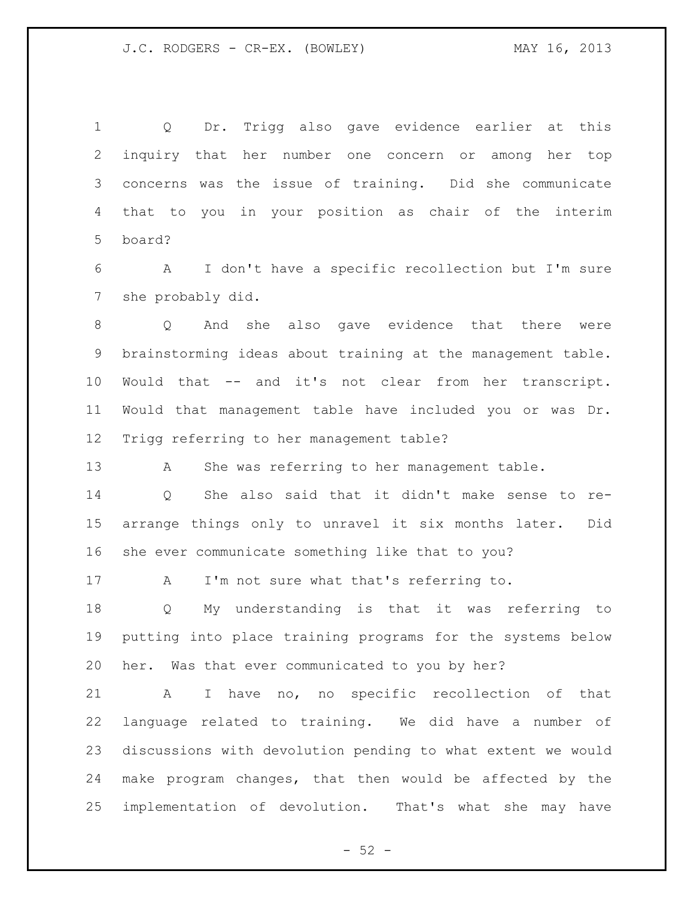Q Dr. Trigg also gave evidence earlier at this inquiry that her number one concern or among her top concerns was the issue of training. Did she communicate that to you in your position as chair of the interim board?

A I don't have a specific recollection but I'm sure she probably did.

Q And she also gave evidence that there were brainstorming ideas about training at the management table. Would that -- and it's not clear from her transcript. Would that management table have included you or was Dr. Trigg referring to her management table?

A She was referring to her management table.

Q She also said that it didn't make sense to re-arrange things only to unravel it six months later. Did she ever communicate something like that to you?

A I'm not sure what that's referring to.

Q My understanding is that it was referring to putting into place training programs for the systems below her. Was that ever communicated to you by her?

A I have no, no specific recollection of that language related to training. We did have a number of discussions with devolution pending to what extent we would make program changes, that then would be affected by the implementation of devolution. That's what she may have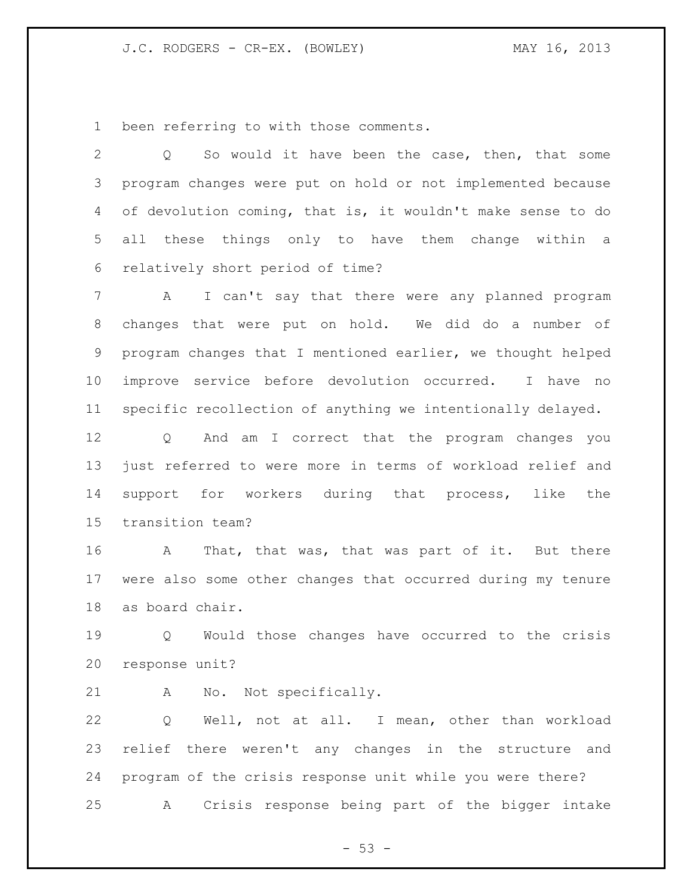been referring to with those comments.

Q So would it have been the case, then, that some program changes were put on hold or not implemented because of devolution coming, that is, it wouldn't make sense to do all these things only to have them change within a relatively short period of time?

A I can't say that there were any planned program changes that were put on hold. We did do a number of program changes that I mentioned earlier, we thought helped improve service before devolution occurred. I have no specific recollection of anything we intentionally delayed.

Q And am I correct that the program changes you just referred to were more in terms of workload relief and support for workers during that process, like the transition team?

A That, that was, that was part of it. But there were also some other changes that occurred during my tenure as board chair.

Q Would those changes have occurred to the crisis response unit?

A No. Not specifically.

Q Well, not at all. I mean, other than workload relief there weren't any changes in the structure and program of the crisis response unit while you were there?

A Crisis response being part of the bigger intake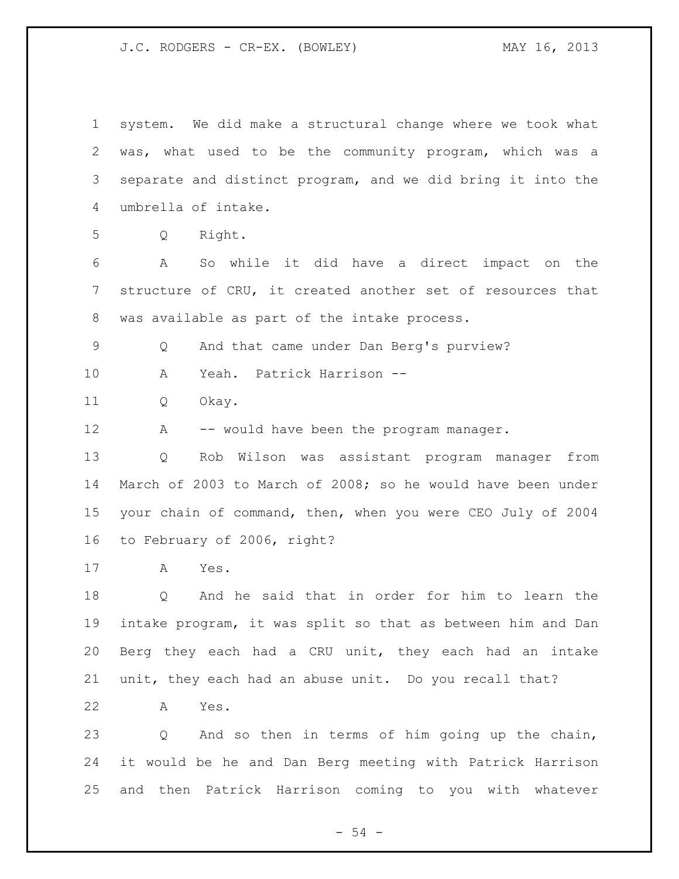system. We did make a structural change where we took what was, what used to be the community program, which was a separate and distinct program, and we did bring it into the umbrella of intake.

Q Right.

A So while it did have a direct impact on the structure of CRU, it created another set of resources that was available as part of the intake process.

Q And that came under Dan Berg's purview?

A Yeah. Patrick Harrison --

Q Okay.

A -- would have been the program manager.

Q Rob Wilson was assistant program manager from March of 2003 to March of 2008; so he would have been under your chain of command, then, when you were CEO July of 2004 to February of 2006, right?

A Yes.

Q And he said that in order for him to learn the intake program, it was split so that as between him and Dan Berg they each had a CRU unit, they each had an intake unit, they each had an abuse unit. Do you recall that?

A Yes.

Q And so then in terms of him going up the chain, it would be he and Dan Berg meeting with Patrick Harrison and then Patrick Harrison coming to you with whatever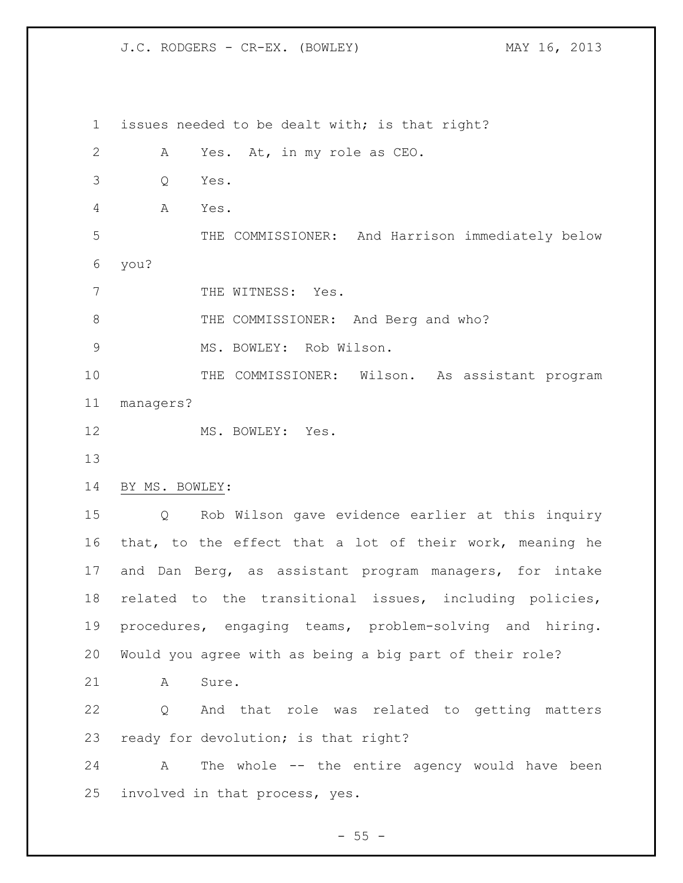issues needed to be dealt with; is that right?

A Yes. At, in my role as CEO.

Q Yes.

A Yes.

THE COMMISSIONER: And Harrison immediately below you?

THE WITNESS: Yes.

THE COMMISSIONER: And Berg and who?

MS. BOWLEY: Rob Wilson.

THE COMMISSIONER: Wilson. As assistant program managers?

MS. BOWLEY: Yes.

BY MS. BOWLEY:

Q Rob Wilson gave evidence earlier at this inquiry that, to the effect that a lot of their work, meaning he and Dan Berg, as assistant program managers, for intake related to the transitional issues, including policies, procedures, engaging teams, problem-solving and hiring. Would you agree with as being a big part of their role?

A Sure.

Q And that role was related to getting matters ready for devolution; is that right?

A The whole -- the entire agency would have been involved in that process, yes.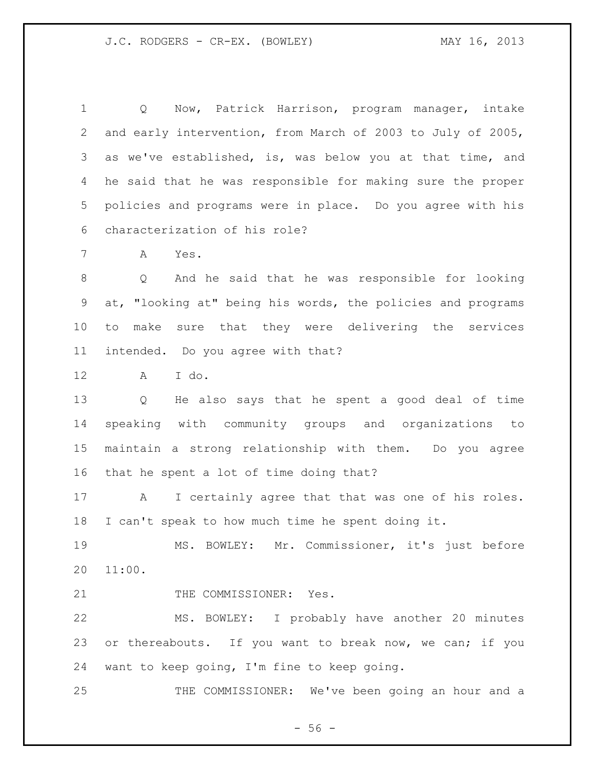Q Now, Patrick Harrison, program manager, intake and early intervention, from March of 2003 to July of 2005, as we've established, is, was below you at that time, and he said that he was responsible for making sure the proper policies and programs were in place. Do you agree with his characterization of his role?

A Yes.

Q And he said that he was responsible for looking at, "looking at" being his words, the policies and programs to make sure that they were delivering the services intended. Do you agree with that?

A I do.

Q He also says that he spent a good deal of time speaking with community groups and organizations to maintain a strong relationship with them. Do you agree that he spent a lot of time doing that?

A I certainly agree that that was one of his roles. I can't speak to how much time he spent doing it.

MS. BOWLEY: Mr. Commissioner, it's just before 11:00.

THE COMMISSIONER: Yes.

MS. BOWLEY: I probably have another 20 minutes or thereabouts. If you want to break now, we can; if you want to keep going, I'm fine to keep going.

THE COMMISSIONER: We've been going an hour and a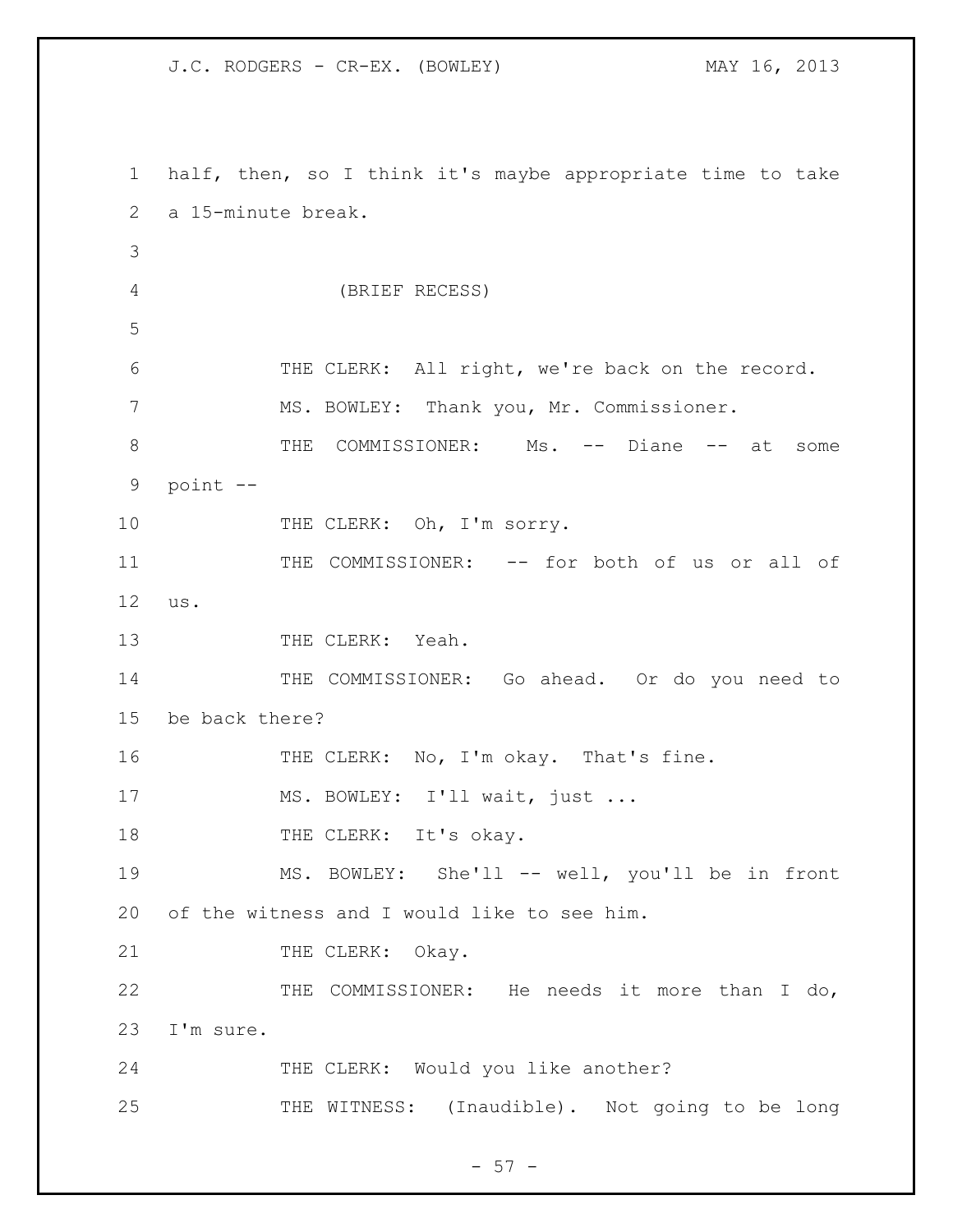half, then, so I think it's maybe appropriate time to take a 15-minute break.

(BRIEF RECESS)

THE CLERK: All right, we're back on the record.

MS. BOWLEY: Thank you, Mr. Commissioner.

THE COMMISSIONER: Ms. -- Diane -- at some point --

THE CLERK: Oh, I'm sorry.

THE COMMISSIONER: -- for both of us or all of us.

THE CLERK: Yeah.

THE COMMISSIONER: Go ahead. Or do you need to be back there?

THE CLERK: No, I'm okay. That's fine.

MS. BOWLEY: I'll wait, just ...

THE CLERK: It's okay.

MS. BOWLEY: She'll -- well, you'll be in front of the witness and I would like to see him.

THE CLERK: Okay.

THE COMMISSIONER: He needs it more than I do, I'm sure.

THE CLERK: Would you like another?

THE WITNESS: (Inaudible). Not going to be long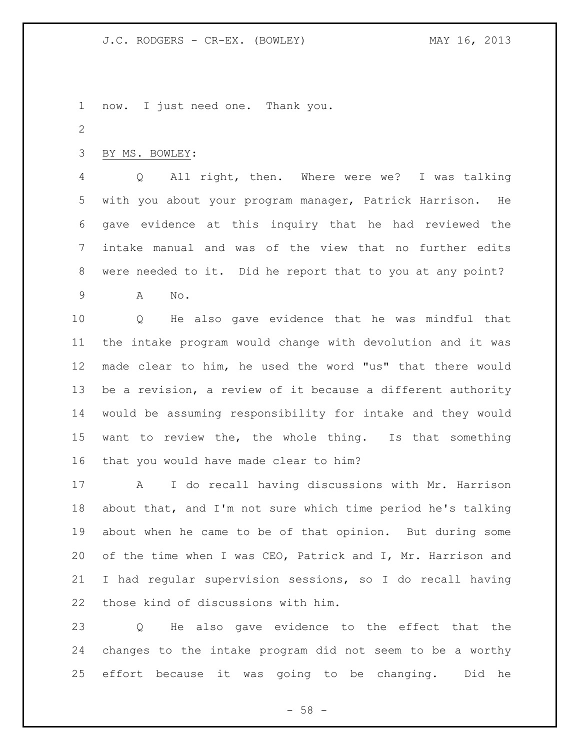now. I just need one. Thank you.

BY MS. BOWLEY:

Q All right, then. Where were we? I was talking with you about your program manager, Patrick Harrison. He gave evidence at this inquiry that he had reviewed the intake manual and was of the view that no further edits were needed to it. Did he report that to you at any point?

A No.

Q He also gave evidence that he was mindful that the intake program would change with devolution and it was made clear to him, he used the word "us" that there would be a revision, a review of it because a different authority would be assuming responsibility for intake and they would want to review the, the whole thing. Is that something that you would have made clear to him?

A I do recall having discussions with Mr. Harrison about that, and I'm not sure which time period he's talking about when he came to be of that opinion. But during some of the time when I was CEO, Patrick and I, Mr. Harrison and I had regular supervision sessions, so I do recall having those kind of discussions with him.

Q He also gave evidence to the effect that the changes to the intake program did not seem to be a worthy effort because it was going to be changing. Did he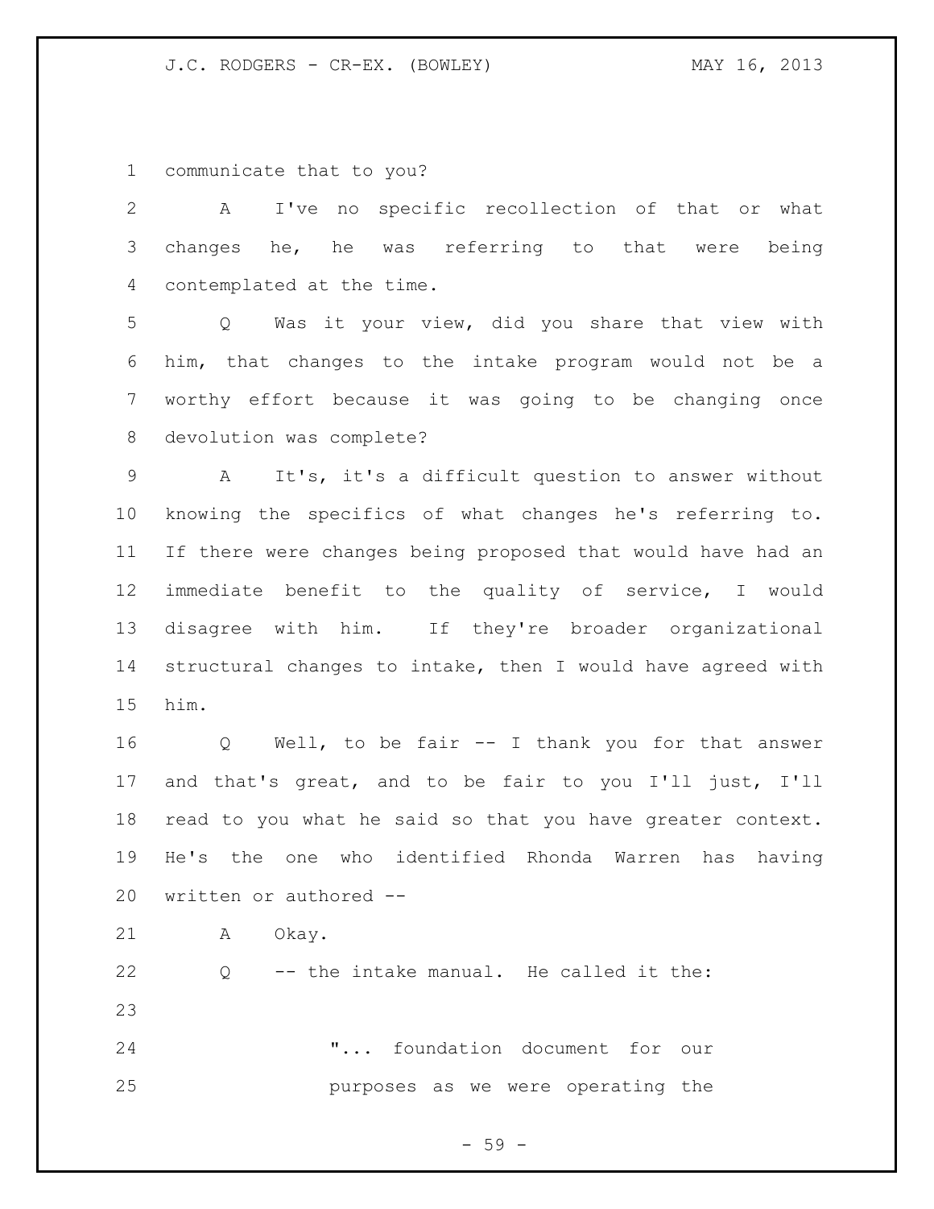communicate that to you?

A I've no specific recollection of that or what changes he, he was referring to that were being contemplated at the time.

Q Was it your view, did you share that view with him, that changes to the intake program would not be a worthy effort because it was going to be changing once devolution was complete?

A It's, it's a difficult question to answer without knowing the specifics of what changes he's referring to. If there were changes being proposed that would have had an immediate benefit to the quality of service, I would disagree with him. If they're broader organizational structural changes to intake, then I would have agreed with him.

Q Well, to be fair -- I thank you for that answer and that's great, and to be fair to you I'll just, I'll read to you what he said so that you have greater context. He's the one who identified Rhonda Warren has having written or authored --

A Okay.

Q -- the intake manual. He called it the:

> "... foundation document for our purposes as we were operating the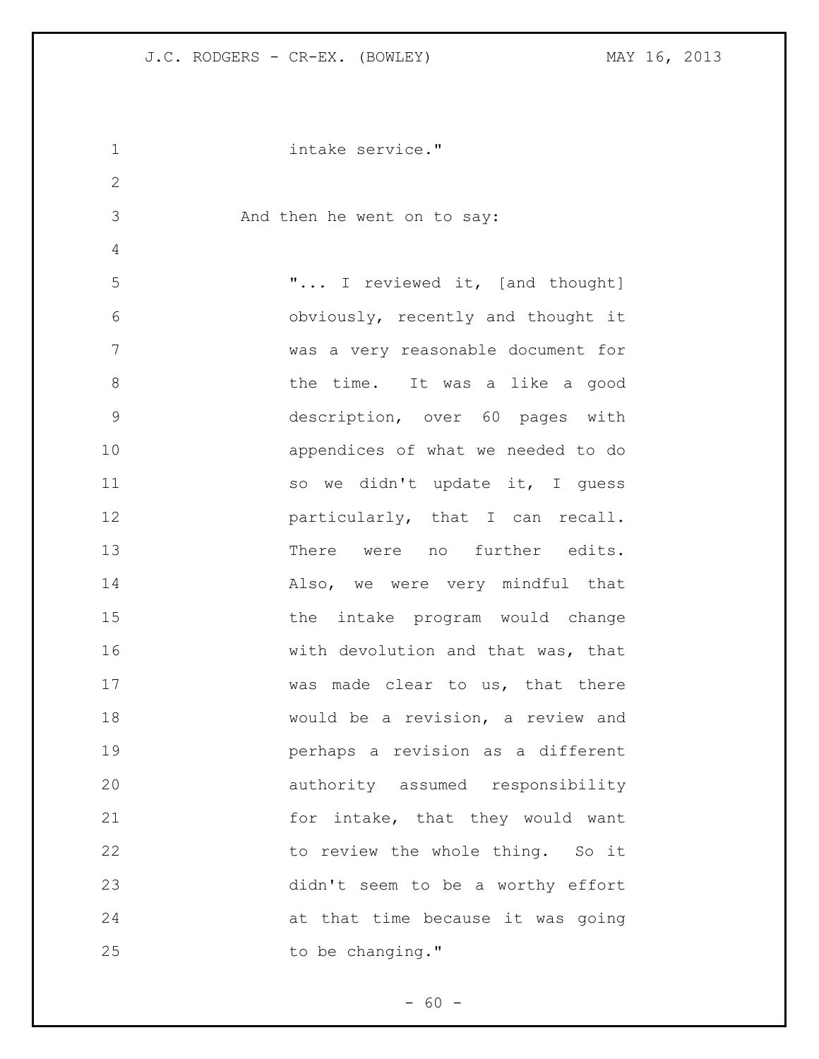intake service."

And then he went on to say:

> "... I reviewed it, [and thought] obviously, recently and thought it was a very reasonable document for the time. It was a like a good description, over 60 pages with appendices of what we needed to do so we didn't update it, I guess particularly, that I can recall. There were no further edits. Also, we were very mindful that the intake program would change with devolution and that was, that was made clear to us, that there would be a revision, a review and perhaps a revision as a different authority assumed responsibility for intake, that they would want to review the whole thing. So it didn't seem to be a worthy effort at that time because it was going to be changing."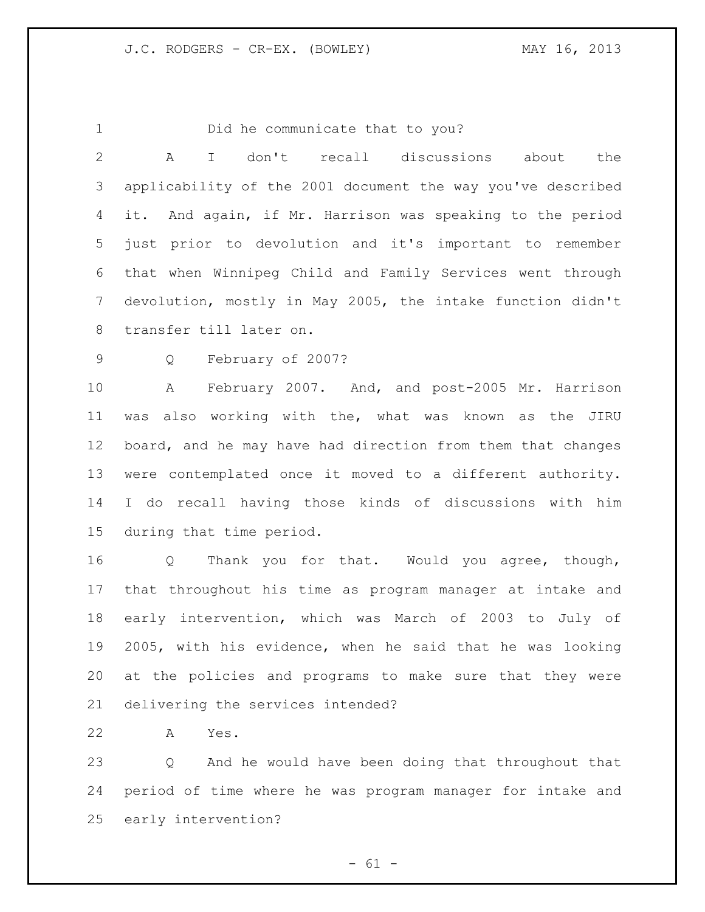Did he communicate that to you?

A I don't recall discussions about the applicability of the 2001 document the way you've described it. And again, if Mr. Harrison was speaking to the period just prior to devolution and it's important to remember that when Winnipeg Child and Family Services went through devolution, mostly in May 2005, the intake function didn't transfer till later on.

Q February of 2007?

A February 2007. And, and post-2005 Mr. Harrison was also working with the, what was known as the JIRU board, and he may have had direction from them that changes were contemplated once it moved to a different authority. I do recall having those kinds of discussions with him during that time period.

Q Thank you for that. Would you agree, though, that throughout his time as program manager at intake and early intervention, which was March of 2003 to July of 2005, with his evidence, when he said that he was looking at the policies and programs to make sure that they were delivering the services intended?

A Yes.

Q And he would have been doing that throughout that period of time where he was program manager for intake and early intervention?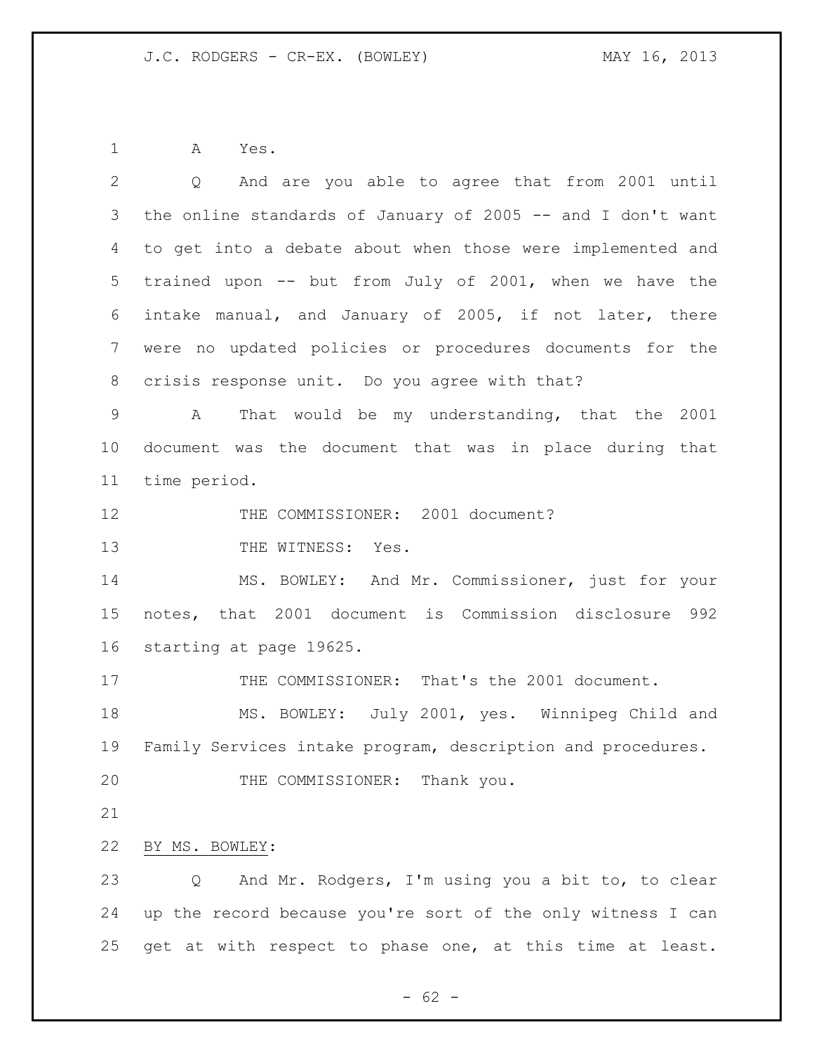A Yes.

Q And are you able to agree that from 2001 until the online standards of January of 2005 -- and I don't want to get into a debate about when those were implemented and trained upon -- but from July of 2001, when we have the intake manual, and January of 2005, if not later, there were no updated policies or procedures documents for the crisis response unit. Do you agree with that?

A That would be my understanding, that the 2001 document was the document that was in place during that time period.

THE COMMISSIONER: 2001 document?

THE WITNESS: Yes.

MS. BOWLEY: And Mr. Commissioner, just for your notes, that 2001 document is Commission disclosure 992 starting at page 19625.

THE COMMISSIONER: That's the 2001 document.

MS. BOWLEY: July 2001, yes. Winnipeg Child and Family Services intake program, description and procedures.

THE COMMISSIONER: Thank you.

BY MS. BOWLEY:

Q And Mr. Rodgers, I'm using you a bit to, to clear up the record because you're sort of the only witness I can get at with respect to phase one, at this time at least.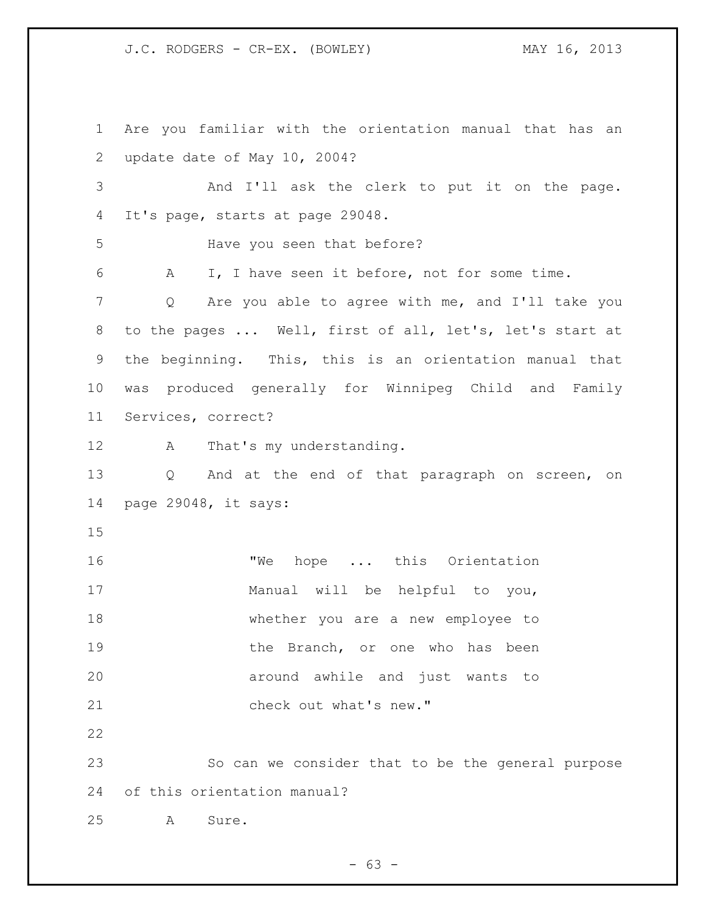Are you familiar with the orientation manual that has an update date of May 10, 2004?

And I'll ask the clerk to put it on the page. It's page, starts at page 29048.

Have you seen that before?

A I, I have seen it before, not for some time.

Q Are you able to agree with me, and I'll take you to the pages ... Well, first of all, let's, let's start at the beginning. This, this is an orientation manual that was produced generally for Winnipeg Child and Family Services, correct?

A That's my understanding.

Q And at the end of that paragraph on screen, on page 29048, it says:

> "We hope ... this Orientation Manual will be helpful to you, whether you are a new employee to the Branch, or one who has been around awhile and just wants to check out what's new."

So can we consider that to be the general purpose of this orientation manual?

A Sure.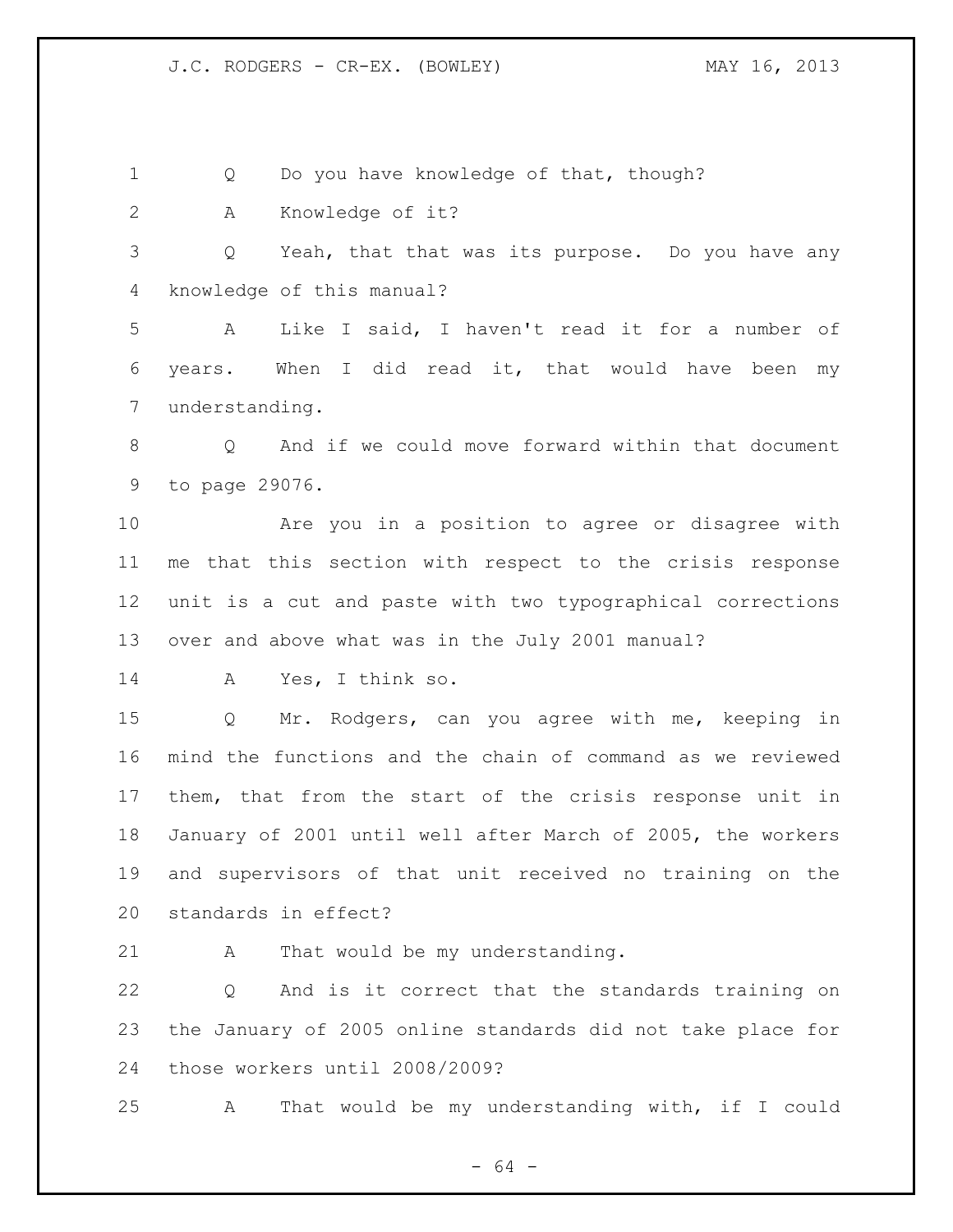Q Do you have knowledge of that, though?

A Knowledge of it?

Q Yeah, that that was its purpose. Do you have any knowledge of this manual?

A Like I said, I haven't read it for a number of years. When I did read it, that would have been my understanding.

Q And if we could move forward within that document to page 29076.

Are you in a position to agree or disagree with me that this section with respect to the crisis response unit is a cut and paste with two typographical corrections over and above what was in the July 2001 manual?

A Yes, I think so.

Q Mr. Rodgers, can you agree with me, keeping in mind the functions and the chain of command as we reviewed them, that from the start of the crisis response unit in January of 2001 until well after March of 2005, the workers and supervisors of that unit received no training on the standards in effect?

A That would be my understanding.

Q And is it correct that the standards training on the January of 2005 online standards did not take place for those workers until 2008/2009?

A That would be my understanding with, if I could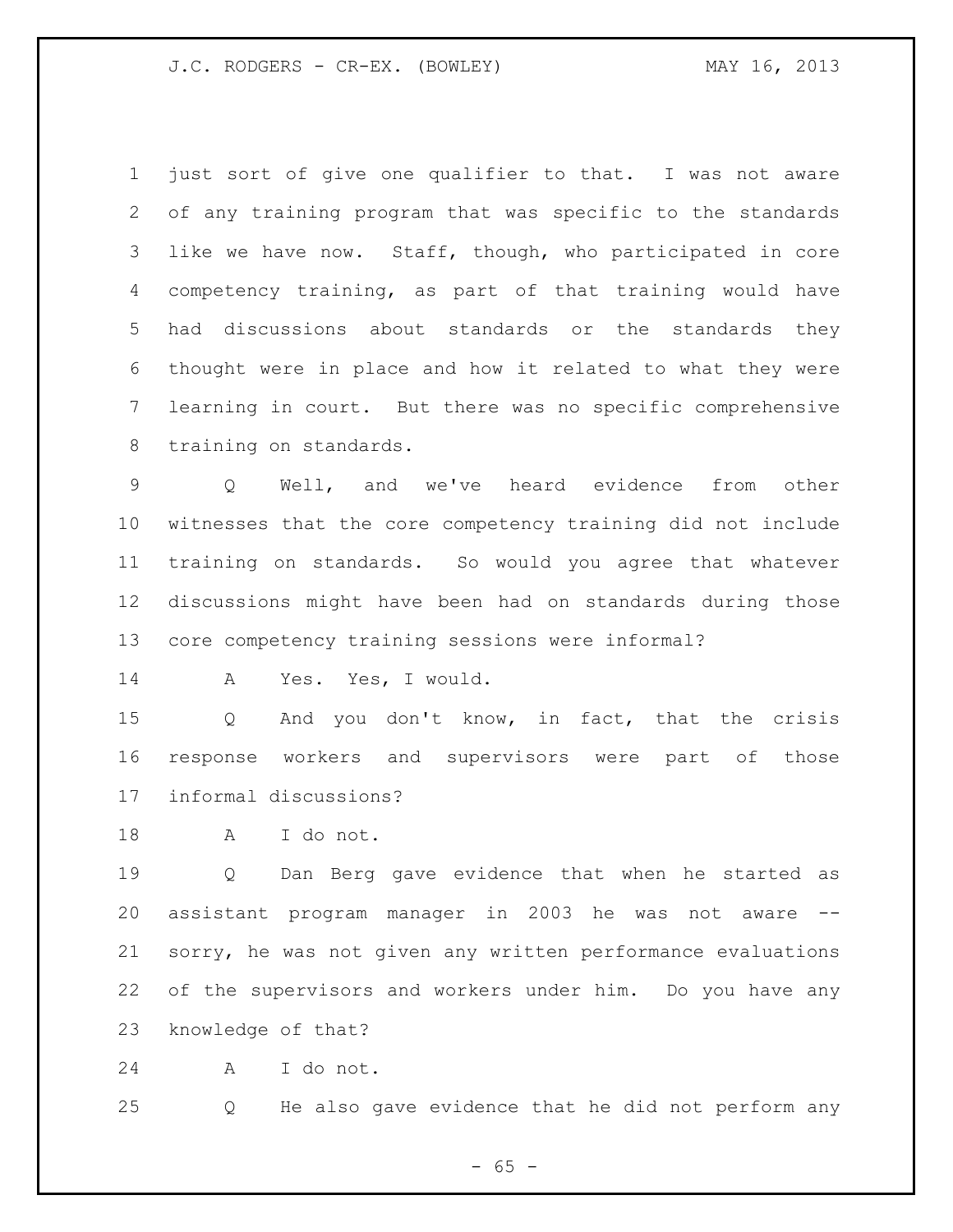just sort of give one qualifier to that. I was not aware of any training program that was specific to the standards like we have now. Staff, though, who participated in core competency training, as part of that training would have had discussions about standards or the standards they thought were in place and how it related to what they were learning in court. But there was no specific comprehensive training on standards.

Q Well, and we've heard evidence from other witnesses that the core competency training did not include training on standards. So would you agree that whatever discussions might have been had on standards during those core competency training sessions were informal?

A Yes. Yes, I would.

Q And you don't know, in fact, that the crisis response workers and supervisors were part of those informal discussions?

A I do not.

Q Dan Berg gave evidence that when he started as assistant program manager in 2003 he was not aware -- sorry, he was not given any written performance evaluations of the supervisors and workers under him. Do you have any knowledge of that?

A I do not.

Q He also gave evidence that he did not perform any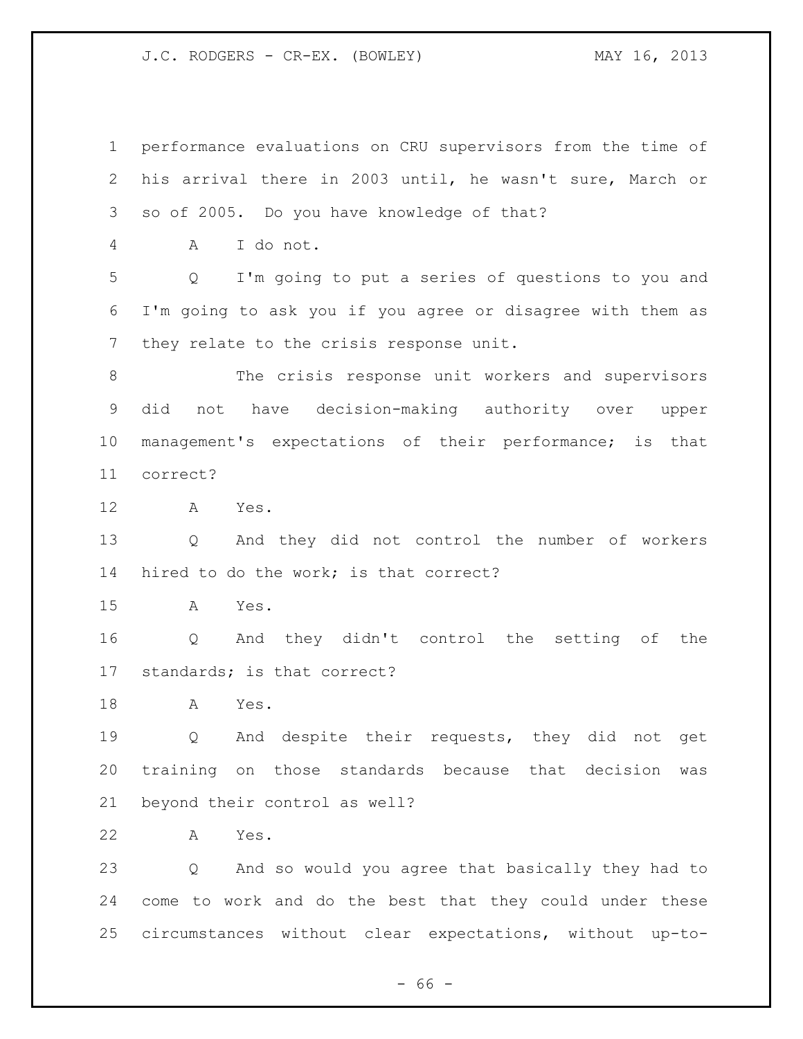performance evaluations on CRU supervisors from the time of his arrival there in 2003 until, he wasn't sure, March or so of 2005. Do you have knowledge of that?

A I do not.

Q I'm going to put a series of questions to you and I'm going to ask you if you agree or disagree with them as they relate to the crisis response unit.

The crisis response unit workers and supervisors did not have decision-making authority over upper management's expectations of their performance; is that correct?

A Yes.

Q And they did not control the number of workers hired to do the work; is that correct?

A Yes.

Q And they didn't control the setting of the standards; is that correct?

A Yes.

Q And despite their requests, they did not get training on those standards because that decision was beyond their control as well?

A Yes.

Q And so would you agree that basically they had to come to work and do the best that they could under these circumstances without clear expectations, without up-to-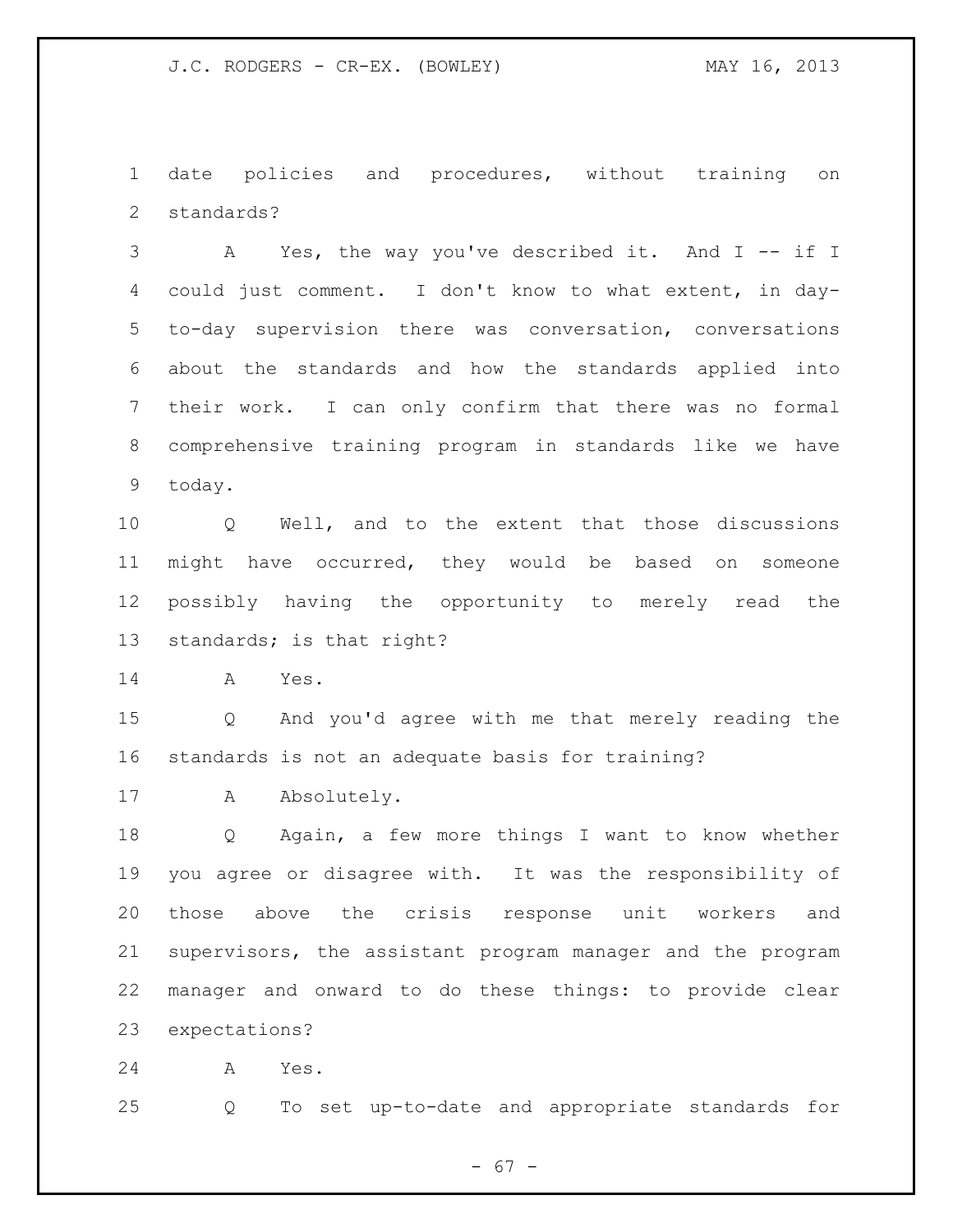date policies and procedures, without training on standards?

A Yes, the way you've described it. And I -- if I could just comment. I don't know to what extent, in day-to-day supervision there was conversation, conversations about the standards and how the standards applied into their work. I can only confirm that there was no formal comprehensive training program in standards like we have today.

Q Well, and to the extent that those discussions might have occurred, they would be based on someone possibly having the opportunity to merely read the standards; is that right?

A Yes.

Q And you'd agree with me that merely reading the standards is not an adequate basis for training?

A Absolutely.

Q Again, a few more things I want to know whether you agree or disagree with. It was the responsibility of those above the crisis response unit workers and supervisors, the assistant program manager and the program manager and onward to do these things: to provide clear expectations?

A Yes.

Q To set up-to-date and appropriate standards for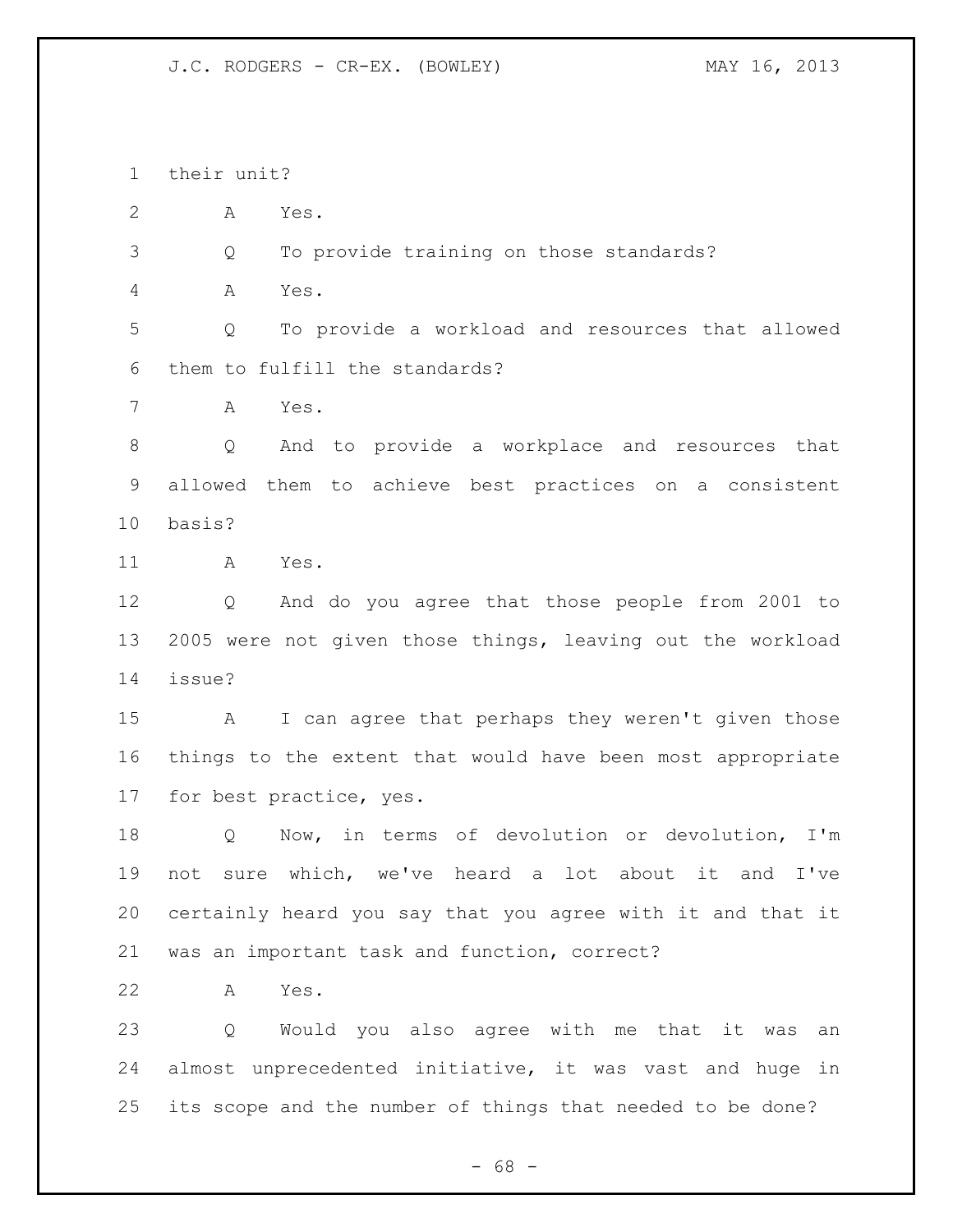their unit?

A Yes.

Q To provide training on those standards?

A Yes.

Q To provide a workload and resources that allowed them to fulfill the standards?

A Yes.

Q And to provide a workplace and resources that allowed them to achieve best practices on a consistent basis?

A Yes.

Q And do you agree that those people from 2001 to 2005 were not given those things, leaving out the workload issue?

A I can agree that perhaps they weren't given those things to the extent that would have been most appropriate for best practice, yes.

Q Now, in terms of devolution or devolution, I'm not sure which, we've heard a lot about it and I've certainly heard you say that you agree with it and that it was an important task and function, correct?

A Yes.

Q Would you also agree with me that it was an almost unprecedented initiative, it was vast and huge in its scope and the number of things that needed to be done?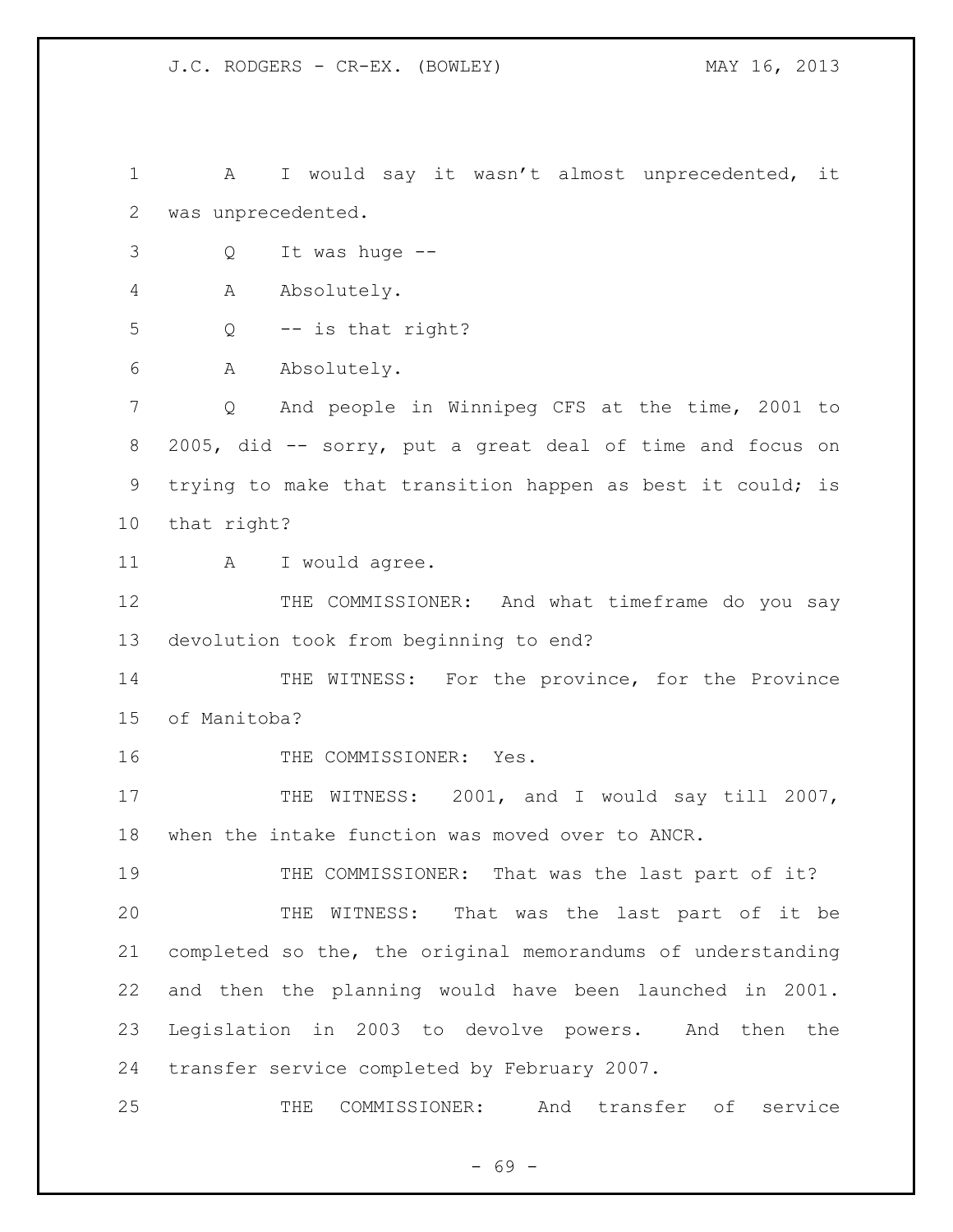A I would say it wasn't almost unprecedented, it was unprecedented.

Q It was huge --

A Absolutely.

Q -- is that right?

A Absolutely.

Q And people in Winnipeg CFS at the time, 2001 to 2005, did -- sorry, put a great deal of time and focus on trying to make that transition happen as best it could; is that right?

A I would agree.

THE COMMISSIONER: And what timeframe do you say devolution took from beginning to end?

THE WITNESS: For the province, for the Province of Manitoba?

THE COMMISSIONER: Yes.

THE WITNESS: 2001, and I would say till 2007, when the intake function was moved over to ANCR.

THE COMMISSIONER: That was the last part of it?

THE WITNESS: That was the last part of it be completed so the, the original memorandums of understanding and then the planning would have been launched in 2001. Legislation in 2003 to devolve powers. And then the transfer service completed by February 2007.

THE COMMISSIONER: And transfer of service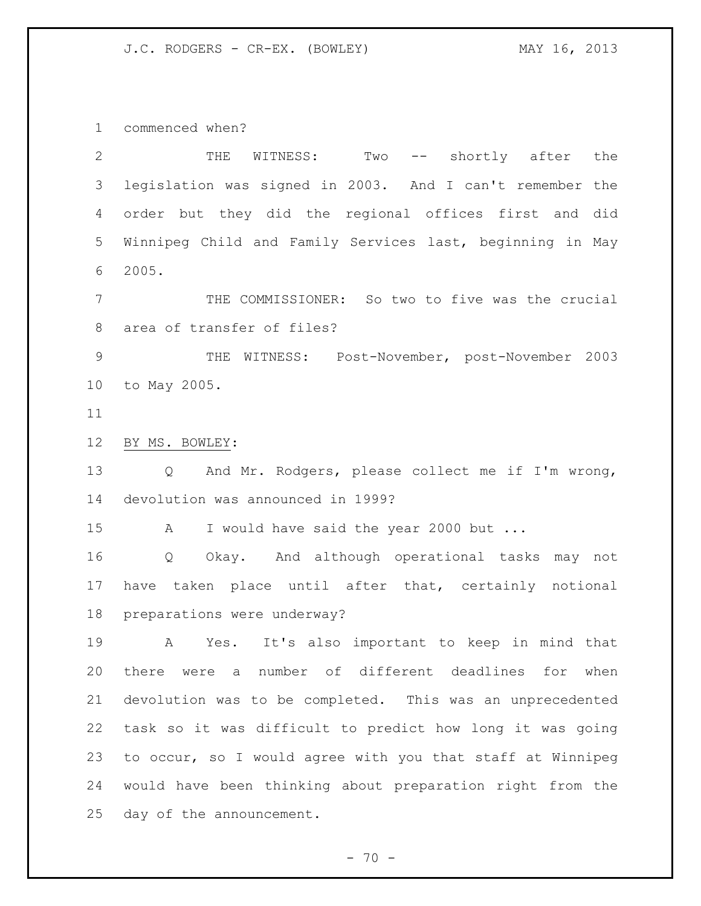commenced when?

THE WITNESS: Two -- shortly after the legislation was signed in 2003. And I can't remember the order but they did the regional offices first and did Winnipeg Child and Family Services last, beginning in May 2005.

THE COMMISSIONER: So two to five was the crucial area of transfer of files?

THE WITNESS: Post-November, post-November 2003 to May 2005.

BY MS. BOWLEY:

Q And Mr. Rodgers, please collect me if I'm wrong, devolution was announced in 1999?

A I would have said the year 2000 but ...

Q Okay. And although operational tasks may not have taken place until after that, certainly notional preparations were underway?

A Yes. It's also important to keep in mind that there were a number of different deadlines for when devolution was to be completed. This was an unprecedented task so it was difficult to predict how long it was going to occur, so I would agree with you that staff at Winnipeg would have been thinking about preparation right from the day of the announcement.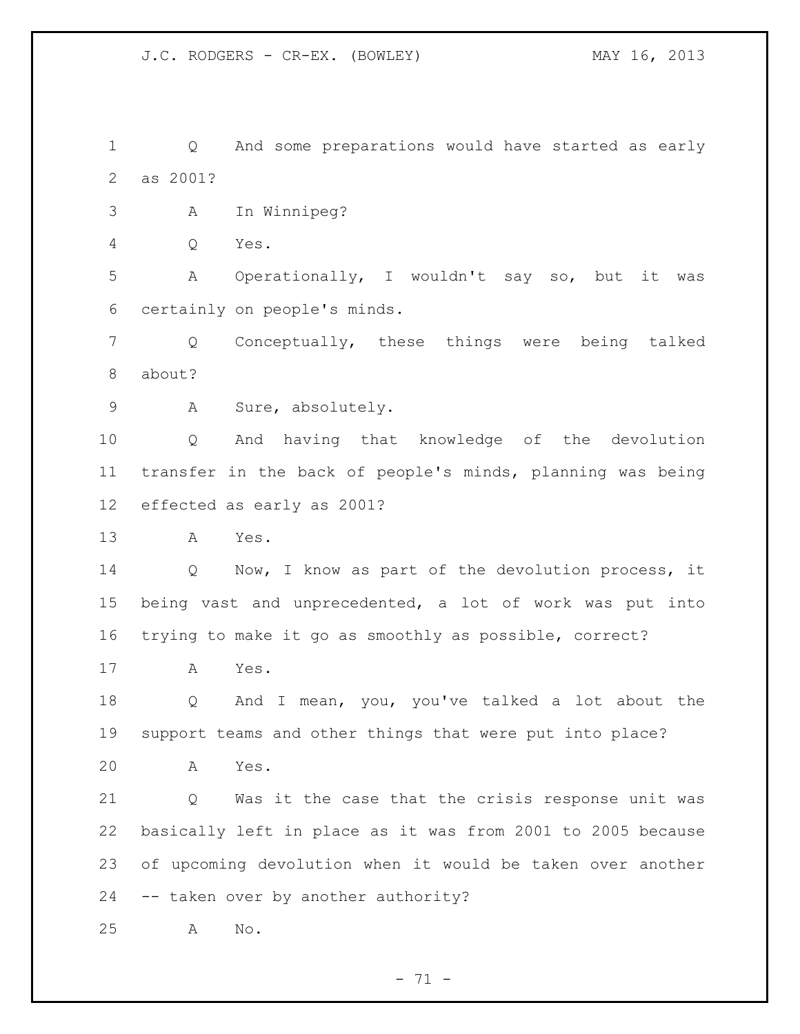Q And some preparations would have started as early as 2001?

A In Winnipeg?

Q Yes.

A Operationally, I wouldn't say so, but it was certainly on people's minds.

Q Conceptually, these things were being talked about?

A Sure, absolutely.

Q And having that knowledge of the devolution transfer in the back of people's minds, planning was being effected as early as 2001?

A Yes.

Q Now, I know as part of the devolution process, it being vast and unprecedented, a lot of work was put into trying to make it go as smoothly as possible, correct?

A Yes.

Q And I mean, you, you've talked a lot about the support teams and other things that were put into place?

A Yes.

Q Was it the case that the crisis response unit was basically left in place as it was from 2001 to 2005 because of upcoming devolution when it would be taken over another -- taken over by another authority?

A No.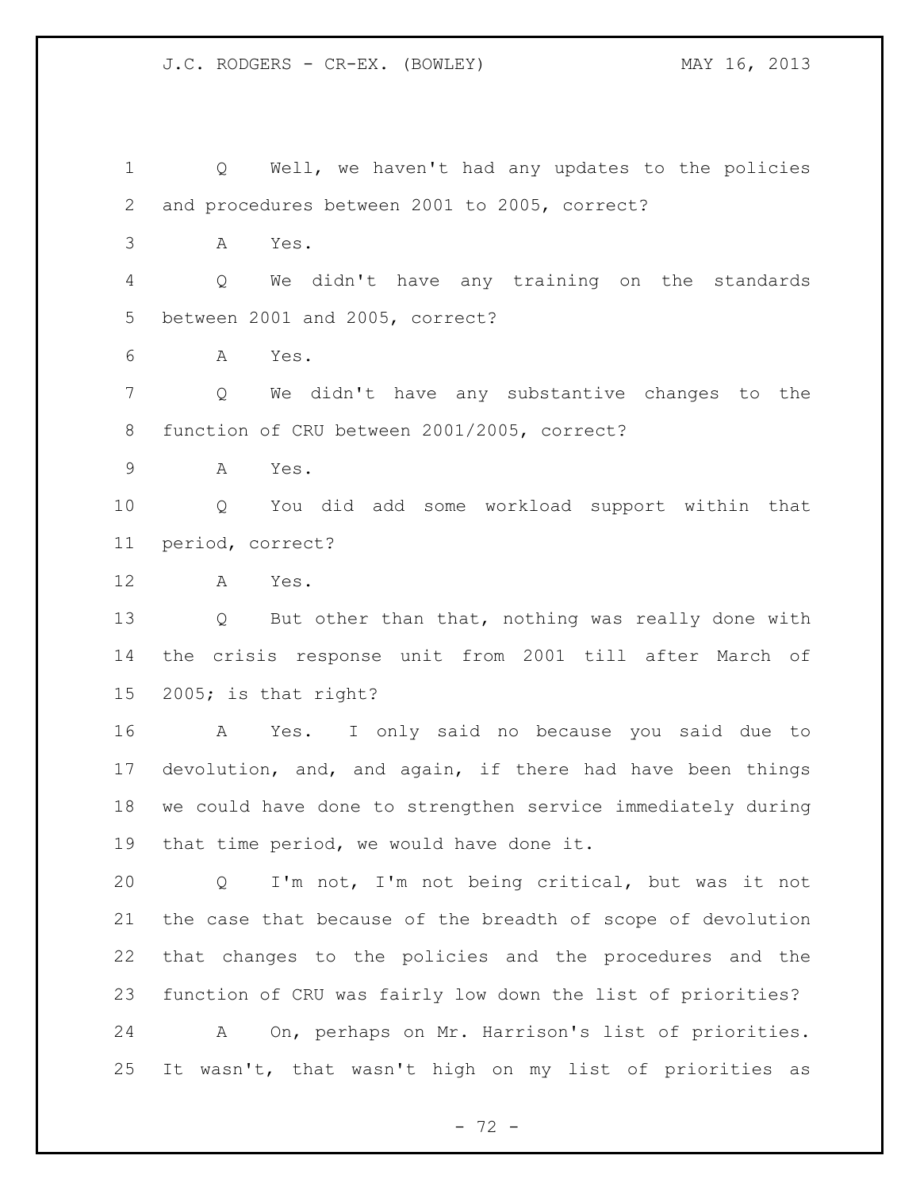Q Well, we haven't had any updates to the policies and procedures between 2001 to 2005, correct?

A Yes.

Q We didn't have any training on the standards between 2001 and 2005, correct?

A Yes.

Q We didn't have any substantive changes to the function of CRU between 2001/2005, correct?

A Yes.

Q You did add some workload support within that period, correct?

A Yes.

Q But other than that, nothing was really done with the crisis response unit from 2001 till after March of 2005; is that right?

A Yes. I only said no because you said due to devolution, and, and again, if there had have been things we could have done to strengthen service immediately during that time period, we would have done it.

Q I'm not, I'm not being critical, but was it not the case that because of the breadth of scope of devolution that changes to the policies and the procedures and the function of CRU was fairly low down the list of priorities?

A On, perhaps on Mr. Harrison's list of priorities. It wasn't, that wasn't high on my list of priorities as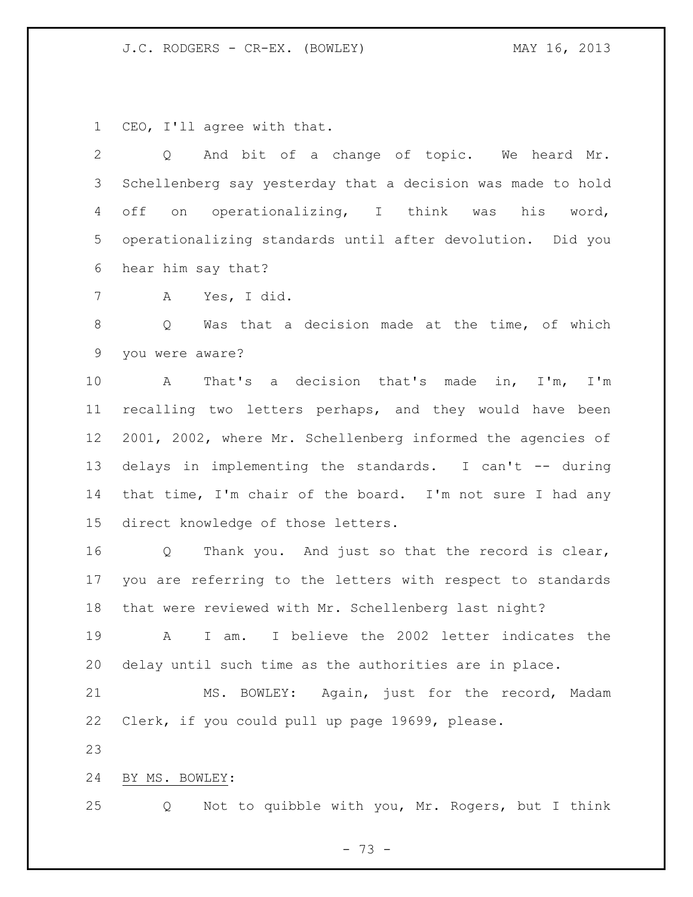CEO, I'll agree with that.

Q And bit of a change of topic. We heard Mr. Schellenberg say yesterday that a decision was made to hold off on operationalizing, I think was his word, operationalizing standards until after devolution. Did you hear him say that?

A Yes, I did.

Q Was that a decision made at the time, of which you were aware?

A That's a decision that's made in, I'm, I'm recalling two letters perhaps, and they would have been 2001, 2002, where Mr. Schellenberg informed the agencies of delays in implementing the standards. I can't -- during that time, I'm chair of the board. I'm not sure I had any direct knowledge of those letters.

Q Thank you. And just so that the record is clear, you are referring to the letters with respect to standards that were reviewed with Mr. Schellenberg last night?

A I am. I believe the 2002 letter indicates the delay until such time as the authorities are in place.

MS. BOWLEY: Again, just for the record, Madam Clerk, if you could pull up page 19699, please.

BY MS. BOWLEY:

Q Not to quibble with you, Mr. Rogers, but I think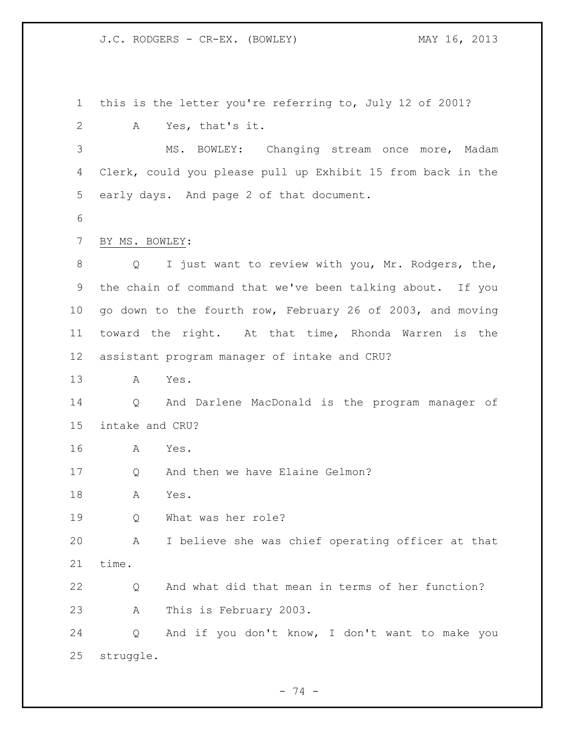this is the letter you're referring to, July 12 of 2001?

A Yes, that's it.

MS. BOWLEY: Changing stream once more, Madam Clerk, could you please pull up Exhibit 15 from back in the early days. And page 2 of that document.

BY MS. BOWLEY:

Q I just want to review with you, Mr. Rodgers, the, the chain of command that we've been talking about. If you go down to the fourth row, February 26 of 2003, and moving toward the right. At that time, Rhonda Warren is the assistant program manager of intake and CRU?

A Yes.

Q And Darlene MacDonald is the program manager of intake and CRU?

A Yes.

Q And then we have Elaine Gelmon?

A Yes.

Q What was her role?

A I believe she was chief operating officer at that time.

Q And what did that mean in terms of her function?

A This is February 2003.

Q And if you don't know, I don't want to make you struggle.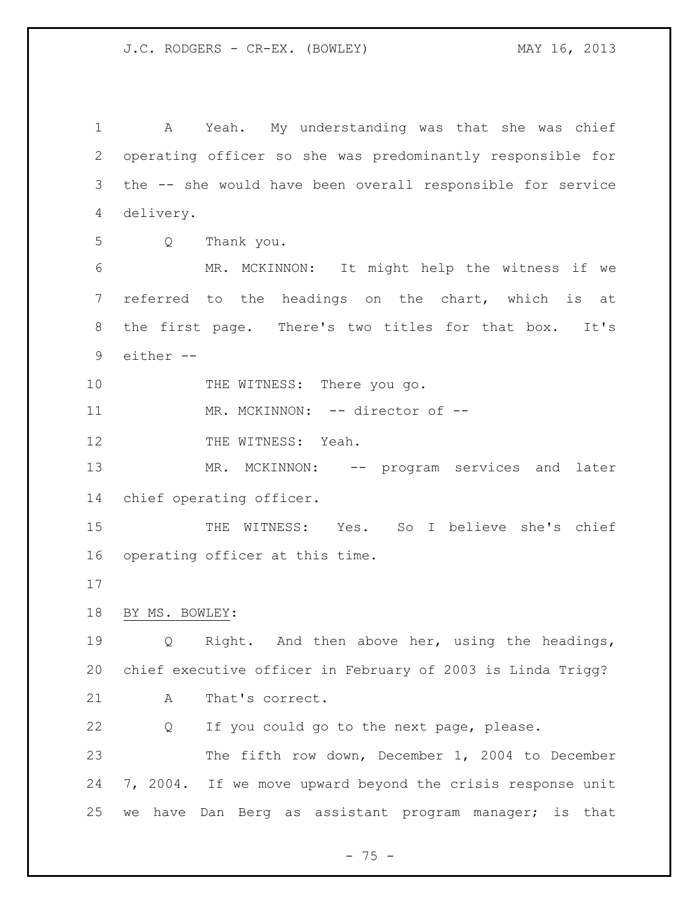A Yeah. My understanding was that she was chief operating officer so she was predominantly responsible for the -- she would have been overall responsible for service delivery.

Q Thank you.

MR. MCKINNON: It might help the witness if we referred to the headings on the chart, which is at the first page. There's two titles for that box. It's either --

THE WITNESS: There you go.

MR. MCKINNON: -- director of --

THE WITNESS: Yeah.

MR. MCKINNON: -- program services and later chief operating officer.

THE WITNESS: Yes. So I believe she's chief operating officer at this time.

BY MS. BOWLEY:

Q Right. And then above her, using the headings, chief executive officer in February of 2003 is Linda Trigg?

A That's correct.

Q If you could go to the next page, please.

The fifth row down, December 1, 2004 to December 7, 2004. If we move upward beyond the crisis response unit we have Dan Berg as assistant program manager; is that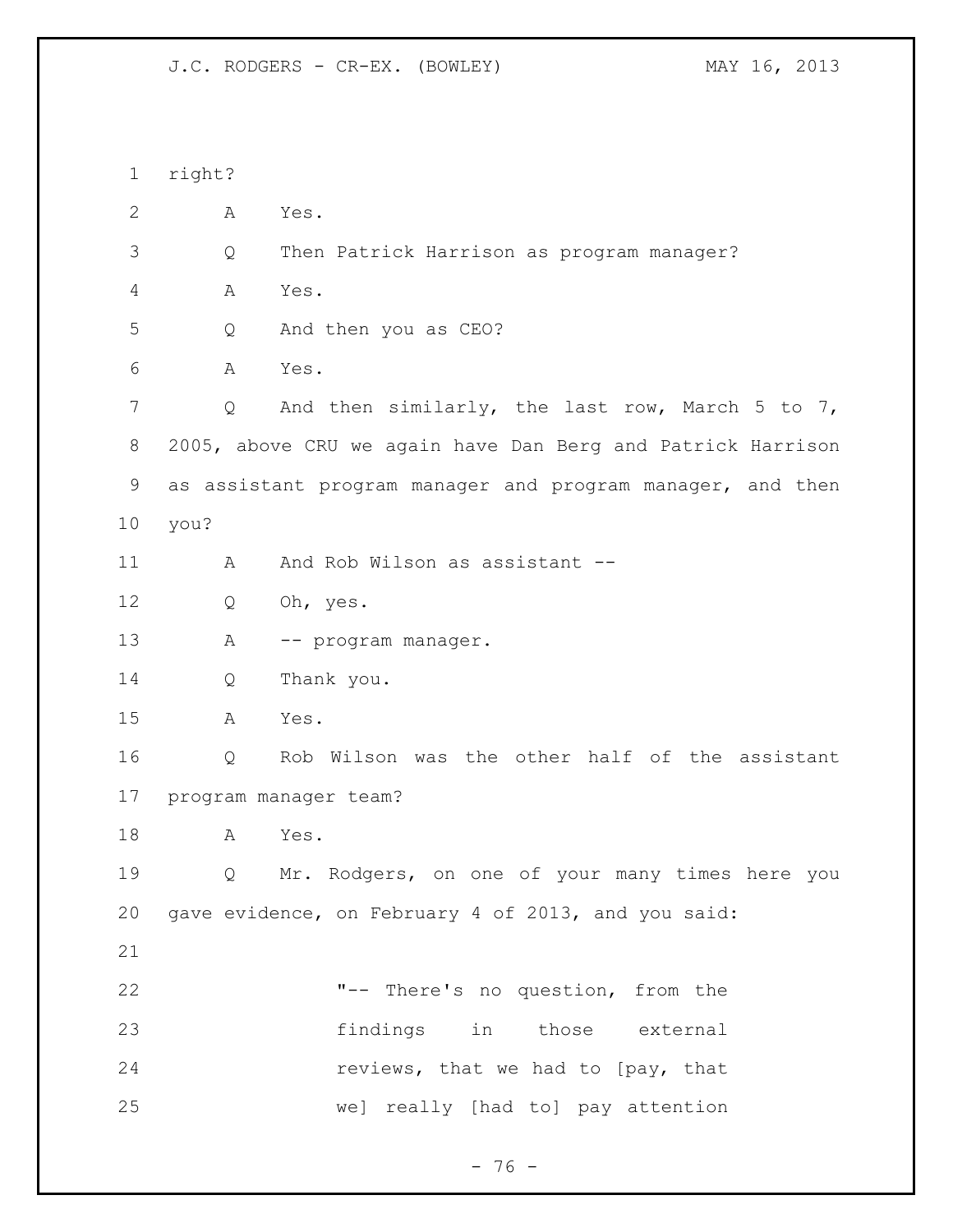right?

A Yes.

Q Then Patrick Harrison as program manager?

A Yes.

Q And then you as CEO?

A Yes.

Q And then similarly, the last row, March 5 to 7, 2005, above CRU we again have Dan Berg and Patrick Harrison as assistant program manager and program manager, and then you?

A And Rob Wilson as assistant --

Q Oh, yes.

A -- program manager.

Q Thank you.

A Yes.

Q Rob Wilson was the other half of the assistant program manager team?

A Yes.

Q Mr. Rodgers, on one of your many times here you gave evidence, on February 4 of 2013, and you said:

> "-- There's no question, from the findings in those external reviews, that we had to [pay, that we] really [had to] pay attention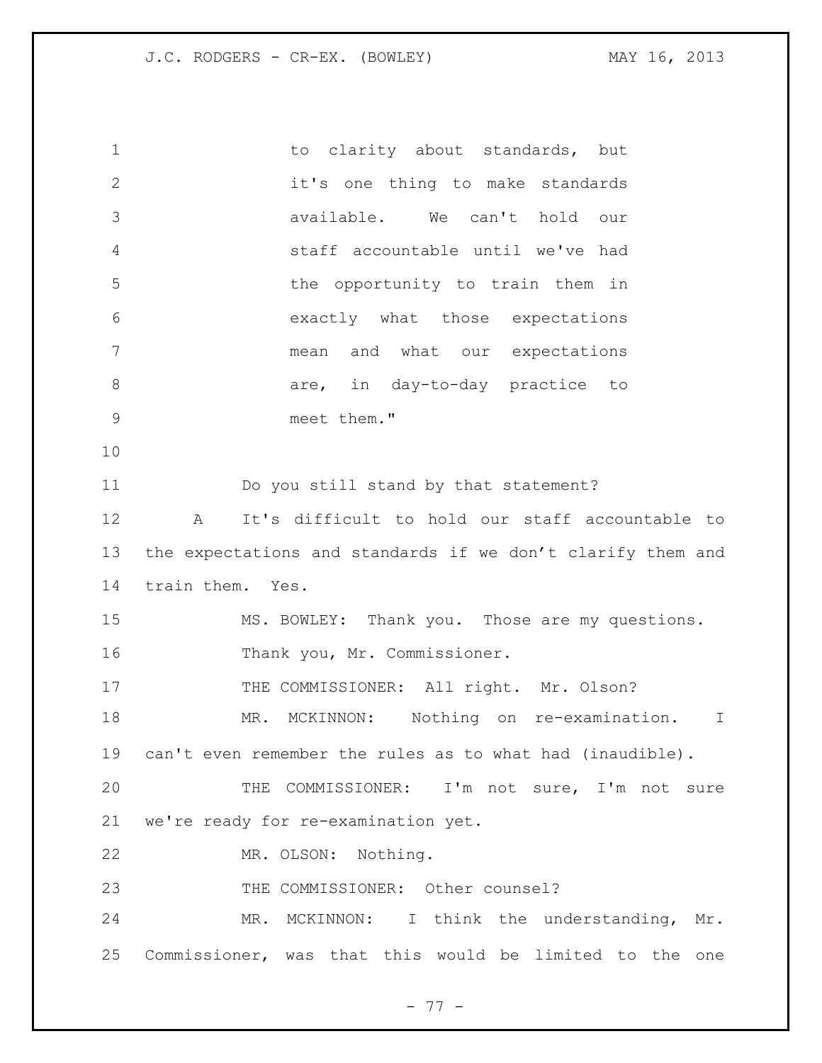to clarity about standards, but it's one thing to make standards available. We can't hold our staff accountable until we've had the opportunity to train them in exactly what those expectations mean and what our expectations are, in day-to-day practice to meet them."

Do you still stand by that statement?

A It's difficult to hold our staff accountable to the expectations and standards if we don't clarify them and train them. Yes.

MS. BOWLEY: Thank you. Those are my questions. Thank you, Mr. Commissioner.

THE COMMISSIONER: All right. Mr. Olson?

MR. MCKINNON: Nothing on re-examination. I can't even remember the rules as to what had (inaudible).

THE COMMISSIONER: I'm not sure, I'm not sure we're ready for re-examination yet.

MR. OLSON: Nothing.

THE COMMISSIONER: Other counsel?

MR. MCKINNON: I think the understanding, Mr. Commissioner, was that this would be limited to the one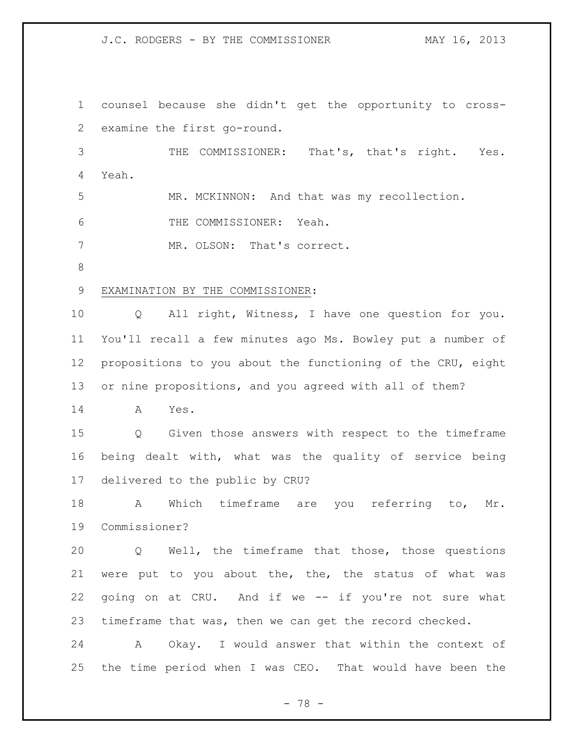counsel because she didn't get the opportunity to cross-examine the first go-round.

THE COMMISSIONER: That's, that's right. Yes. Yeah.

MR. MCKINNON: And that was my recollection.

THE COMMISSIONER: Yeah.

MR. OLSON: That's correct.

EXAMINATION BY THE COMMISSIONER:

Q All right, Witness, I have one question for you. You'll recall a few minutes ago Ms. Bowley put a number of propositions to you about the functioning of the CRU, eight or nine propositions, and you agreed with all of them?

A Yes.

Q Given those answers with respect to the timeframe being dealt with, what was the quality of service being delivered to the public by CRU?

A Which timeframe are you referring to, Mr. Commissioner?

Q Well, the timeframe that those, those questions were put to you about the, the, the status of what was going on at CRU. And if we -- if you're not sure what timeframe that was, then we can get the record checked.

A Okay. I would answer that within the context of the time period when I was CEO. That would have been the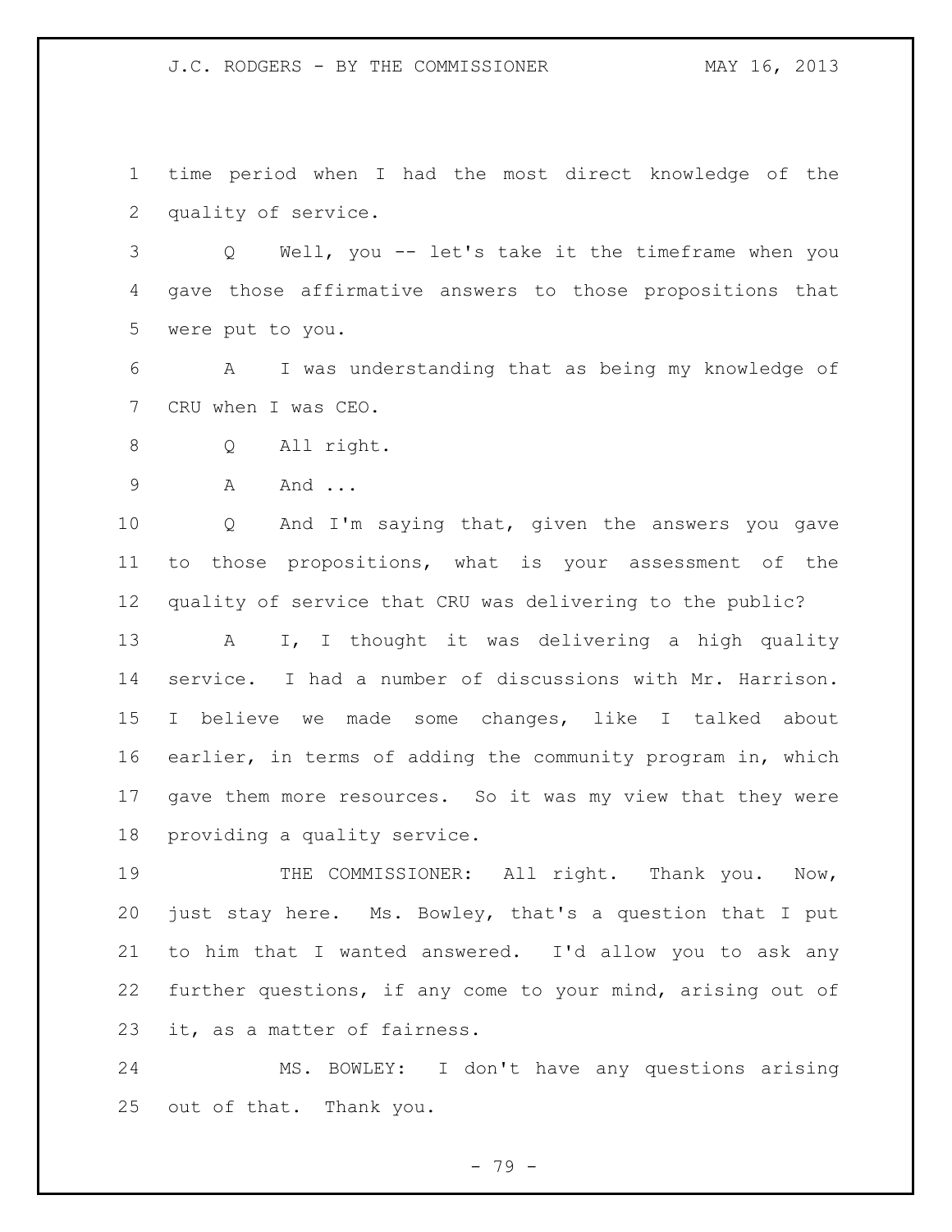time period when I had the most direct knowledge of the quality of service.

Q Well, you -- let's take it the timeframe when you gave those affirmative answers to those propositions that were put to you.

A I was understanding that as being my knowledge of CRU when I was CEO.

Q All right.

A And ...

Q And I'm saying that, given the answers you gave to those propositions, what is your assessment of the quality of service that CRU was delivering to the public?

A I, I thought it was delivering a high quality service. I had a number of discussions with Mr. Harrison. I believe we made some changes, like I talked about earlier, in terms of adding the community program in, which gave them more resources. So it was my view that they were providing a quality service.

THE COMMISSIONER: All right. Thank you. Now, just stay here. Ms. Bowley, that's a question that I put to him that I wanted answered. I'd allow you to ask any further questions, if any come to your mind, arising out of it, as a matter of fairness.

MS. BOWLEY: I don't have any questions arising out of that. Thank you.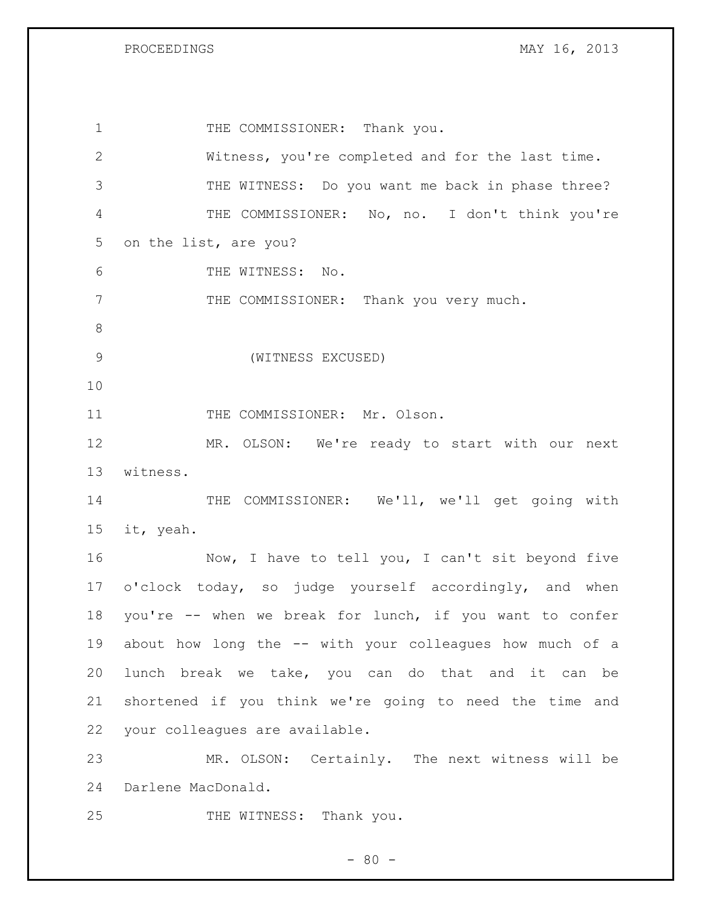THE COMMISSIONER: Thank you.

Witness, you're completed and for the last time.

THE WITNESS: Do you want me back in phase three?

THE COMMISSIONER: No, no. I don't think you're on the list, are you?

THE WITNESS: No.

THE COMMISSIONER: Thank you very much.

(WITNESS EXCUSED)

THE COMMISSIONER: Mr. Olson.

MR. OLSON: We're ready to start with our next witness.

THE COMMISSIONER: We'll, we'll get going with it, yeah.

Now, I have to tell you, I can't sit beyond five o'clock today, so judge yourself accordingly, and when you're -- when we break for lunch, if you want to confer about how long the -- with your colleagues how much of a lunch break we take, you can do that and it can be shortened if you think we're going to need the time and your colleagues are available.

MR. OLSON: Certainly. The next witness will be Darlene MacDonald.

THE WITNESS: Thank you.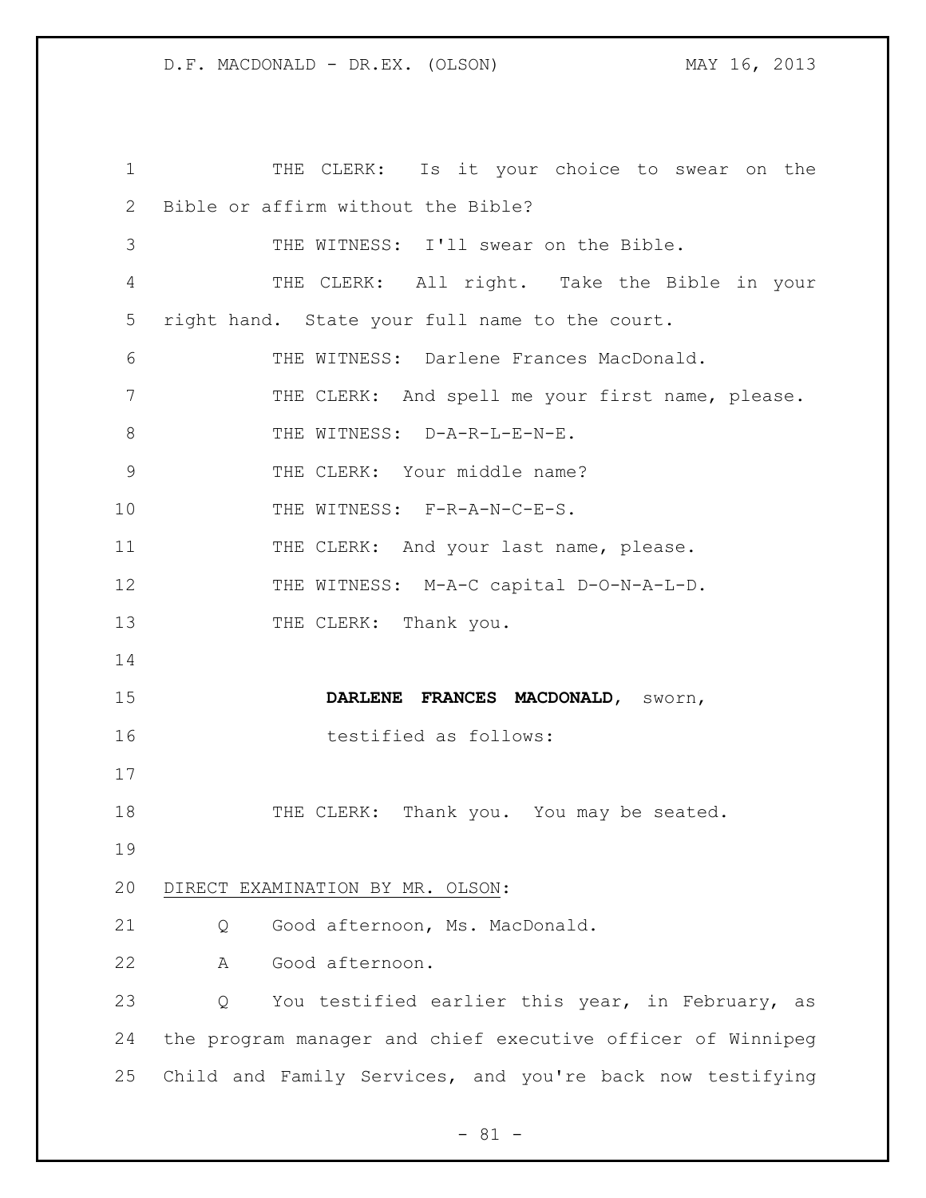THE CLERK: Is it your choice to swear on the Bible or affirm without the Bible?

THE WITNESS: I'll swear on the Bible.

THE CLERK: All right. Take the Bible in your right hand. State your full name to the court.

THE WITNESS: Darlene Frances MacDonald.

THE CLERK: And spell me your first name, please.

THE WITNESS: D-A-R-L-E-N-E.

THE CLERK: Your middle name?

THE WITNESS: F-R-A-N-C-E-S.

THE CLERK: And your last name, please.

THE WITNESS: M-A-C capital D-O-N-A-L-D.

THE CLERK: Thank you.

**DARLENE FRANCES MACDONALD**, sworn, testified as follows:

THE CLERK: Thank you. You may be seated.

DIRECT EXAMINATION BY MR. OLSON:

Q Good afternoon, Ms. MacDonald.

A Good afternoon.

Q You testified earlier this year, in February, as the program manager and chief executive officer of Winnipeg Child and Family Services, and you're back now testifying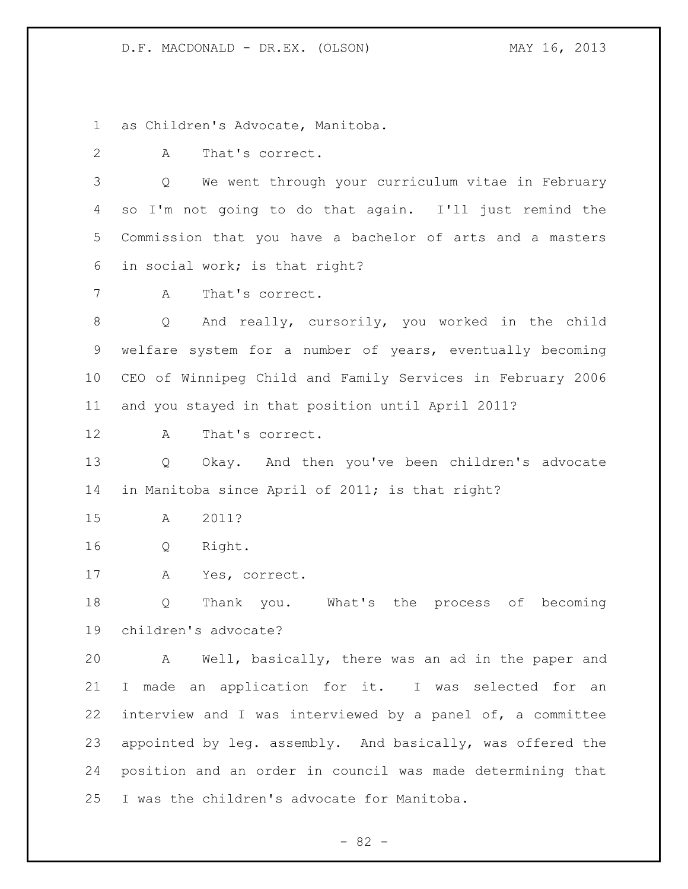as Children's Advocate, Manitoba.

A That's correct.

Q We went through your curriculum vitae in February so I'm not going to do that again. I'll just remind the Commission that you have a bachelor of arts and a masters in social work; is that right?

A That's correct.

Q And really, cursorily, you worked in the child welfare system for a number of years, eventually becoming CEO of Winnipeg Child and Family Services in February 2006 and you stayed in that position until April 2011?

A That's correct.

Q Okay. And then you've been children's advocate in Manitoba since April of 2011; is that right?

A 2011?

Q Right.

A Yes, correct.

Q Thank you. What's the process of becoming children's advocate?

A Well, basically, there was an ad in the paper and I made an application for it. I was selected for an interview and I was interviewed by a panel of, a committee appointed by leg. assembly. And basically, was offered the position and an order in council was made determining that I was the children's advocate for Manitoba.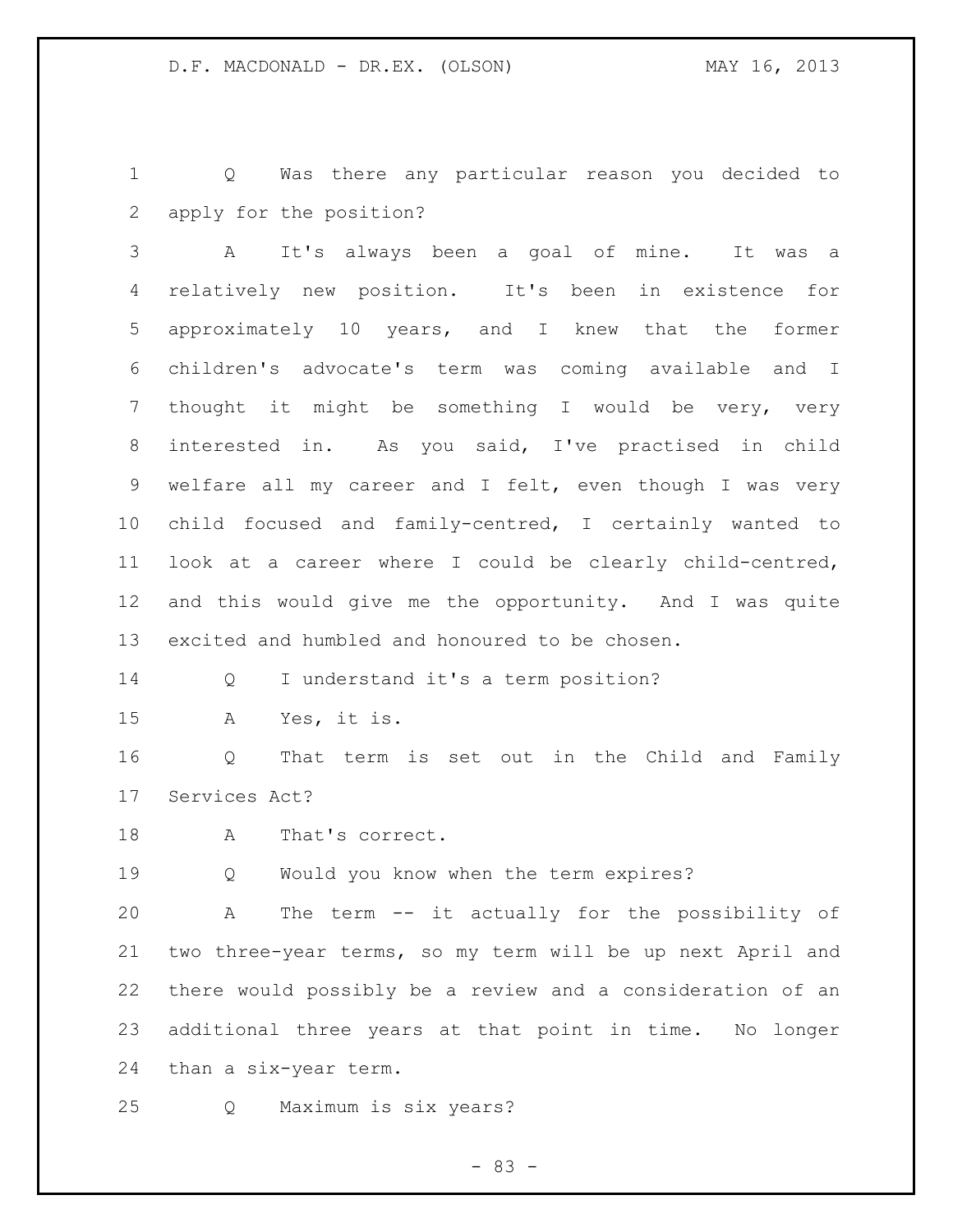Q Was there any particular reason you decided to apply for the position?

A It's always been a goal of mine. It was a relatively new position. It's been in existence for approximately 10 years, and I knew that the former children's advocate's term was coming available and I thought it might be something I would be very, very interested in. As you said, I've practised in child welfare all my career and I felt, even though I was very child focused and family-centred, I certainly wanted to look at a career where I could be clearly child-centred, and this would give me the opportunity. And I was quite excited and humbled and honoured to be chosen.

Q I understand it's a term position?

A Yes, it is.

Q That term is set out in the Child and Family Services Act?

A That's correct.

Q Would you know when the term expires?

A The term -- it actually for the possibility of two three-year terms, so my term will be up next April and there would possibly be a review and a consideration of an additional three years at that point in time. No longer than a six-year term.

Q Maximum is six years?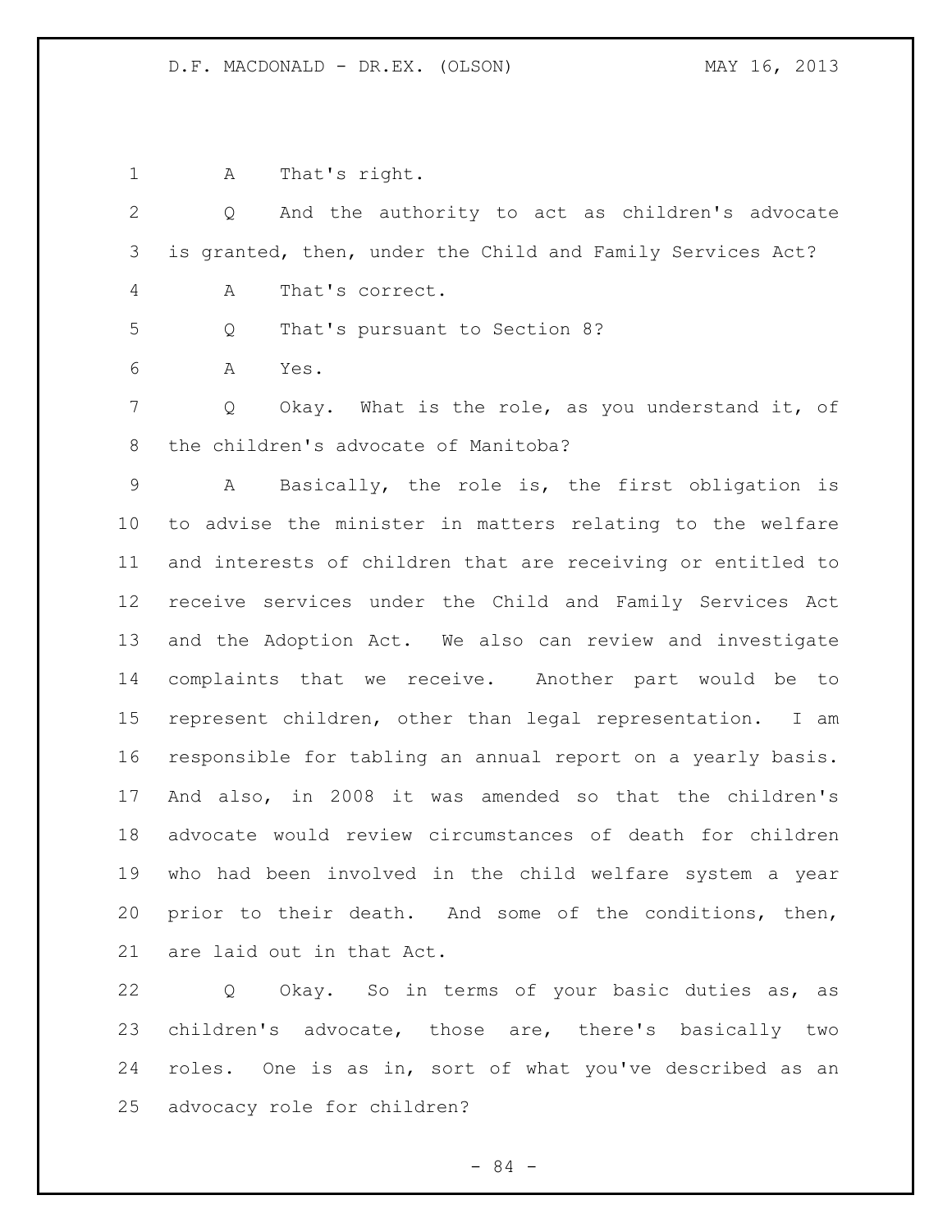A That's right.

Q And the authority to act as children's advocate is granted, then, under the Child and Family Services Act?

A That's correct.

Q That's pursuant to Section 8?

A Yes.

Q Okay. What is the role, as you understand it, of the children's advocate of Manitoba?

A Basically, the role is, the first obligation is to advise the minister in matters relating to the welfare and interests of children that are receiving or entitled to receive services under the Child and Family Services Act and the Adoption Act. We also can review and investigate complaints that we receive. Another part would be to represent children, other than legal representation. I am responsible for tabling an annual report on a yearly basis. And also, in 2008 it was amended so that the children's advocate would review circumstances of death for children who had been involved in the child welfare system a year prior to their death. And some of the conditions, then, are laid out in that Act.

Q Okay. So in terms of your basic duties as, as children's advocate, those are, there's basically two roles. One is as in, sort of what you've described as an advocacy role for children?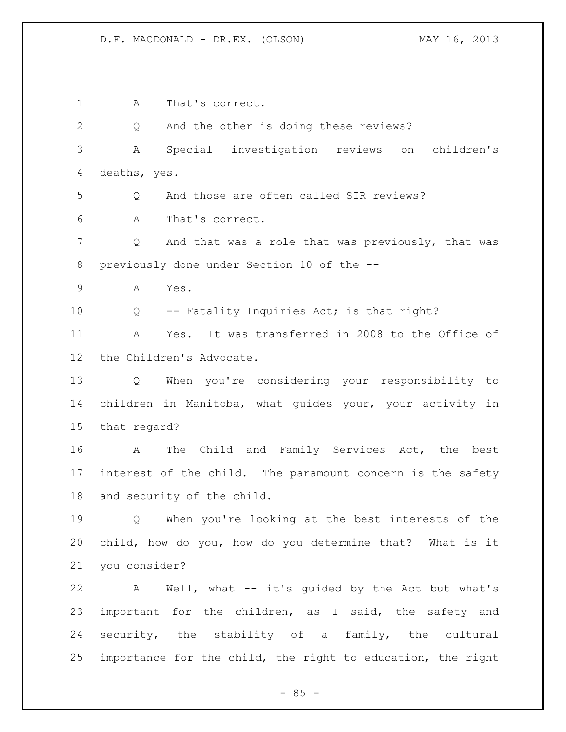A That's correct.

Q And the other is doing these reviews?

A Special investigation reviews on children's deaths, yes.

Q And those are often called SIR reviews?

A That's correct.

Q And that was a role that was previously, that was previously done under Section 10 of the --

A Yes.

Q -- Fatality Inquiries Act; is that right?

A Yes. It was transferred in 2008 to the Office of the Children's Advocate.

Q When you're considering your responsibility to children in Manitoba, what guides your, your activity in that regard?

A The Child and Family Services Act, the best interest of the child. The paramount concern is the safety and security of the child.

Q When you're looking at the best interests of the child, how do you, how do you determine that? What is it you consider?

A Well, what -- it's guided by the Act but what's important for the children, as I said, the safety and security, the stability of a family, the cultural importance for the child, the right to education, the right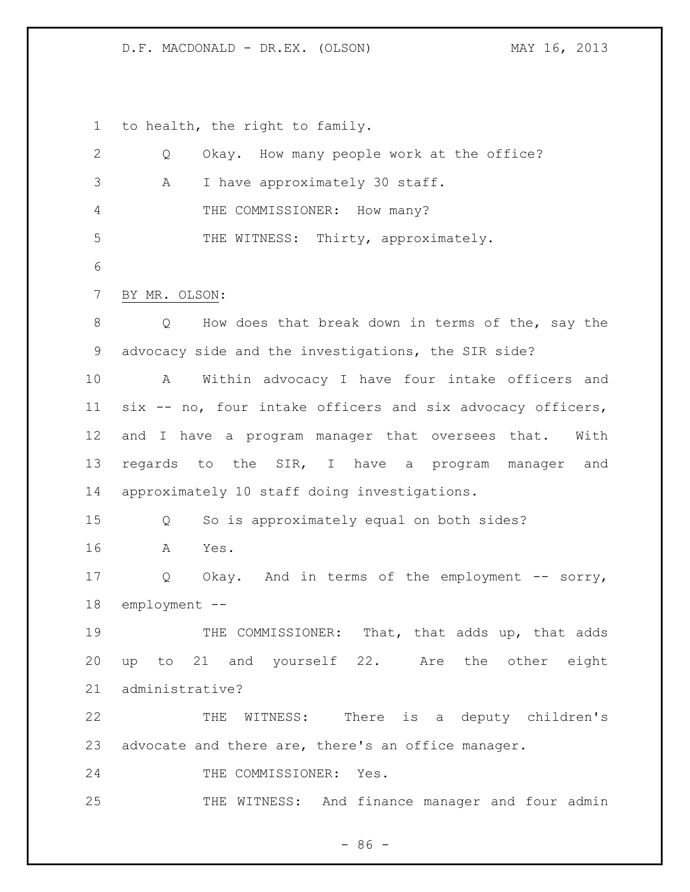to health, the right to family.

Q Okay. How many people work at the office?

A I have approximately 30 staff.

THE COMMISSIONER: How many?

THE WITNESS: Thirty, approximately.

BY MR. OLSON:

Q How does that break down in terms of the, say the advocacy side and the investigations, the SIR side?

A Within advocacy I have four intake officers and six -- no, four intake officers and six advocacy officers, and I have a program manager that oversees that. With regards to the SIR, I have a program manager and approximately 10 staff doing investigations.

Q So is approximately equal on both sides?

A Yes.

Q Okay. And in terms of the employment -- sorry, employment --

THE COMMISSIONER: That, that adds up, that adds up to 21 and yourself 22. Are the other eight administrative?

THE WITNESS: There is a deputy children's advocate and there are, there's an office manager.

THE COMMISSIONER: Yes.

THE WITNESS: And finance manager and four admin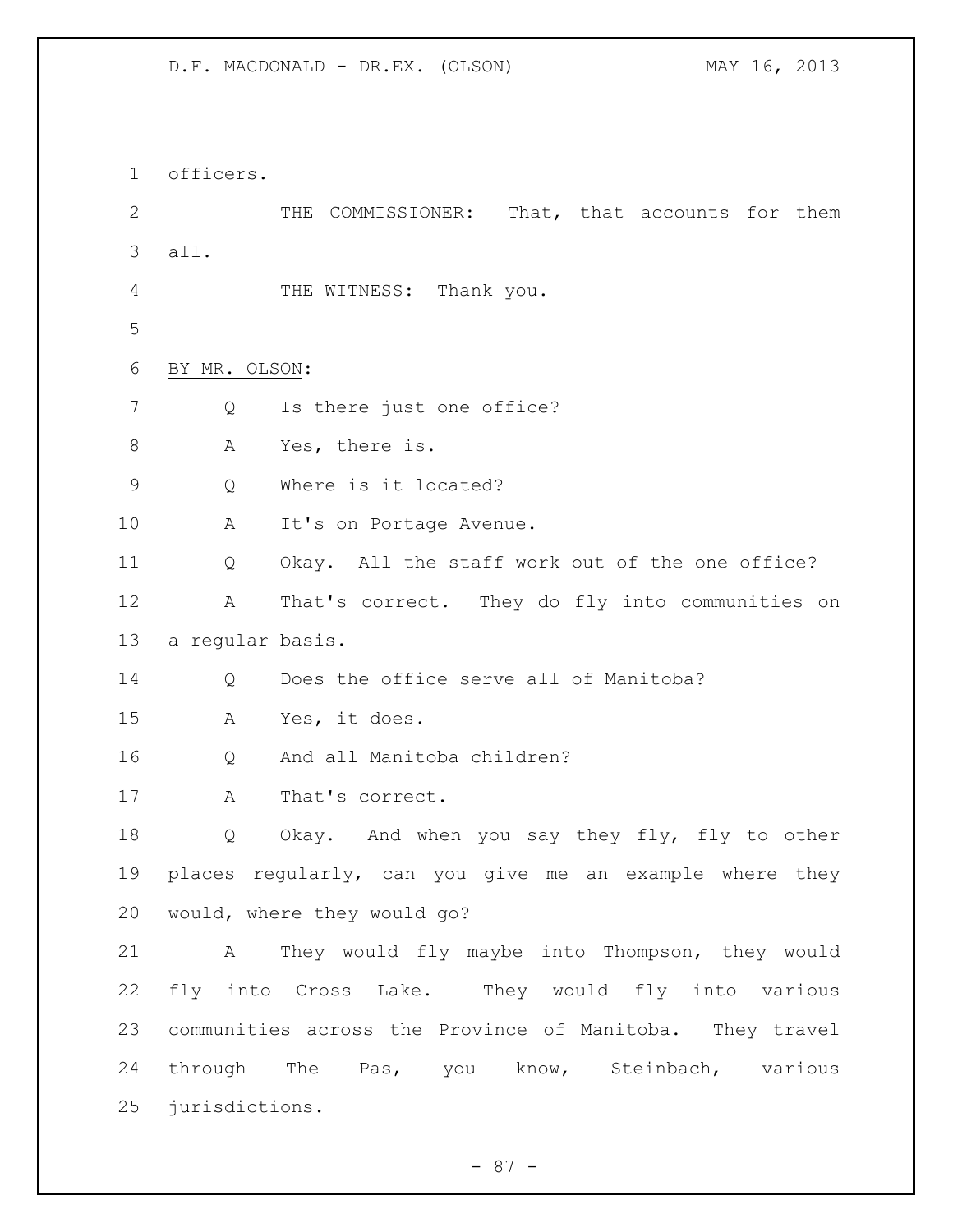officers.

THE COMMISSIONER: That, that accounts for them all.

THE WITNESS: Thank you.

BY MR. OLSON:

Q Is there just one office?

A Yes, there is.

Q Where is it located?

A It's on Portage Avenue.

Q Okay. All the staff work out of the one office?

A That's correct. They do fly into communities on a regular basis.

Q Does the office serve all of Manitoba?

A Yes, it does.

Q And all Manitoba children?

A That's correct.

Q Okay. And when you say they fly, fly to other places regularly, can you give me an example where they would, where they would go?

A They would fly maybe into Thompson, they would fly into Cross Lake. They would fly into various communities across the Province of Manitoba. They travel through The Pas, you know, Steinbach, various jurisdictions.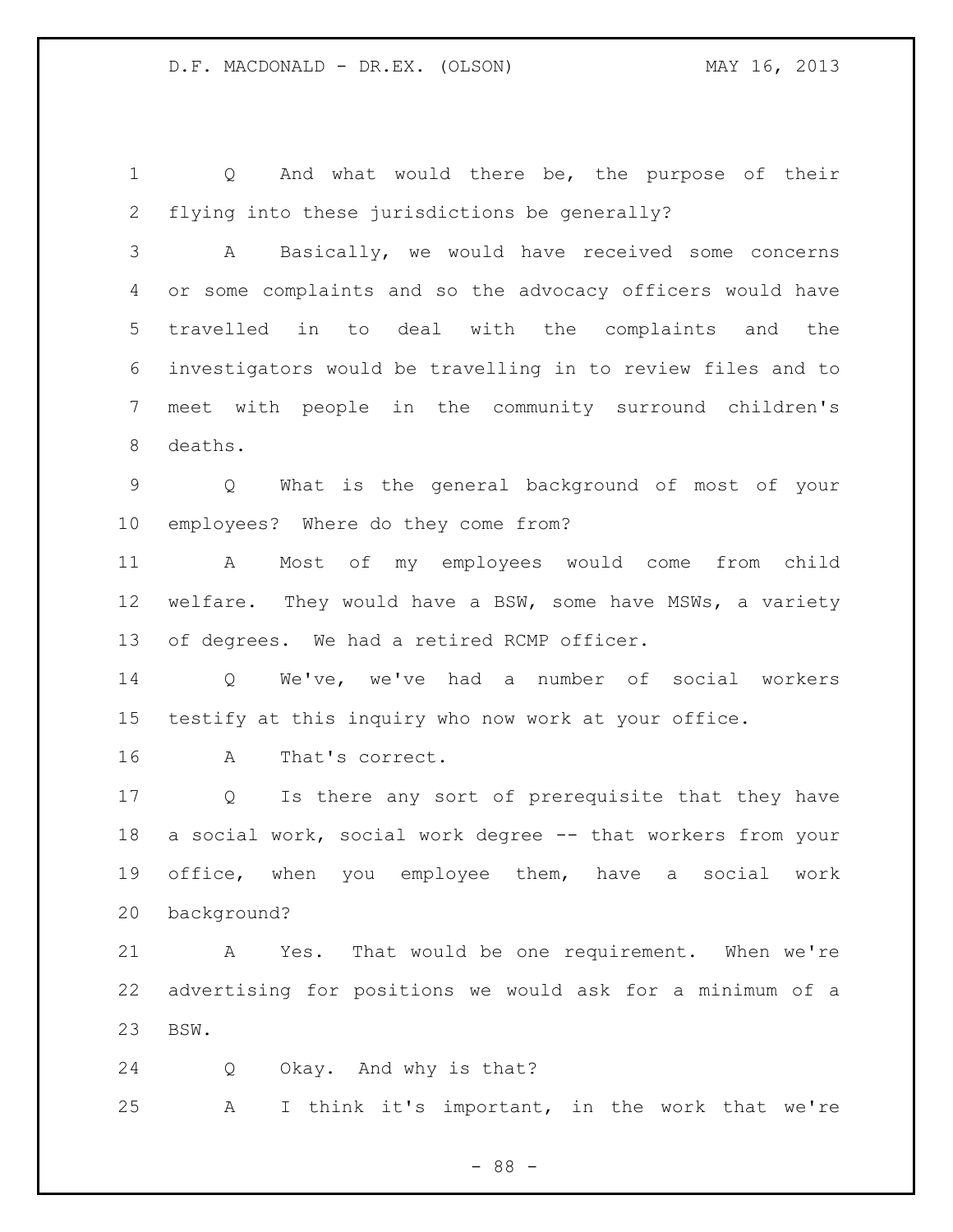Q And what would there be, the purpose of their flying into these jurisdictions be generally?

A Basically, we would have received some concerns or some complaints and so the advocacy officers would have travelled in to deal with the complaints and the investigators would be travelling in to review files and to meet with people in the community surround children's deaths.

Q What is the general background of most of your employees? Where do they come from?

A Most of my employees would come from child welfare. They would have a BSW, some have MSWs, a variety of degrees. We had a retired RCMP officer.

Q We've, we've had a number of social workers testify at this inquiry who now work at your office.

A That's correct.

Q Is there any sort of prerequisite that they have a social work, social work degree -- that workers from your office, when you employee them, have a social work background?

A Yes. That would be one requirement. When we're advertising for positions we would ask for a minimum of a BSW.

Q Okay. And why is that?

A I think it's important, in the work that we're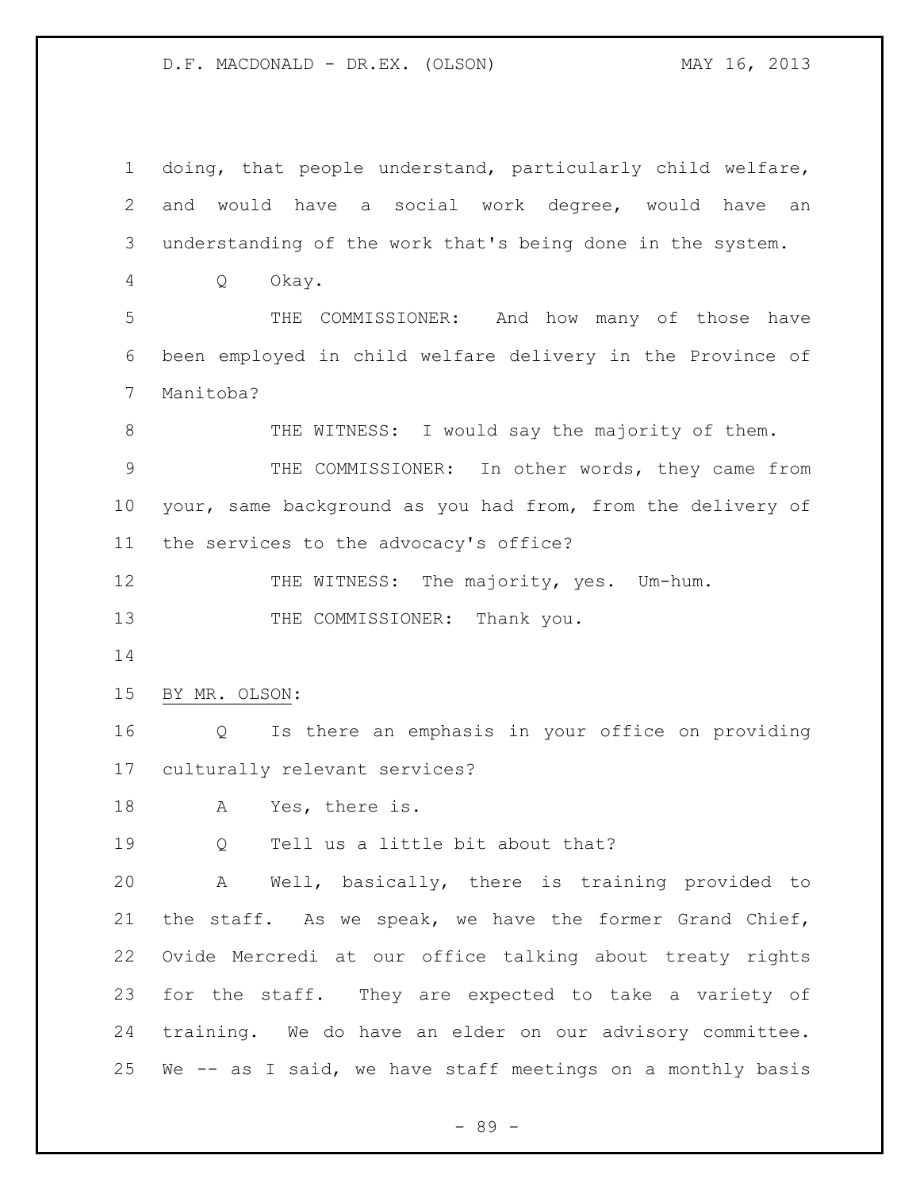doing, that people understand, particularly child welfare, and would have a social work degree, would have an understanding of the work that's being done in the system.

Q Okay.

THE COMMISSIONER: And how many of those have been employed in child welfare delivery in the Province of Manitoba?

THE WITNESS: I would say the majority of them.

THE COMMISSIONER: In other words, they came from your, same background as you had from, from the delivery of the services to the advocacy's office?

THE WITNESS: The majority, yes. Um-hum.

THE COMMISSIONER: Thank you.

BY MR. OLSON:

Q Is there an emphasis in your office on providing culturally relevant services?

A Yes, there is.

Q Tell us a little bit about that?

A Well, basically, there is training provided to the staff. As we speak, we have the former Grand Chief, Ovide Mercredi at our office talking about treaty rights for the staff. They are expected to take a variety of training. We do have an elder on our advisory committee. We -- as I said, we have staff meetings on a monthly basis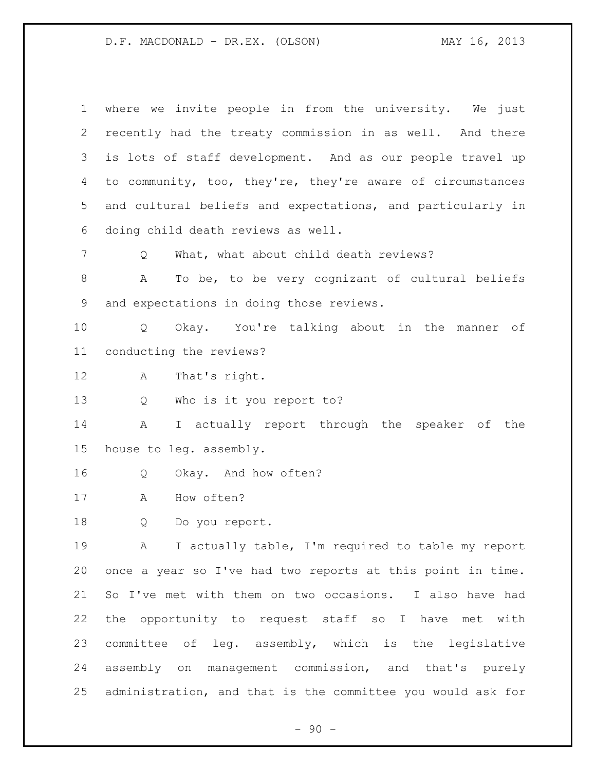where we invite people in from the university. We just recently had the treaty commission in as well. And there is lots of staff development. And as our people travel up to community, too, they're, they're aware of circumstances and cultural beliefs and expectations, and particularly in doing child death reviews as well.

Q What, what about child death reviews?

A To be, to be very cognizant of cultural beliefs and expectations in doing those reviews.

Q Okay. You're talking about in the manner of conducting the reviews?

A That's right.

Q Who is it you report to?

A I actually report through the speaker of the house to leg. assembly.

Q Okay. And how often?

A How often?

Q Do you report.

A I actually table, I'm required to table my report once a year so I've had two reports at this point in time. So I've met with them on two occasions. I also have had the opportunity to request staff so I have met with committee of leg. assembly, which is the legislative assembly on management commission, and that's purely administration, and that is the committee you would ask for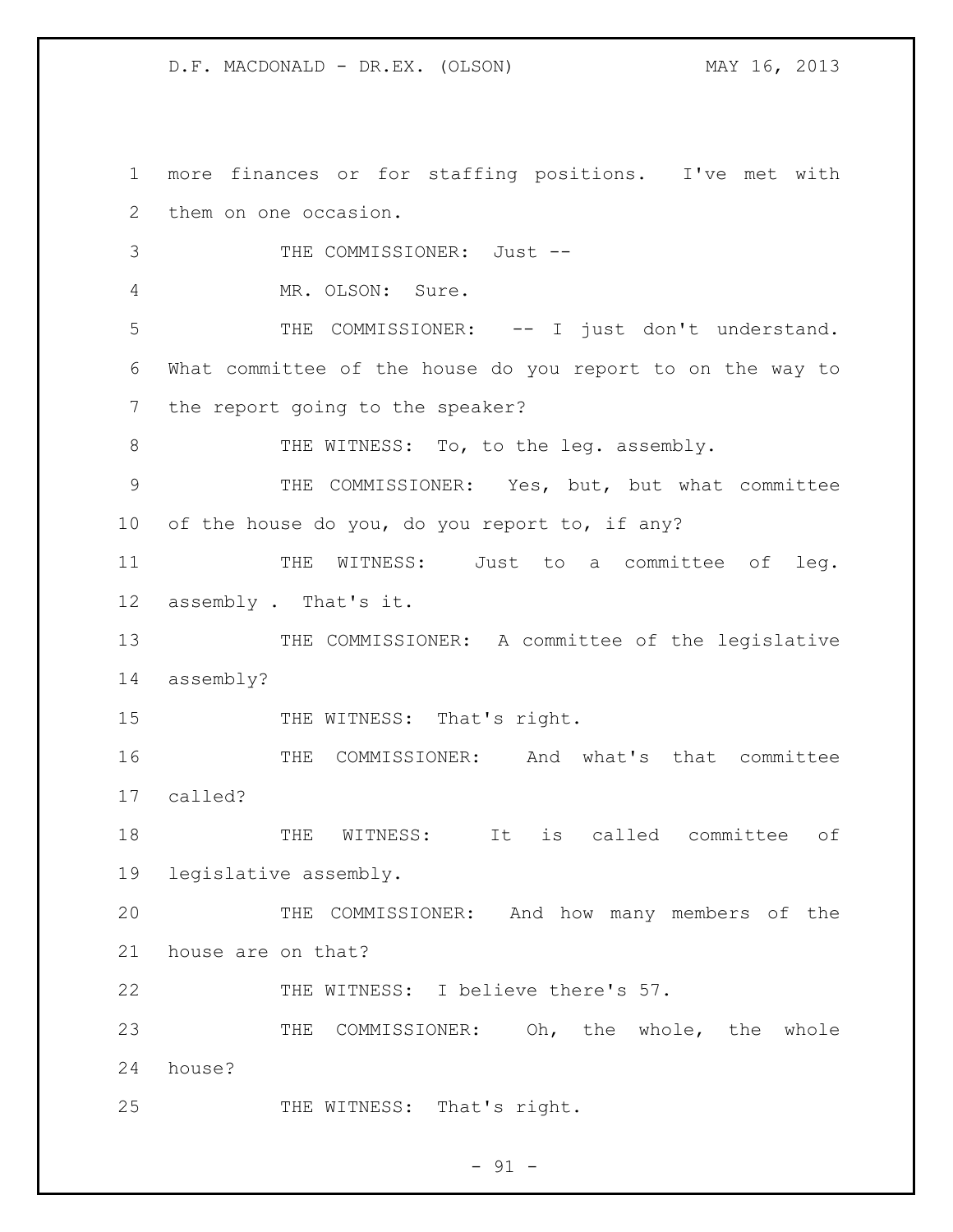more finances or for staffing positions. I've met with them on one occasion.

THE COMMISSIONER: Just --

MR. OLSON: Sure.

THE COMMISSIONER: -- I just don't understand. What committee of the house do you report to on the way to the report going to the speaker?

THE WITNESS: To, to the leg. assembly.

THE COMMISSIONER: Yes, but, but what committee of the house do you, do you report to, if any?

THE WITNESS: Just to a committee of leg. assembly . That's it.

THE COMMISSIONER: A committee of the legislative assembly?

THE WITNESS: That's right.

THE COMMISSIONER: And what's that committee called?

THE WITNESS: It is called committee of legislative assembly.

THE COMMISSIONER: And how many members of the house are on that?

THE WITNESS: I believe there's 57.

THE COMMISSIONER: Oh, the whole, the whole house?

THE WITNESS: That's right.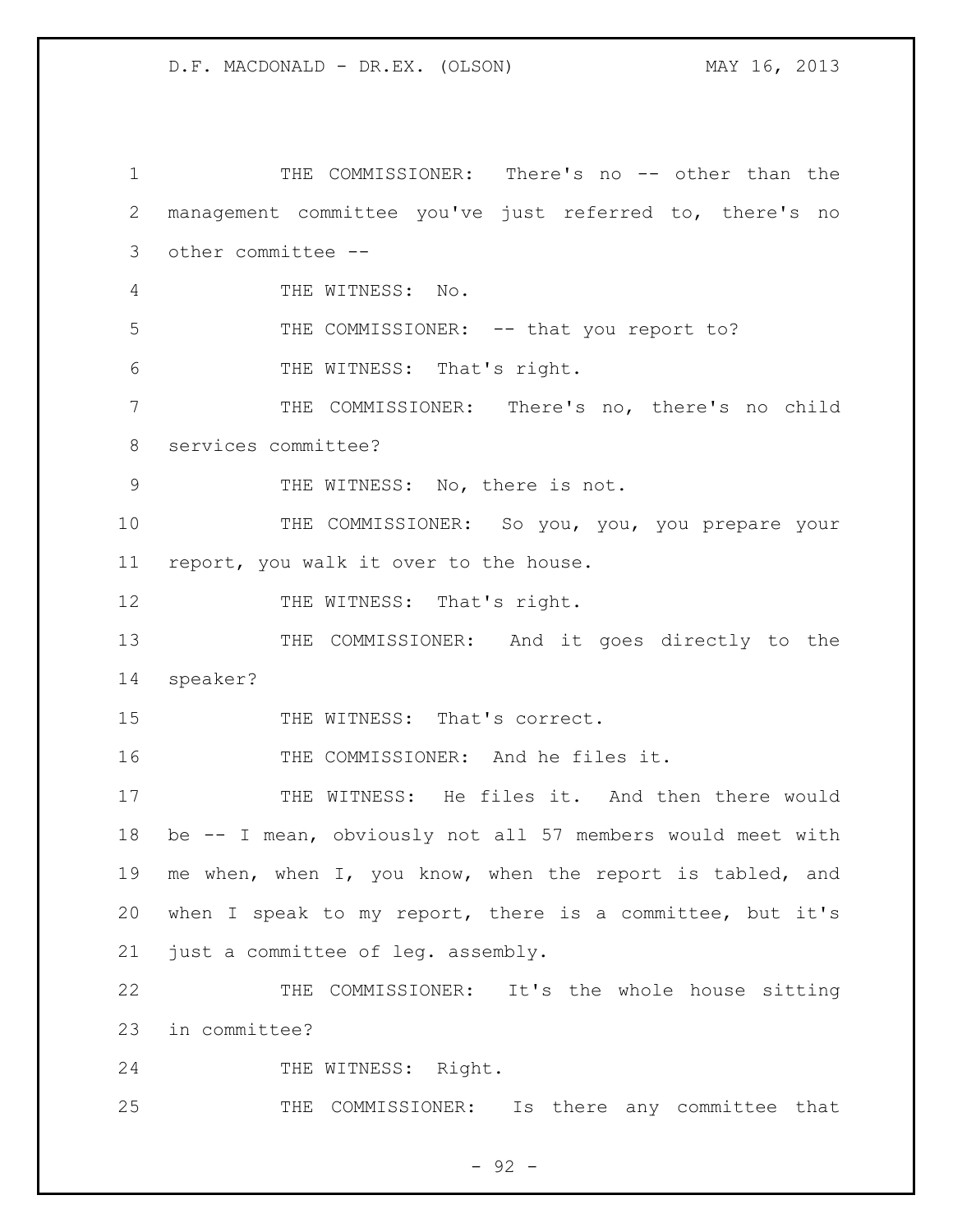THE COMMISSIONER: There's no -- other than the management committee you've just referred to, there's no other committee --

THE WITNESS: No.

THE COMMISSIONER: -- that you report to?

THE WITNESS: That's right.

THE COMMISSIONER: There's no, there's no child services committee?

THE WITNESS: No, there is not.

THE COMMISSIONER: So you, you, you prepare your report, you walk it over to the house.

THE WITNESS: That's right.

THE COMMISSIONER: And it goes directly to the speaker?

THE WITNESS: That's correct.

THE COMMISSIONER: And he files it.

THE WITNESS: He files it. And then there would be -- I mean, obviously not all 57 members would meet with me when, when I, you know, when the report is tabled, and when I speak to my report, there is a committee, but it's just a committee of leg. assembly.

THE COMMISSIONER: It's the whole house sitting in committee?

THE WITNESS: Right.

THE COMMISSIONER: Is there any committee that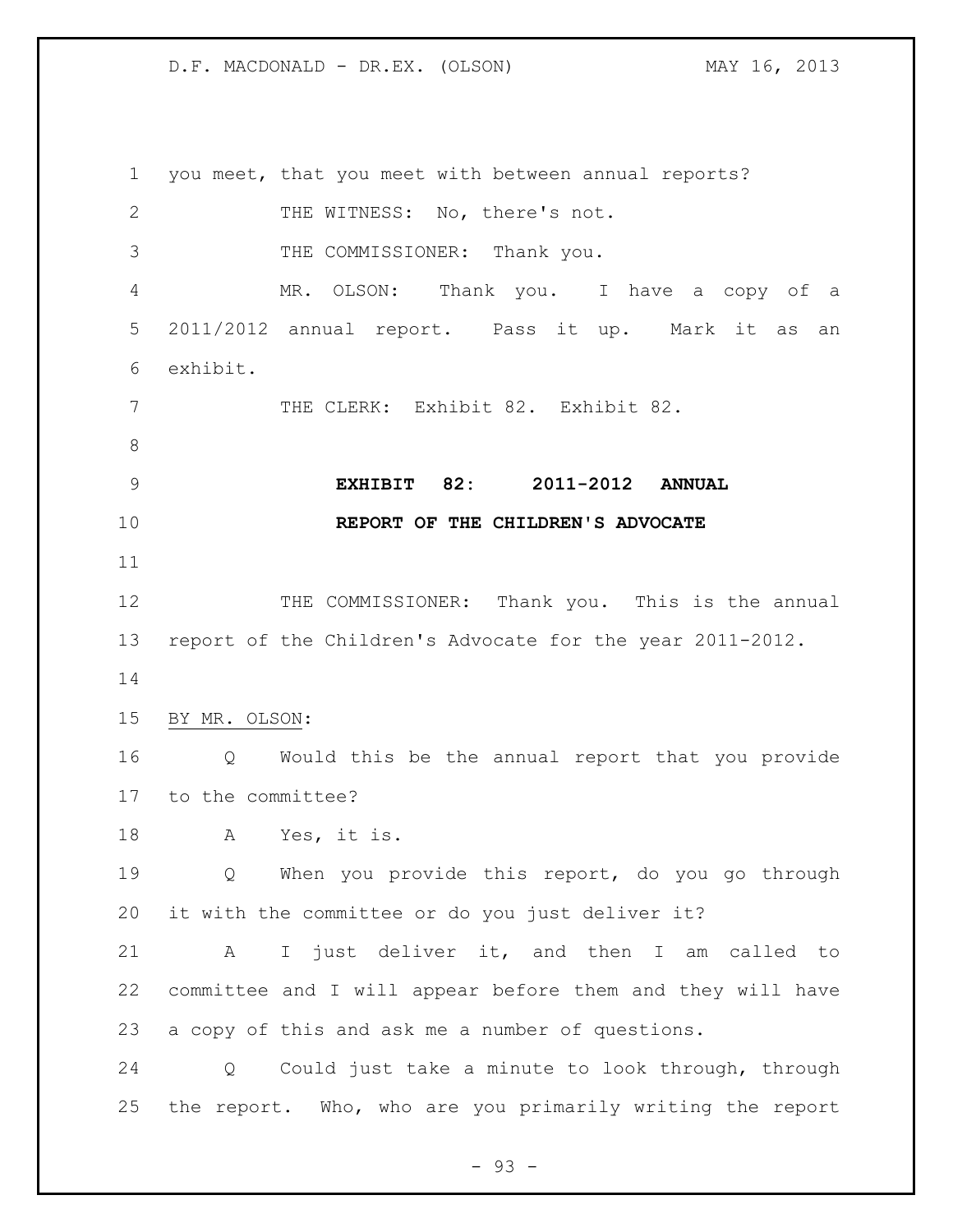you meet, that you meet with between annual reports?

THE WITNESS: No, there's not.

THE COMMISSIONER: Thank you.

MR. OLSON: Thank you. I have a copy of a 2011/2012 annual report. Pass it up. Mark it as an exhibit.

THE CLERK: Exhibit 82. Exhibit 82.

**EXHIBIT 82: 2011-2012 ANNUAL REPORT OF THE CHILDREN'S ADVOCATE**

THE COMMISSIONER: Thank you. This is the annual report of the Children's Advocate for the year 2011-2012.

BY MR. OLSON:

Q Would this be the annual report that you provide to the committee?

A Yes, it is.

Q When you provide this report, do you go through it with the committee or do you just deliver it?

A I just deliver it, and then I am called to committee and I will appear before them and they will have a copy of this and ask me a number of questions.

Q Could just take a minute to look through, through the report. Who, who are you primarily writing the report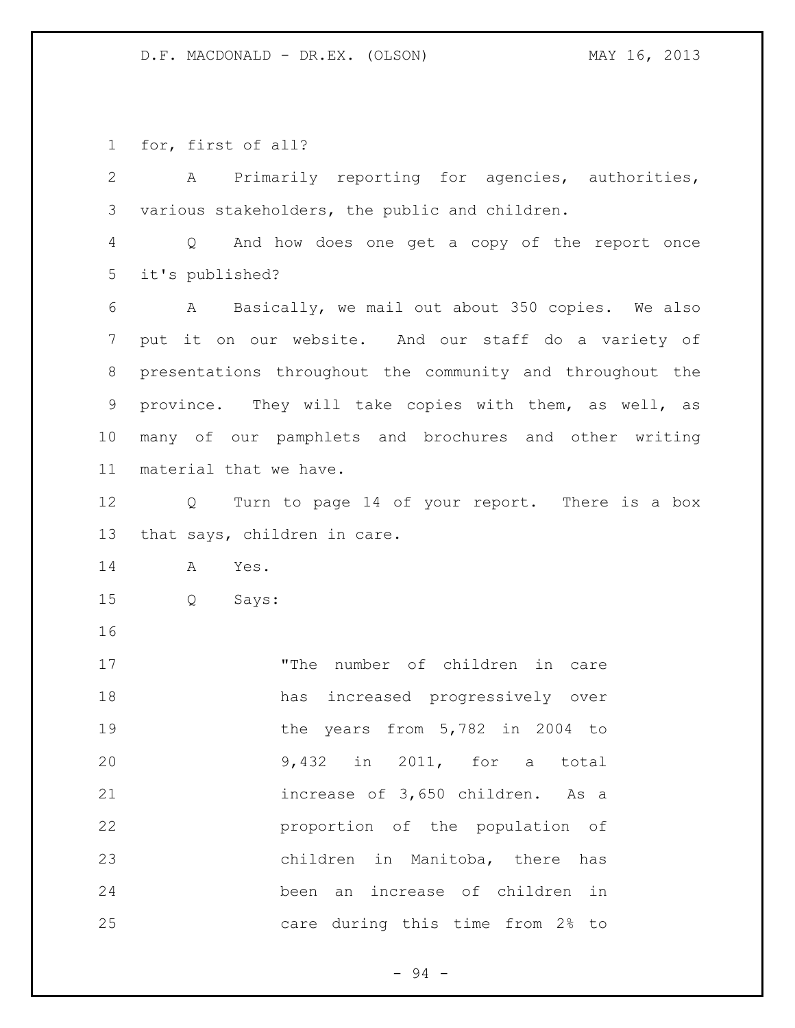for, first of all?

A Primarily reporting for agencies, authorities, various stakeholders, the public and children.

Q And how does one get a copy of the report once it's published?

A Basically, we mail out about 350 copies. We also put it on our website. And our staff do a variety of presentations throughout the community and throughout the province. They will take copies with them, as well, as many of our pamphlets and brochures and other writing material that we have.

Q Turn to page 14 of your report. There is a box that says, children in care.

A Yes.

Q Says:

> "The number of children in care has increased progressively over the years from 5,782 in 2004 to 9,432 in 2011, for a total increase of 3,650 children. As a proportion of the population of children in Manitoba, there has been an increase of children in care during this time from 2% to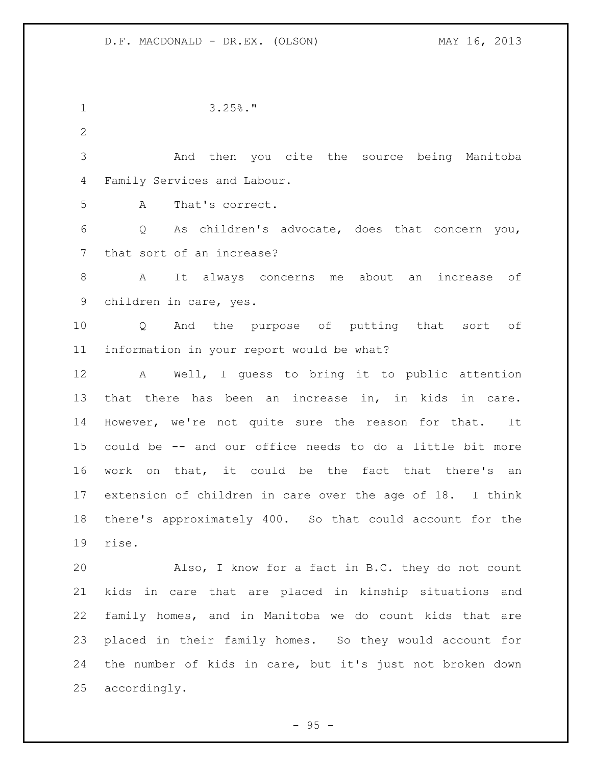3.25%."

And then you cite the source being Manitoba Family Services and Labour.

A That's correct.

Q As children's advocate, does that concern you, that sort of an increase?

A It always concerns me about an increase of children in care, yes.

Q And the purpose of putting that sort of information in your report would be what?

A Well, I guess to bring it to public attention that there has been an increase in, in kids in care. However, we're not quite sure the reason for that. It could be -- and our office needs to do a little bit more work on that, it could be the fact that there's an extension of children in care over the age of 18. I think there's approximately 400. So that could account for the rise.

Also, I know for a fact in B.C. they do not count kids in care that are placed in kinship situations and family homes, and in Manitoba we do count kids that are placed in their family homes. So they would account for the number of kids in care, but it's just not broken down accordingly.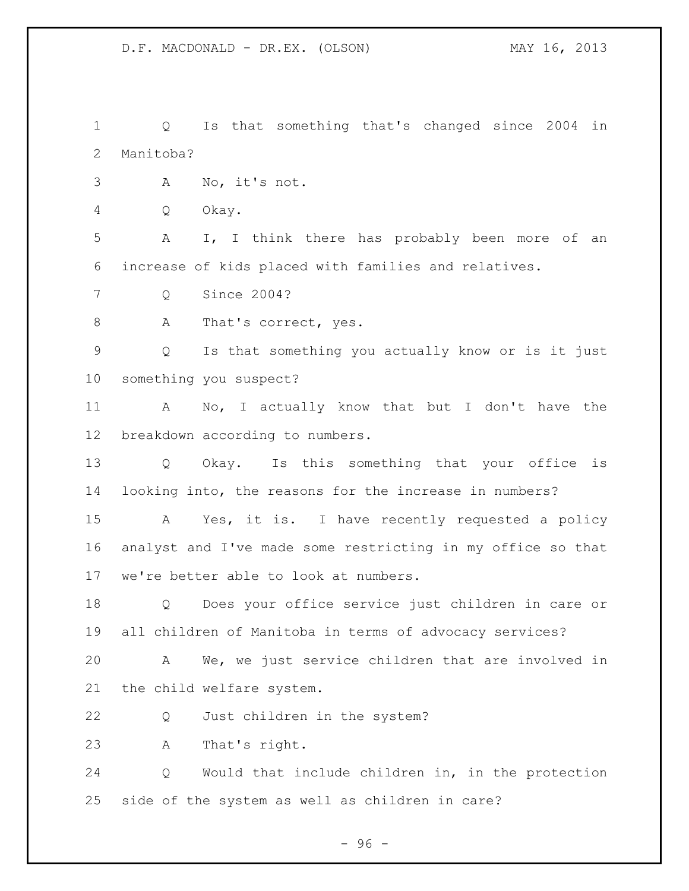Q Is that something that's changed since 2004 in Manitoba?

A No, it's not.

Q Okay.

A I, I think there has probably been more of an increase of kids placed with families and relatives.

Q Since 2004?

A That's correct, yes.

Q Is that something you actually know or is it just something you suspect?

A No, I actually know that but I don't have the breakdown according to numbers.

Q Okay. Is this something that your office is looking into, the reasons for the increase in numbers?

A Yes, it is. I have recently requested a policy analyst and I've made some restricting in my office so that we're better able to look at numbers.

Q Does your office service just children in care or all children of Manitoba in terms of advocacy services?

A We, we just service children that are involved in the child welfare system.

Q Just children in the system?

A That's right.

Q Would that include children in, in the protection side of the system as well as children in care?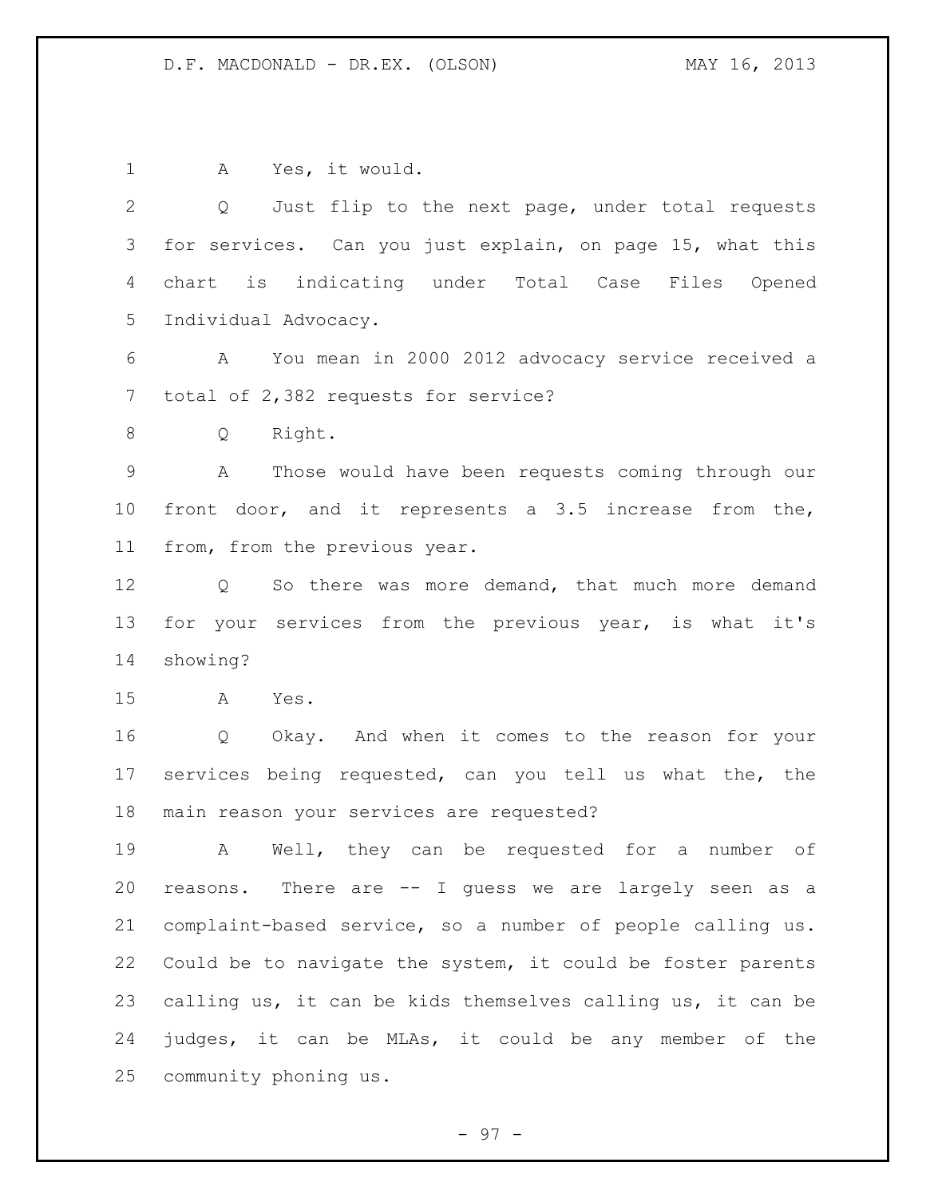A Yes, it would.

Q Just flip to the next page, under total requests for services. Can you just explain, on page 15, what this chart is indicating under Total Case Files Opened Individual Advocacy.

A You mean in 2000 2012 advocacy service received a total of 2,382 requests for service?

Q Right.

A Those would have been requests coming through our front door, and it represents a 3.5 increase from the, from, from the previous year.

Q So there was more demand, that much more demand for your services from the previous year, is what it's showing?

A Yes.

Q Okay. And when it comes to the reason for your services being requested, can you tell us what the, the main reason your services are requested?

A Well, they can be requested for a number of reasons. There are -- I guess we are largely seen as a complaint-based service, so a number of people calling us. Could be to navigate the system, it could be foster parents calling us, it can be kids themselves calling us, it can be judges, it can be MLAs, it could be any member of the community phoning us.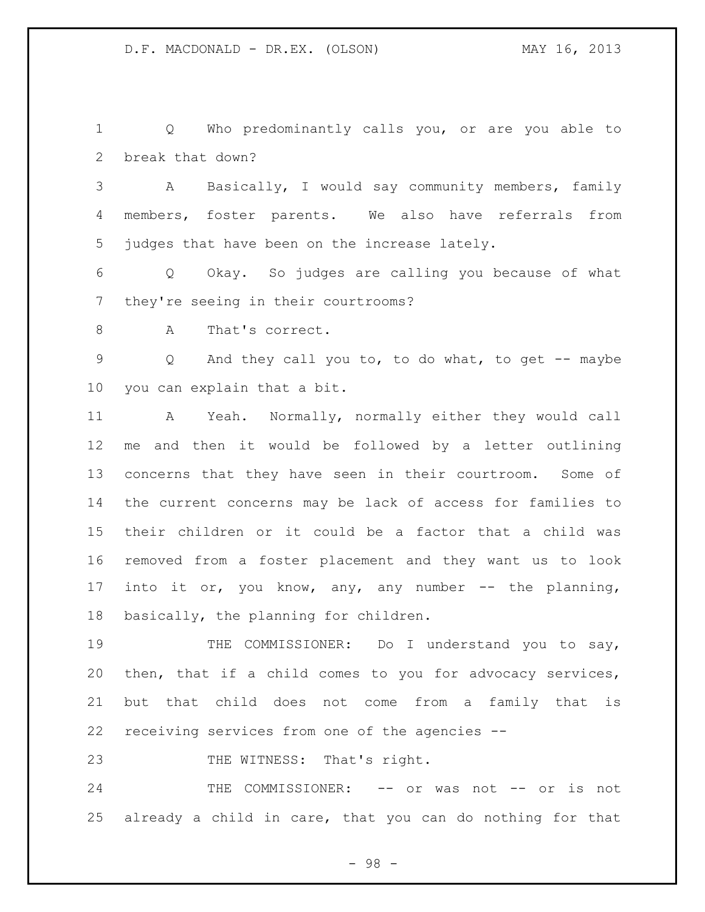Q Who predominantly calls you, or are you able to break that down?

A Basically, I would say community members, family members, foster parents. We also have referrals from judges that have been on the increase lately.

Q Okay. So judges are calling you because of what they're seeing in their courtrooms?

A That's correct.

Q And they call you to, to do what, to get -- maybe you can explain that a bit.

A Yeah. Normally, normally either they would call me and then it would be followed by a letter outlining concerns that they have seen in their courtroom. Some of the current concerns may be lack of access for families to their children or it could be a factor that a child was removed from a foster placement and they want us to look into it or, you know, any, any number -- the planning, basically, the planning for children.

THE COMMISSIONER: Do I understand you to say, then, that if a child comes to you for advocacy services, but that child does not come from a family that is receiving services from one of the agencies --

THE WITNESS: That's right.

THE COMMISSIONER: -- or was not -- or is not already a child in care, that you can do nothing for that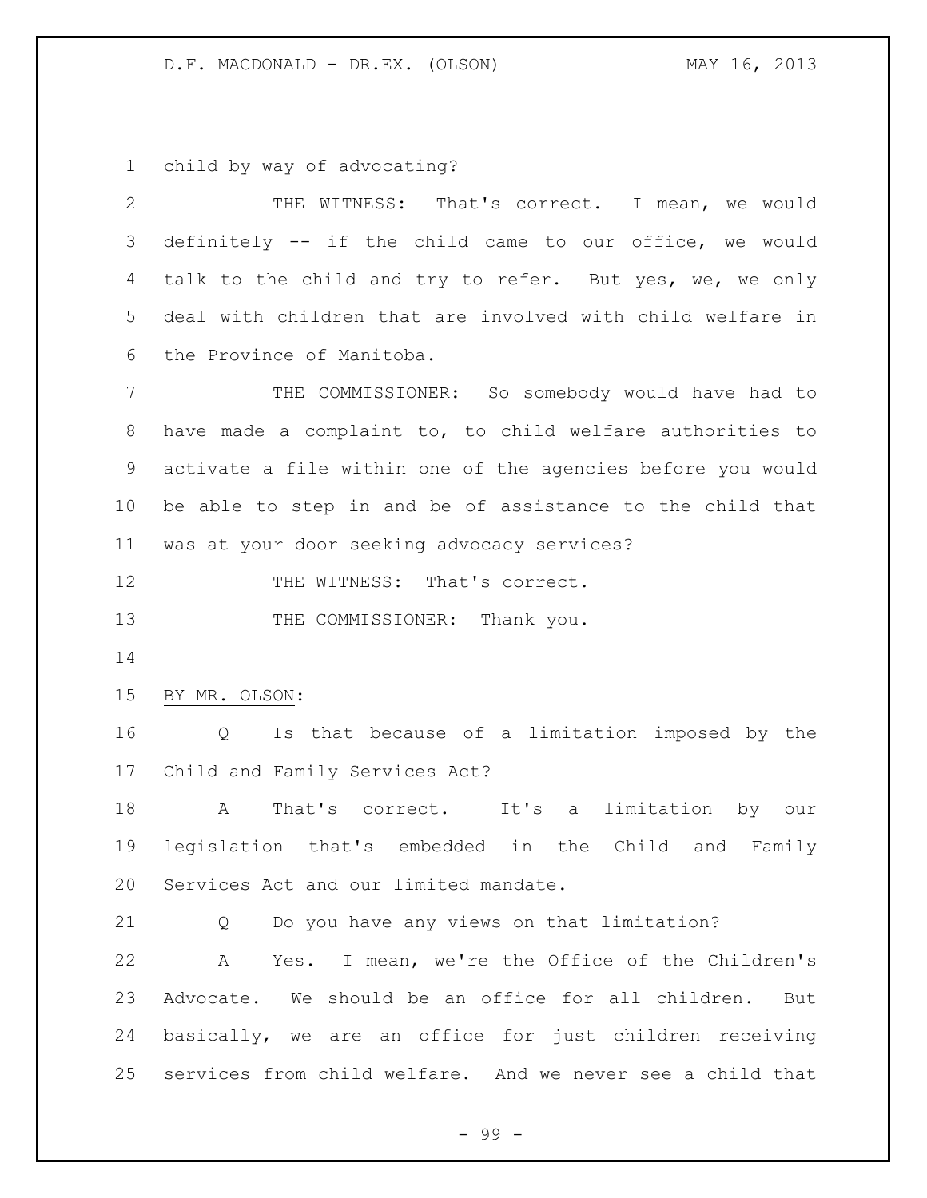child by way of advocating?

THE WITNESS: That's correct. I mean, we would definitely -- if the child came to our office, we would talk to the child and try to refer. But yes, we, we only deal with children that are involved with child welfare in the Province of Manitoba.

THE COMMISSIONER: So somebody would have had to have made a complaint to, to child welfare authorities to activate a file within one of the agencies before you would be able to step in and be of assistance to the child that was at your door seeking advocacy services?

THE WITNESS: That's correct.

THE COMMISSIONER: Thank you.

BY MR. OLSON:

Q Is that because of a limitation imposed by the Child and Family Services Act?

A That's correct. It's a limitation by our legislation that's embedded in the Child and Family Services Act and our limited mandate.

Q Do you have any views on that limitation?

A Yes. I mean, we're the Office of the Children's Advocate. We should be an office for all children. But basically, we are an office for just children receiving services from child welfare. And we never see a child that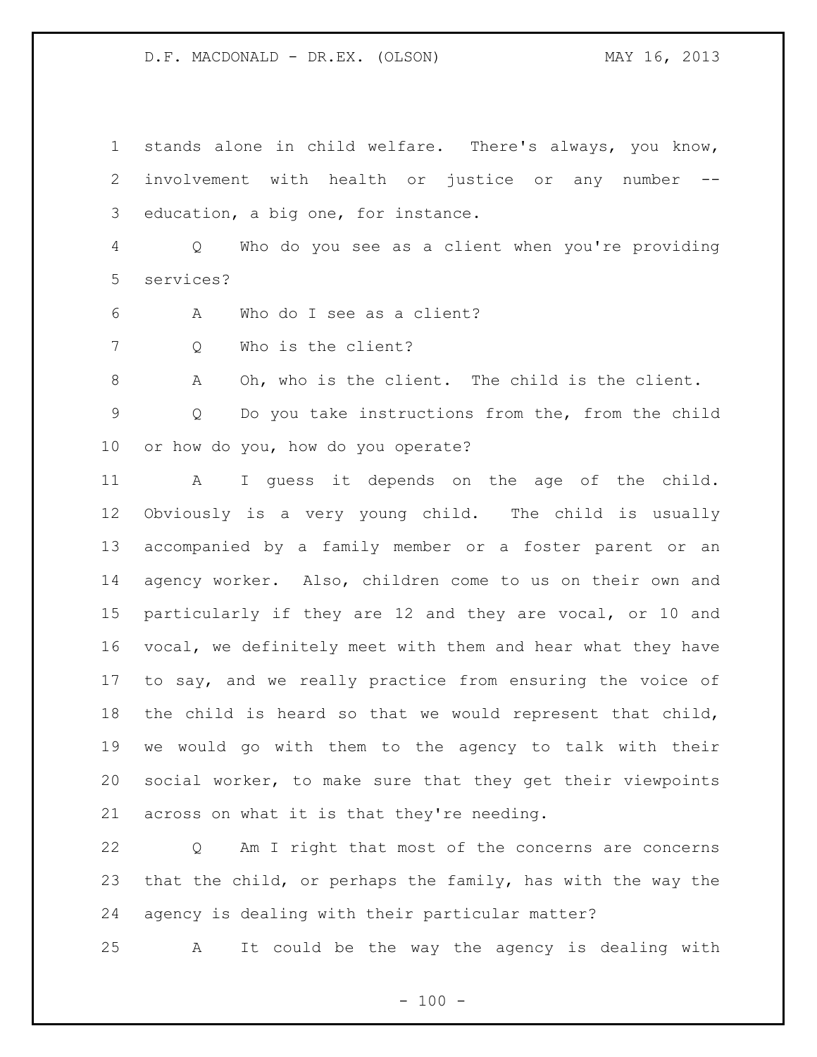stands alone in child welfare. There's always, you know, involvement with health or justice or any number -- education, a big one, for instance.

Q Who do you see as a client when you're providing services?

A Who do I see as a client?

Q Who is the client?

A Oh, who is the client. The child is the client.

Q Do you take instructions from the, from the child or how do you, how do you operate?

A I guess it depends on the age of the child. Obviously is a very young child. The child is usually accompanied by a family member or a foster parent or an agency worker. Also, children come to us on their own and particularly if they are 12 and they are vocal, or 10 and vocal, we definitely meet with them and hear what they have to say, and we really practice from ensuring the voice of the child is heard so that we would represent that child, we would go with them to the agency to talk with their social worker, to make sure that they get their viewpoints across on what it is that they're needing.

Q Am I right that most of the concerns are concerns that the child, or perhaps the family, has with the way the agency is dealing with their particular matter?

A It could be the way the agency is dealing with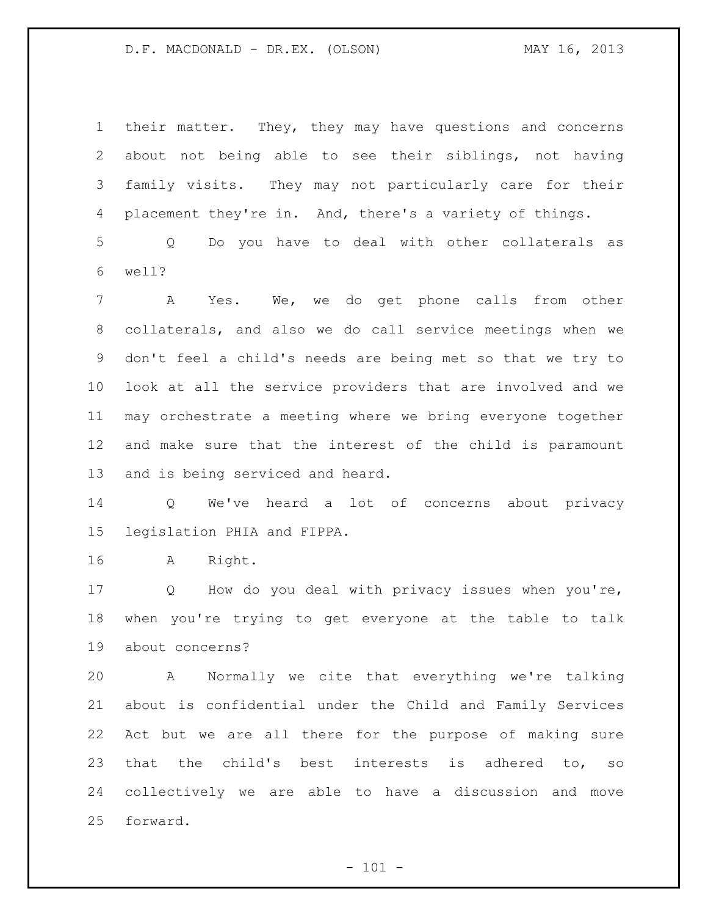their matter. They, they may have questions and concerns about not being able to see their siblings, not having family visits. They may not particularly care for their placement they're in. And, there's a variety of things.

Q Do you have to deal with other collaterals as well?

A Yes. We, we do get phone calls from other collaterals, and also we do call service meetings when we don't feel a child's needs are being met so that we try to look at all the service providers that are involved and we may orchestrate a meeting where we bring everyone together and make sure that the interest of the child is paramount and is being serviced and heard.

Q We've heard a lot of concerns about privacy legislation PHIA and FIPPA.

A Right.

Q How do you deal with privacy issues when you're, when you're trying to get everyone at the table to talk about concerns?

A Normally we cite that everything we're talking about is confidential under the Child and Family Services Act but we are all there for the purpose of making sure that the child's best interests is adhered to, so collectively we are able to have a discussion and move forward.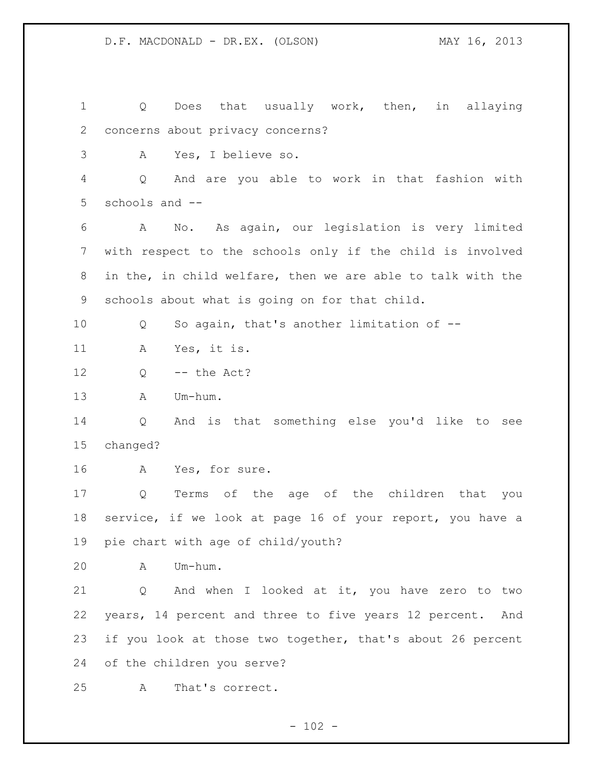Q Does that usually work, then, in allaying concerns about privacy concerns?

A Yes, I believe so.

Q And are you able to work in that fashion with schools and --

A No. As again, our legislation is very limited with respect to the schools only if the child is involved in the, in child welfare, then we are able to talk with the schools about what is going on for that child.

Q So again, that's another limitation of --

A Yes, it is.

Q -- the Act?

A Um-hum.

Q And is that something else you'd like to see changed?

A Yes, for sure.

Q Terms of the age of the children that you service, if we look at page 16 of your report, you have a pie chart with age of child/youth?

A Um-hum.

Q And when I looked at it, you have zero to two years, 14 percent and three to five years 12 percent. And if you look at those two together, that's about 26 percent of the children you serve?

A That's correct.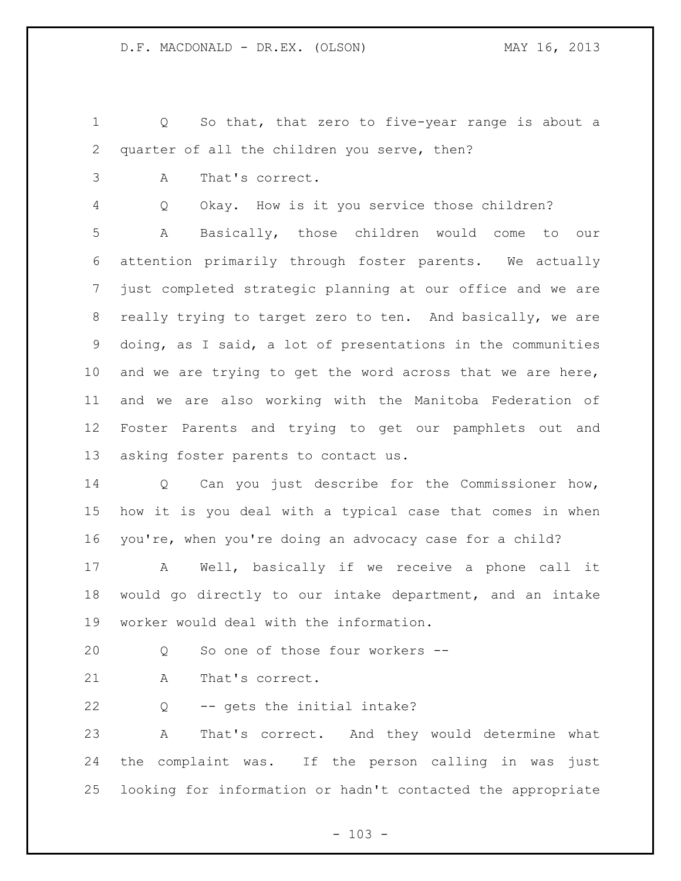Q So that, that zero to five-year range is about a quarter of all the children you serve, then?

A That's correct.

Q Okay. How is it you service those children?

A Basically, those children would come to our attention primarily through foster parents. We actually just completed strategic planning at our office and we are really trying to target zero to ten. And basically, we are doing, as I said, a lot of presentations in the communities and we are trying to get the word across that we are here, and we are also working with the Manitoba Federation of Foster Parents and trying to get our pamphlets out and asking foster parents to contact us.

Q Can you just describe for the Commissioner how, how it is you deal with a typical case that comes in when you're, when you're doing an advocacy case for a child?

A Well, basically if we receive a phone call it would go directly to our intake department, and an intake worker would deal with the information.

Q So one of those four workers --

A That's correct.

Q -- gets the initial intake?

A That's correct. And they would determine what the complaint was. If the person calling in was just looking for information or hadn't contacted the appropriate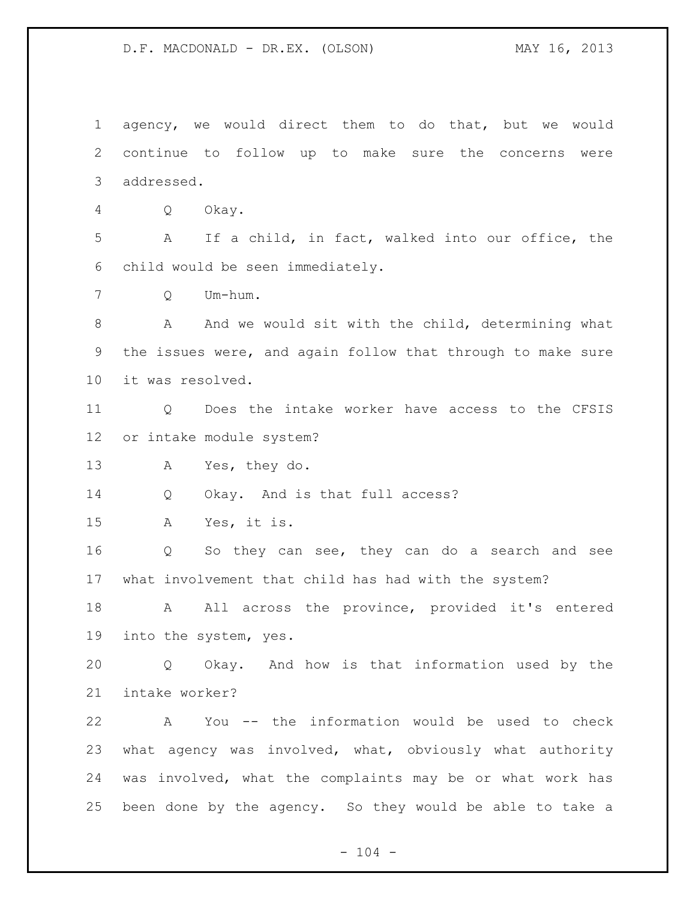agency, we would direct them to do that, but we would continue to follow up to make sure the concerns were addressed.

Q Okay.

A If a child, in fact, walked into our office, the child would be seen immediately.

Q Um-hum.

A And we would sit with the child, determining what the issues were, and again follow that through to make sure it was resolved.

Q Does the intake worker have access to the CFSIS or intake module system?

A Yes, they do.

Q Okay. And is that full access?

A Yes, it is.

Q So they can see, they can do a search and see what involvement that child has had with the system?

A All across the province, provided it's entered into the system, yes.

Q Okay. And how is that information used by the intake worker?

A You -- the information would be used to check what agency was involved, what, obviously what authority was involved, what the complaints may be or what work has been done by the agency. So they would be able to take a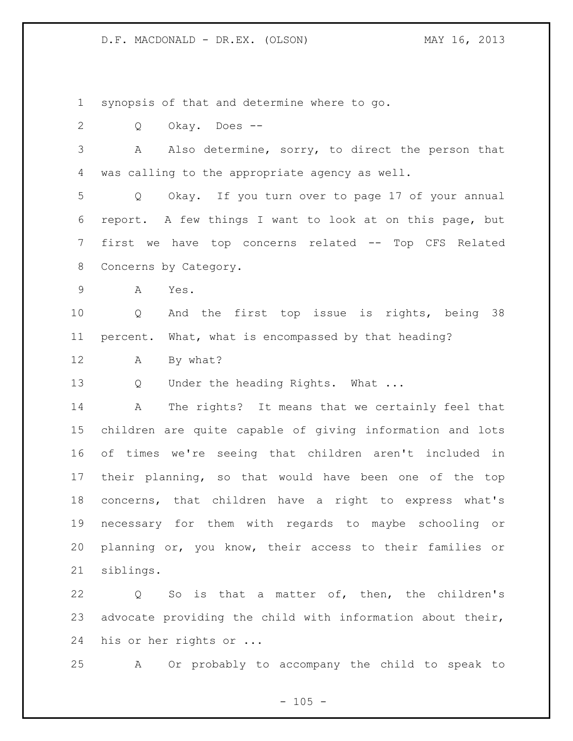synopsis of that and determine where to go.

Q Okay. Does --

A Also determine, sorry, to direct the person that was calling to the appropriate agency as well.

Q Okay. If you turn over to page 17 of your annual report. A few things I want to look at on this page, but first we have top concerns related -- Top CFS Related Concerns by Category.

A Yes.

Q And the first top issue is rights, being 38 percent. What, what is encompassed by that heading?

A By what?

Q Under the heading Rights. What ...

A The rights? It means that we certainly feel that children are quite capable of giving information and lots of times we're seeing that children aren't included in their planning, so that would have been one of the top concerns, that children have a right to express what's necessary for them with regards to maybe schooling or planning or, you know, their access to their families or siblings.

Q So is that a matter of, then, the children's advocate providing the child with information about their, his or her rights or ...

A Or probably to accompany the child to speak to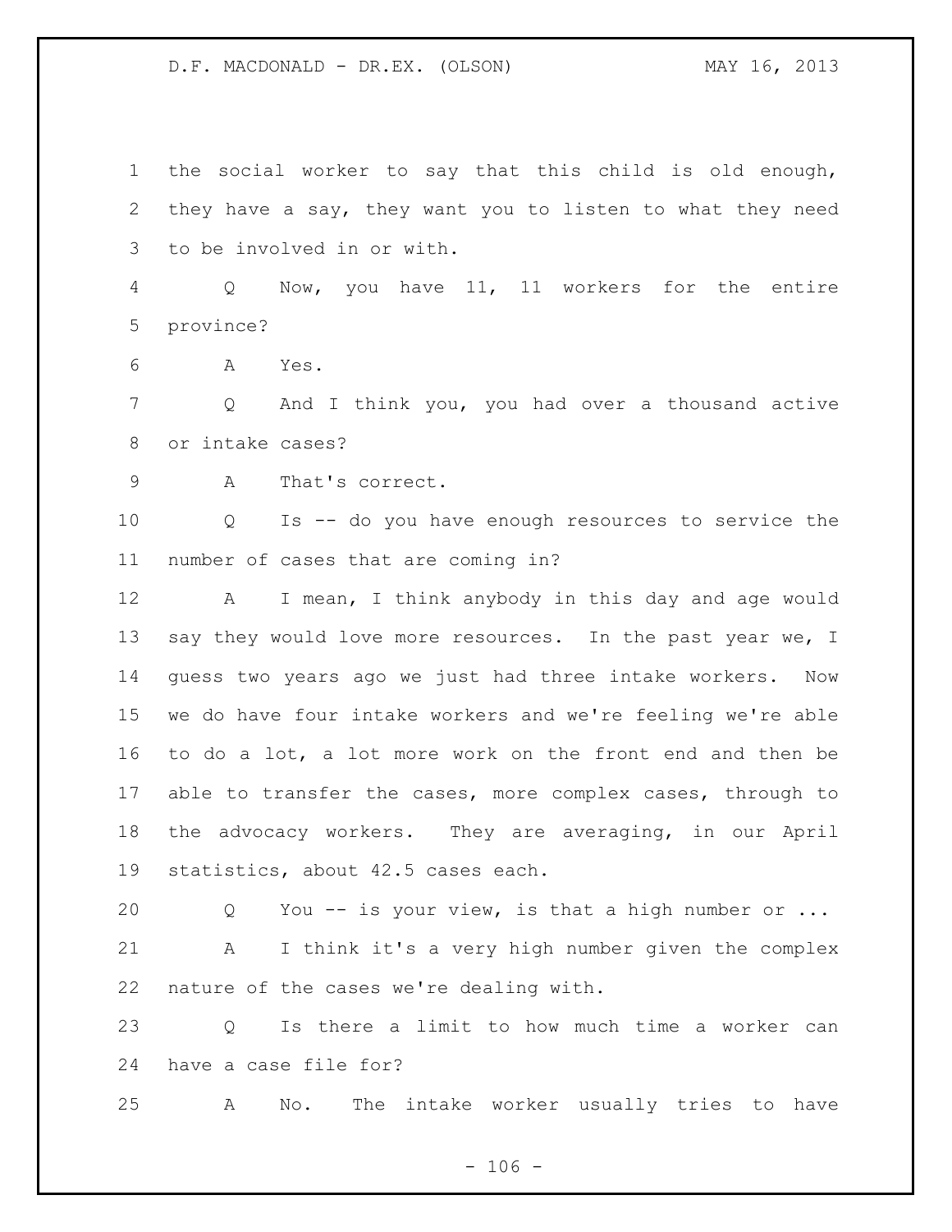the social worker to say that this child is old enough, they have a say, they want you to listen to what they need to be involved in or with.

Q Now, you have 11, 11 workers for the entire province?

A Yes.

Q And I think you, you had over a thousand active or intake cases?

A That's correct.

Q Is -- do you have enough resources to service the number of cases that are coming in?

A I mean, I think anybody in this day and age would say they would love more resources. In the past year we, I guess two years ago we just had three intake workers. Now we do have four intake workers and we're feeling we're able to do a lot, a lot more work on the front end and then be able to transfer the cases, more complex cases, through to the advocacy workers. They are averaging, in our April statistics, about 42.5 cases each.

Q You -- is your view, is that a high number or ...

A I think it's a very high number given the complex nature of the cases we're dealing with.

Q Is there a limit to how much time a worker can have a case file for?

A No. The intake worker usually tries to have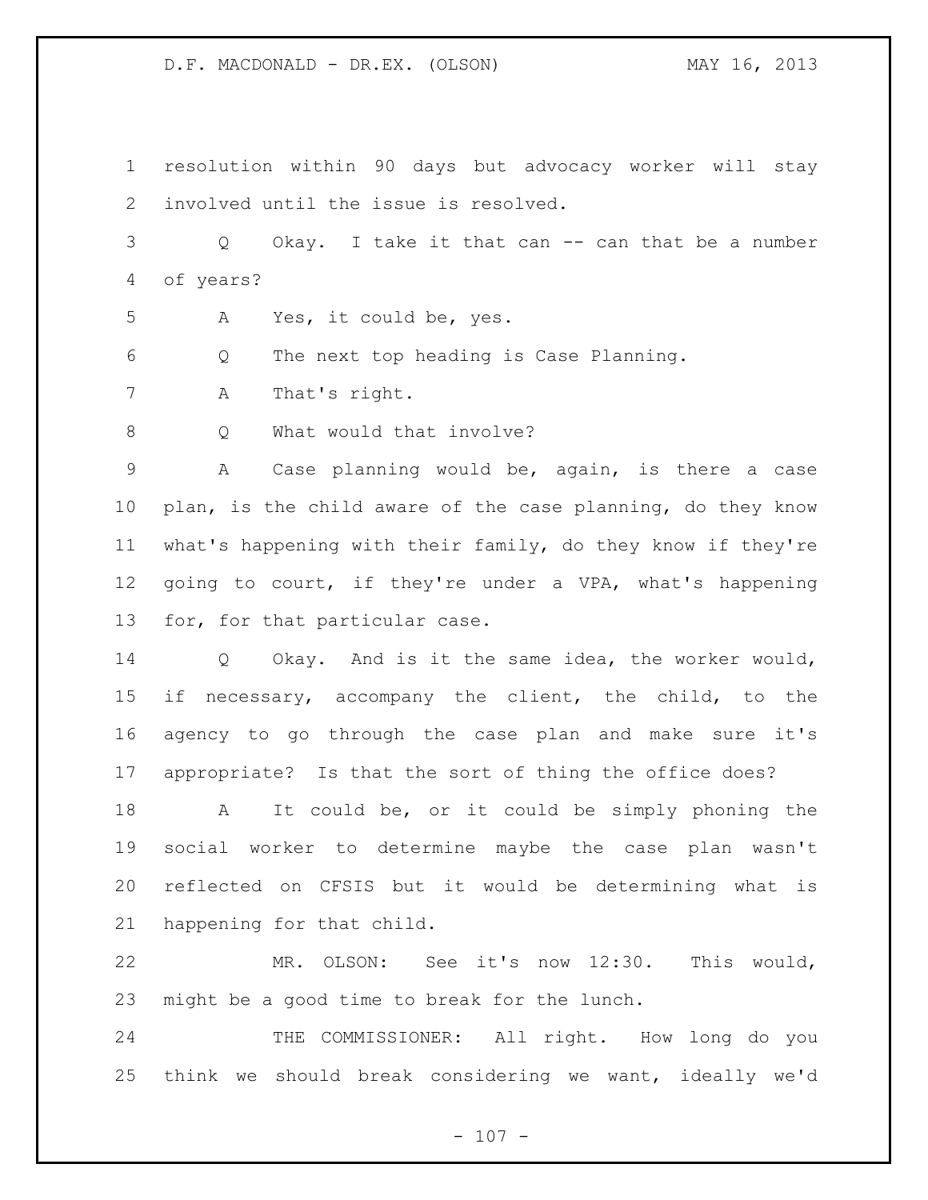resolution within 90 days but advocacy worker will stay involved until the issue is resolved.

Q Okay. I take it that can -- can that be a number of years?

A Yes, it could be, yes.

Q The next top heading is Case Planning.

A That's right.

Q What would that involve?

A Case planning would be, again, is there a case plan, is the child aware of the case planning, do they know what's happening with their family, do they know if they're going to court, if they're under a VPA, what's happening for, for that particular case.

Q Okay. And is it the same idea, the worker would, if necessary, accompany the client, the child, to the agency to go through the case plan and make sure it's appropriate? Is that the sort of thing the office does?

A It could be, or it could be simply phoning the social worker to determine maybe the case plan wasn't reflected on CFSIS but it would be determining what is happening for that child.

MR. OLSON: See it's now 12:30. This would, might be a good time to break for the lunch.

THE COMMISSIONER: All right. How long do you think we should break considering we want, ideally we'd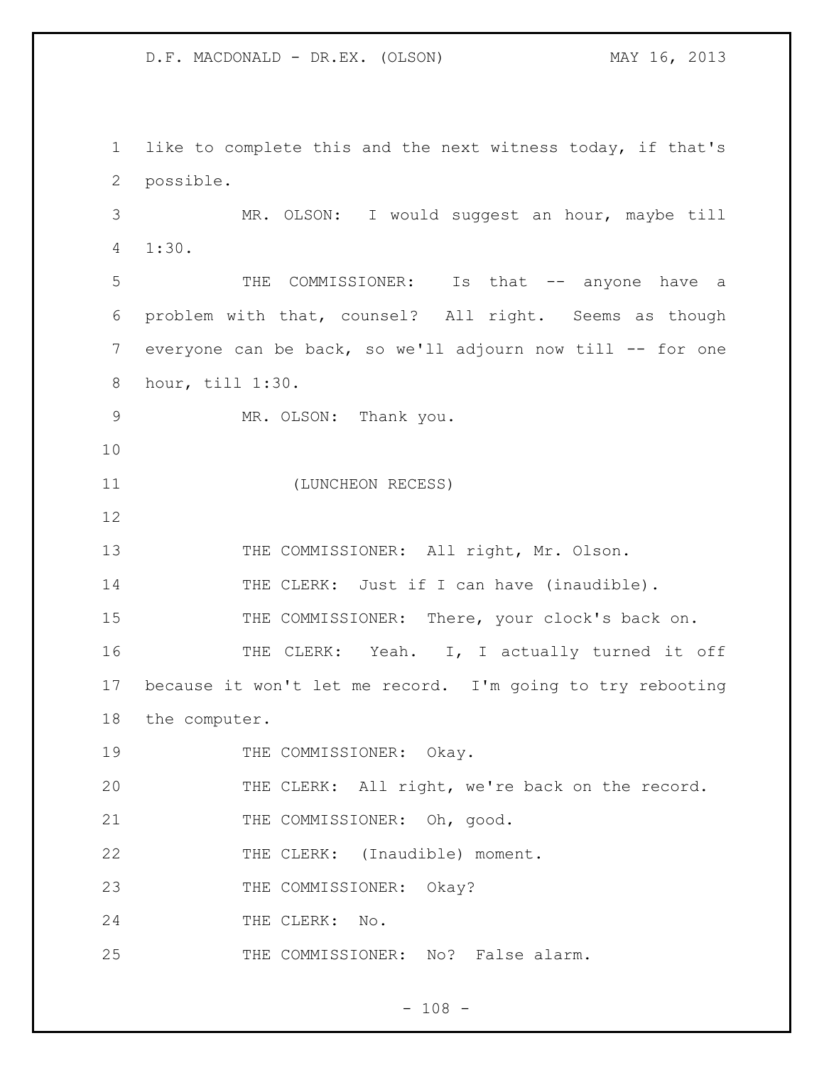like to complete this and the next witness today, if that's possible.

MR. OLSON: I would suggest an hour, maybe till 1:30.

THE COMMISSIONER: Is that -- anyone have a problem with that, counsel? All right. Seems as though everyone can be back, so we'll adjourn now till -- for one hour, till 1:30.

MR. OLSON: Thank you.

(LUNCHEON RECESS)

THE COMMISSIONER: All right, Mr. Olson.

THE CLERK: Just if I can have (inaudible).

THE COMMISSIONER: There, your clock's back on.

THE CLERK: Yeah. I, I actually turned it off because it won't let me record. I'm going to try rebooting the computer.

THE COMMISSIONER: Okay.

THE CLERK: All right, we're back on the record.

THE COMMISSIONER: Oh, good.

THE CLERK: (Inaudible) moment.

THE COMMISSIONER: Okay?

THE CLERK: No.

THE COMMISSIONER: No? False alarm.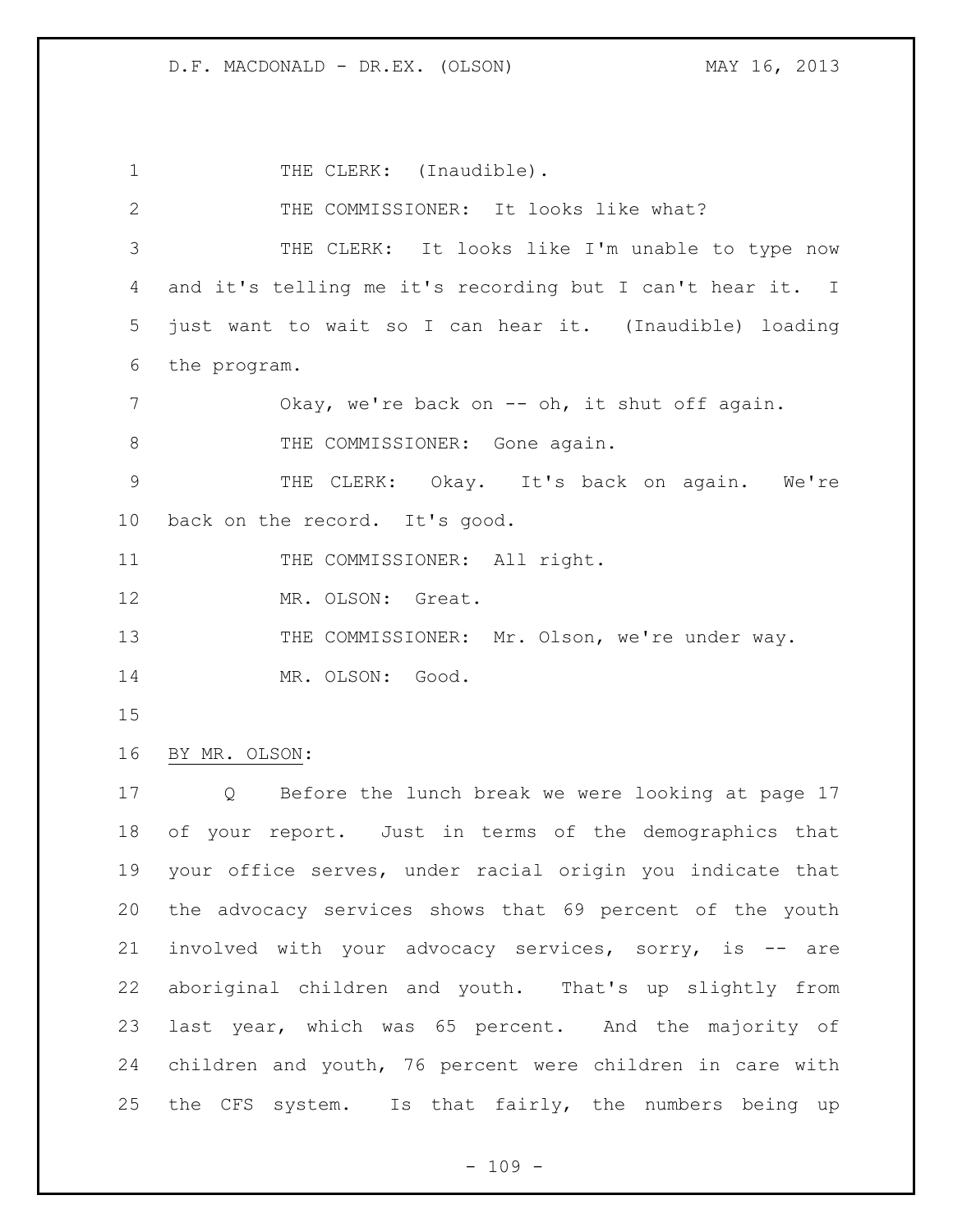THE CLERK: (Inaudible).

THE COMMISSIONER: It looks like what?

THE CLERK: It looks like I'm unable to type now and it's telling me it's recording but I can't hear it. I just want to wait so I can hear it. (Inaudible) loading the program.

Okay, we're back on -- oh, it shut off again.

THE COMMISSIONER: Gone again.

THE CLERK: Okay. It's back on again. We're back on the record. It's good.

THE COMMISSIONER: All right.

MR. OLSON: Great.

THE COMMISSIONER: Mr. Olson, we're under way.

MR. OLSON: Good.

BY MR. OLSON:

Q Before the lunch break we were looking at page 17 of your report. Just in terms of the demographics that your office serves, under racial origin you indicate that the advocacy services shows that 69 percent of the youth involved with your advocacy services, sorry, is -- are aboriginal children and youth. That's up slightly from last year, which was 65 percent. And the majority of children and youth, 76 percent were children in care with the CFS system. Is that fairly, the numbers being up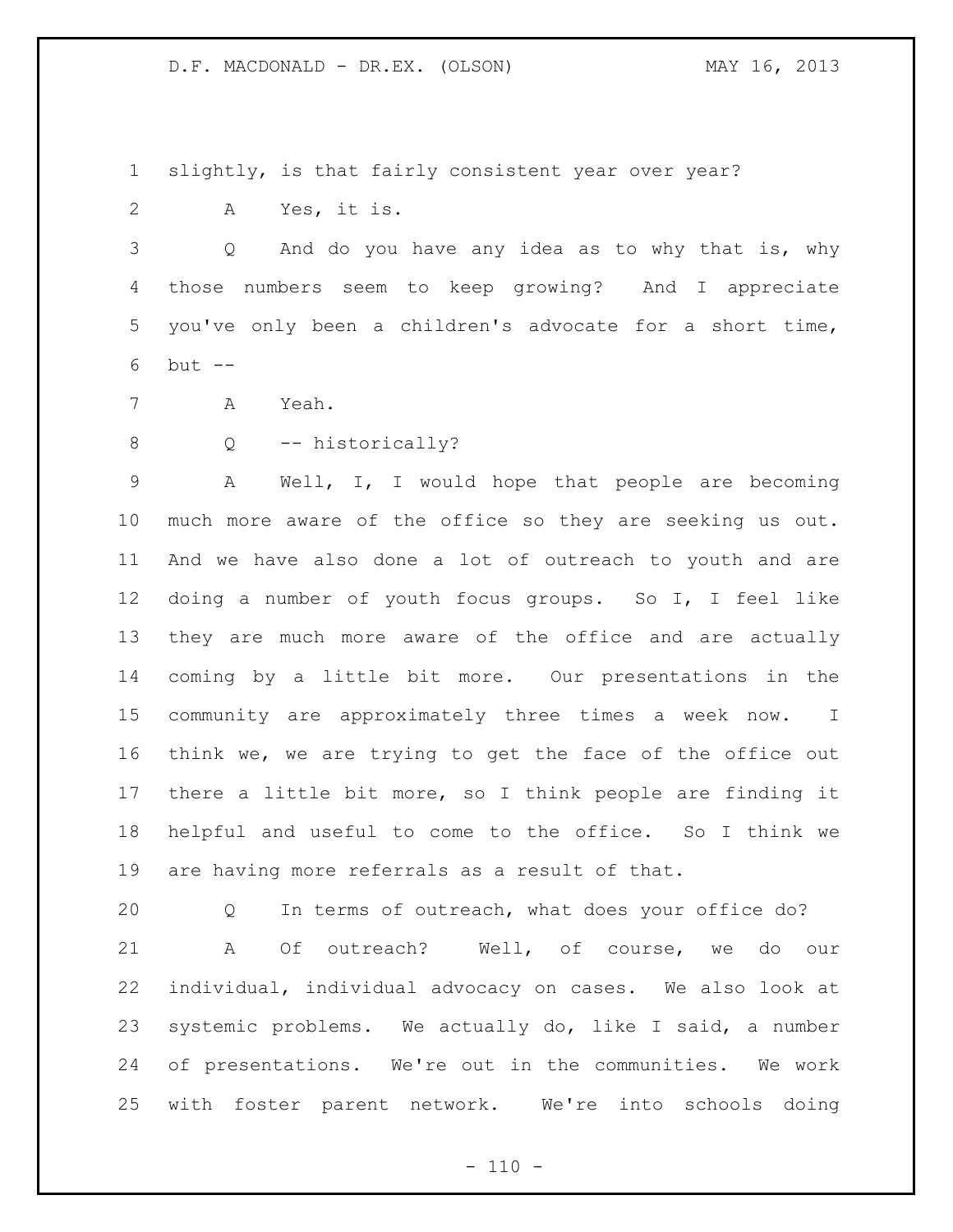slightly, is that fairly consistent year over year?

A Yes, it is.

Q And do you have any idea as to why that is, why those numbers seem to keep growing? And I appreciate you've only been a children's advocate for a short time, but --

A Yeah.

Q -- historically?

A Well, I, I would hope that people are becoming much more aware of the office so they are seeking us out. And we have also done a lot of outreach to youth and are doing a number of youth focus groups. So I, I feel like they are much more aware of the office and are actually coming by a little bit more. Our presentations in the community are approximately three times a week now. I think we, we are trying to get the face of the office out there a little bit more, so I think people are finding it helpful and useful to come to the office. So I think we are having more referrals as a result of that.

Q In terms of outreach, what does your office do?

A Of outreach? Well, of course, we do our individual, individual advocacy on cases. We also look at systemic problems. We actually do, like I said, a number of presentations. We're out in the communities. We work with foster parent network. We're into schools doing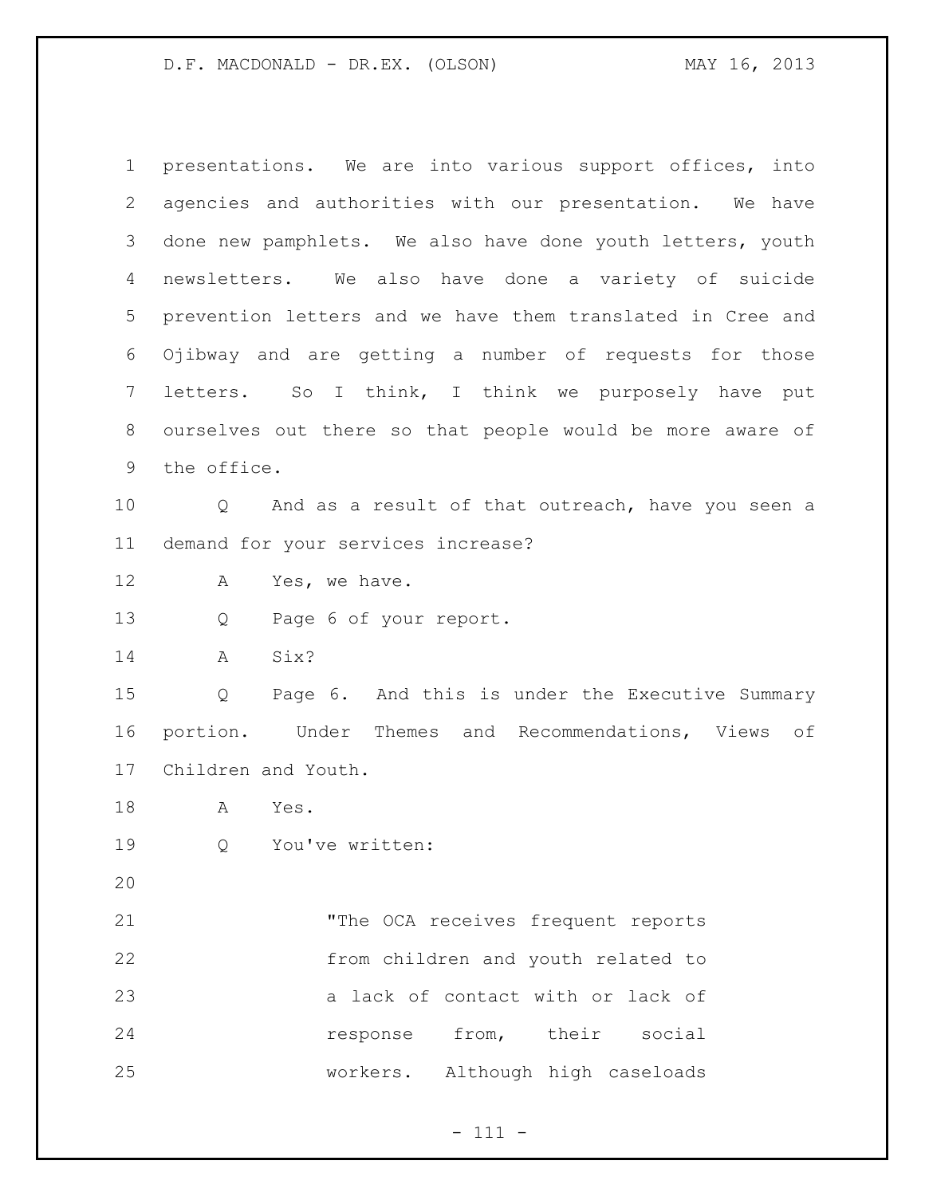presentations. We are into various support offices, into agencies and authorities with our presentation. We have done new pamphlets. We also have done youth letters, youth newsletters. We also have done a variety of suicide prevention letters and we have them translated in Cree and Ojibway and are getting a number of requests for those letters. So I think, I think we purposely have put ourselves out there so that people would be more aware of the office.

Q And as a result of that outreach, have you seen a demand for your services increase?

A Yes, we have.

Q Page 6 of your report.

A Six?

Q Page 6. And this is under the Executive Summary portion. Under Themes and Recommendations, Views of Children and Youth.

A Yes.

Q You've written:

> "The OCA receives frequent reports from children and youth related to a lack of contact with or lack of response from, their social workers. Although high caseloads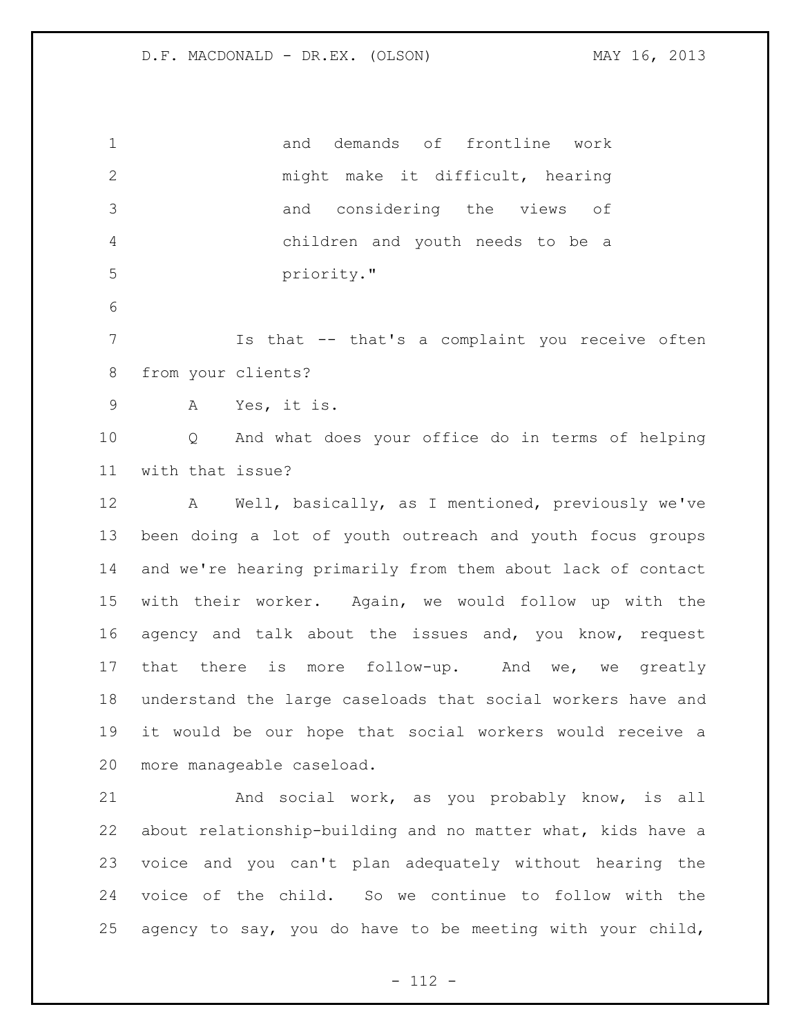> and demands of frontline work might make it difficult, hearing and considering the views of children and youth needs to be a priority."

Is that -- that's a complaint you receive often from your clients?

A Yes, it is.

Q And what does your office do in terms of helping with that issue?

A Well, basically, as I mentioned, previously we've been doing a lot of youth outreach and youth focus groups and we're hearing primarily from them about lack of contact with their worker. Again, we would follow up with the agency and talk about the issues and, you know, request that there is more follow-up. And we, we greatly understand the large caseloads that social workers have and it would be our hope that social workers would receive a more manageable caseload.

And social work, as you probably know, is all about relationship-building and no matter what, kids have a voice and you can't plan adequately without hearing the voice of the child. So we continue to follow with the agency to say, you do have to be meeting with your child,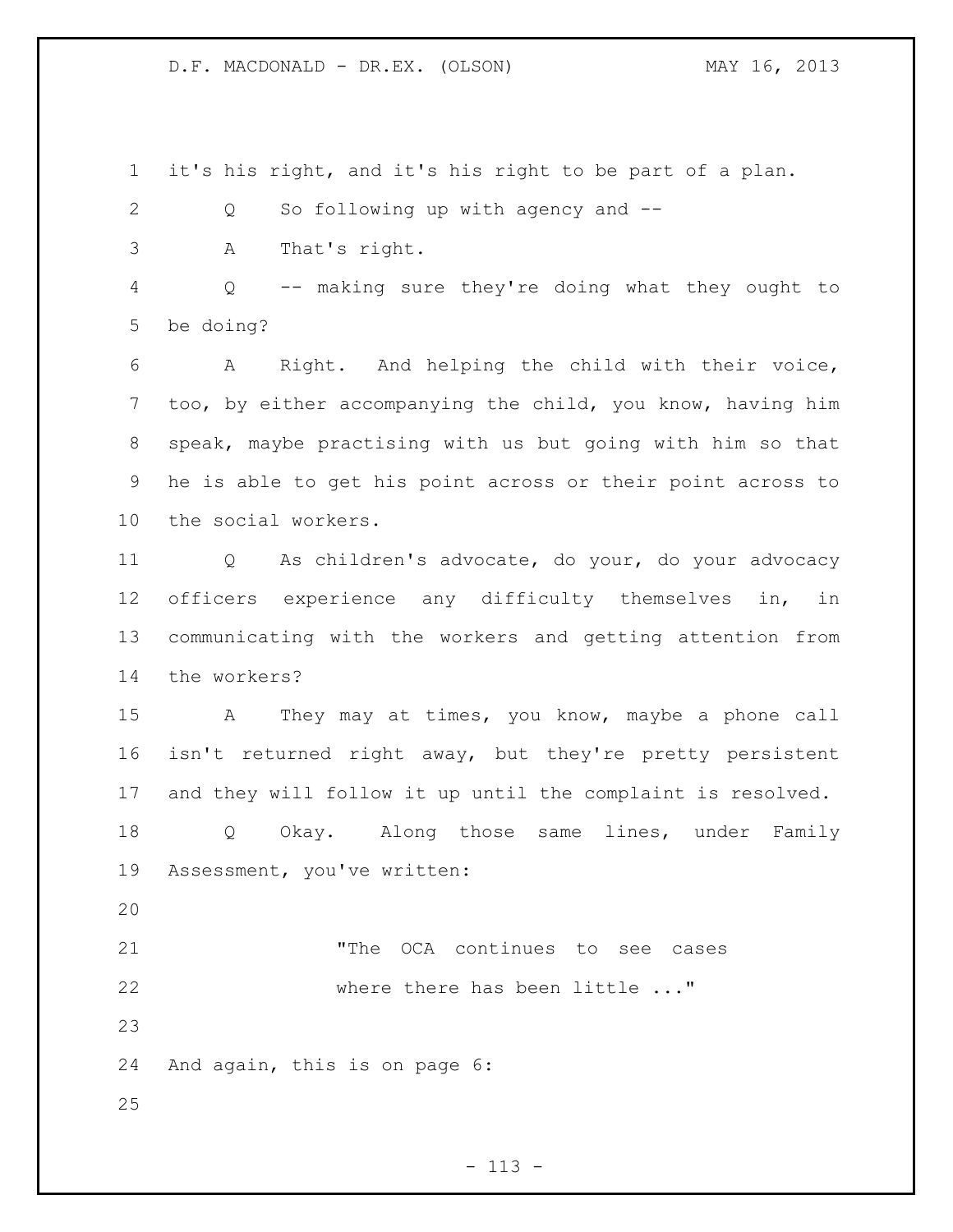it's his right, and it's his right to be part of a plan.

Q So following up with agency and --

A That's right.

Q -- making sure they're doing what they ought to be doing?

A Right. And helping the child with their voice, too, by either accompanying the child, you know, having him speak, maybe practising with us but going with him so that he is able to get his point across or their point across to the social workers.

Q As children's advocate, do your, do your advocacy officers experience any difficulty themselves in, in communicating with the workers and getting attention from the workers?

A They may at times, you know, maybe a phone call isn't returned right away, but they're pretty persistent and they will follow it up until the complaint is resolved.

Q Okay. Along those same lines, under Family Assessment, you've written:

> "The OCA continues to see cases where there has been little ..."

And again, this is on page 6: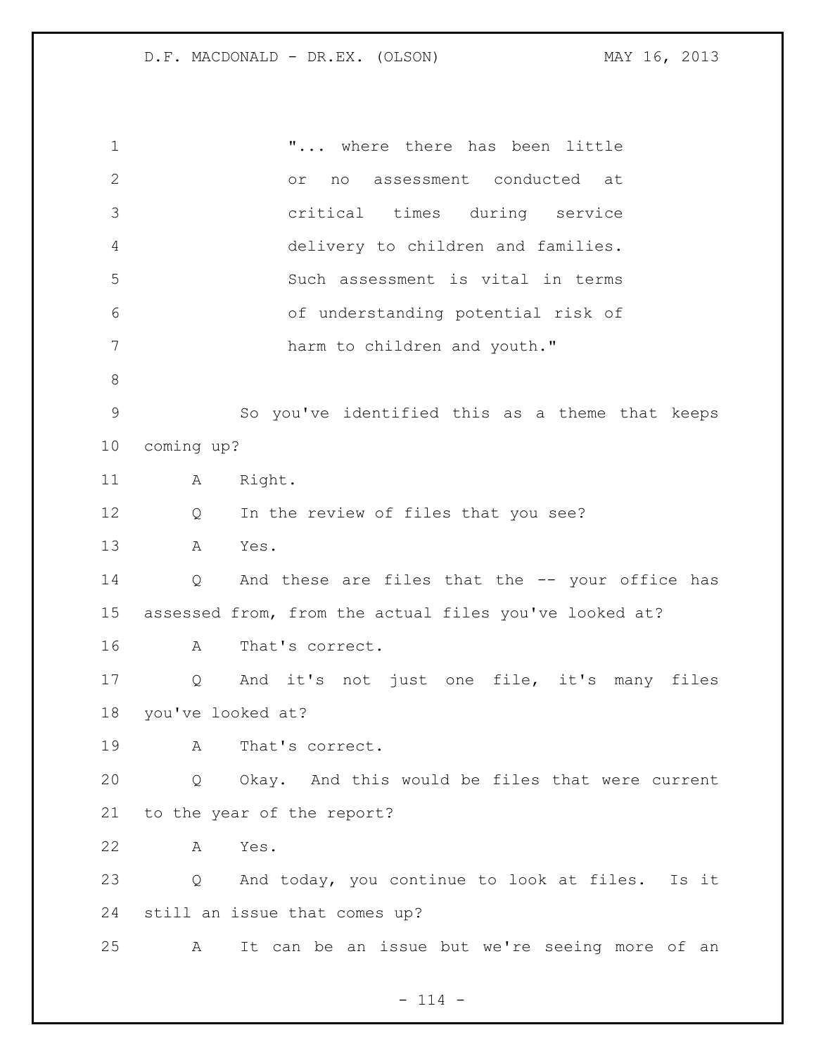"... where there has been little or no assessment conducted at critical times during service delivery to children and families. Such assessment is vital in terms of understanding potential risk of harm to children and youth."

So you've identified this as a theme that keeps coming up?

A Right.

Q In the review of files that you see?

A Yes.

Q And these are files that the -- your office has assessed from, from the actual files you've looked at?

A That's correct.

Q And it's not just one file, it's many files you've looked at?

A That's correct.

Q Okay. And this would be files that were current to the year of the report?

A Yes.

Q And today, you continue to look at files. Is it still an issue that comes up?

A It can be an issue but we're seeing more of an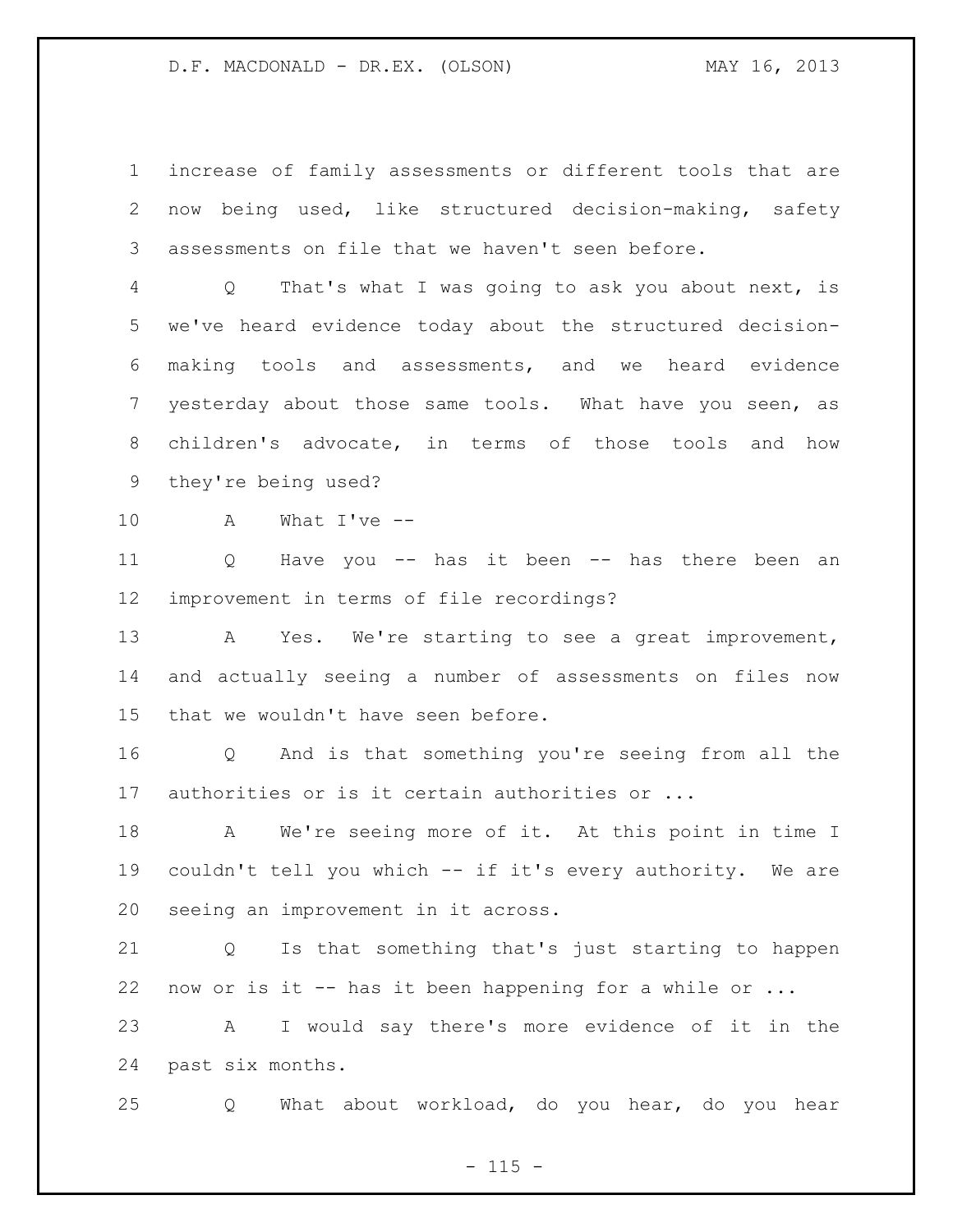increase of family assessments or different tools that are now being used, like structured decision-making, safety assessments on file that we haven't seen before.

Q That's what I was going to ask you about next, is we've heard evidence today about the structured decision-making tools and assessments, and we heard evidence yesterday about those same tools. What have you seen, as children's advocate, in terms of those tools and how they're being used?

A What I've --

Q Have you -- has it been -- has there been an improvement in terms of file recordings?

A Yes. We're starting to see a great improvement, and actually seeing a number of assessments on files now that we wouldn't have seen before.

Q And is that something you're seeing from all the authorities or is it certain authorities or ...

A We're seeing more of it. At this point in time I couldn't tell you which -- if it's every authority. We are seeing an improvement in it across.

Q Is that something that's just starting to happen now or is it -- has it been happening for a while or ...

A I would say there's more evidence of it in the past six months.

Q What about workload, do you hear, do you hear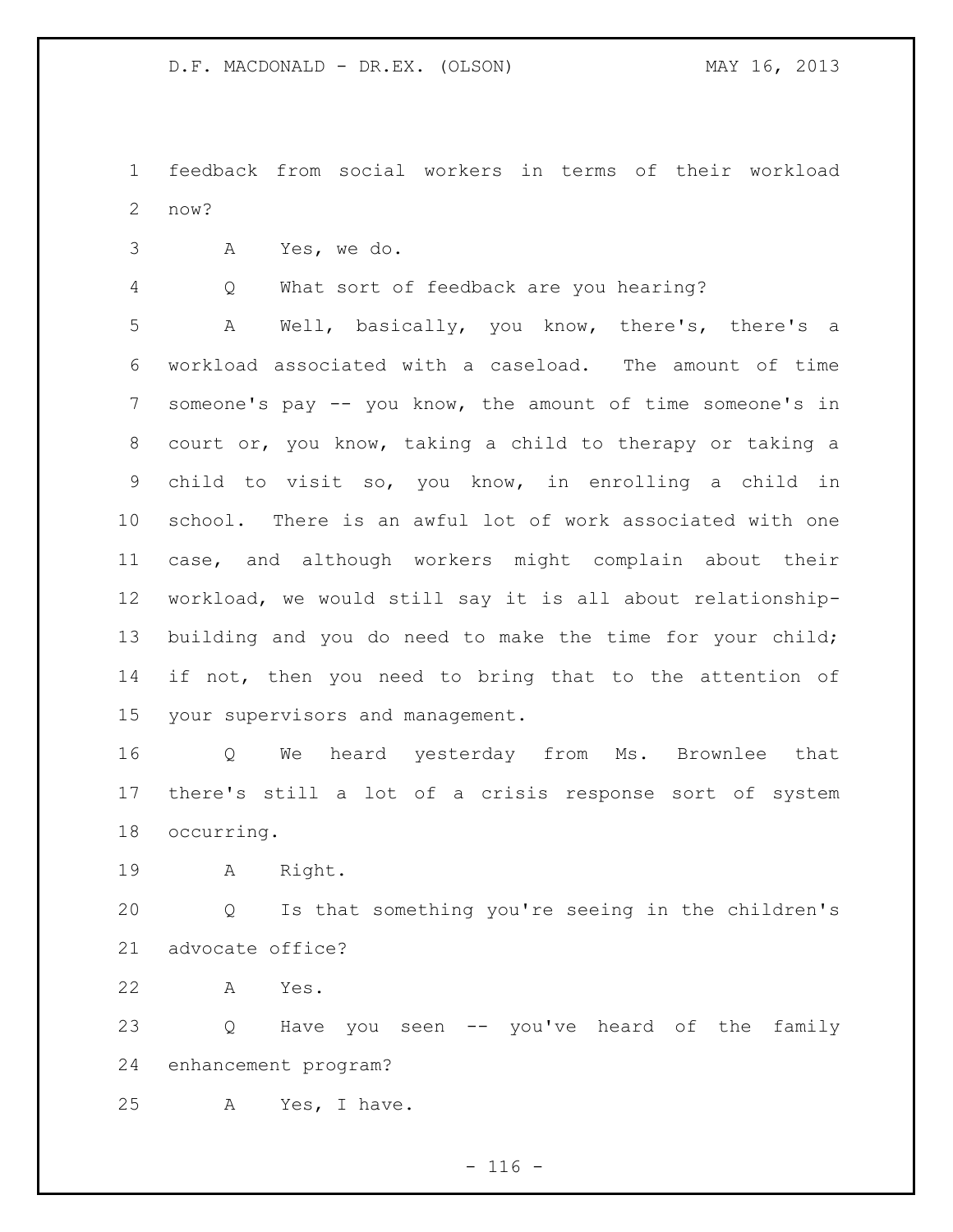feedback from social workers in terms of their workload now?

A Yes, we do.

Q What sort of feedback are you hearing?

A Well, basically, you know, there's, there's a workload associated with a caseload. The amount of time someone's pay -- you know, the amount of time someone's in court or, you know, taking a child to therapy or taking a child to visit so, you know, in enrolling a child in school. There is an awful lot of work associated with one case, and although workers might complain about their workload, we would still say it is all about relationship-building and you do need to make the time for your child; if not, then you need to bring that to the attention of your supervisors and management.

Q We heard yesterday from Ms. Brownlee that there's still a lot of a crisis response sort of system occurring.

A Right.

Q Is that something you're seeing in the children's advocate office?

A Yes.

Q Have you seen -- you've heard of the family enhancement program?

A Yes, I have.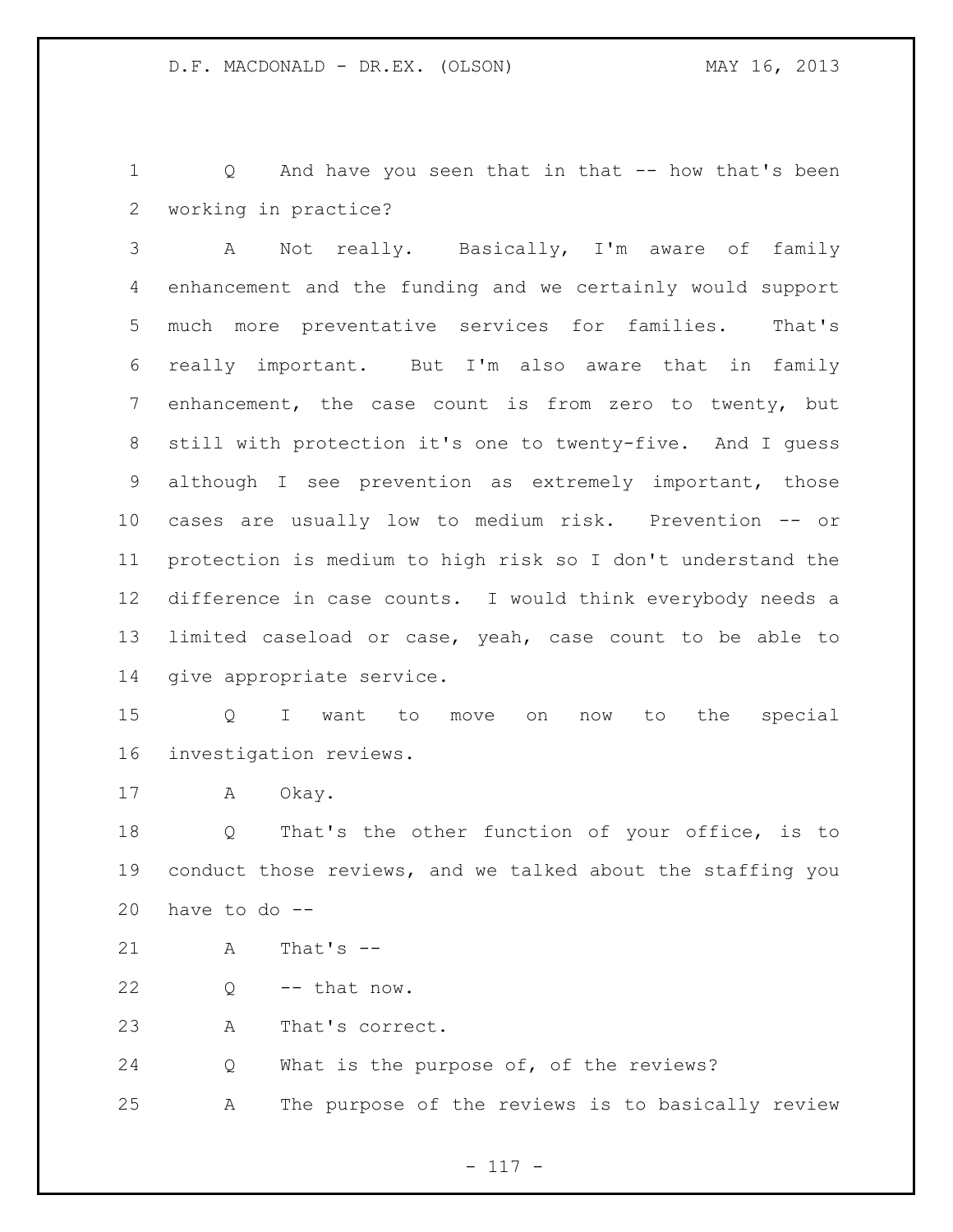Q And have you seen that in that -- how that's been working in practice?

A Not really. Basically, I'm aware of family enhancement and the funding and we certainly would support much more preventative services for families. That's really important. But I'm also aware that in family enhancement, the case count is from zero to twenty, but still with protection it's one to twenty-five. And I guess although I see prevention as extremely important, those cases are usually low to medium risk. Prevention -- or protection is medium to high risk so I don't understand the difference in case counts. I would think everybody needs a limited caseload or case, yeah, case count to be able to give appropriate service.

Q I want to move on now to the special investigation reviews.

A Okay.

Q That's the other function of your office, is to conduct those reviews, and we talked about the staffing you have to do --

A That's --

Q -- that now.

A That's correct.

Q What is the purpose of, of the reviews?

A The purpose of the reviews is to basically review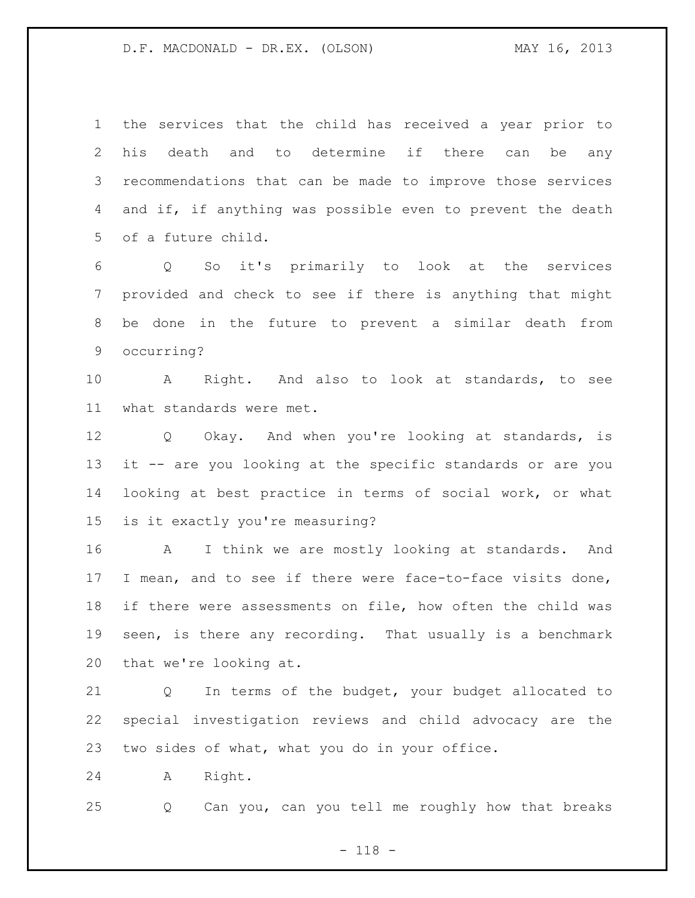the services that the child has received a year prior to his death and to determine if there can be any recommendations that can be made to improve those services and if, if anything was possible even to prevent the death of a future child.

Q So it's primarily to look at the services provided and check to see if there is anything that might be done in the future to prevent a similar death from occurring?

A Right. And also to look at standards, to see what standards were met.

Q Okay. And when you're looking at standards, is it -- are you looking at the specific standards or are you looking at best practice in terms of social work, or what is it exactly you're measuring?

A I think we are mostly looking at standards. And I mean, and to see if there were face-to-face visits done, if there were assessments on file, how often the child was seen, is there any recording. That usually is a benchmark that we're looking at.

Q In terms of the budget, your budget allocated to special investigation reviews and child advocacy are the two sides of what, what you do in your office.

A Right.

Q Can you, can you tell me roughly how that breaks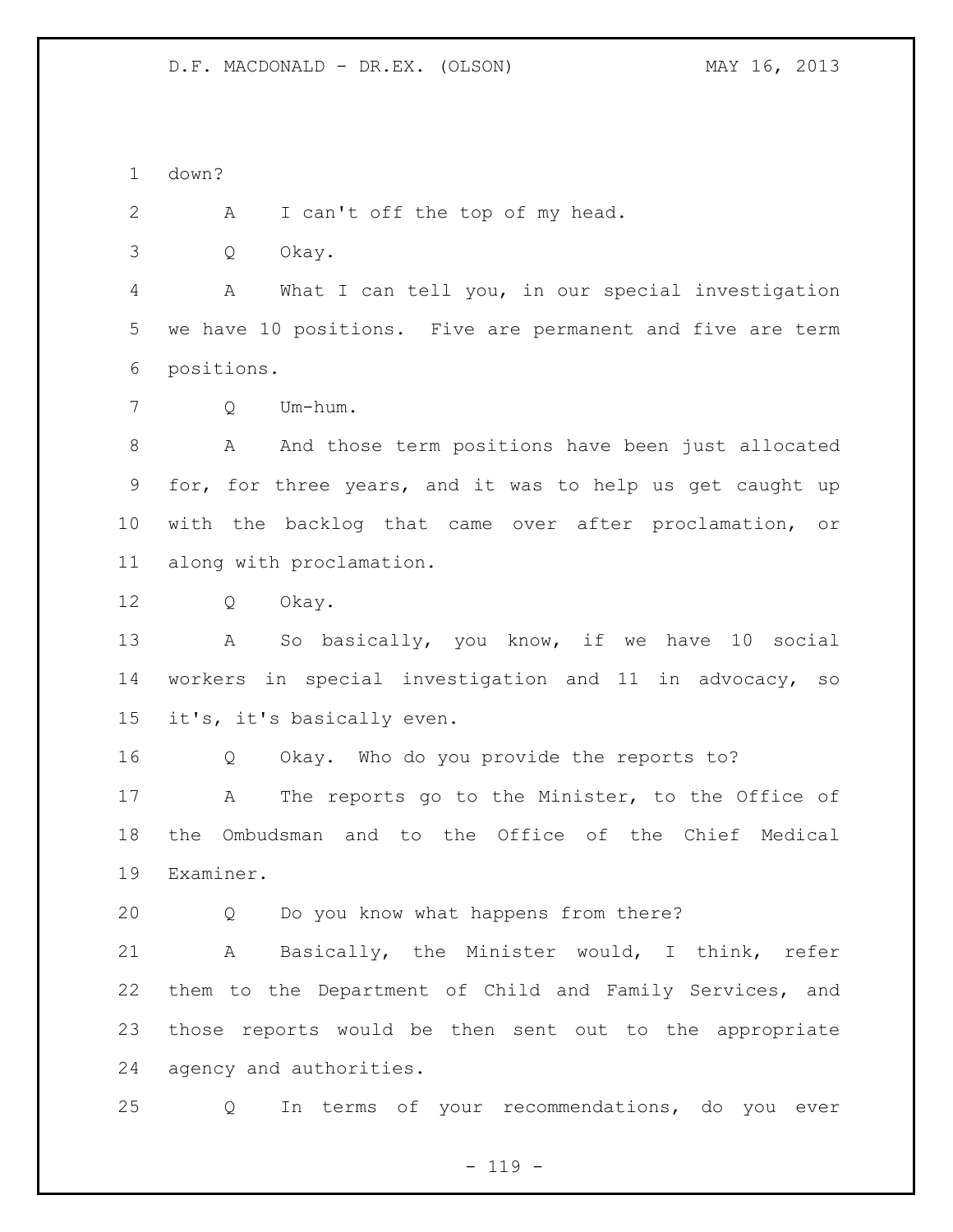down?

A I can't off the top of my head.

Q Okay.

A What I can tell you, in our special investigation we have 10 positions. Five are permanent and five are term positions.

Q Um-hum.

A And those term positions have been just allocated for, for three years, and it was to help us get caught up with the backlog that came over after proclamation, or along with proclamation.

Q Okay.

A So basically, you know, if we have 10 social workers in special investigation and 11 in advocacy, so it's, it's basically even.

Q Okay. Who do you provide the reports to?

A The reports go to the Minister, to the Office of the Ombudsman and to the Office of the Chief Medical Examiner.

Q Do you know what happens from there?

A Basically, the Minister would, I think, refer them to the Department of Child and Family Services, and those reports would be then sent out to the appropriate agency and authorities.

Q In terms of your recommendations, do you ever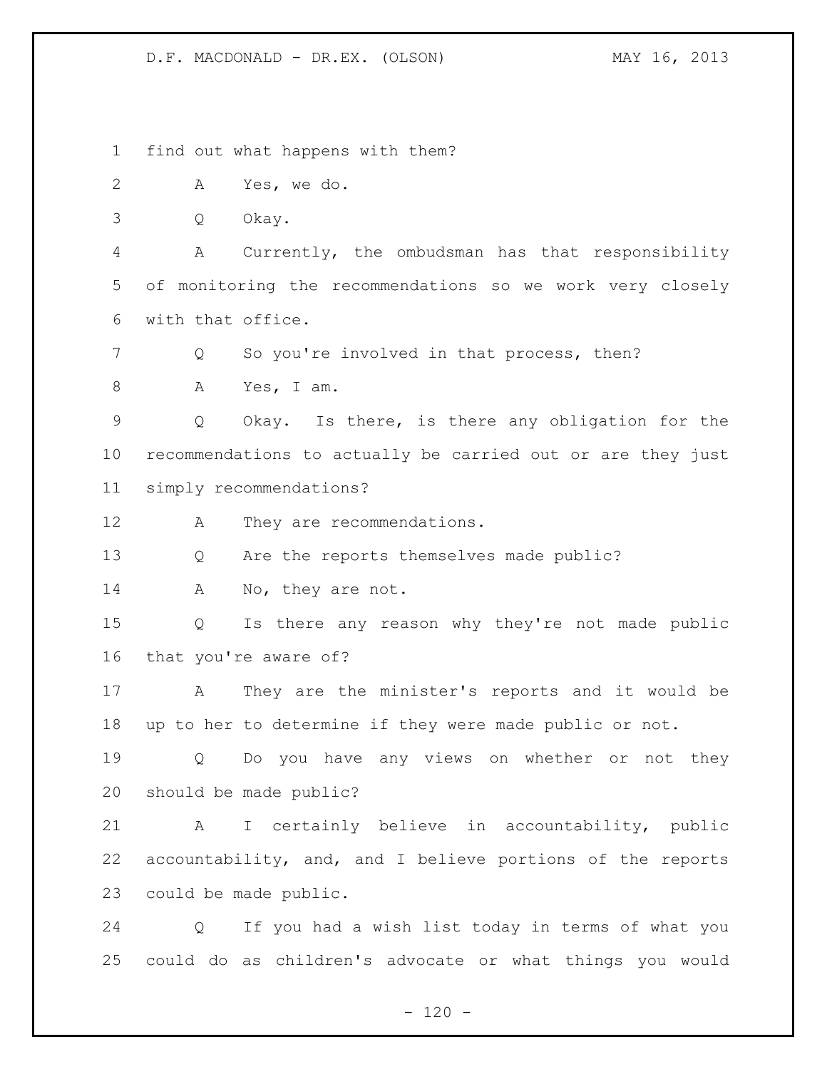find out what happens with them?

A Yes, we do.

Q Okay.

A Currently, the ombudsman has that responsibility of monitoring the recommendations so we work very closely with that office.

Q So you're involved in that process, then?

A Yes, I am.

Q Okay. Is there, is there any obligation for the recommendations to actually be carried out or are they just simply recommendations?

A They are recommendations.

Q Are the reports themselves made public?

A No, they are not.

Q Is there any reason why they're not made public that you're aware of?

A They are the minister's reports and it would be up to her to determine if they were made public or not.

Q Do you have any views on whether or not they should be made public?

A I certainly believe in accountability, public accountability, and, and I believe portions of the reports could be made public.

Q If you had a wish list today in terms of what you could do as children's advocate or what things you would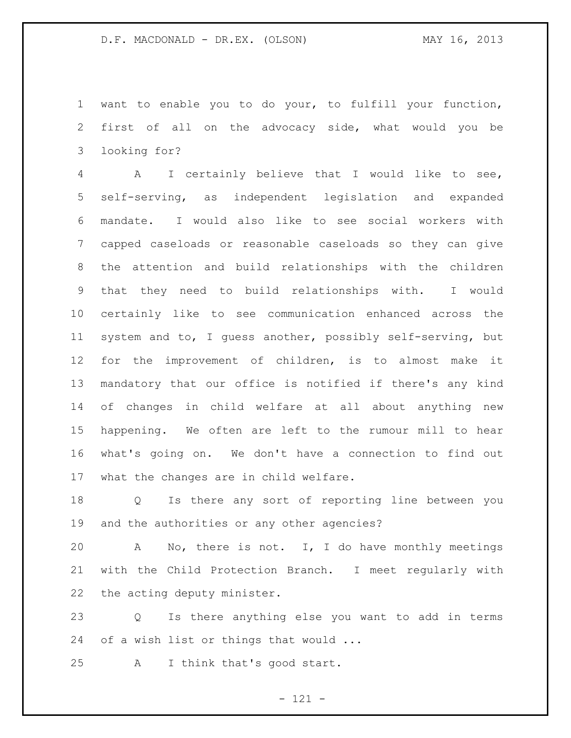want to enable you to do your, to fulfill your function, first of all on the advocacy side, what would you be looking for?

A I certainly believe that I would like to see, self-serving, as independent legislation and expanded mandate. I would also like to see social workers with capped caseloads or reasonable caseloads so they can give the attention and build relationships with the children that they need to build relationships with. I would certainly like to see communication enhanced across the system and to, I guess another, possibly self-serving, but for the improvement of children, is to almost make it mandatory that our office is notified if there's any kind of changes in child welfare at all about anything new happening. We often are left to the rumour mill to hear what's going on. We don't have a connection to find out what the changes are in child welfare.

Q Is there any sort of reporting line between you and the authorities or any other agencies?

A No, there is not. I, I do have monthly meetings with the Child Protection Branch. I meet regularly with the acting deputy minister.

Q Is there anything else you want to add in terms of a wish list or things that would ...

A I think that's good start.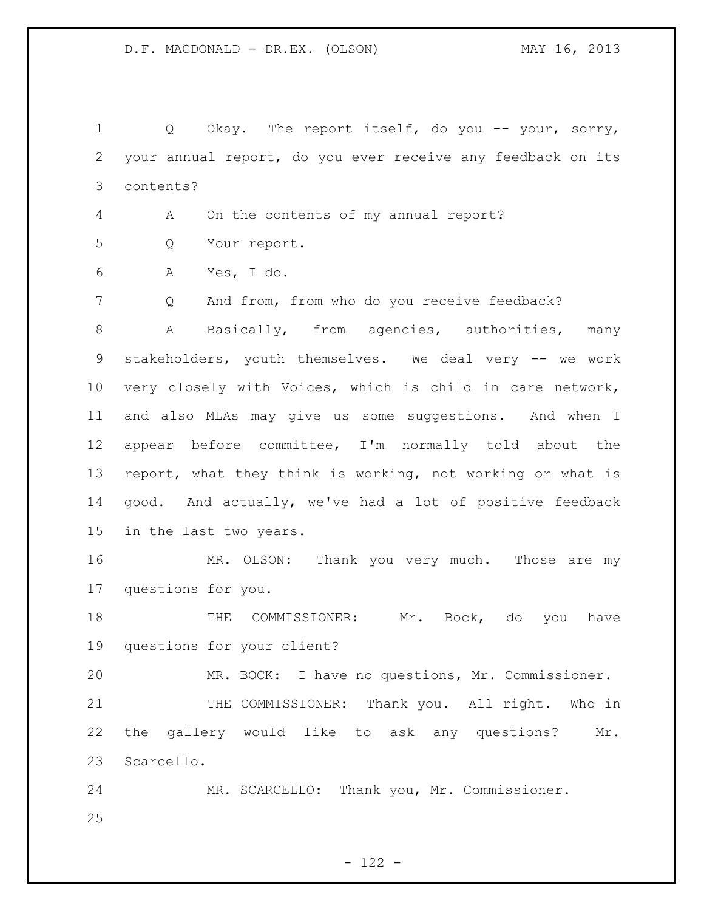Q Okay. The report itself, do you -- your, sorry, your annual report, do you ever receive any feedback on its contents?

A On the contents of my annual report?

Q Your report.

A Yes, I do.

Q And from, from who do you receive feedback?

A Basically, from agencies, authorities, many stakeholders, youth themselves. We deal very -- we work very closely with Voices, which is child in care network, and also MLAs may give us some suggestions. And when I appear before committee, I'm normally told about the report, what they think is working, not working or what is good. And actually, we've had a lot of positive feedback in the last two years.

MR. OLSON: Thank you very much. Those are my questions for you.

THE COMMISSIONER: Mr. Bock, do you have questions for your client?

MR. BOCK: I have no questions, Mr. Commissioner.

THE COMMISSIONER: Thank you. All right. Who in the gallery would like to ask any questions? Mr. Scarcello.

MR. SCARCELLO: Thank you, Mr. Commissioner.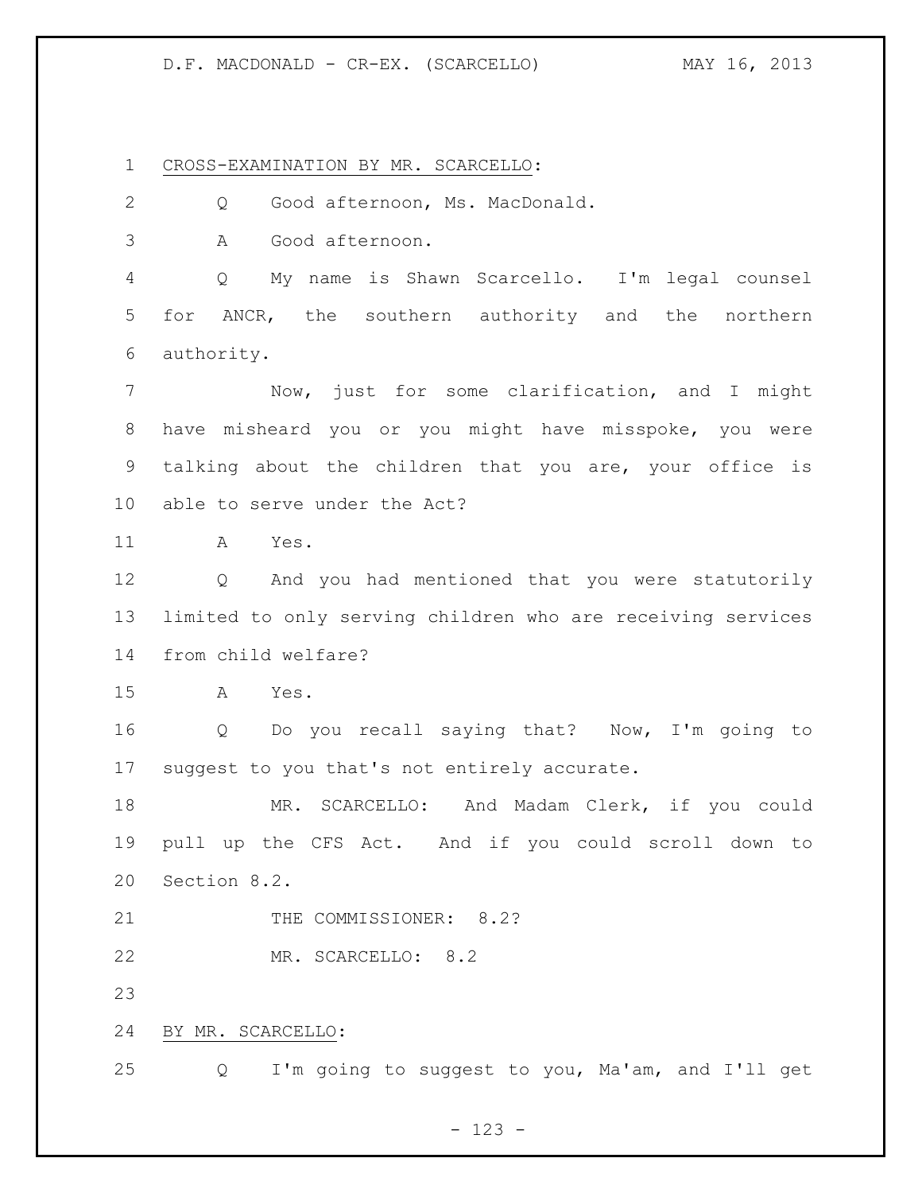CROSS-EXAMINATION BY MR. SCARCELLO:

Q Good afternoon, Ms. MacDonald.

A Good afternoon.

Q My name is Shawn Scarcello. I'm legal counsel for ANCR, the southern authority and the northern authority.

Now, just for some clarification, and I might have misheard you or you might have misspoke, you were talking about the children that you are, your office is able to serve under the Act?

A Yes.

Q And you had mentioned that you were statutorily limited to only serving children who are receiving services from child welfare?

A Yes.

Q Do you recall saying that? Now, I'm going to suggest to you that's not entirely accurate.

MR. SCARCELLO: And Madam Clerk, if you could pull up the CFS Act. And if you could scroll down to Section 8.2.

THE COMMISSIONER: 8.2?

MR. SCARCELLO: 8.2

BY MR. SCARCELLO:

Q I'm going to suggest to you, Ma'am, and I'll get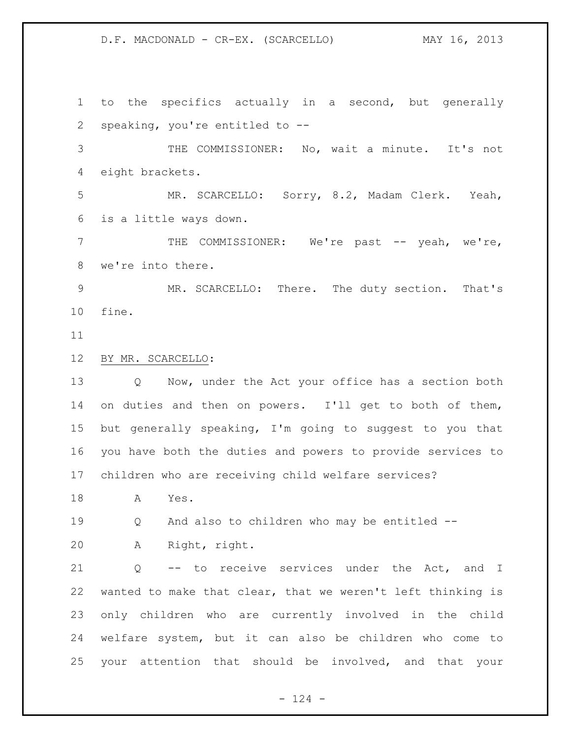to the specifics actually in a second, but generally speaking, you're entitled to --

THE COMMISSIONER: No, wait a minute. It's not eight brackets.

MR. SCARCELLO: Sorry, 8.2, Madam Clerk. Yeah, is a little ways down.

THE COMMISSIONER: We're past -- yeah, we're, we're into there.

MR. SCARCELLO: There. The duty section. That's fine.

BY MR. SCARCELLO:

Q Now, under the Act your office has a section both on duties and then on powers. I'll get to both of them, but generally speaking, I'm going to suggest to you that you have both the duties and powers to provide services to children who are receiving child welfare services?

A Yes.

Q And also to children who may be entitled --

A Right, right.

Q -- to receive services under the Act, and I wanted to make that clear, that we weren't left thinking is only children who are currently involved in the child welfare system, but it can also be children who come to your attention that should be involved, and that your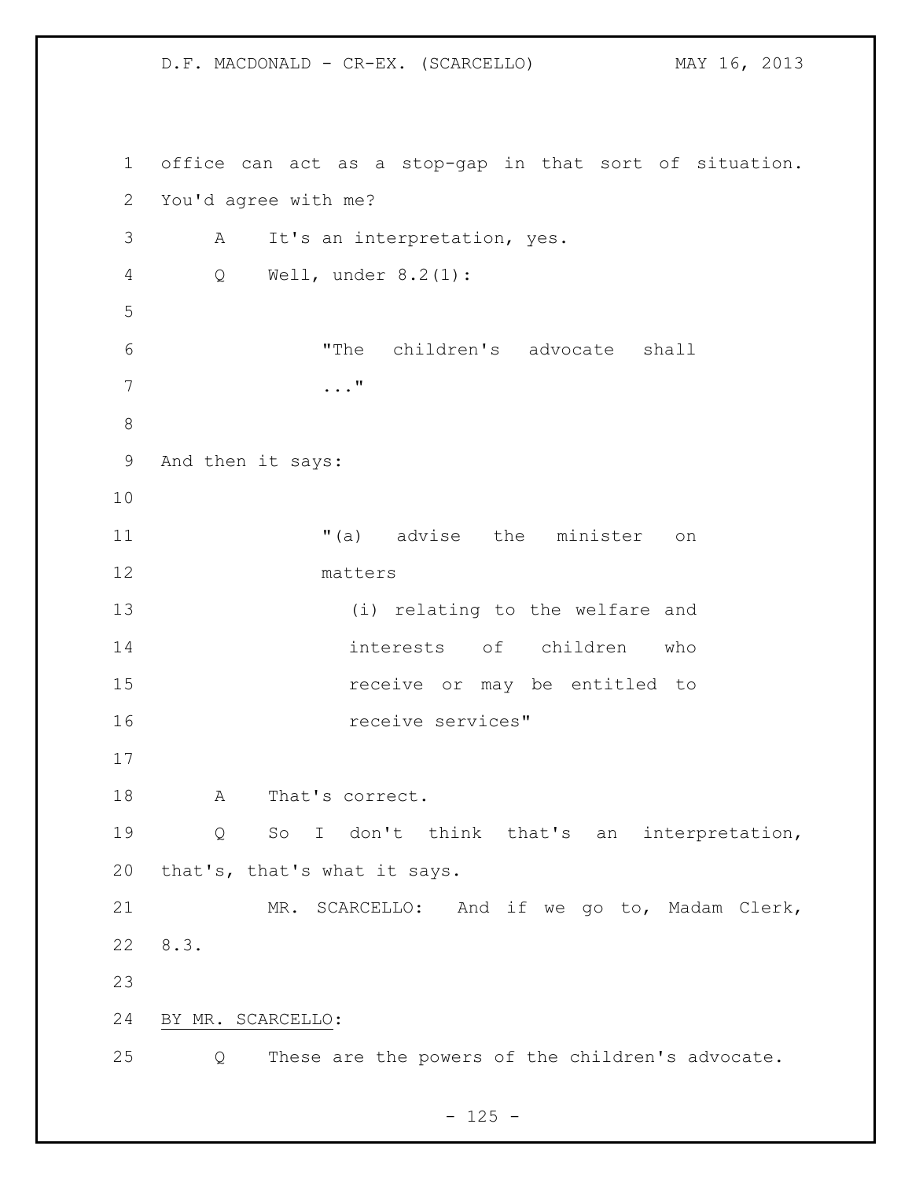office can act as a stop-gap in that sort of situation. You'd agree with me?

A It's an interpretation, yes.

Q Well, under 8.2(1):

> "The children's advocate shall ..."

And then it says:

> "(a) advise the minister on matters
>
> (i) relating to the welfare and interests of children who receive or may be entitled to receive services"

A That's correct.

Q So I don't think that's an interpretation, that's, that's what it says.

MR. SCARCELLO: And if we go to, Madam Clerk, 8.3.

BY MR. SCARCELLO:

Q These are the powers of the children's advocate.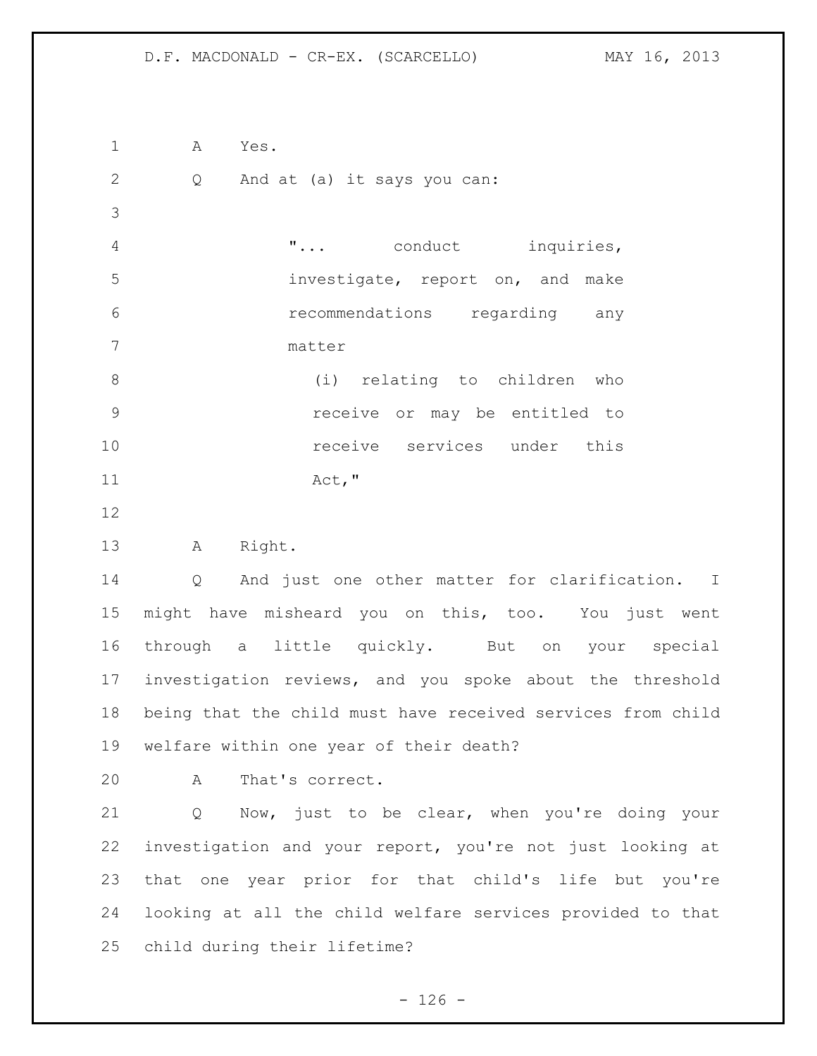A Yes.

Q And at (a) it says you can:

> "... conduct inquiries, investigate, report on, and make recommendations regarding any matter
>
> (i) relating to children who receive or may be entitled to receive services under this Act,"

A Right.

Q And just one other matter for clarification. I might have misheard you on this, too. You just went through a little quickly. But on your special investigation reviews, and you spoke about the threshold being that the child must have received services from child welfare within one year of their death?

A That's correct.

Q Now, just to be clear, when you're doing your investigation and your report, you're not just looking at that one year prior for that child's life but you're looking at all the child welfare services provided to that child during their lifetime?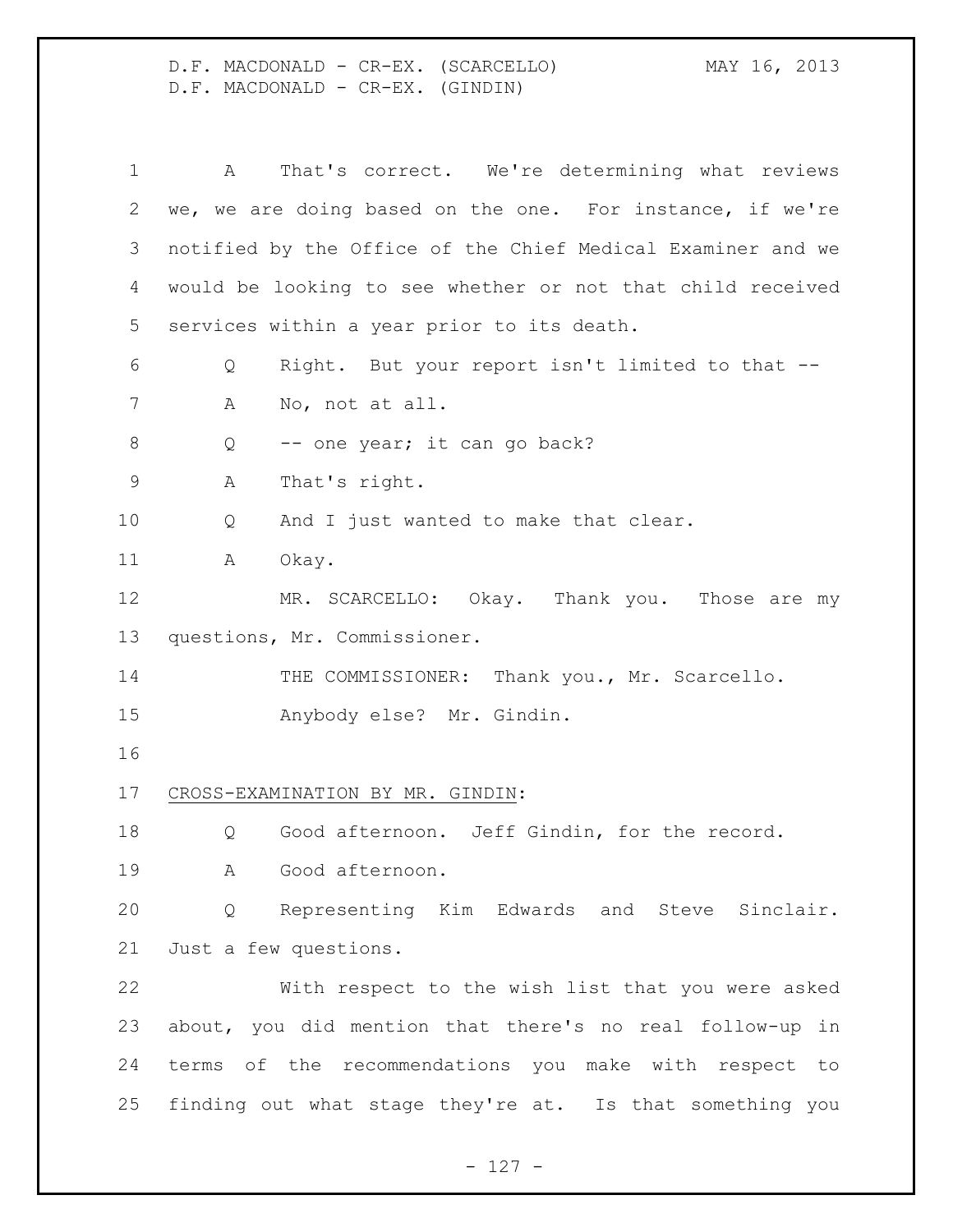A That's correct. We're determining what reviews we, we are doing based on the one. For instance, if we're notified by the Office of the Chief Medical Examiner and we would be looking to see whether or not that child received services within a year prior to its death.

Q Right. But your report isn't limited to that --

A No, not at all.

Q -- one year; it can go back?

A That's right.

Q And I just wanted to make that clear.

A Okay.

MR. SCARCELLO: Okay. Thank you. Those are my questions, Mr. Commissioner.

THE COMMISSIONER: Thank you., Mr. Scarcello.

Anybody else? Mr. Gindin.

CROSS-EXAMINATION BY MR. GINDIN:

Q Good afternoon. Jeff Gindin, for the record.

A Good afternoon.

Q Representing Kim Edwards and Steve Sinclair. Just a few questions.

With respect to the wish list that you were asked about, you did mention that there's no real follow-up in terms of the recommendations you make with respect to finding out what stage they're at. Is that something you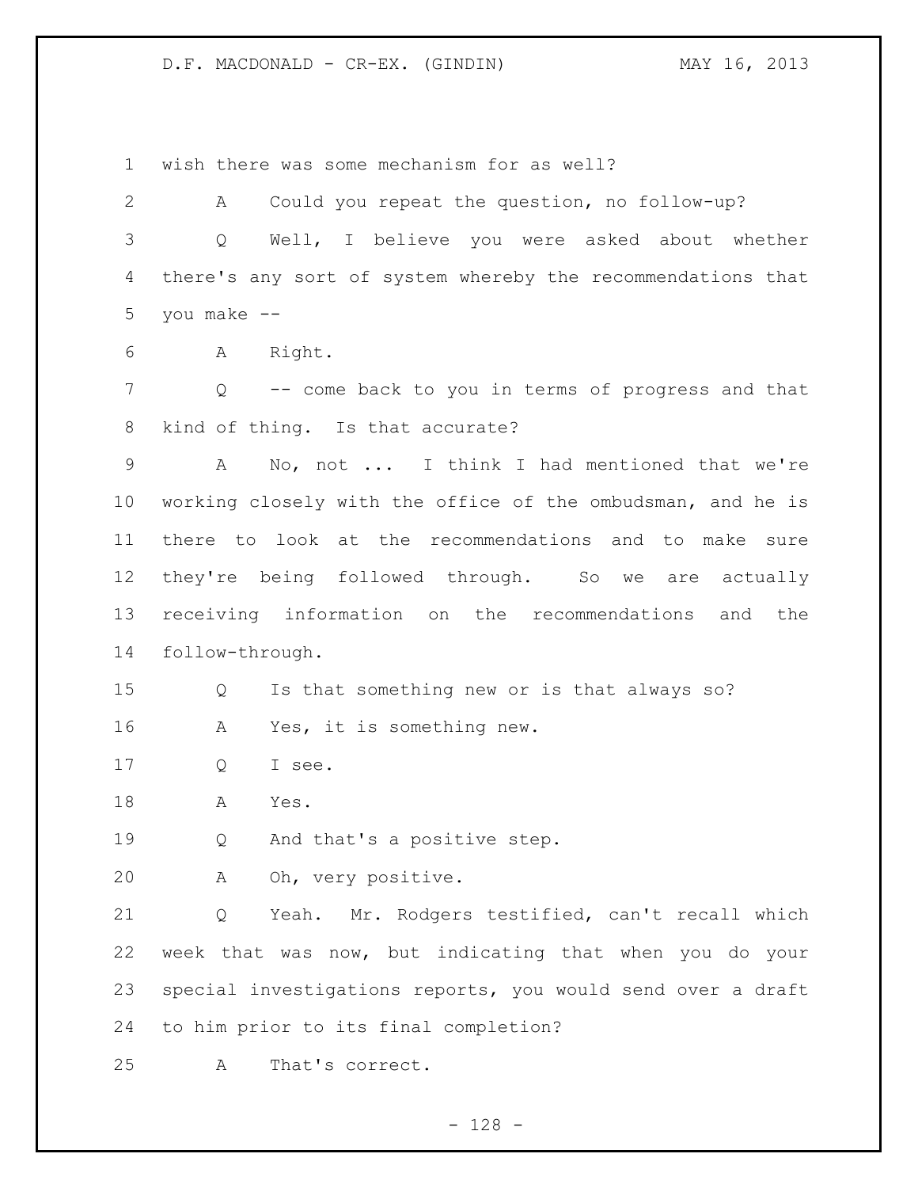wish there was some mechanism for as well?

A Could you repeat the question, no follow-up?

Q Well, I believe you were asked about whether there's any sort of system whereby the recommendations that you make --

A Right.

Q -- come back to you in terms of progress and that kind of thing. Is that accurate?

A No, not ... I think I had mentioned that we're working closely with the office of the ombudsman, and he is there to look at the recommendations and to make sure they're being followed through. So we are actually receiving information on the recommendations and the follow-through.

Q Is that something new or is that always so?

A Yes, it is something new.

Q I see.

A Yes.

Q And that's a positive step.

A Oh, very positive.

Q Yeah. Mr. Rodgers testified, can't recall which week that was now, but indicating that when you do your special investigations reports, you would send over a draft to him prior to its final completion?

A That's correct.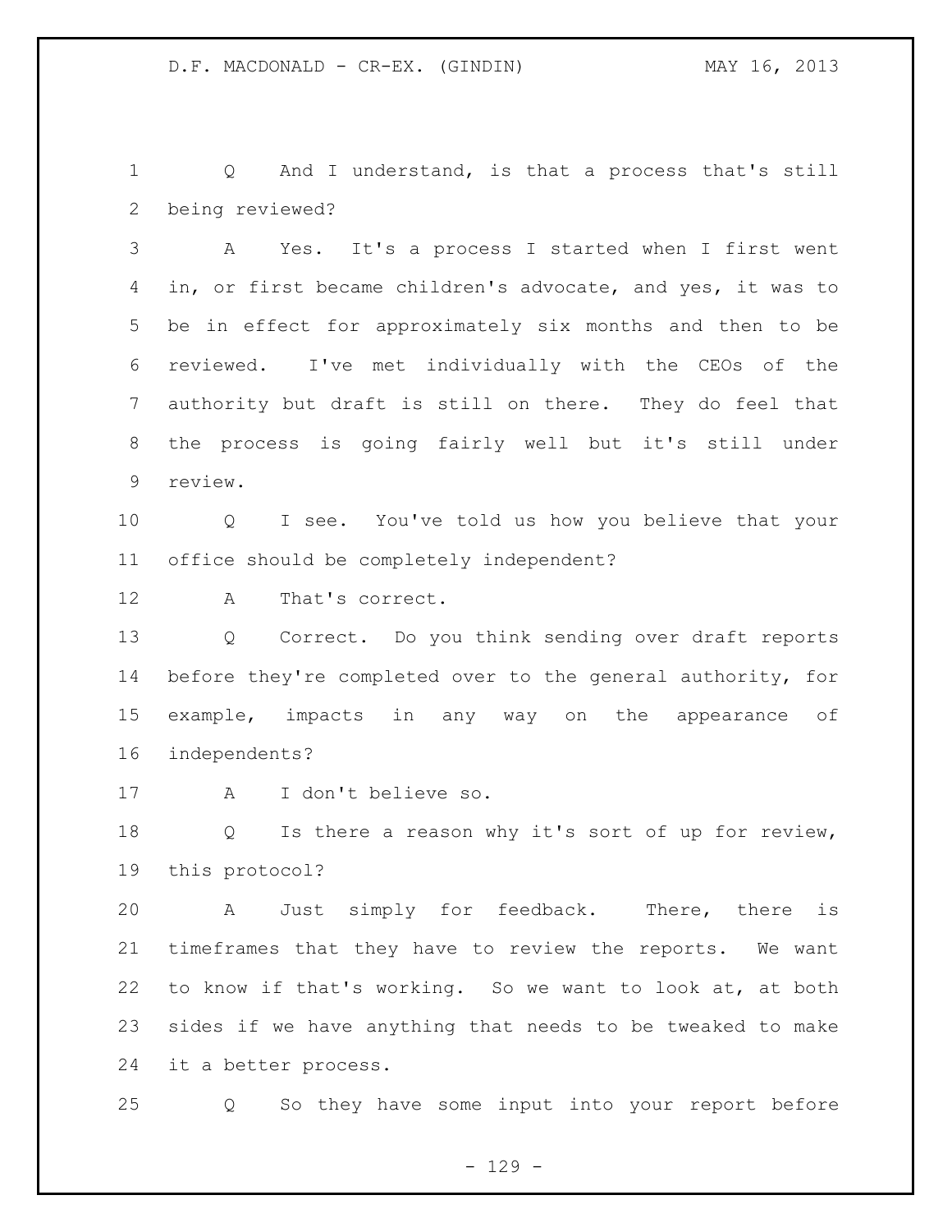Q And I understand, is that a process that's still being reviewed?

A Yes. It's a process I started when I first went in, or first became children's advocate, and yes, it was to be in effect for approximately six months and then to be reviewed. I've met individually with the CEOs of the authority but draft is still on there. They do feel that the process is going fairly well but it's still under review.

Q I see. You've told us how you believe that your office should be completely independent?

A That's correct.

Q Correct. Do you think sending over draft reports before they're completed over to the general authority, for example, impacts in any way on the appearance of independents?

A I don't believe so.

Q Is there a reason why it's sort of up for review, this protocol?

A Just simply for feedback. There, there is timeframes that they have to review the reports. We want to know if that's working. So we want to look at, at both sides if we have anything that needs to be tweaked to make it a better process.

Q So they have some input into your report before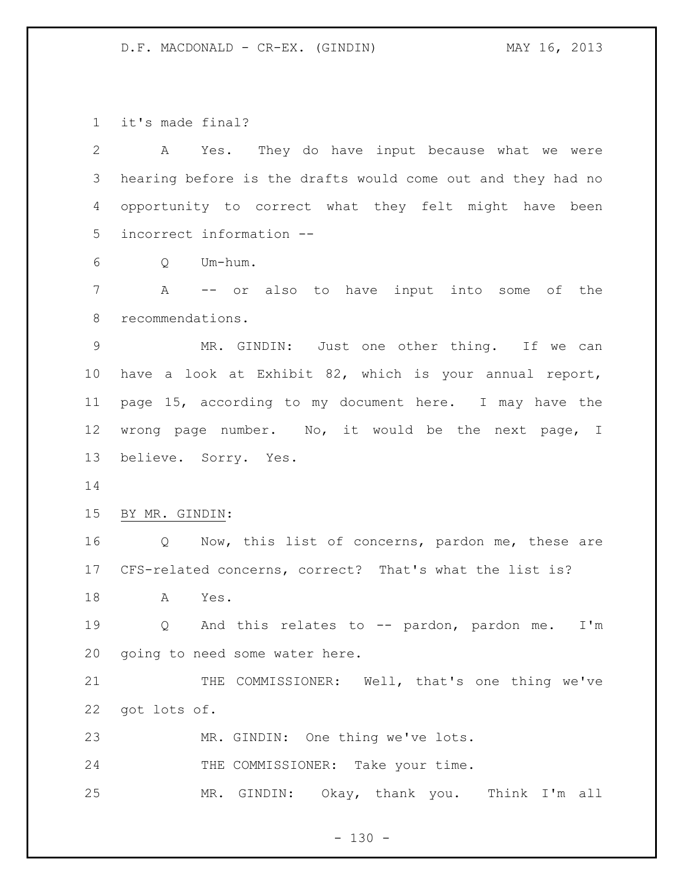it's made final?

A Yes. They do have input because what we were hearing before is the drafts would come out and they had no opportunity to correct what they felt might have been incorrect information --

Q Um-hum.

A -- or also to have input into some of the recommendations.

MR. GINDIN: Just one other thing. If we can have a look at Exhibit 82, which is your annual report, page 15, according to my document here. I may have the wrong page number. No, it would be the next page, I believe. Sorry. Yes.

BY MR. GINDIN:

Q Now, this list of concerns, pardon me, these are CFS-related concerns, correct? That's what the list is?

A Yes.

Q And this relates to -- pardon, pardon me. I'm going to need some water here.

THE COMMISSIONER: Well, that's one thing we've got lots of.

MR. GINDIN: One thing we've lots.

THE COMMISSIONER: Take your time.

MR. GINDIN: Okay, thank you. Think I'm all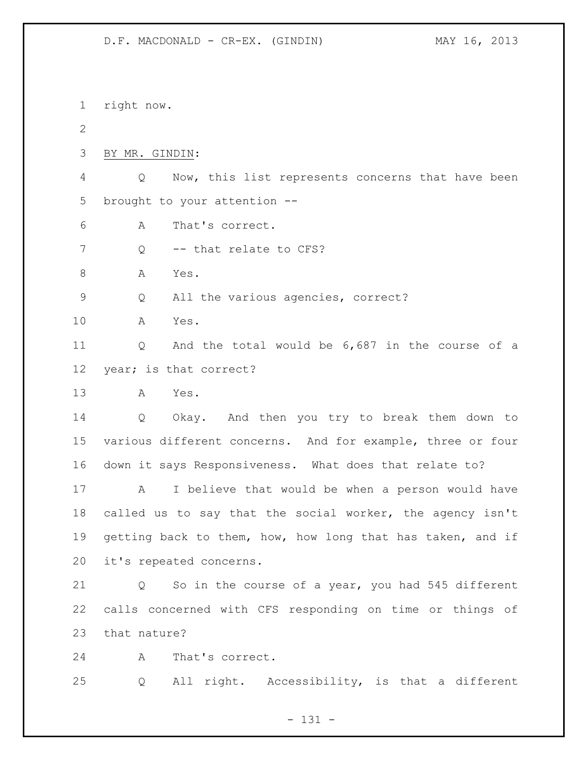right now.

BY MR. GINDIN:

Q Now, this list represents concerns that have been brought to your attention --

A That's correct.

Q -- that relate to CFS?

A Yes.

Q All the various agencies, correct?

A Yes.

Q And the total would be 6,687 in the course of a year; is that correct?

A Yes.

Q Okay. And then you try to break them down to various different concerns. And for example, three or four down it says Responsiveness. What does that relate to?

A I believe that would be when a person would have called us to say that the social worker, the agency isn't getting back to them, how, how long that has taken, and if it's repeated concerns.

Q So in the course of a year, you had 545 different calls concerned with CFS responding on time or things of that nature?

A That's correct.

Q All right. Accessibility, is that a different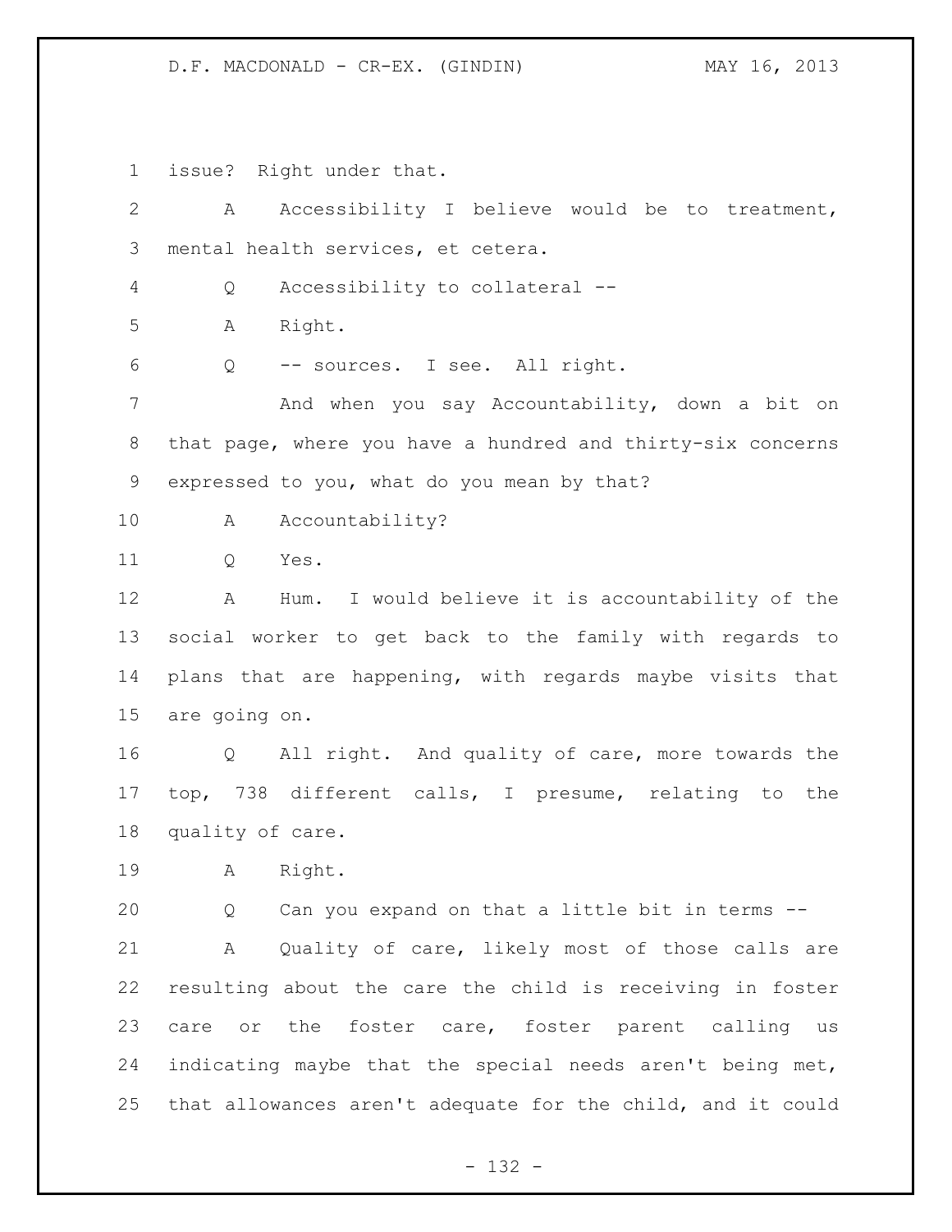issue? Right under that.

A Accessibility I believe would be to treatment, mental health services, et cetera.

Q Accessibility to collateral --

A Right.

Q -- sources. I see. All right.

And when you say Accountability, down a bit on that page, where you have a hundred and thirty-six concerns expressed to you, what do you mean by that?

A Accountability?

Q Yes.

A Hum. I would believe it is accountability of the social worker to get back to the family with regards to plans that are happening, with regards maybe visits that are going on.

Q All right. And quality of care, more towards the top, 738 different calls, I presume, relating to the quality of care.

A Right.

Q Can you expand on that a little bit in terms --

A Quality of care, likely most of those calls are resulting about the care the child is receiving in foster care or the foster care, foster parent calling us indicating maybe that the special needs aren't being met, that allowances aren't adequate for the child, and it could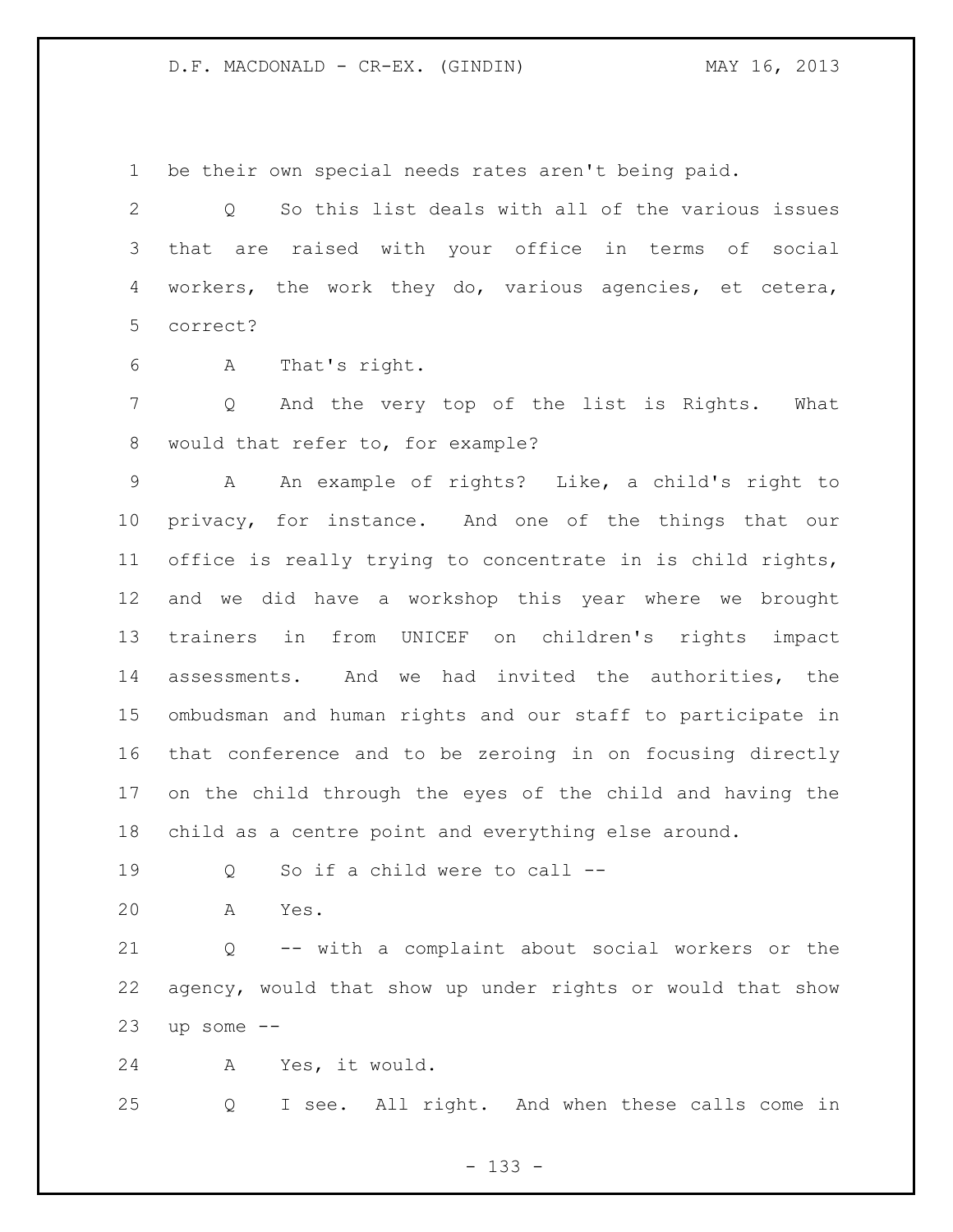be their own special needs rates aren't being paid.

Q So this list deals with all of the various issues that are raised with your office in terms of social workers, the work they do, various agencies, et cetera, correct?

A That's right.

Q And the very top of the list is Rights. What would that refer to, for example?

A An example of rights? Like, a child's right to privacy, for instance. And one of the things that our office is really trying to concentrate in is child rights, and we did have a workshop this year where we brought trainers in from UNICEF on children's rights impact assessments. And we had invited the authorities, the ombudsman and human rights and our staff to participate in that conference and to be zeroing in on focusing directly on the child through the eyes of the child and having the child as a centre point and everything else around.

Q So if a child were to call --

A Yes.

Q -- with a complaint about social workers or the agency, would that show up under rights or would that show up some --

A Yes, it would.

Q I see. All right. And when these calls come in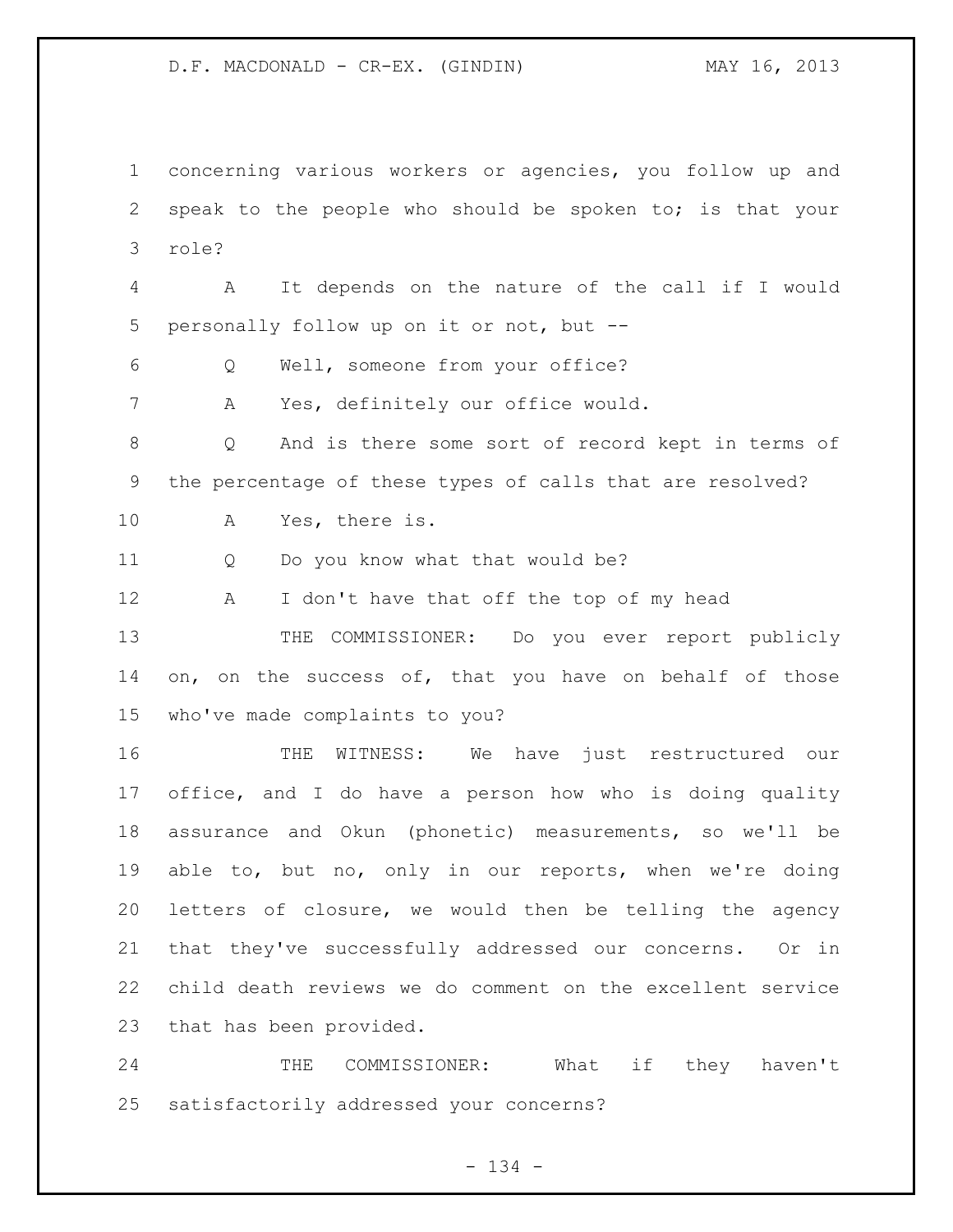concerning various workers or agencies, you follow up and speak to the people who should be spoken to; is that your role?

A It depends on the nature of the call if I would personally follow up on it or not, but --

Q Well, someone from your office?

A Yes, definitely our office would.

Q And is there some sort of record kept in terms of the percentage of these types of calls that are resolved?

A Yes, there is.

Q Do you know what that would be?

A I don't have that off the top of my head

THE COMMISSIONER: Do you ever report publicly on, on the success of, that you have on behalf of those who've made complaints to you?

THE WITNESS: We have just restructured our office, and I do have a person how who is doing quality assurance and Okun (phonetic) measurements, so we'll be able to, but no, only in our reports, when we're doing letters of closure, we would then be telling the agency that they've successfully addressed our concerns. Or in child death reviews we do comment on the excellent service that has been provided.

THE COMMISSIONER: What if they haven't satisfactorily addressed your concerns?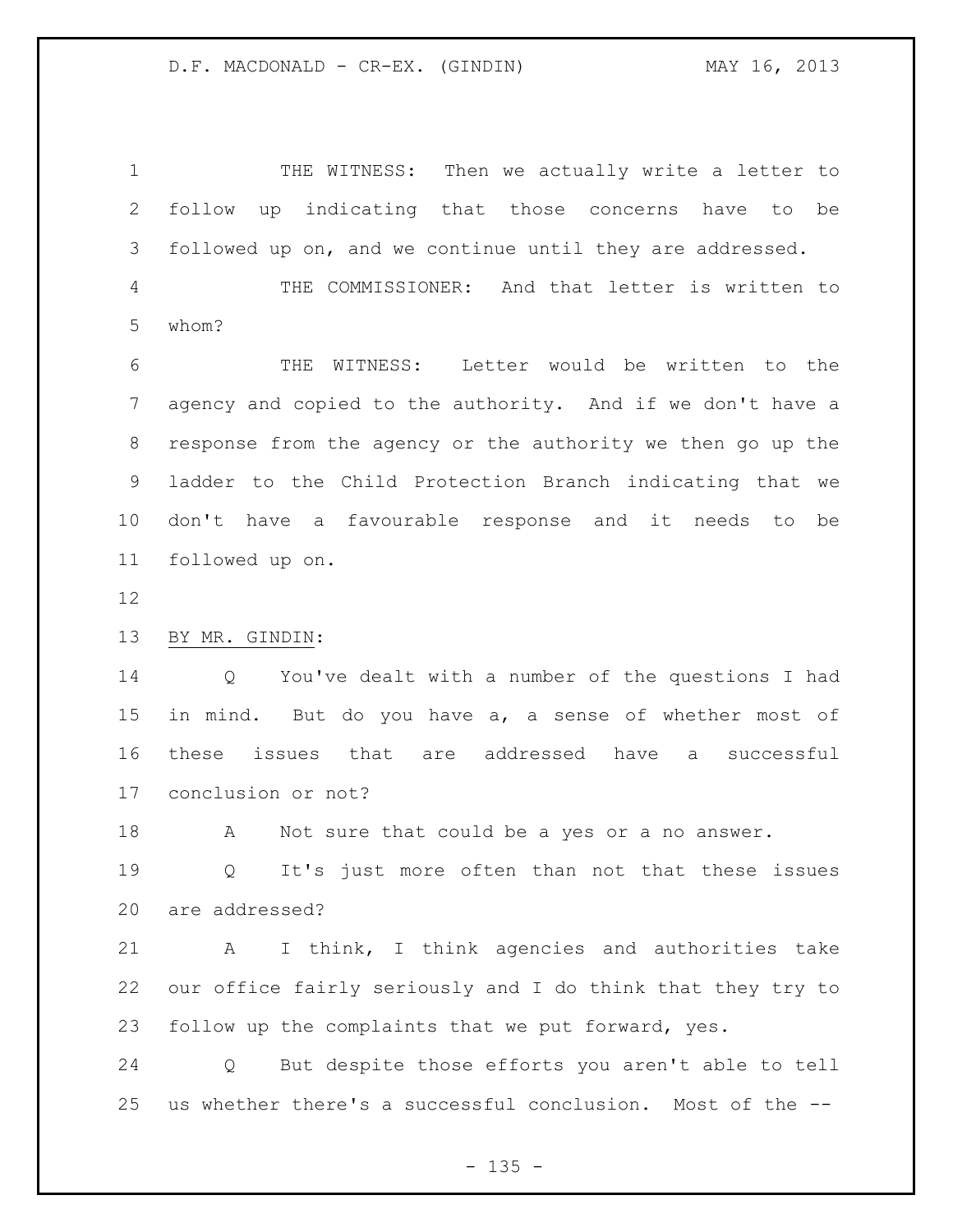THE WITNESS: Then we actually write a letter to follow up indicating that those concerns have to be followed up on, and we continue until they are addressed.

THE COMMISSIONER: And that letter is written to whom?

THE WITNESS: Letter would be written to the agency and copied to the authority. And if we don't have a response from the agency or the authority we then go up the ladder to the Child Protection Branch indicating that we don't have a favourable response and it needs to be followed up on.

BY MR. GINDIN:

Q You've dealt with a number of the questions I had in mind. But do you have a, a sense of whether most of these issues that are addressed have a successful conclusion or not?

A Not sure that could be a yes or a no answer.

Q It's just more often than not that these issues are addressed?

A I think, I think agencies and authorities take our office fairly seriously and I do think that they try to follow up the complaints that we put forward, yes.

Q But despite those efforts you aren't able to tell us whether there's a successful conclusion. Most of the --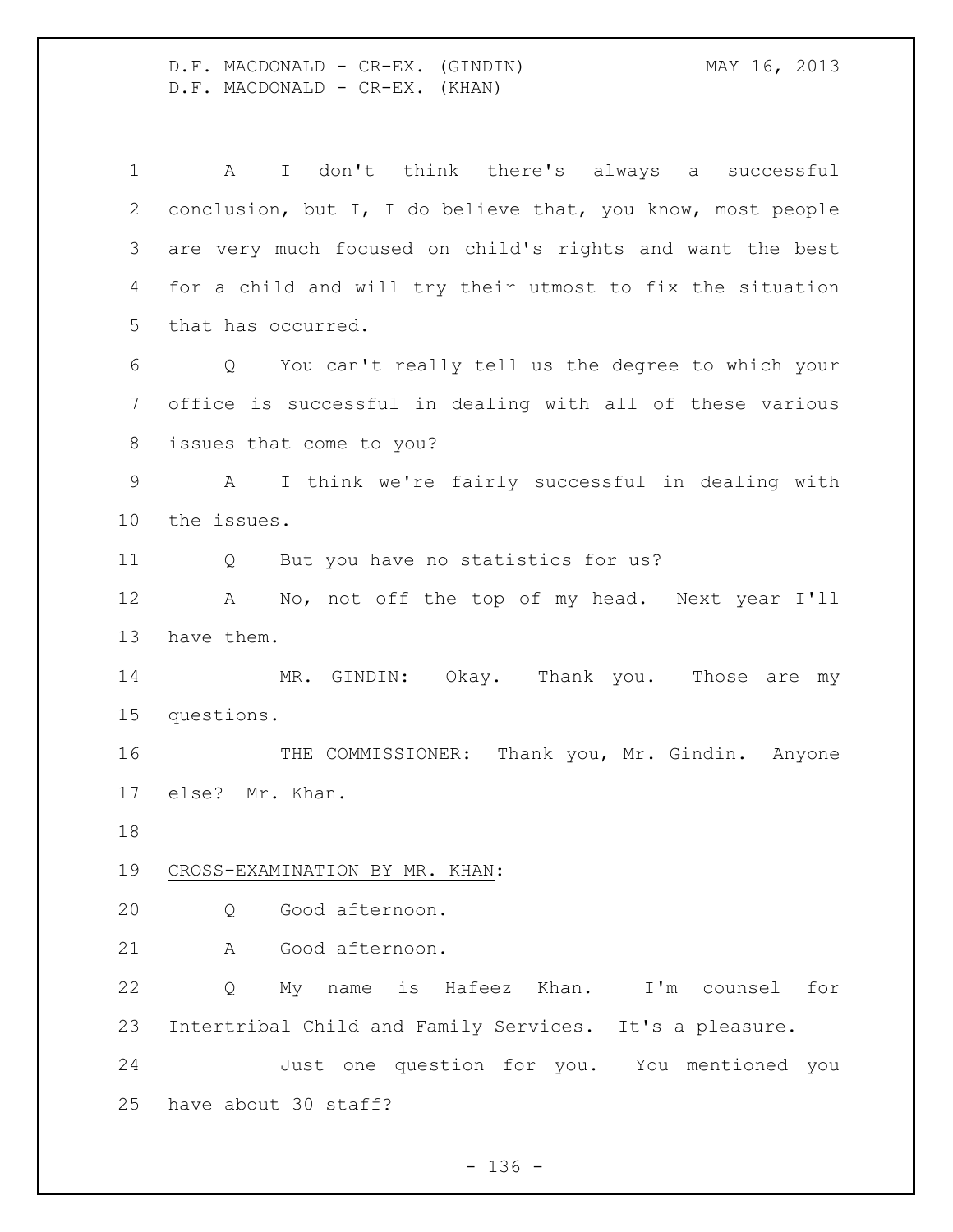A I don't think there's always a successful conclusion, but I, I do believe that, you know, most people are very much focused on child's rights and want the best for a child and will try their utmost to fix the situation that has occurred.

Q You can't really tell us the degree to which your office is successful in dealing with all of these various issues that come to you?

A I think we're fairly successful in dealing with the issues.

Q But you have no statistics for us?

A No, not off the top of my head. Next year I'll have them.

MR. GINDIN: Okay. Thank you. Those are my questions.

THE COMMISSIONER: Thank you, Mr. Gindin. Anyone else? Mr. Khan.

CROSS-EXAMINATION BY MR. KHAN:

Q Good afternoon.

A Good afternoon.

Q My name is Hafeez Khan. I'm counsel for Intertribal Child and Family Services. It's a pleasure.

Just one question for you. You mentioned you have about 30 staff?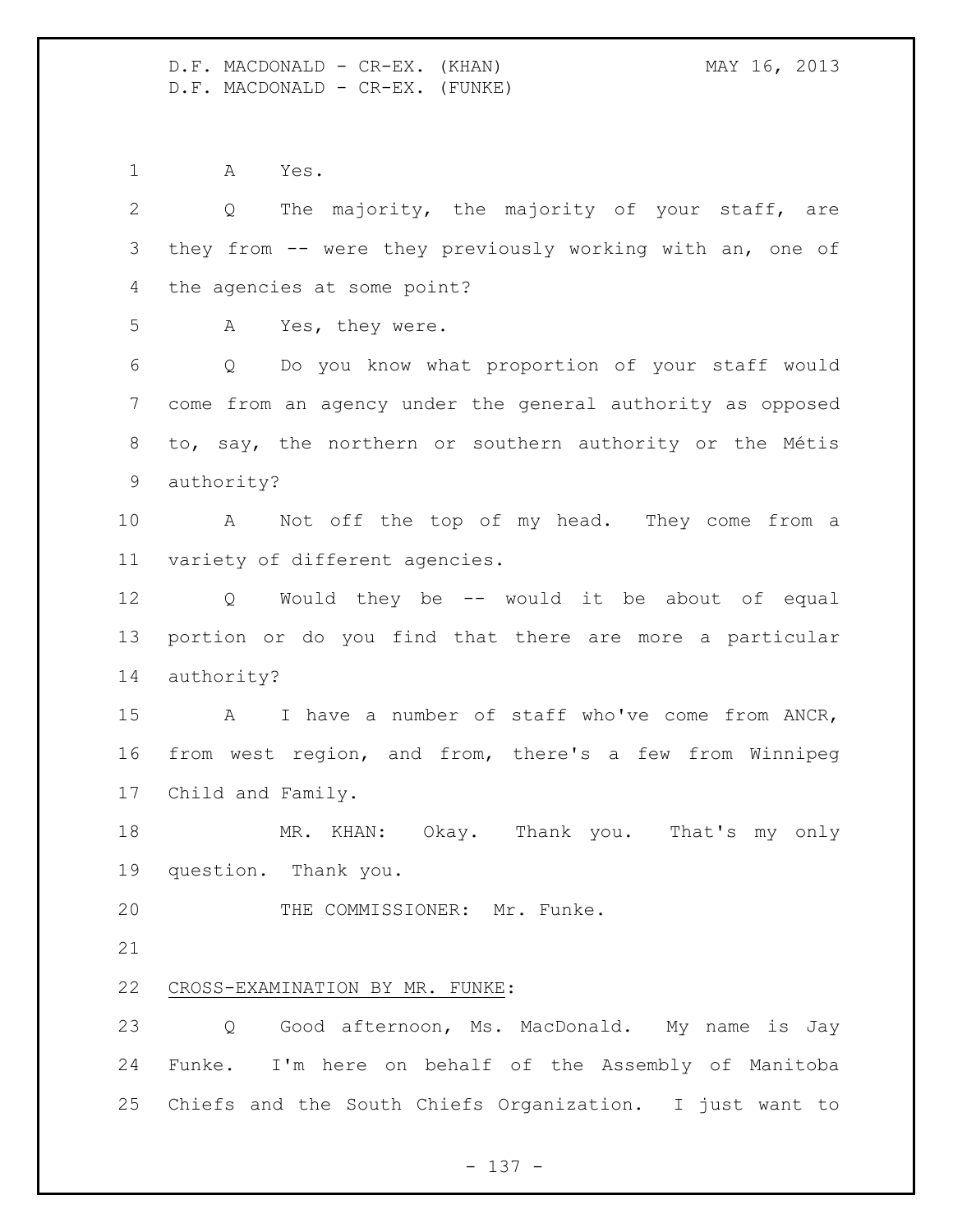A Yes.

Q The majority, the majority of your staff, are they from -- were they previously working with an, one of the agencies at some point?

A Yes, they were.

Q Do you know what proportion of your staff would come from an agency under the general authority as opposed to, say, the northern or southern authority or the Métis authority?

A Not off the top of my head. They come from a variety of different agencies.

Q Would they be -- would it be about of equal portion or do you find that there are more a particular authority?

A I have a number of staff who've come from ANCR, from west region, and from, there's a few from Winnipeg Child and Family.

MR. KHAN: Okay. Thank you. That's my only question. Thank you.

THE COMMISSIONER: Mr. Funke.

CROSS-EXAMINATION BY MR. FUNKE:

Q Good afternoon, Ms. MacDonald. My name is Jay Funke. I'm here on behalf of the Assembly of Manitoba Chiefs and the South Chiefs Organization. I just want to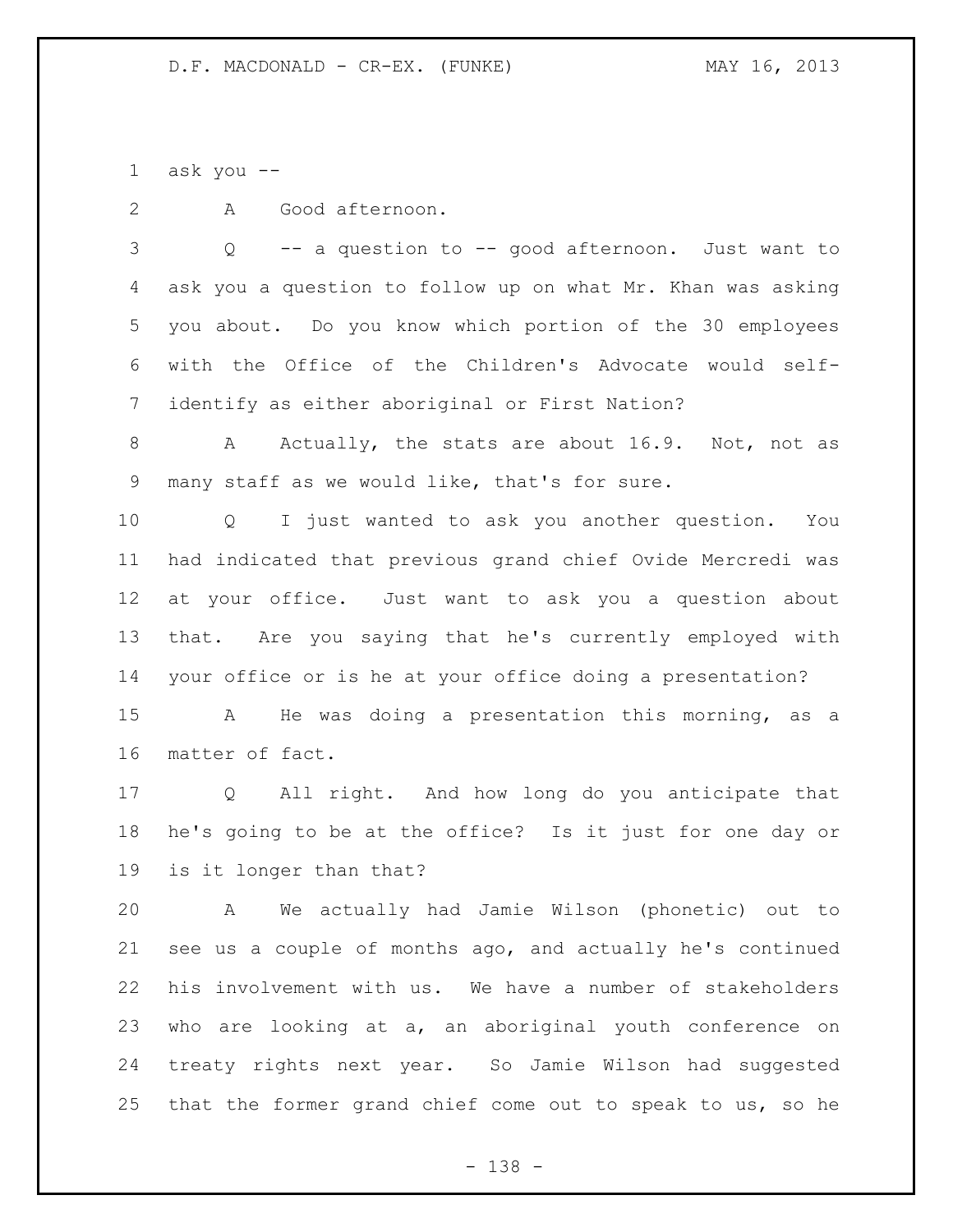ask you --

A Good afternoon.

Q -- a question to -- good afternoon. Just want to ask you a question to follow up on what Mr. Khan was asking you about. Do you know which portion of the 30 employees with the Office of the Children's Advocate would self-identify as either aboriginal or First Nation?

A Actually, the stats are about 16.9. Not, not as many staff as we would like, that's for sure.

Q I just wanted to ask you another question. You had indicated that previous grand chief Ovide Mercredi was at your office. Just want to ask you a question about that. Are you saying that he's currently employed with your office or is he at your office doing a presentation?

A He was doing a presentation this morning, as a matter of fact.

Q All right. And how long do you anticipate that he's going to be at the office? Is it just for one day or is it longer than that?

A We actually had Jamie Wilson (phonetic) out to see us a couple of months ago, and actually he's continued his involvement with us. We have a number of stakeholders who are looking at a, an aboriginal youth conference on treaty rights next year. So Jamie Wilson had suggested that the former grand chief come out to speak to us, so he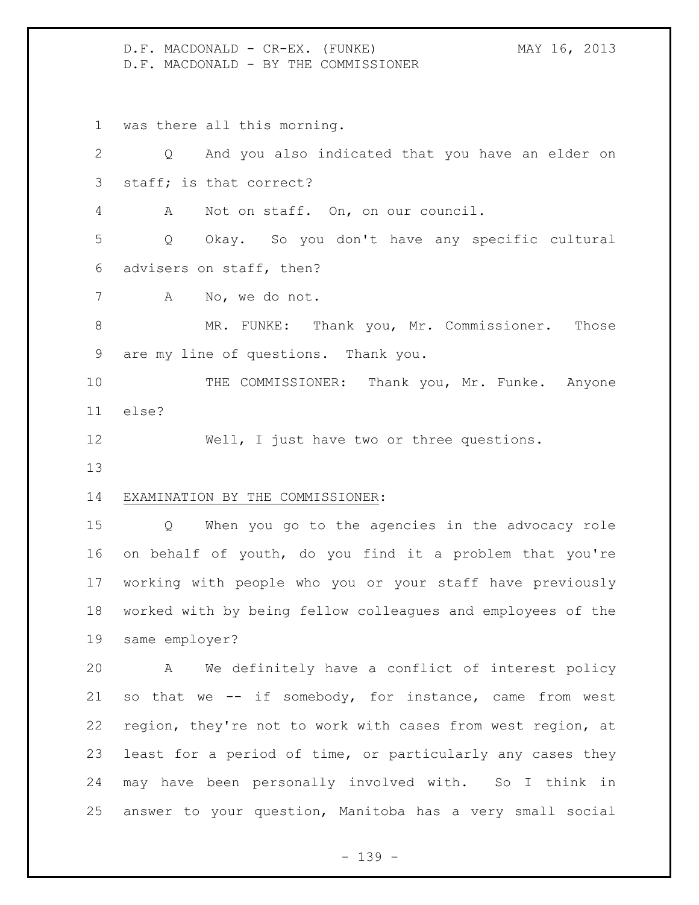was there all this morning.

Q And you also indicated that you have an elder on staff; is that correct?

A Not on staff. On, on our council.

Q Okay. So you don't have any specific cultural advisers on staff, then?

A No, we do not.

MR. FUNKE: Thank you, Mr. Commissioner. Those are my line of questions. Thank you.

THE COMMISSIONER: Thank you, Mr. Funke. Anyone else?

Well, I just have two or three questions.

EXAMINATION BY THE COMMISSIONER:

Q When you go to the agencies in the advocacy role on behalf of youth, do you find it a problem that you're working with people who you or your staff have previously worked with by being fellow colleagues and employees of the same employer?

A We definitely have a conflict of interest policy so that we -- if somebody, for instance, came from west region, they're not to work with cases from west region, at least for a period of time, or particularly any cases they may have been personally involved with. So I think in answer to your question, Manitoba has a very small social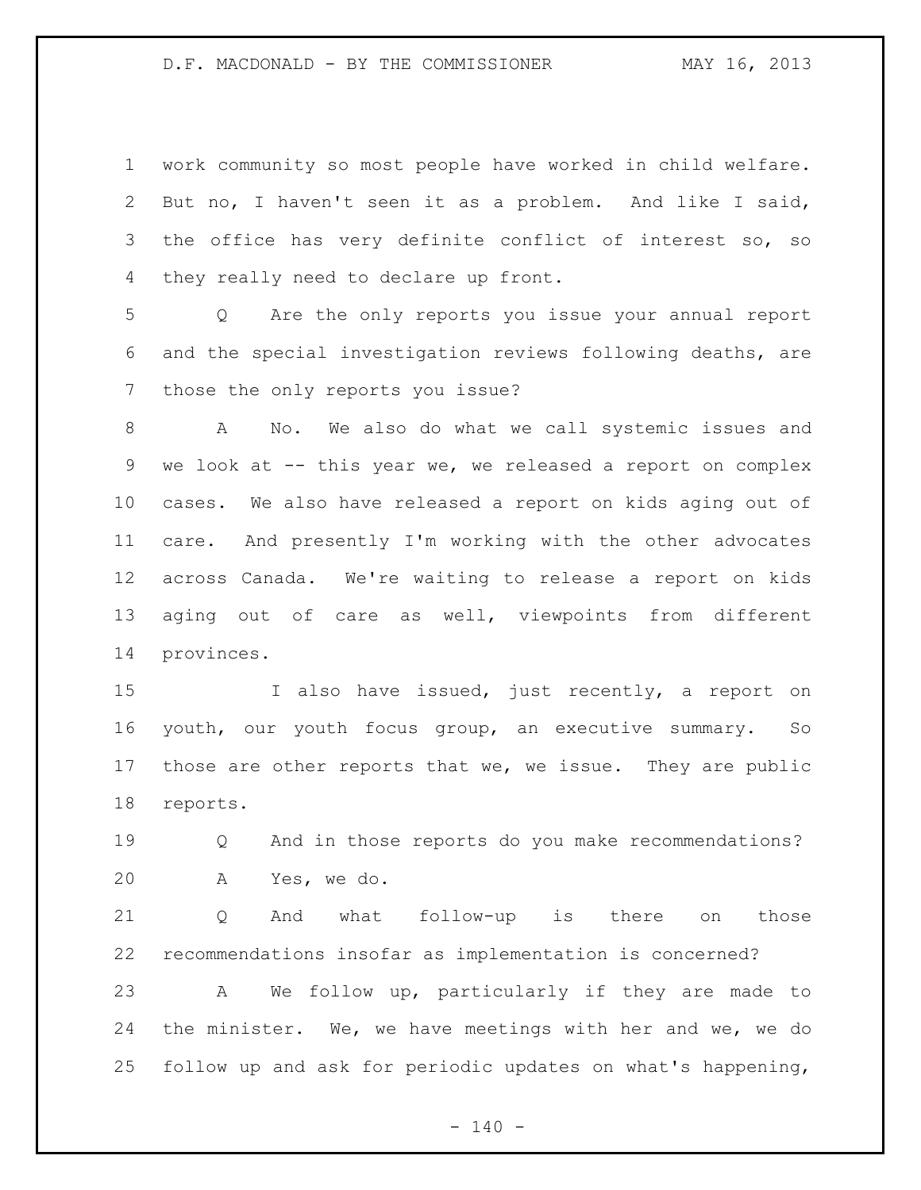work community so most people have worked in child welfare. But no, I haven't seen it as a problem. And like I said, the office has very definite conflict of interest so, so they really need to declare up front.

Q Are the only reports you issue your annual report and the special investigation reviews following deaths, are those the only reports you issue?

A No. We also do what we call systemic issues and we look at -- this year we, we released a report on complex cases. We also have released a report on kids aging out of care. And presently I'm working with the other advocates across Canada. We're waiting to release a report on kids aging out of care as well, viewpoints from different provinces.

I also have issued, just recently, a report on youth, our youth focus group, an executive summary. So those are other reports that we, we issue. They are public reports.

Q And in those reports do you make recommendations?

A Yes, we do.

Q And what follow-up is there on those recommendations insofar as implementation is concerned?

A We follow up, particularly if they are made to the minister. We, we have meetings with her and we, we do follow up and ask for periodic updates on what's happening,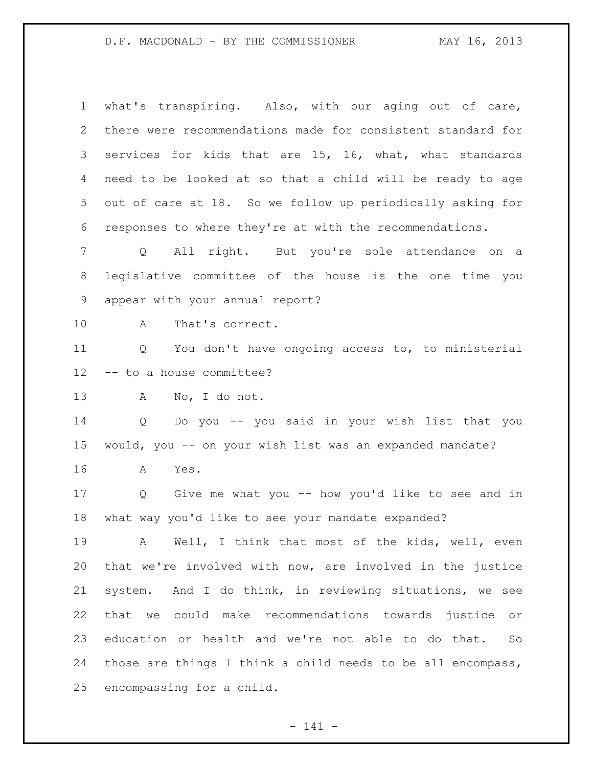what's transpiring. Also, with our aging out of care, there were recommendations made for consistent standard for services for kids that are 15, 16, what, what standards need to be looked at so that a child will be ready to age out of care at 18. So we follow up periodically asking for responses to where they're at with the recommendations.

Q All right. But you're sole attendance on a legislative committee of the house is the one time you appear with your annual report?

A That's correct.

Q You don't have ongoing access to, to ministerial -- to a house committee?

A No, I do not.

Q Do you -- you said in your wish list that you would, you -- on your wish list was an expanded mandate?

A Yes.

Q Give me what you -- how you'd like to see and in what way you'd like to see your mandate expanded?

A Well, I think that most of the kids, well, even that we're involved with now, are involved in the justice system. And I do think, in reviewing situations, we see that we could make recommendations towards justice or education or health and we're not able to do that. So those are things I think a child needs to be all encompass, encompassing for a child.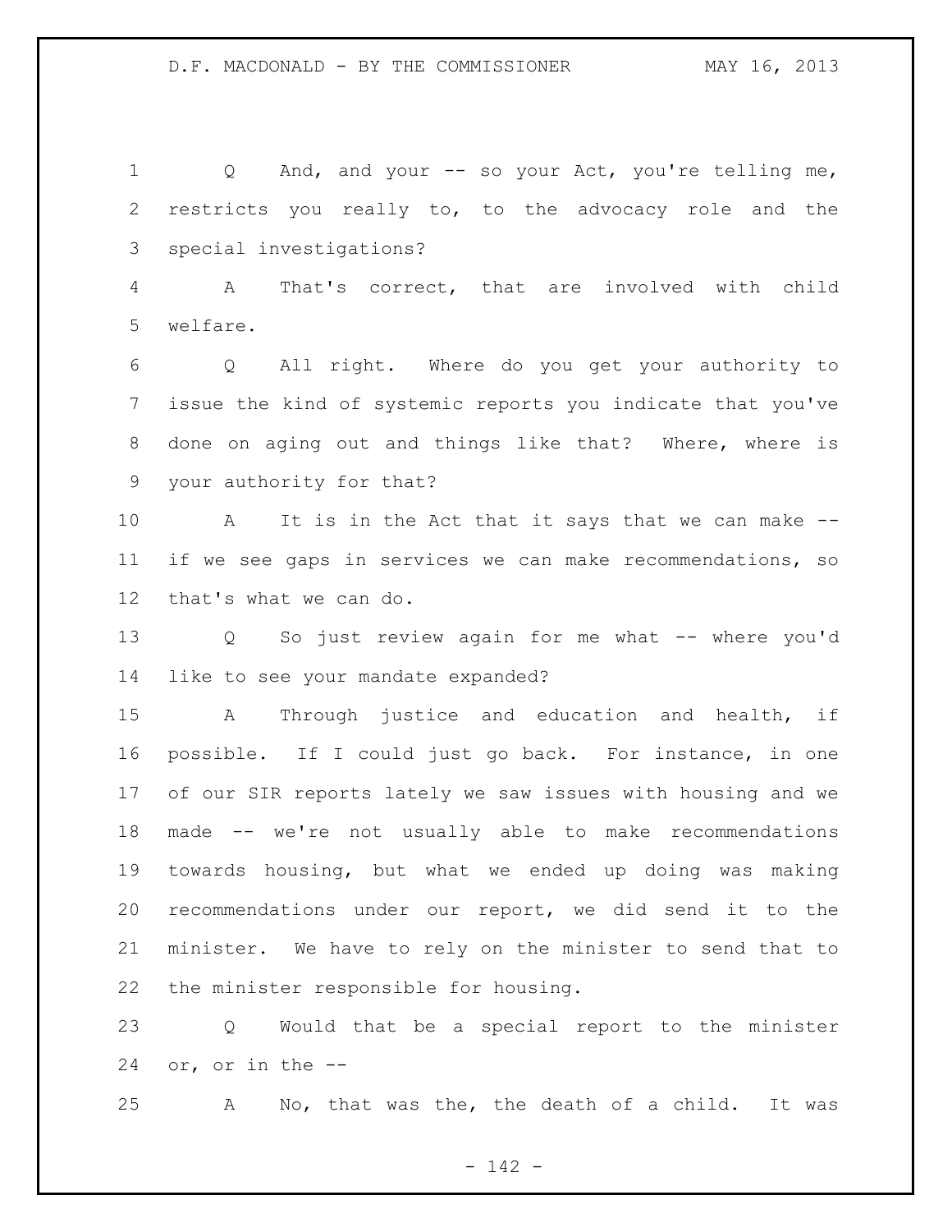Q And, and your -- so your Act, you're telling me, restricts you really to, to the advocacy role and the special investigations?

A That's correct, that are involved with child welfare.

Q All right. Where do you get your authority to issue the kind of systemic reports you indicate that you've done on aging out and things like that? Where, where is your authority for that?

A It is in the Act that it says that we can make -- if we see gaps in services we can make recommendations, so that's what we can do.

Q So just review again for me what -- where you'd like to see your mandate expanded?

A Through justice and education and health, if possible. If I could just go back. For instance, in one of our SIR reports lately we saw issues with housing and we made -- we're not usually able to make recommendations towards housing, but what we ended up doing was making recommendations under our report, we did send it to the minister. We have to rely on the minister to send that to the minister responsible for housing.

Q Would that be a special report to the minister or, or in the --

A No, that was the, the death of a child. It was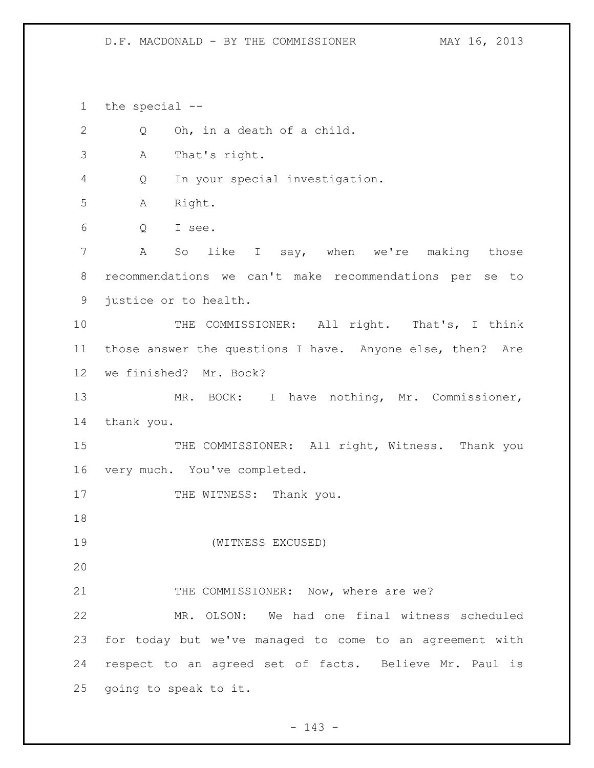the special --

Q Oh, in a death of a child.

A That's right.

Q In your special investigation.

A Right.

Q I see.

A So like I say, when we're making those recommendations we can't make recommendations per se to justice or to health.

THE COMMISSIONER: All right. That's, I think those answer the questions I have. Anyone else, then? Are we finished? Mr. Bock?

MR. BOCK: I have nothing, Mr. Commissioner, thank you.

THE COMMISSIONER: All right, Witness. Thank you very much. You've completed.

THE WITNESS: Thank you.

(WITNESS EXCUSED)

THE COMMISSIONER: Now, where are we?

MR. OLSON: We had one final witness scheduled for today but we've managed to come to an agreement with respect to an agreed set of facts. Believe Mr. Paul is going to speak to it.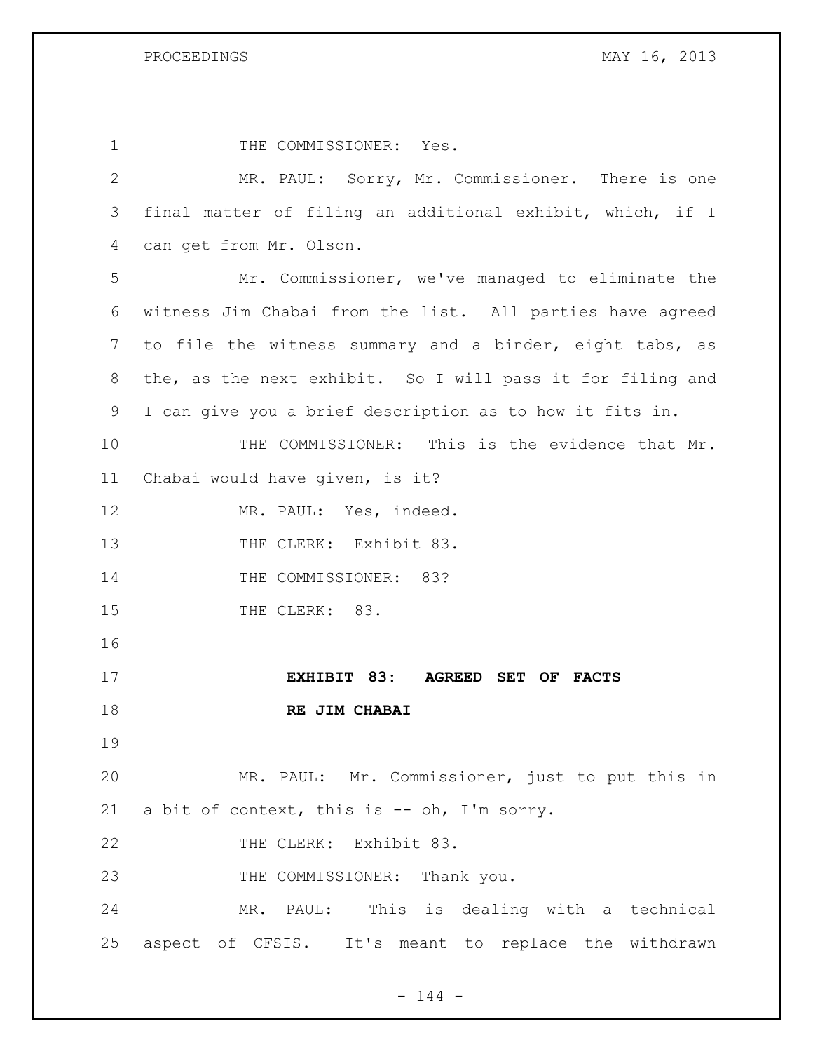THE COMMISSIONER: Yes.

MR. PAUL: Sorry, Mr. Commissioner. There is one final matter of filing an additional exhibit, which, if I can get from Mr. Olson.

Mr. Commissioner, we've managed to eliminate the witness Jim Chabai from the list. All parties have agreed to file the witness summary and a binder, eight tabs, as the, as the next exhibit. So I will pass it for filing and I can give you a brief description as to how it fits in.

THE COMMISSIONER: This is the evidence that Mr. Chabai would have given, is it?

MR. PAUL: Yes, indeed.

THE CLERK: Exhibit 83.

THE COMMISSIONER: 83?

THE CLERK: 83.

**EXHIBIT 83: AGREED SET OF FACTS RE JIM CHABAI**

MR. PAUL: Mr. Commissioner, just to put this in a bit of context, this is -- oh, I'm sorry.

THE CLERK: Exhibit 83.

THE COMMISSIONER: Thank you.

MR. PAUL: This is dealing with a technical aspect of CFSIS. It's meant to replace the withdrawn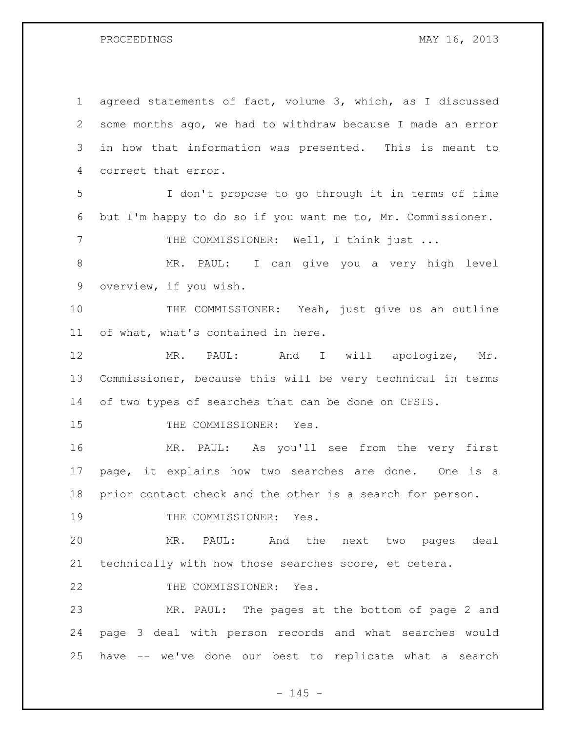1 agreed statements of fact, volume 3, which, as I discussed
2 some months ago, we had to withdraw because I made an error
3 in how that information was presented. This is meant to
4 correct that error.

5 I don't propose to go through it in terms of time
6 but I'm happy to do so if you want me to, Mr. Commissioner.

7 THE COMMISSIONER: Well, I think just ...

8 MR. PAUL: I can give you a very high level
9 overview, if you wish.

10 THE COMMISSIONER: Yeah, just give us an outline
11 of what, what's contained in here.

12 MR. PAUL: And I will apologize, Mr.
13 Commissioner, because this will be very technical in terms
14 of two types of searches that can be done on CFSIS.

15 THE COMMISSIONER: Yes.

16 MR. PAUL: As you'll see from the very first
17 page, it explains how two searches are done. One is a
18 prior contact check and the other is a search for person.

19 THE COMMISSIONER: Yes.

20 MR. PAUL: And the next two pages deal
21 technically with how those searches score, et cetera.

22 THE COMMISSIONER: Yes.

23 MR. PAUL: The pages at the bottom of page 2 and
24 page 3 deal with person records and what searches would
25 have -- we've done our best to replicate what a search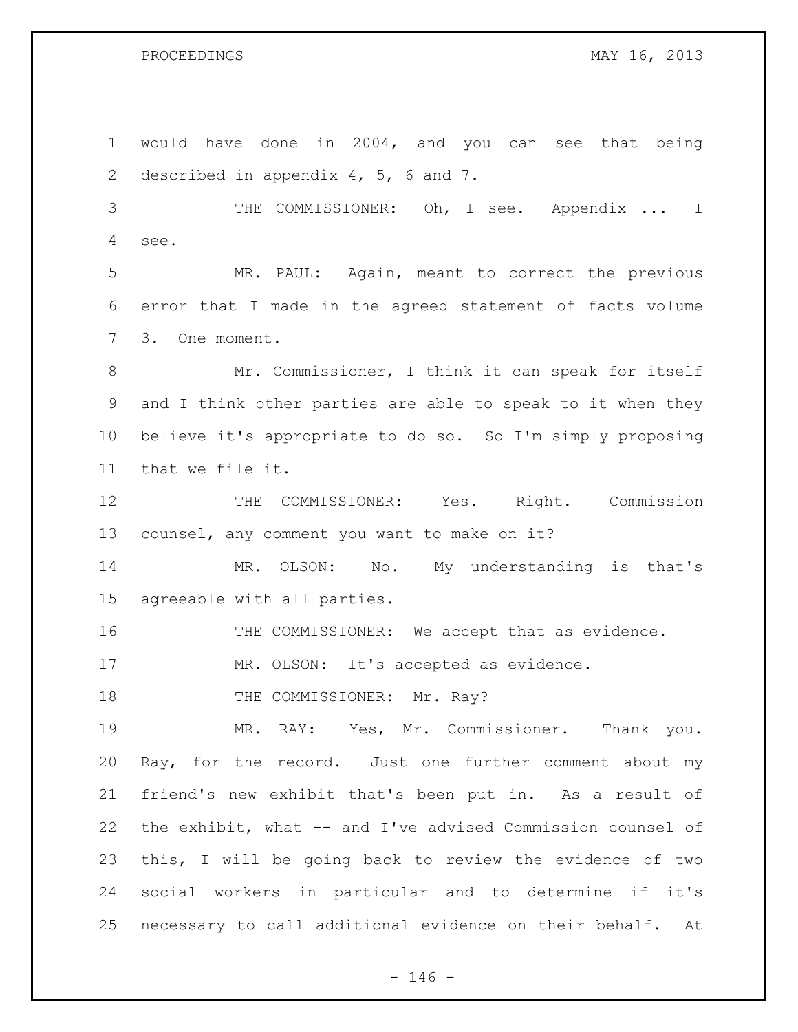would have done in 2004, and you can see that being described in appendix 4, 5, 6 and 7.

THE COMMISSIONER: Oh, I see. Appendix ... I see.

MR. PAUL: Again, meant to correct the previous error that I made in the agreed statement of facts volume 3. One moment.

Mr. Commissioner, I think it can speak for itself and I think other parties are able to speak to it when they believe it's appropriate to do so. So I'm simply proposing that we file it.

THE COMMISSIONER: Yes. Right. Commission counsel, any comment you want to make on it?

MR. OLSON: No. My understanding is that's agreeable with all parties.

THE COMMISSIONER: We accept that as evidence.

MR. OLSON: It's accepted as evidence.

THE COMMISSIONER: Mr. Ray?

MR. RAY: Yes, Mr. Commissioner. Thank you. Ray, for the record. Just one further comment about my friend's new exhibit that's been put in. As a result of the exhibit, what -- and I've advised Commission counsel of this, I will be going back to review the evidence of two social workers in particular and to determine if it's necessary to call additional evidence on their behalf. At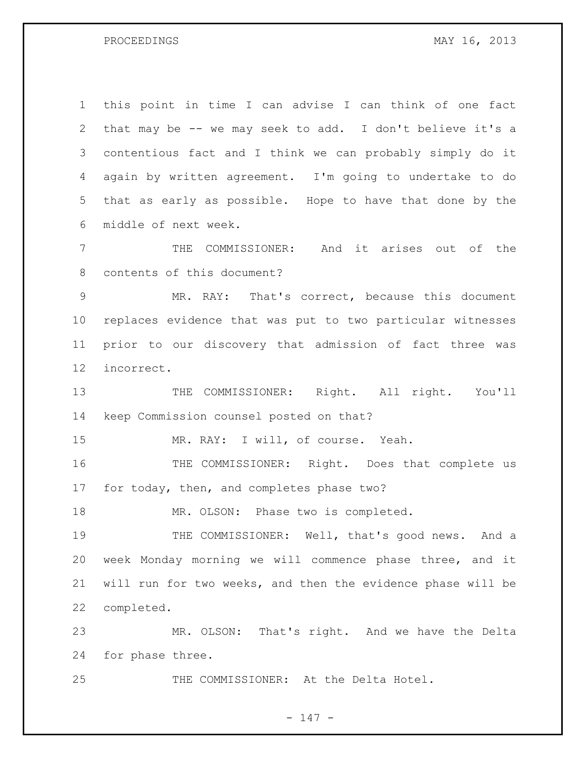this point in time I can advise I can think of one fact that may be -- we may seek to add. I don't believe it's a contentious fact and I think we can probably simply do it again by written agreement. I'm going to undertake to do that as early as possible. Hope to have that done by the middle of next week.

THE COMMISSIONER: And it arises out of the contents of this document?

MR. RAY: That's correct, because this document replaces evidence that was put to two particular witnesses prior to our discovery that admission of fact three was incorrect.

THE COMMISSIONER: Right. All right. You'll keep Commission counsel posted on that?

MR. RAY: I will, of course. Yeah.

THE COMMISSIONER: Right. Does that complete us for today, then, and completes phase two?

MR. OLSON: Phase two is completed.

THE COMMISSIONER: Well, that's good news. And a week Monday morning we will commence phase three, and it will run for two weeks, and then the evidence phase will be completed.

MR. OLSON: That's right. And we have the Delta for phase three.

THE COMMISSIONER: At the Delta Hotel.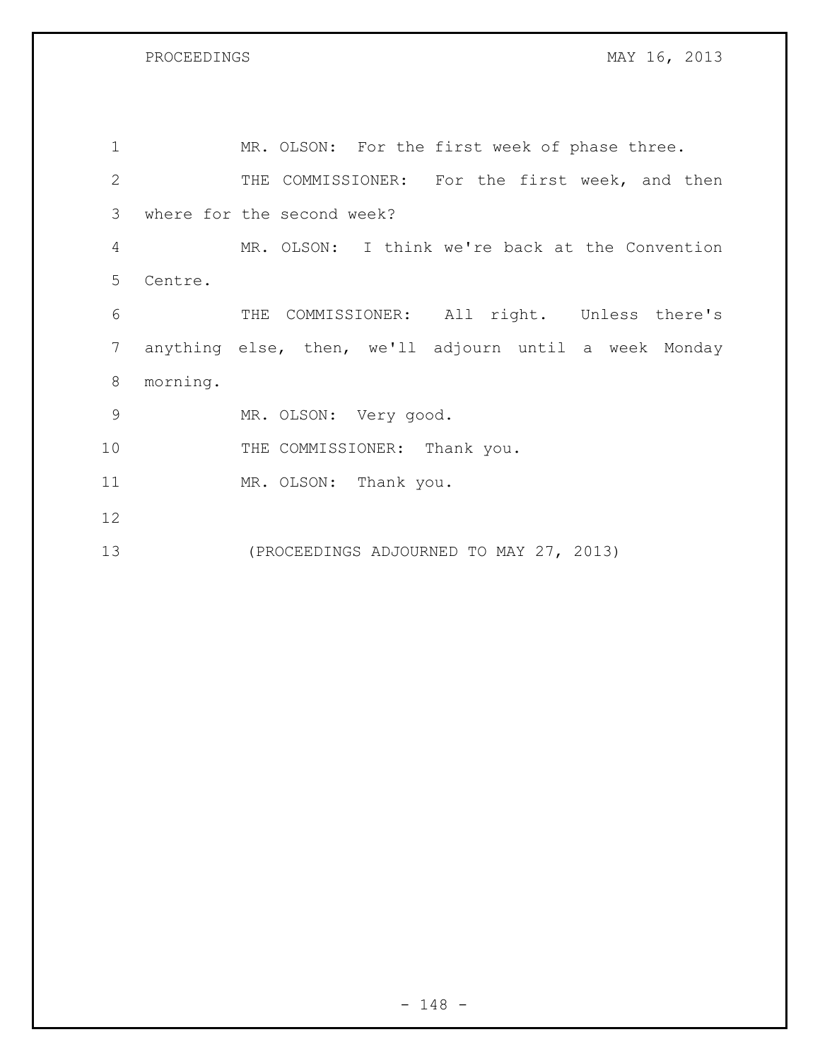MR. OLSON: For the first week of phase three.

THE COMMISSIONER: For the first week, and then where for the second week?

MR. OLSON: I think we're back at the Convention Centre.

THE COMMISSIONER: All right. Unless there's anything else, then, we'll adjourn until a week Monday morning.

MR. OLSON: Very good.

THE COMMISSIONER: Thank you.

MR. OLSON: Thank you.

(PROCEEDINGS ADJOURNED TO MAY 27, 2013)